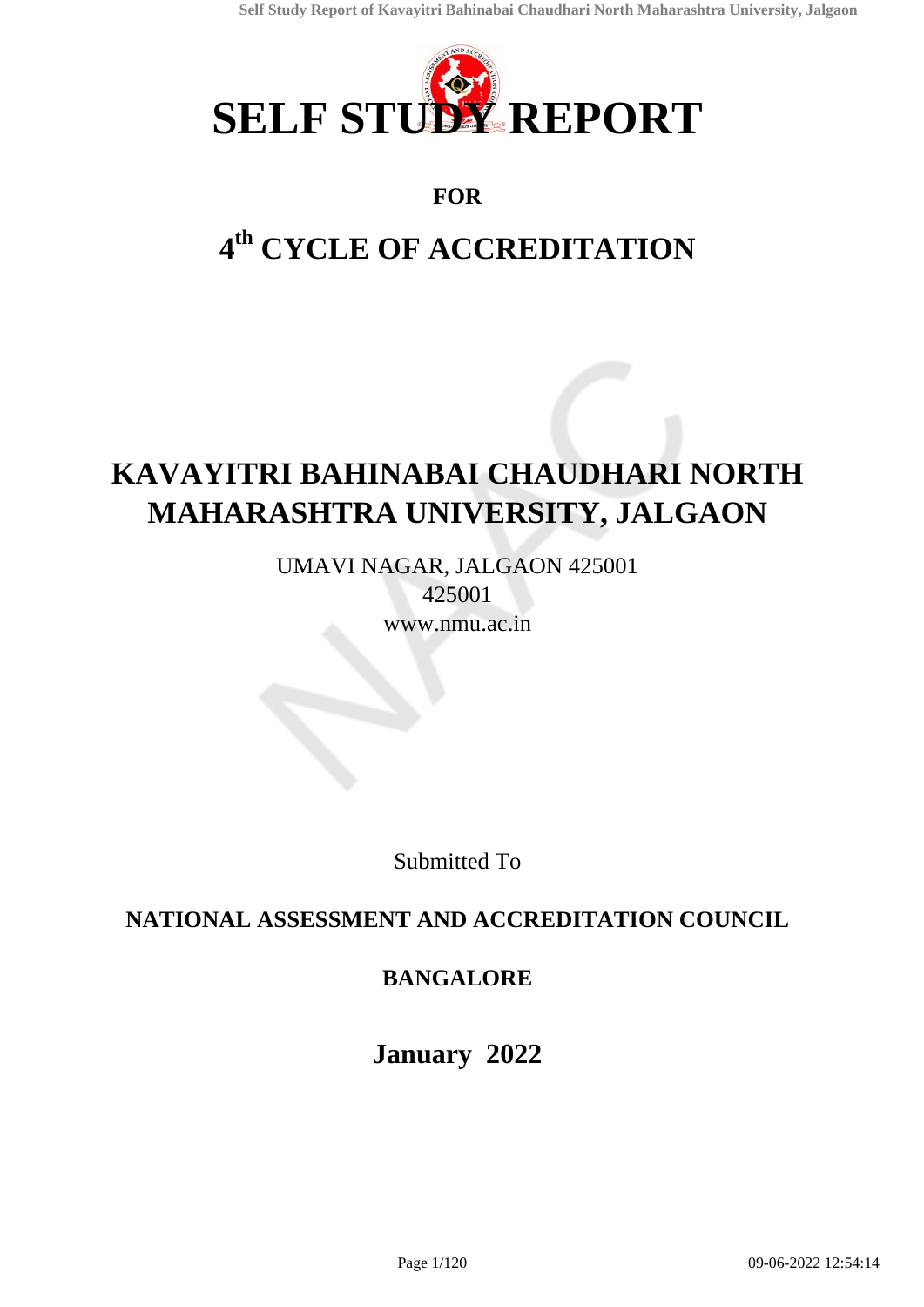# SELF STUDY REPORT

**FOR**

## 4th CYCLE OF ACCREDITATION

# KAVAYITRI BAHINABAI CHAUDHARI NORTH MAHARASHTRA UNIVERSITY, JALGAON

UMAVI NAGAR, JALGAON 425001
425001
www.nmu.ac.in

Submitted To

**NATIONAL ASSESSMENT AND ACCREDITATION COUNCIL**

**BANGALORE**

**January 2022**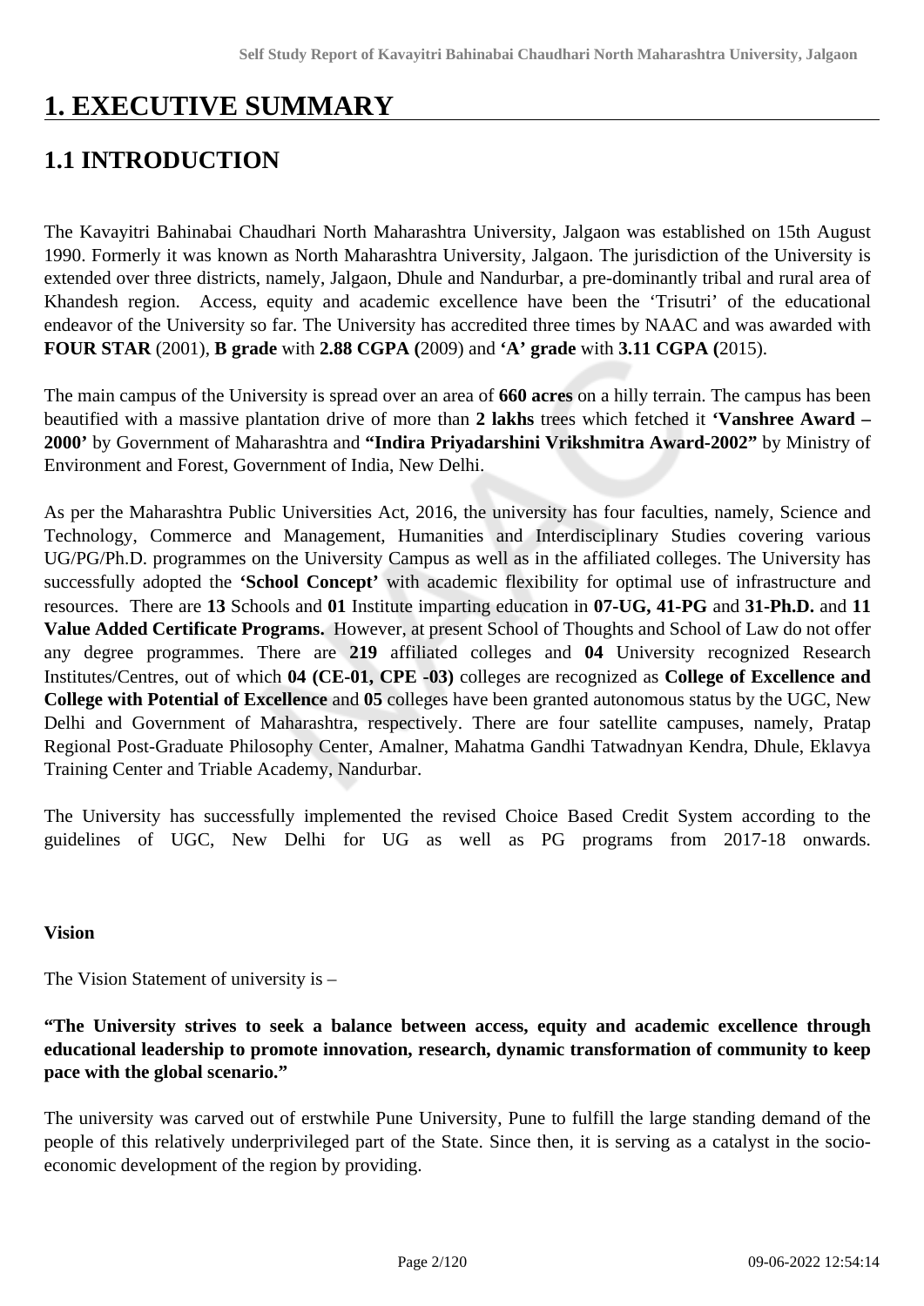# 1. EXECUTIVE SUMMARY

## 1.1 INTRODUCTION

The Kavayitri Bahinabai Chaudhari North Maharashtra University, Jalgaon was established on 15th August 1990. Formerly it was known as North Maharashtra University, Jalgaon. The jurisdiction of the University is extended over three districts, namely, Jalgaon, Dhule and Nandurbar, a pre-dominantly tribal and rural area of Khandesh region. Access, equity and academic excellence have been the 'Trisutri' of the educational endeavor of the University so far. The University has accredited three times by NAAC and was awarded with **FOUR STAR** (2001), **B grade** with **2.88 CGPA (**2009) and **'A' grade** with **3.11 CGPA (**2015).

The main campus of the University is spread over an area of **660 acres** on a hilly terrain. The campus has been beautified with a massive plantation drive of more than **2 lakhs** trees which fetched it **'Vanshree Award – 2000'** by Government of Maharashtra and **"Indira Priyadarshini Vrikshmitra Award-2002"** by Ministry of Environment and Forest, Government of India, New Delhi.

As per the Maharashtra Public Universities Act, 2016, the university has four faculties, namely, Science and Technology, Commerce and Management, Humanities and Interdisciplinary Studies covering various UG/PG/Ph.D. programmes on the University Campus as well as in the affiliated colleges. The University has successfully adopted the **'School Concept'** with academic flexibility for optimal use of infrastructure and resources. There are **13** Schools and **01** Institute imparting education in **07-UG, 41-PG** and **31-Ph.D.** and **11 Value Added Certificate Programs.** However, at present School of Thoughts and School of Law do not offer any degree programmes. There are **219** affiliated colleges and **04** University recognized Research Institutes/Centres, out of which **04 (CE-01, CPE -03)** colleges are recognized as **College of Excellence and College with Potential of Excellence** and **05** colleges have been granted autonomous status by the UGC, New Delhi and Government of Maharashtra, respectively. There are four satellite campuses, namely, Pratap Regional Post-Graduate Philosophy Center, Amalner, Mahatma Gandhi Tatwadnyan Kendra, Dhule, Eklavya Training Center and Triable Academy, Nandurbar.

The University has successfully implemented the revised Choice Based Credit System according to the guidelines of UGC, New Delhi for UG as well as PG programs from 2017-18 onwards.

**Vision**

The Vision Statement of university is –

**"The University strives to seek a balance between access, equity and academic excellence through educational leadership to promote innovation, research, dynamic transformation of community to keep pace with the global scenario."**

The university was carved out of erstwhile Pune University, Pune to fulfill the large standing demand of the people of this relatively underprivileged part of the State. Since then, it is serving as a catalyst in the socio-economic development of the region by providing.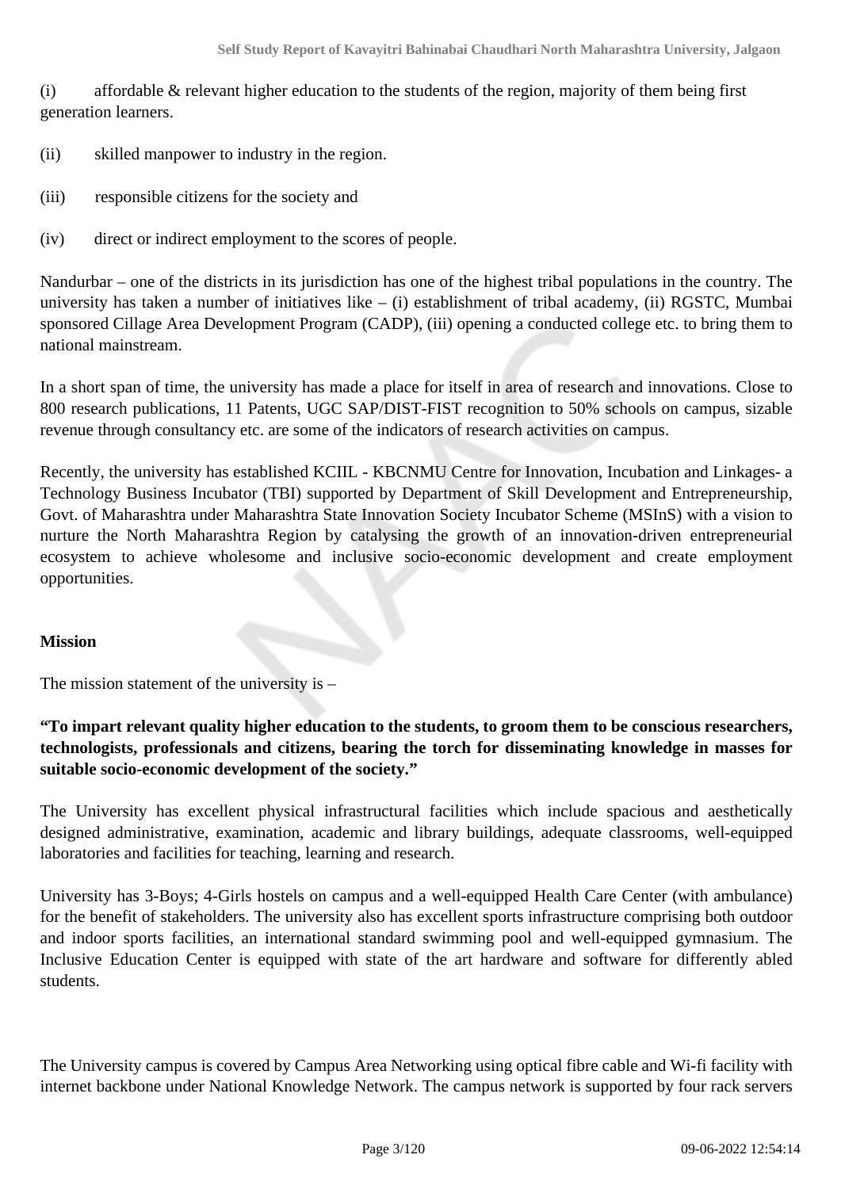(i) affordable & relevant higher education to the students of the region, majority of them being first generation learners.

(ii) skilled manpower to industry in the region.

(iii) responsible citizens for the society and

(iv) direct or indirect employment to the scores of people.

Nandurbar – one of the districts in its jurisdiction has one of the highest tribal populations in the country. The university has taken a number of initiatives like – (i) establishment of tribal academy, (ii) RGSTC, Mumbai sponsored Cillage Area Development Program (CADP), (iii) opening a conducted college etc. to bring them to national mainstream.

In a short span of time, the university has made a place for itself in area of research and innovations. Close to 800 research publications, 11 Patents, UGC SAP/DIST-FIST recognition to 50% schools on campus, sizable revenue through consultancy etc. are some of the indicators of research activities on campus.

Recently, the university has established KCIIL - KBCNMU Centre for Innovation, Incubation and Linkages- a Technology Business Incubator (TBI) supported by Department of Skill Development and Entrepreneurship, Govt. of Maharashtra under Maharashtra State Innovation Society Incubator Scheme (MSInS) with a vision to nurture the North Maharashtra Region by catalysing the growth of an innovation-driven entrepreneurial ecosystem to achieve wholesome and inclusive socio-economic development and create employment opportunities.

**Mission**

The mission statement of the university is –

**"To impart relevant quality higher education to the students, to groom them to be conscious researchers, technologists, professionals and citizens, bearing the torch for disseminating knowledge in masses for suitable socio-economic development of the society."**

The University has excellent physical infrastructural facilities which include spacious and aesthetically designed administrative, examination, academic and library buildings, adequate classrooms, well-equipped laboratories and facilities for teaching, learning and research.

University has 3-Boys; 4-Girls hostels on campus and a well-equipped Health Care Center (with ambulance) for the benefit of stakeholders. The university also has excellent sports infrastructure comprising both outdoor and indoor sports facilities, an international standard swimming pool and well-equipped gymnasium. The Inclusive Education Center is equipped with state of the art hardware and software for differently abled students.

The University campus is covered by Campus Area Networking using optical fibre cable and Wi-fi facility with internet backbone under National Knowledge Network. The campus network is supported by four rack servers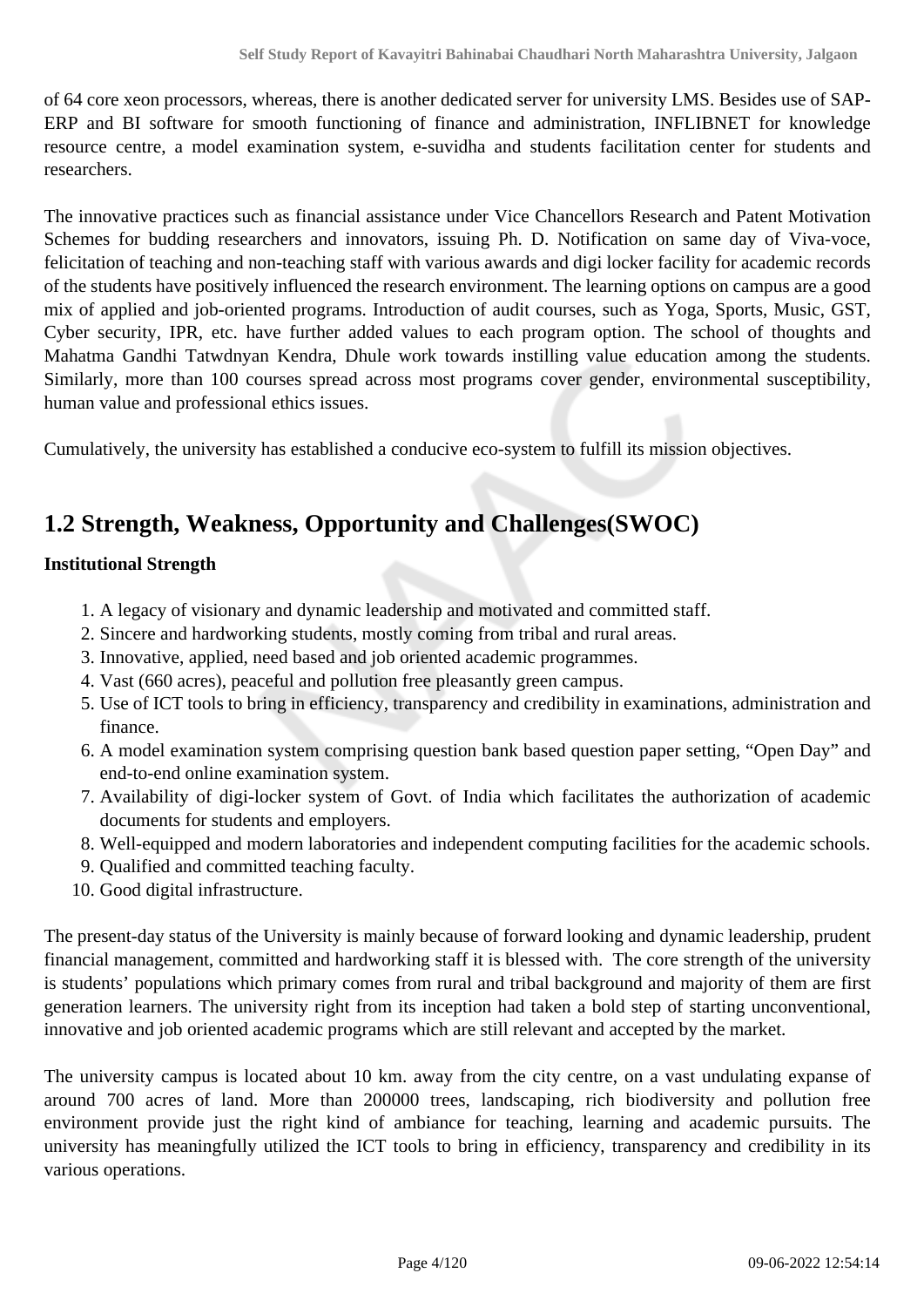of 64 core xeon processors, whereas, there is another dedicated server for university LMS. Besides use of SAP-ERP and BI software for smooth functioning of finance and administration, INFLIBNET for knowledge resource centre, a model examination system, e-suvidha and students facilitation center for students and researchers.

The innovative practices such as financial assistance under Vice Chancellors Research and Patent Motivation Schemes for budding researchers and innovators, issuing Ph. D. Notification on same day of Viva-voce, felicitation of teaching and non-teaching staff with various awards and digi locker facility for academic records of the students have positively influenced the research environment. The learning options on campus are a good mix of applied and job-oriented programs. Introduction of audit courses, such as Yoga, Sports, Music, GST, Cyber security, IPR, etc. have further added values to each program option. The school of thoughts and Mahatma Gandhi Tatwdnyan Kendra, Dhule work towards instilling value education among the students. Similarly, more than 100 courses spread across most programs cover gender, environmental susceptibility, human value and professional ethics issues.

Cumulatively, the university has established a conducive eco-system to fulfill its mission objectives.

## 1.2 Strength, Weakness, Opportunity and Challenges(SWOC)

**Institutional Strength**

1. A legacy of visionary and dynamic leadership and motivated and committed staff.
2. Sincere and hardworking students, mostly coming from tribal and rural areas.
3. Innovative, applied, need based and job oriented academic programmes.
4. Vast (660 acres), peaceful and pollution free pleasantly green campus.
5. Use of ICT tools to bring in efficiency, transparency and credibility in examinations, administration and finance.
6. A model examination system comprising question bank based question paper setting, “Open Day” and end-to-end online examination system.
7. Availability of digi-locker system of Govt. of India which facilitates the authorization of academic documents for students and employers.
8. Well-equipped and modern laboratories and independent computing facilities for the academic schools.
9. Qualified and committed teaching faculty.
10. Good digital infrastructure.

The present-day status of the University is mainly because of forward looking and dynamic leadership, prudent financial management, committed and hardworking staff it is blessed with. The core strength of the university is students' populations which primary comes from rural and tribal background and majority of them are first generation learners. The university right from its inception had taken a bold step of starting unconventional, innovative and job oriented academic programs which are still relevant and accepted by the market.

The university campus is located about 10 km. away from the city centre, on a vast undulating expanse of around 700 acres of land. More than 200000 trees, landscaping, rich biodiversity and pollution free environment provide just the right kind of ambiance for teaching, learning and academic pursuits. The university has meaningfully utilized the ICT tools to bring in efficiency, transparency and credibility in its various operations.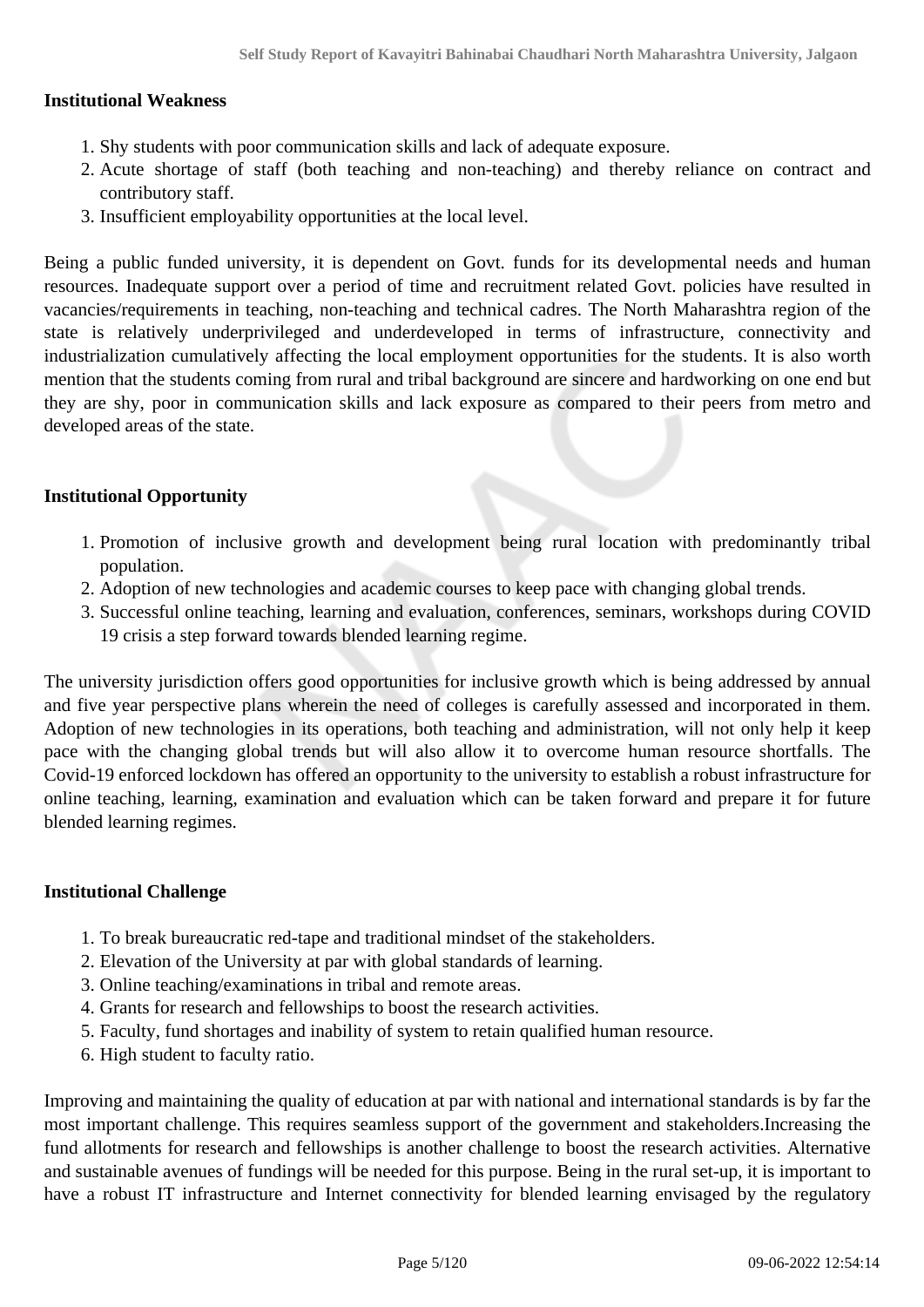**Institutional Weakness**

1. Shy students with poor communication skills and lack of adequate exposure.
2. Acute shortage of staff (both teaching and non-teaching) and thereby reliance on contract and contributory staff.
3. Insufficient employability opportunities at the local level.

Being a public funded university, it is dependent on Govt. funds for its developmental needs and human resources. Inadequate support over a period of time and recruitment related Govt. policies have resulted in vacancies/requirements in teaching, non-teaching and technical cadres. The North Maharashtra region of the state is relatively underprivileged and underdeveloped in terms of infrastructure, connectivity and industrialization cumulatively affecting the local employment opportunities for the students. It is also worth mention that the students coming from rural and tribal background are sincere and hardworking on one end but they are shy, poor in communication skills and lack exposure as compared to their peers from metro and developed areas of the state.

**Institutional Opportunity**

1. Promotion of inclusive growth and development being rural location with predominantly tribal population.
2. Adoption of new technologies and academic courses to keep pace with changing global trends.
3. Successful online teaching, learning and evaluation, conferences, seminars, workshops during COVID 19 crisis a step forward towards blended learning regime.

The university jurisdiction offers good opportunities for inclusive growth which is being addressed by annual and five year perspective plans wherein the need of colleges is carefully assessed and incorporated in them. Adoption of new technologies in its operations, both teaching and administration, will not only help it keep pace with the changing global trends but will also allow it to overcome human resource shortfalls. The Covid-19 enforced lockdown has offered an opportunity to the university to establish a robust infrastructure for online teaching, learning, examination and evaluation which can be taken forward and prepare it for future blended learning regimes.

**Institutional Challenge**

1. To break bureaucratic red-tape and traditional mindset of the stakeholders.
2. Elevation of the University at par with global standards of learning.
3. Online teaching/examinations in tribal and remote areas.
4. Grants for research and fellowships to boost the research activities.
5. Faculty, fund shortages and inability of system to retain qualified human resource.
6. High student to faculty ratio.

Improving and maintaining the quality of education at par with national and international standards is by far the most important challenge. This requires seamless support of the government and stakeholders.Increasing the fund allotments for research and fellowships is another challenge to boost the research activities. Alternative and sustainable avenues of fundings will be needed for this purpose. Being in the rural set-up, it is important to have a robust IT infrastructure and Internet connectivity for blended learning envisaged by the regulatory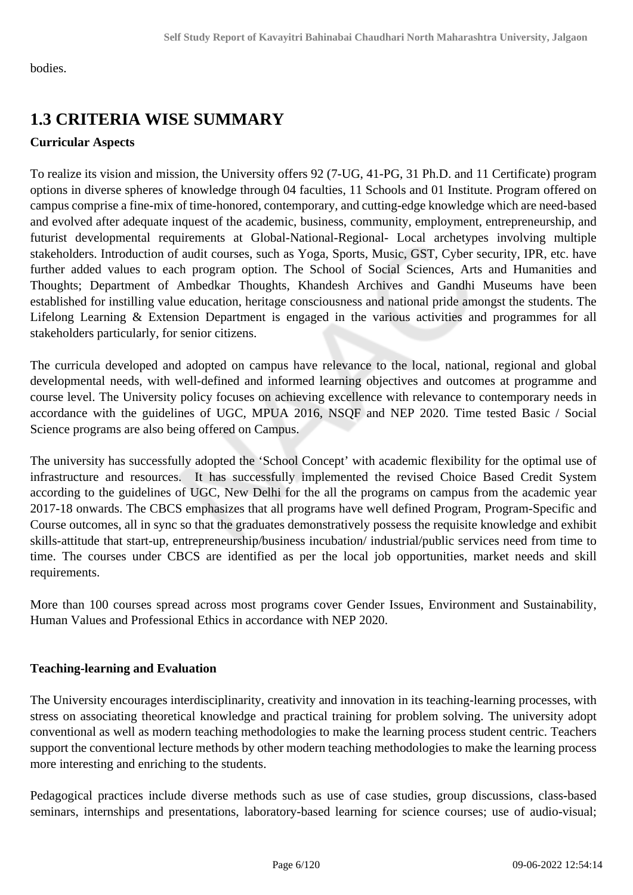bodies.

## 1.3 CRITERIA WISE SUMMARY

**Curricular Aspects**

To realize its vision and mission, the University offers 92 (7-UG, 41-PG, 31 Ph.D. and 11 Certificate) program options in diverse spheres of knowledge through 04 faculties, 11 Schools and 01 Institute. Program offered on campus comprise a fine-mix of time-honored, contemporary, and cutting-edge knowledge which are need-based and evolved after adequate inquest of the academic, business, community, employment, entrepreneurship, and futurist developmental requirements at Global-National-Regional- Local archetypes involving multiple stakeholders. Introduction of audit courses, such as Yoga, Sports, Music, GST, Cyber security, IPR, etc. have further added values to each program option. The School of Social Sciences, Arts and Humanities and Thoughts; Department of Ambedkar Thoughts, Khandesh Archives and Gandhi Museums have been established for instilling value education, heritage consciousness and national pride amongst the students. The Lifelong Learning & Extension Department is engaged in the various activities and programmes for all stakeholders particularly, for senior citizens.

The curricula developed and adopted on campus have relevance to the local, national, regional and global developmental needs, with well-defined and informed learning objectives and outcomes at programme and course level. The University policy focuses on achieving excellence with relevance to contemporary needs in accordance with the guidelines of UGC, MPUA 2016, NSQF and NEP 2020. Time tested Basic / Social Science programs are also being offered on Campus.

The university has successfully adopted the 'School Concept' with academic flexibility for the optimal use of infrastructure and resources. It has successfully implemented the revised Choice Based Credit System according to the guidelines of UGC, New Delhi for the all the programs on campus from the academic year 2017-18 onwards. The CBCS emphasizes that all programs have well defined Program, Program-Specific and Course outcomes, all in sync so that the graduates demonstratively possess the requisite knowledge and exhibit skills-attitude that start-up, entrepreneurship/business incubation/ industrial/public services need from time to time. The courses under CBCS are identified as per the local job opportunities, market needs and skill requirements.

More than 100 courses spread across most programs cover Gender Issues, Environment and Sustainability, Human Values and Professional Ethics in accordance with NEP 2020.

**Teaching-learning and Evaluation**

The University encourages interdisciplinarity, creativity and innovation in its teaching-learning processes, with stress on associating theoretical knowledge and practical training for problem solving. The university adopt conventional as well as modern teaching methodologies to make the learning process student centric. Teachers support the conventional lecture methods by other modern teaching methodologies to make the learning process more interesting and enriching to the students.

Pedagogical practices include diverse methods such as use of case studies, group discussions, class-based seminars, internships and presentations, laboratory-based learning for science courses; use of audio-visual;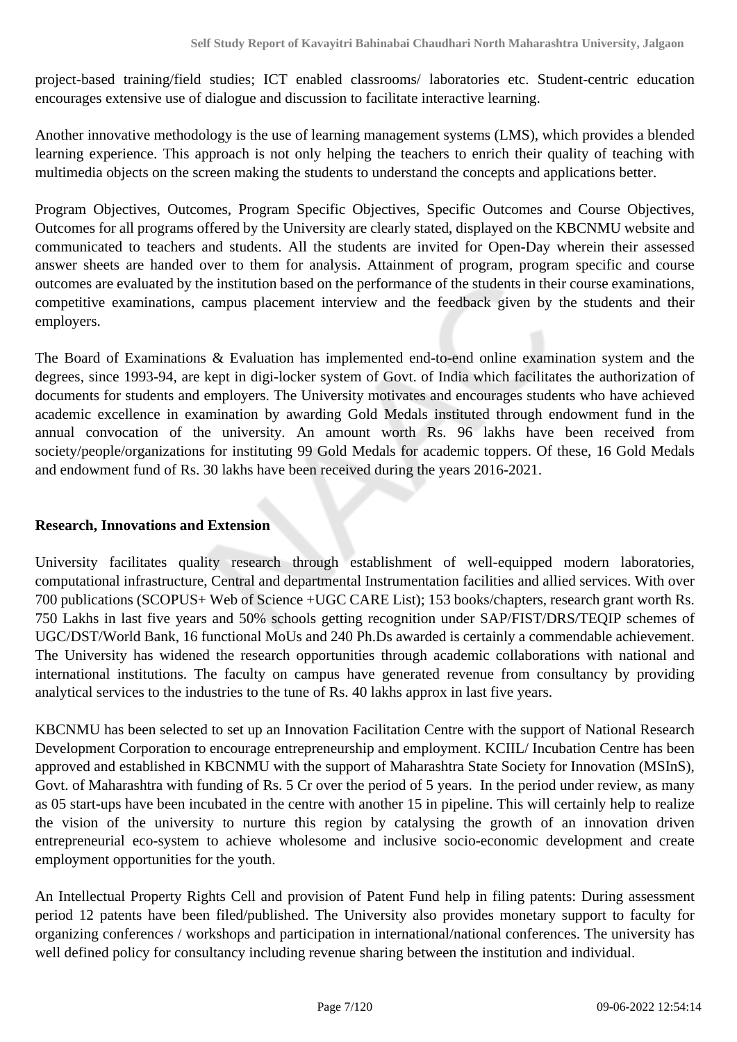project-based training/field studies; ICT enabled classrooms/ laboratories etc. Student-centric education encourages extensive use of dialogue and discussion to facilitate interactive learning.

Another innovative methodology is the use of learning management systems (LMS), which provides a blended learning experience. This approach is not only helping the teachers to enrich their quality of teaching with multimedia objects on the screen making the students to understand the concepts and applications better.

Program Objectives, Outcomes, Program Specific Objectives, Specific Outcomes and Course Objectives, Outcomes for all programs offered by the University are clearly stated, displayed on the KBCNMU website and communicated to teachers and students. All the students are invited for Open-Day wherein their assessed answer sheets are handed over to them for analysis. Attainment of program, program specific and course outcomes are evaluated by the institution based on the performance of the students in their course examinations, competitive examinations, campus placement interview and the feedback given by the students and their employers.

The Board of Examinations & Evaluation has implemented end-to-end online examination system and the degrees, since 1993-94, are kept in digi-locker system of Govt. of India which facilitates the authorization of documents for students and employers. The University motivates and encourages students who have achieved academic excellence in examination by awarding Gold Medals instituted through endowment fund in the annual convocation of the university. An amount worth Rs. 96 lakhs have been received from society/people/organizations for instituting 99 Gold Medals for academic toppers. Of these, 16 Gold Medals and endowment fund of Rs. 30 lakhs have been received during the years 2016-2021.

**Research, Innovations and Extension**

University facilitates quality research through establishment of well-equipped modern laboratories, computational infrastructure, Central and departmental Instrumentation facilities and allied services. With over 700 publications (SCOPUS+ Web of Science +UGC CARE List); 153 books/chapters, research grant worth Rs. 750 Lakhs in last five years and 50% schools getting recognition under SAP/FIST/DRS/TEQIP schemes of UGC/DST/World Bank, 16 functional MoUs and 240 Ph.Ds awarded is certainly a commendable achievement. The University has widened the research opportunities through academic collaborations with national and international institutions. The faculty on campus have generated revenue from consultancy by providing analytical services to the industries to the tune of Rs. 40 lakhs approx in last five years.

KBCNMU has been selected to set up an Innovation Facilitation Centre with the support of National Research Development Corporation to encourage entrepreneurship and employment. KCIIL/ Incubation Centre has been approved and established in KBCNMU with the support of Maharashtra State Society for Innovation (MSInS), Govt. of Maharashtra with funding of Rs. 5 Cr over the period of 5 years. In the period under review, as many as 05 start-ups have been incubated in the centre with another 15 in pipeline. This will certainly help to realize the vision of the university to nurture this region by catalysing the growth of an innovation driven entrepreneurial eco-system to achieve wholesome and inclusive socio-economic development and create employment opportunities for the youth.

An Intellectual Property Rights Cell and provision of Patent Fund help in filing patents: During assessment period 12 patents have been filed/published. The University also provides monetary support to faculty for organizing conferences / workshops and participation in international/national conferences. The university has well defined policy for consultancy including revenue sharing between the institution and individual.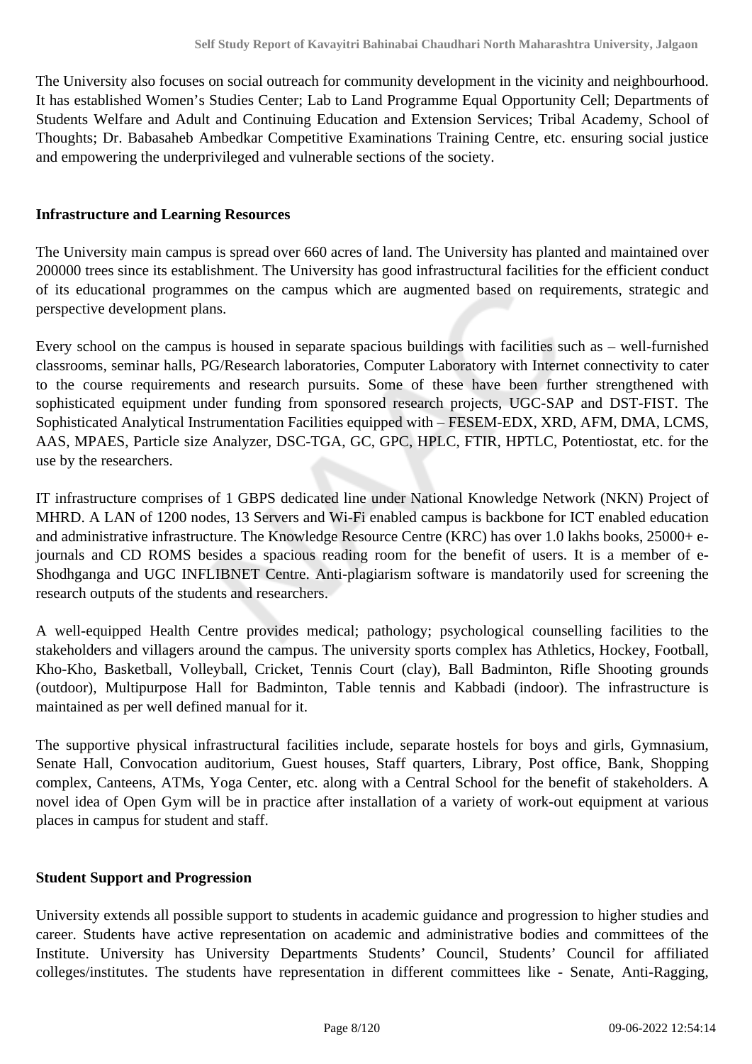The University also focuses on social outreach for community development in the vicinity and neighbourhood. It has established Women's Studies Center; Lab to Land Programme Equal Opportunity Cell; Departments of Students Welfare and Adult and Continuing Education and Extension Services; Tribal Academy, School of Thoughts; Dr. Babasaheb Ambedkar Competitive Examinations Training Centre, etc. ensuring social justice and empowering the underprivileged and vulnerable sections of the society.

**Infrastructure and Learning Resources**

The University main campus is spread over 660 acres of land. The University has planted and maintained over 200000 trees since its establishment. The University has good infrastructural facilities for the efficient conduct of its educational programmes on the campus which are augmented based on requirements, strategic and perspective development plans.

Every school on the campus is housed in separate spacious buildings with facilities such as – well-furnished classrooms, seminar halls, PG/Research laboratories, Computer Laboratory with Internet connectivity to cater to the course requirements and research pursuits. Some of these have been further strengthened with sophisticated equipment under funding from sponsored research projects, UGC-SAP and DST-FIST. The Sophisticated Analytical Instrumentation Facilities equipped with – FESEM-EDX, XRD, AFM, DMA, LCMS, AAS, MPAES, Particle size Analyzer, DSC-TGA, GC, GPC, HPLC, FTIR, HPTLC, Potentiostat, etc. for the use by the researchers.

IT infrastructure comprises of 1 GBPS dedicated line under National Knowledge Network (NKN) Project of MHRD. A LAN of 1200 nodes, 13 Servers and Wi-Fi enabled campus is backbone for ICT enabled education and administrative infrastructure. The Knowledge Resource Centre (KRC) has over 1.0 lakhs books, 25000+ e-journals and CD ROMS besides a spacious reading room for the benefit of users. It is a member of e-Shodhganga and UGC INFLIBNET Centre. Anti-plagiarism software is mandatorily used for screening the research outputs of the students and researchers.

A well-equipped Health Centre provides medical; pathology; psychological counselling facilities to the stakeholders and villagers around the campus. The university sports complex has Athletics, Hockey, Football, Kho-Kho, Basketball, Volleyball, Cricket, Tennis Court (clay), Ball Badminton, Rifle Shooting grounds (outdoor), Multipurpose Hall for Badminton, Table tennis and Kabbadi (indoor). The infrastructure is maintained as per well defined manual for it.

The supportive physical infrastructural facilities include, separate hostels for boys and girls, Gymnasium, Senate Hall, Convocation auditorium, Guest houses, Staff quarters, Library, Post office, Bank, Shopping complex, Canteens, ATMs, Yoga Center, etc. along with a Central School for the benefit of stakeholders. A novel idea of Open Gym will be in practice after installation of a variety of work-out equipment at various places in campus for student and staff.

**Student Support and Progression**

University extends all possible support to students in academic guidance and progression to higher studies and career. Students have active representation on academic and administrative bodies and committees of the Institute. University has University Departments Students' Council, Students' Council for affiliated colleges/institutes. The students have representation in different committees like - Senate, Anti-Ragging,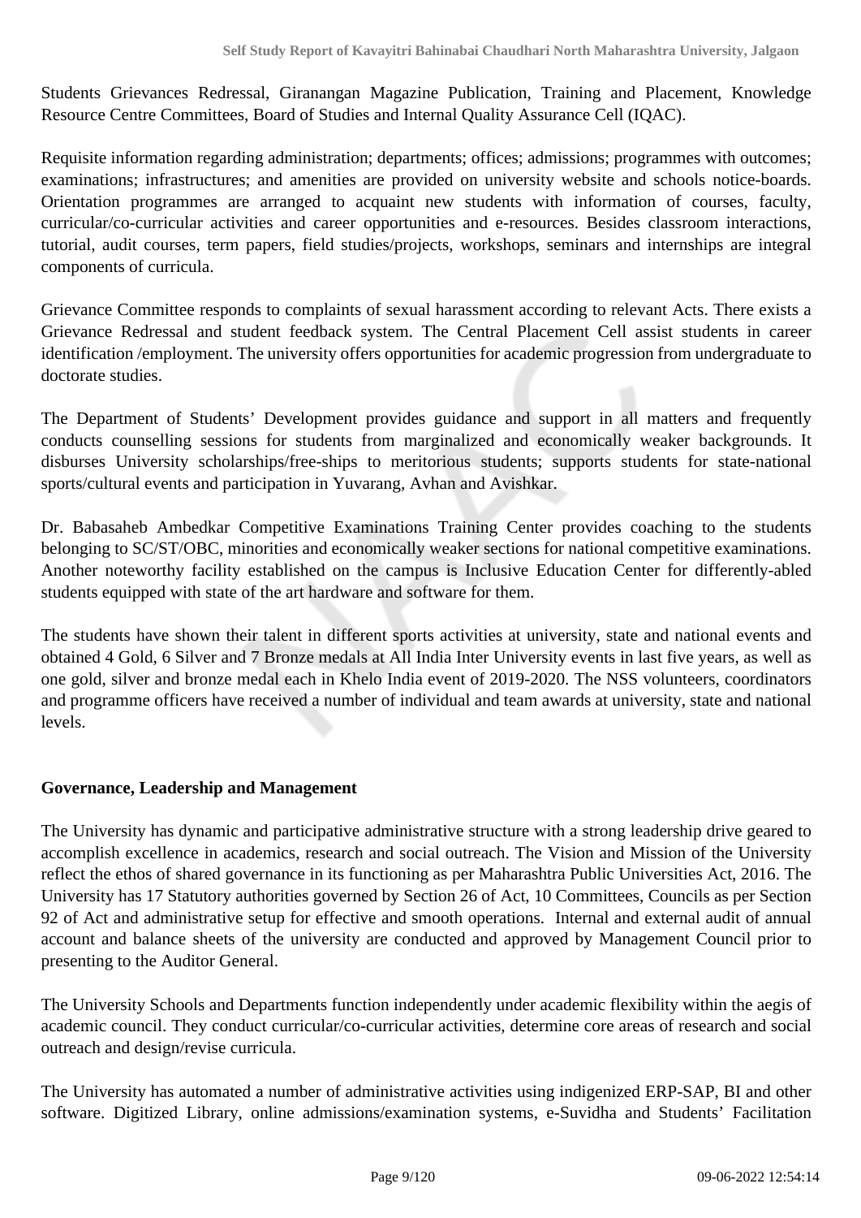Students Grievances Redressal, Giranangan Magazine Publication, Training and Placement, Knowledge Resource Centre Committees, Board of Studies and Internal Quality Assurance Cell (IQAC).

Requisite information regarding administration; departments; offices; admissions; programmes with outcomes; examinations; infrastructures; and amenities are provided on university website and schools notice-boards. Orientation programmes are arranged to acquaint new students with information of courses, faculty, curricular/co-curricular activities and career opportunities and e-resources. Besides classroom interactions, tutorial, audit courses, term papers, field studies/projects, workshops, seminars and internships are integral components of curricula.

Grievance Committee responds to complaints of sexual harassment according to relevant Acts. There exists a Grievance Redressal and student feedback system. The Central Placement Cell assist students in career identification /employment. The university offers opportunities for academic progression from undergraduate to doctorate studies.

The Department of Students' Development provides guidance and support in all matters and frequently conducts counselling sessions for students from marginalized and economically weaker backgrounds. It disburses University scholarships/free-ships to meritorious students; supports students for state-national sports/cultural events and participation in Yuvarang, Avhan and Avishkar.

Dr. Babasaheb Ambedkar Competitive Examinations Training Center provides coaching to the students belonging to SC/ST/OBC, minorities and economically weaker sections for national competitive examinations. Another noteworthy facility established on the campus is Inclusive Education Center for differently-abled students equipped with state of the art hardware and software for them.

The students have shown their talent in different sports activities at university, state and national events and obtained 4 Gold, 6 Silver and 7 Bronze medals at All India Inter University events in last five years, as well as one gold, silver and bronze medal each in Khelo India event of 2019-2020. The NSS volunteers, coordinators and programme officers have received a number of individual and team awards at university, state and national levels.

**Governance, Leadership and Management**

The University has dynamic and participative administrative structure with a strong leadership drive geared to accomplish excellence in academics, research and social outreach. The Vision and Mission of the University reflect the ethos of shared governance in its functioning as per Maharashtra Public Universities Act, 2016. The University has 17 Statutory authorities governed by Section 26 of Act, 10 Committees, Councils as per Section 92 of Act and administrative setup for effective and smooth operations. Internal and external audit of annual account and balance sheets of the university are conducted and approved by Management Council prior to presenting to the Auditor General.

The University Schools and Departments function independently under academic flexibility within the aegis of academic council. They conduct curricular/co-curricular activities, determine core areas of research and social outreach and design/revise curricula.

The University has automated a number of administrative activities using indigenized ERP-SAP, BI and other software. Digitized Library, online admissions/examination systems, e-Suvidha and Students' Facilitation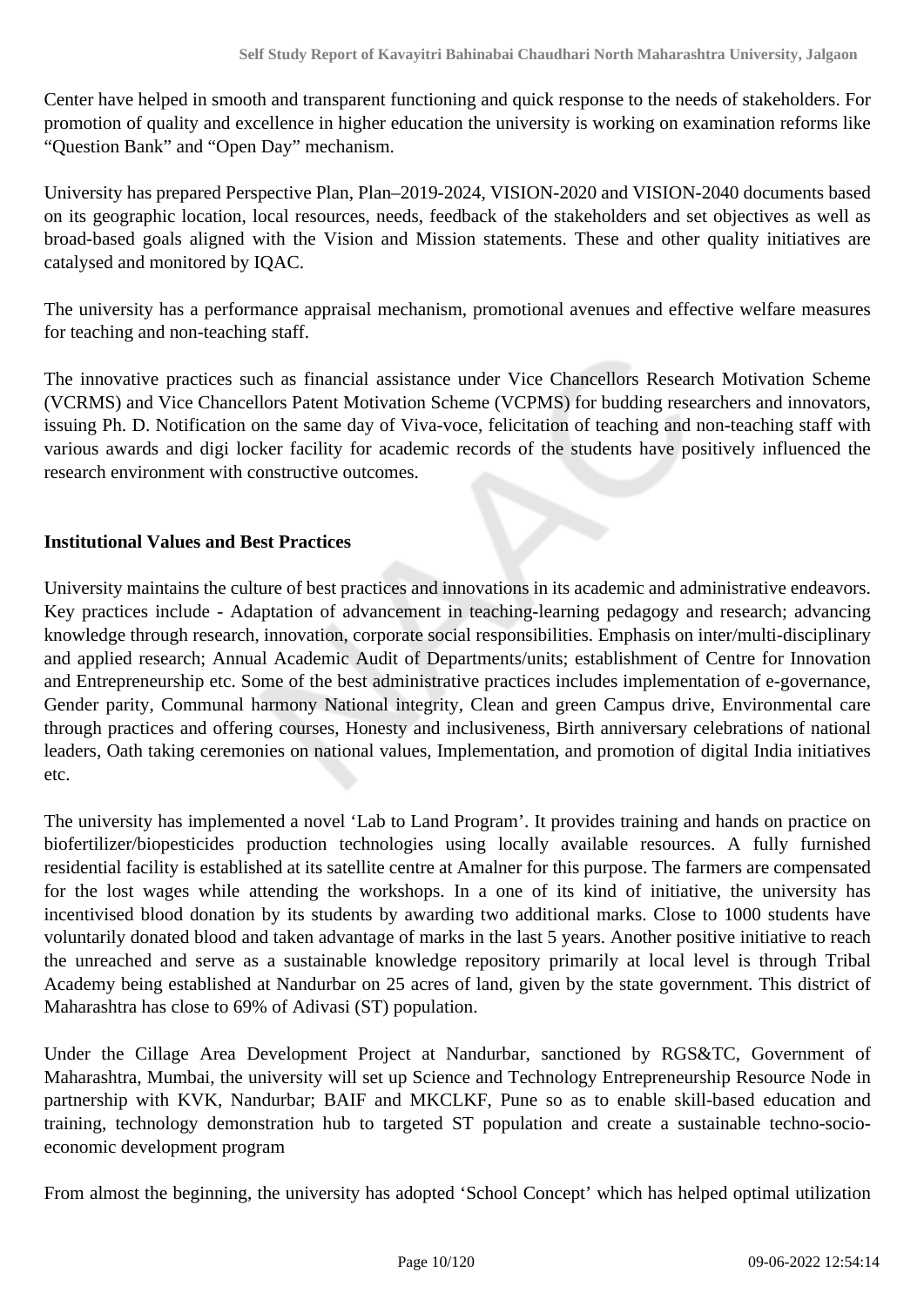Center have helped in smooth and transparent functioning and quick response to the needs of stakeholders. For promotion of quality and excellence in higher education the university is working on examination reforms like "Question Bank" and "Open Day" mechanism.

University has prepared Perspective Plan, Plan–2019-2024, VISION-2020 and VISION-2040 documents based on its geographic location, local resources, needs, feedback of the stakeholders and set objectives as well as broad-based goals aligned with the Vision and Mission statements. These and other quality initiatives are catalysed and monitored by IQAC.

The university has a performance appraisal mechanism, promotional avenues and effective welfare measures for teaching and non-teaching staff.

The innovative practices such as financial assistance under Vice Chancellors Research Motivation Scheme (VCRMS) and Vice Chancellors Patent Motivation Scheme (VCPMS) for budding researchers and innovators, issuing Ph. D. Notification on the same day of Viva-voce, felicitation of teaching and non-teaching staff with various awards and digi locker facility for academic records of the students have positively influenced the research environment with constructive outcomes.

**Institutional Values and Best Practices**

University maintains the culture of best practices and innovations in its academic and administrative endeavors. Key practices include - Adaptation of advancement in teaching-learning pedagogy and research; advancing knowledge through research, innovation, corporate social responsibilities. Emphasis on inter/multi-disciplinary and applied research; Annual Academic Audit of Departments/units; establishment of Centre for Innovation and Entrepreneurship etc. Some of the best administrative practices includes implementation of e-governance, Gender parity, Communal harmony National integrity, Clean and green Campus drive, Environmental care through practices and offering courses, Honesty and inclusiveness, Birth anniversary celebrations of national leaders, Oath taking ceremonies on national values, Implementation, and promotion of digital India initiatives etc.

The university has implemented a novel 'Lab to Land Program'. It provides training and hands on practice on biofertilizer/biopesticides production technologies using locally available resources. A fully furnished residential facility is established at its satellite centre at Amalner for this purpose. The farmers are compensated for the lost wages while attending the workshops. In a one of its kind of initiative, the university has incentivised blood donation by its students by awarding two additional marks. Close to 1000 students have voluntarily donated blood and taken advantage of marks in the last 5 years. Another positive initiative to reach the unreached and serve as a sustainable knowledge repository primarily at local level is through Tribal Academy being established at Nandurbar on 25 acres of land, given by the state government. This district of Maharashtra has close to 69% of Adivasi (ST) population.

Under the Cillage Area Development Project at Nandurbar, sanctioned by RGS&TC, Government of Maharashtra, Mumbai, the university will set up Science and Technology Entrepreneurship Resource Node in partnership with KVK, Nandurbar; BAIF and MKCLKF, Pune so as to enable skill-based education and training, technology demonstration hub to targeted ST population and create a sustainable techno-socio-economic development program

From almost the beginning, the university has adopted 'School Concept' which has helped optimal utilization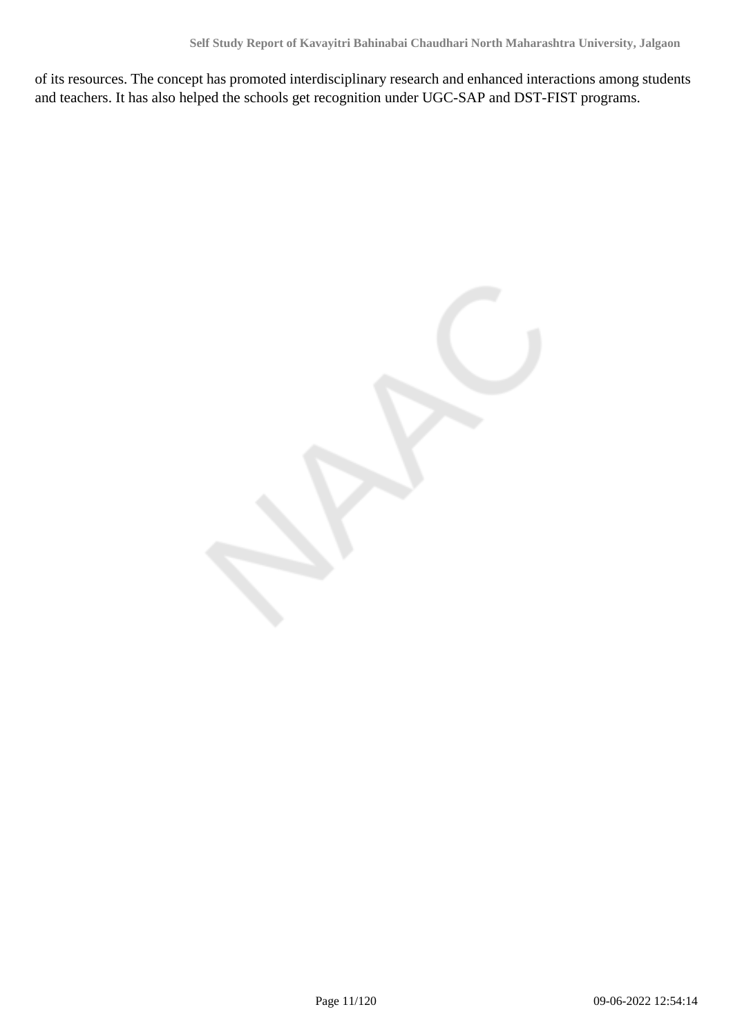of its resources. The concept has promoted interdisciplinary research and enhanced interactions among students and teachers. It has also helped the schools get recognition under UGC-SAP and DST-FIST programs.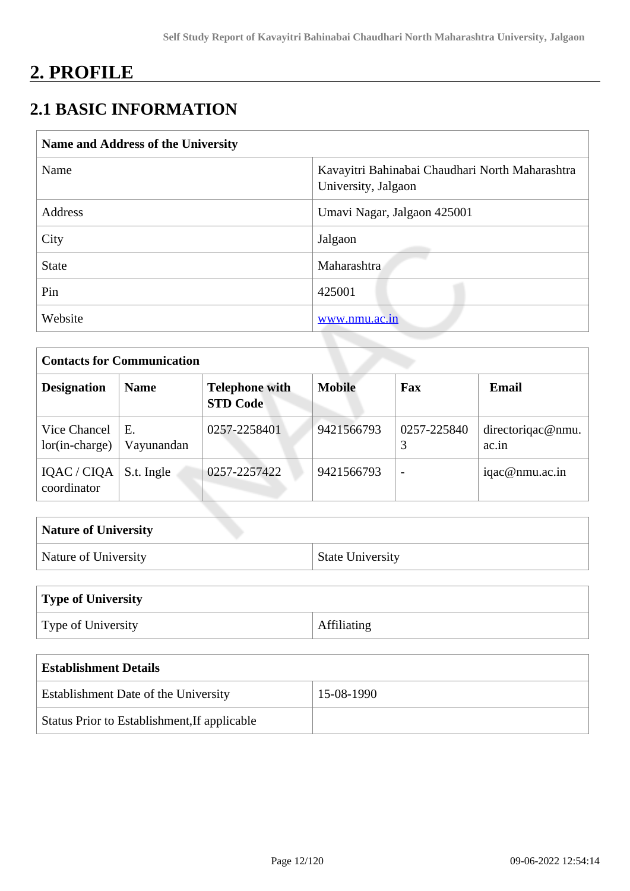# 2. PROFILE

## 2.1 BASIC INFORMATION

| Name and Address of the University | |
|---|---|
| Name | Kavayitri Bahinabai Chaudhari North Maharashtra University, Jalgaon |
| Address | Umavi Nagar, Jalgaon 425001 |
| City | Jalgaon |
| State | Maharashtra |
| Pin | 425001 |
| Website | www.nmu.ac.in |

| Contacts for Communication | | | | | |
|---|---|---|---|---|---|
| **Designation** | **Name** | **Telephone with STD Code** | **Mobile** | **Fax** | **Email** |
| Vice Chancellor(in-charge) | E. Vayunandan | 0257-2258401 | 9421566793 | 0257-2258403 | directoriqac@nmu.ac.in |
| IQAC / CIQA coordinator | S.t. Ingle | 0257-2257422 | 9421566793 | - | iqac@nmu.ac.in |

| Nature of University | |
|---|---|
| Nature of University | State University |

| Type of University | |
|---|---|
| Type of University | Affiliating |

| Establishment Details | |
|---|---|
| Establishment Date of the University | 15-08-1990 |
| Status Prior to Establishment,If applicable | |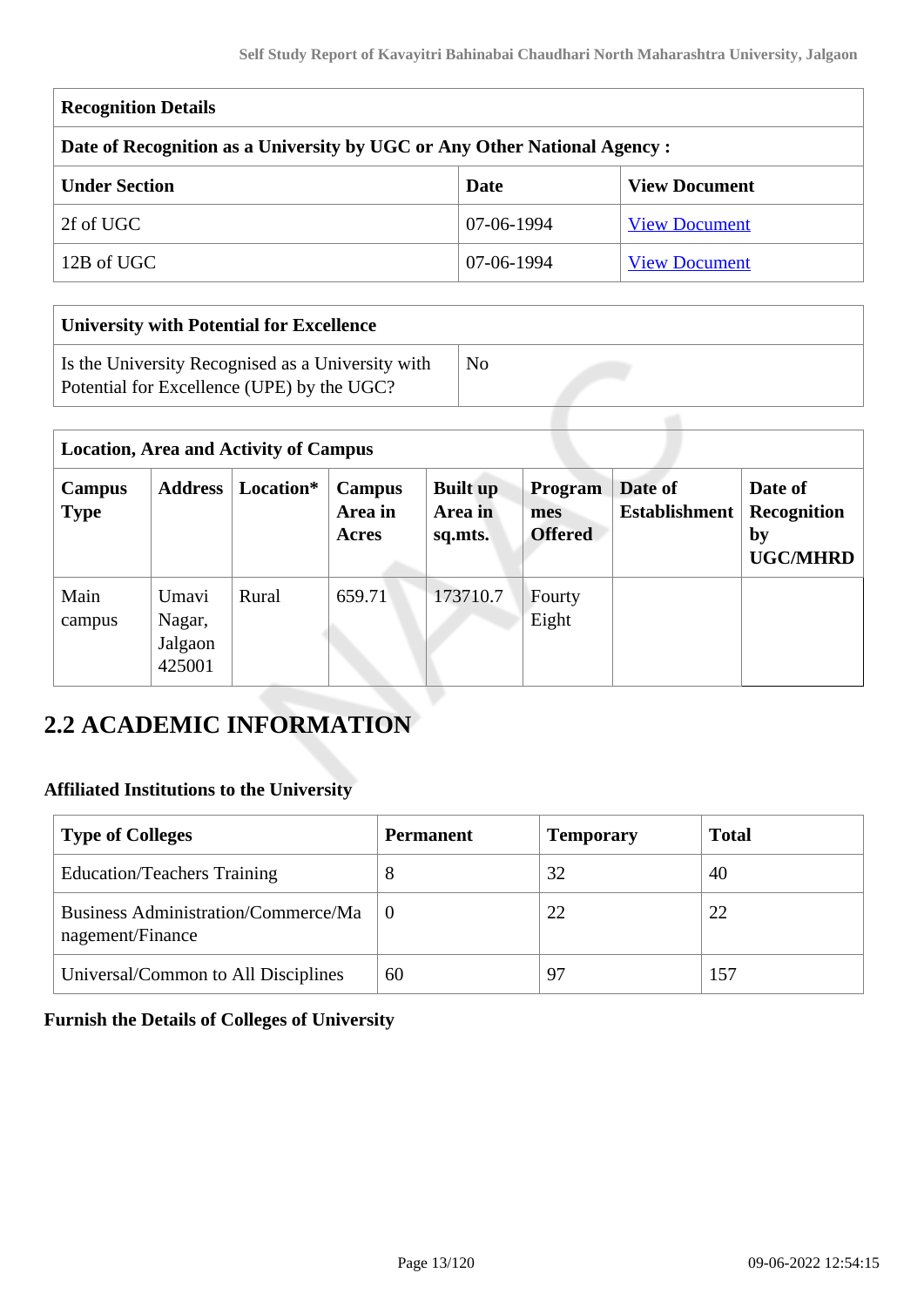| Recognition Details | | |
|---|---|---|
| **Date of Recognition as a University by UGC or Any Other National Agency :** | | |
| **Under Section** | **Date** | **View Document** |
| 2f of UGC | 07-06-1994 | View Document |
| 12B of UGC | 07-06-1994 | View Document |

| University with Potential for Excellence | |
|---|---|
| Is the University Recognised as a University with Potential for Excellence (UPE) by the UGC? | No |

| Location, Area and Activity of Campus | | | | | | | |
|---|---|---|---|---|---|---|---|
| **Campus Type** | **Address** | **Location*** | **Campus Area in Acres** | **Built up Area in sq.mts.** | **Programmes Offered** | **Date of Establishment** | **Date of Recognition by UGC/MHRD** |
| Main campus | Umavi Nagar, Jalgaon 425001 | Rural | 659.71 | 173710.7 | Fourty Eight | | |

## 2.2 ACADEMIC INFORMATION

**Affiliated Institutions to the University**

| Type of Colleges | Permanent | Temporary | Total |
|---|---|---|---|
| Education/Teachers Training | 8 | 32 | 40 |
| Business Administration/Commerce/Management/Finance | 0 | 22 | 22 |
| Universal/Common to All Disciplines | 60 | 97 | 157 |

**Furnish the Details of Colleges of University**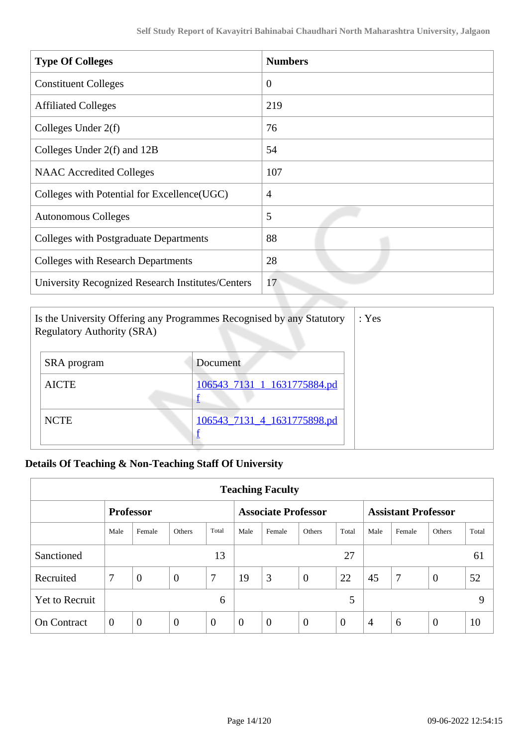| Type Of Colleges | Numbers |
|---|---|
| Constituent Colleges | 0 |
| Affiliated Colleges | 219 |
| Colleges Under 2(f) | 76 |
| Colleges Under 2(f) and 12B | 54 |
| NAAC Accredited Colleges | 107 |
| Colleges with Potential for Excellence(UGC) | 4 |
| Autonomous Colleges | 5 |
| Colleges with Postgraduate Departments | 88 |
| Colleges with Research Departments | 28 |
| University Recognized Research Institutes/Centers | 17 |

Is the University Offering any Programmes Recognised by any Statutory Regulatory Authority (SRA) : Yes

| SRA program | Document |
|---|---|
| AICTE | 106543_7131_1_1631775884.pdf |
| NCTE | 106543_7131_4_1631775898.pdf |

**Details Of Teaching & Non-Teaching Staff Of University**

| Teaching Faculty | | | | | | | | | | | | |
|---|---|---|---|---|---|---|---|---|---|---|---|---|
| | **Professor** | | | | **Associate Professor** | | | | **Assistant Professor** | | | |
| | Male | Female | Others | Total | Male | Female | Others | Total | Male | Female | Others | Total |
| Sanctioned | | | | 13 | | | | 27 | | | | 61 |
| Recruited | 7 | 0 | 0 | 7 | 19 | 3 | 0 | 22 | 45 | 7 | 0 | 52 |
| Yet to Recruit | | | | 6 | | | | 5 | | | | 9 |
| On Contract | 0 | 0 | 0 | 0 | 0 | 0 | 0 | 0 | 4 | 6 | 0 | 10 |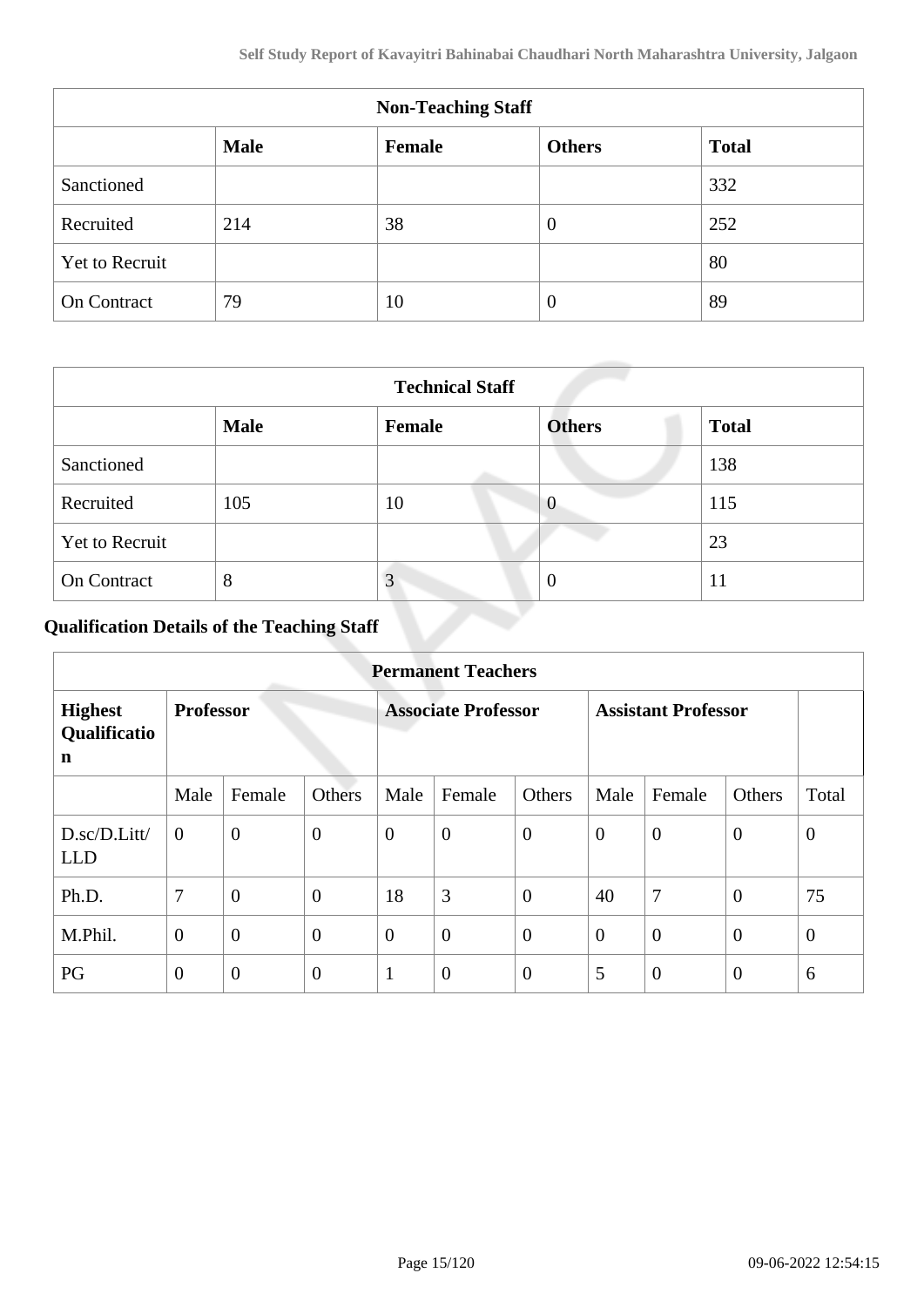| Non-Teaching Staff | | | | |
|---|---|---|---|---|
| | **Male** | **Female** | **Others** | **Total** |
| Sanctioned | | | | 332 |
| Recruited | 214 | 38 | 0 | 252 |
| Yet to Recruit | | | | 80 |
| On Contract | 79 | 10 | 0 | 89 |

| Technical Staff | | | | |
|---|---|---|---|---|
| | **Male** | **Female** | **Others** | **Total** |
| Sanctioned | | | | 138 |
| Recruited | 105 | 10 | 0 | 115 |
| Yet to Recruit | | | | 23 |
| On Contract | 8 | 3 | 0 | 11 |

### Qualification Details of the Teaching Staff

| Permanent Teachers | | | | | | | | | | |
|---|---|---|---|---|---|---|---|---|---|---|
| **Highest Qualification** | **Professor** | | | **Associate Professor** | | | **Assistant Professor** | | | |
| | Male | Female | Others | Male | Female | Others | Male | Female | Others | Total |
| D.sc/D.Litt/ LLD | 0 | 0 | 0 | 0 | 0 | 0 | 0 | 0 | 0 | 0 |
| Ph.D. | 7 | 0 | 0 | 18 | 3 | 0 | 40 | 7 | 0 | 75 |
| M.Phil. | 0 | 0 | 0 | 0 | 0 | 0 | 0 | 0 | 0 | 0 |
| PG | 0 | 0 | 0 | 1 | 0 | 0 | 5 | 0 | 0 | 6 |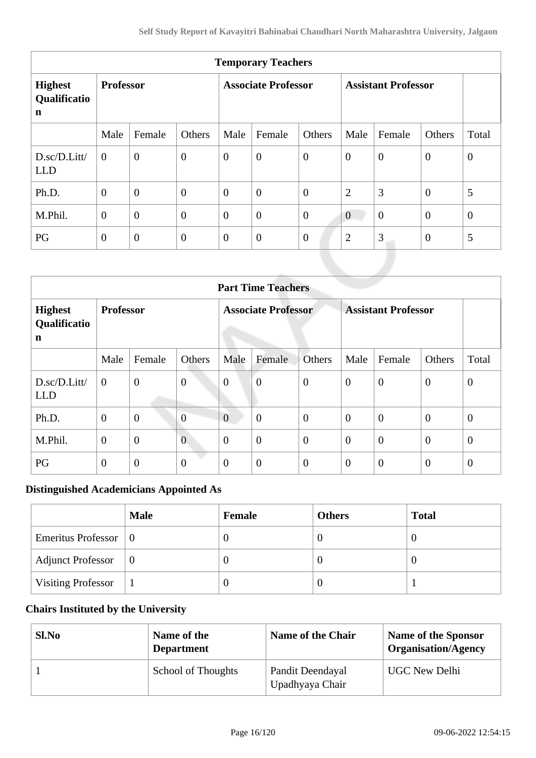| Temporary Teachers | | | | | | | | | | |
|---|---|---|---|---|---|---|---|---|---|---|
| **Highest Qualification** | **Professor** | | | **Associate Professor** | | | **Assistant Professor** | | | |
| | Male | Female | Others | Male | Female | Others | Male | Female | Others | Total |
| D.sc/D.Litt/LLD | 0 | 0 | 0 | 0 | 0 | 0 | 0 | 0 | 0 | 0 |
| Ph.D. | 0 | 0 | 0 | 0 | 0 | 0 | 2 | 3 | 0 | 5 |
| M.Phil. | 0 | 0 | 0 | 0 | 0 | 0 | 0 | 0 | 0 | 0 |
| PG | 0 | 0 | 0 | 0 | 0 | 0 | 2 | 3 | 0 | 5 |

| Part Time Teachers | | | | | | | | | | |
|---|---|---|---|---|---|---|---|---|---|---|
| **Highest Qualification** | **Professor** | | | **Associate Professor** | | | **Assistant Professor** | | | |
| | Male | Female | Others | Male | Female | Others | Male | Female | Others | Total |
| D.sc/D.Litt/LLD | 0 | 0 | 0 | 0 | 0 | 0 | 0 | 0 | 0 | 0 |
| Ph.D. | 0 | 0 | 0 | 0 | 0 | 0 | 0 | 0 | 0 | 0 |
| M.Phil. | 0 | 0 | 0 | 0 | 0 | 0 | 0 | 0 | 0 | 0 |
| PG | 0 | 0 | 0 | 0 | 0 | 0 | 0 | 0 | 0 | 0 |

### Distinguished Academicians Appointed As

| | Male | Female | Others | Total |
|---|---|---|---|---|
| Emeritus Professor | 0 | 0 | 0 | 0 |
| Adjunct Professor | 0 | 0 | 0 | 0 |
| Visiting Professor | 1 | 0 | 0 | 1 |

### Chairs Instituted by the University

| Sl.No | Name of the Department | Name of the Chair | Name of the Sponsor Organisation/Agency |
|---|---|---|---|
| 1 | School of Thoughts | Pandit Deendayal Upadhyaya Chair | UGC New Delhi |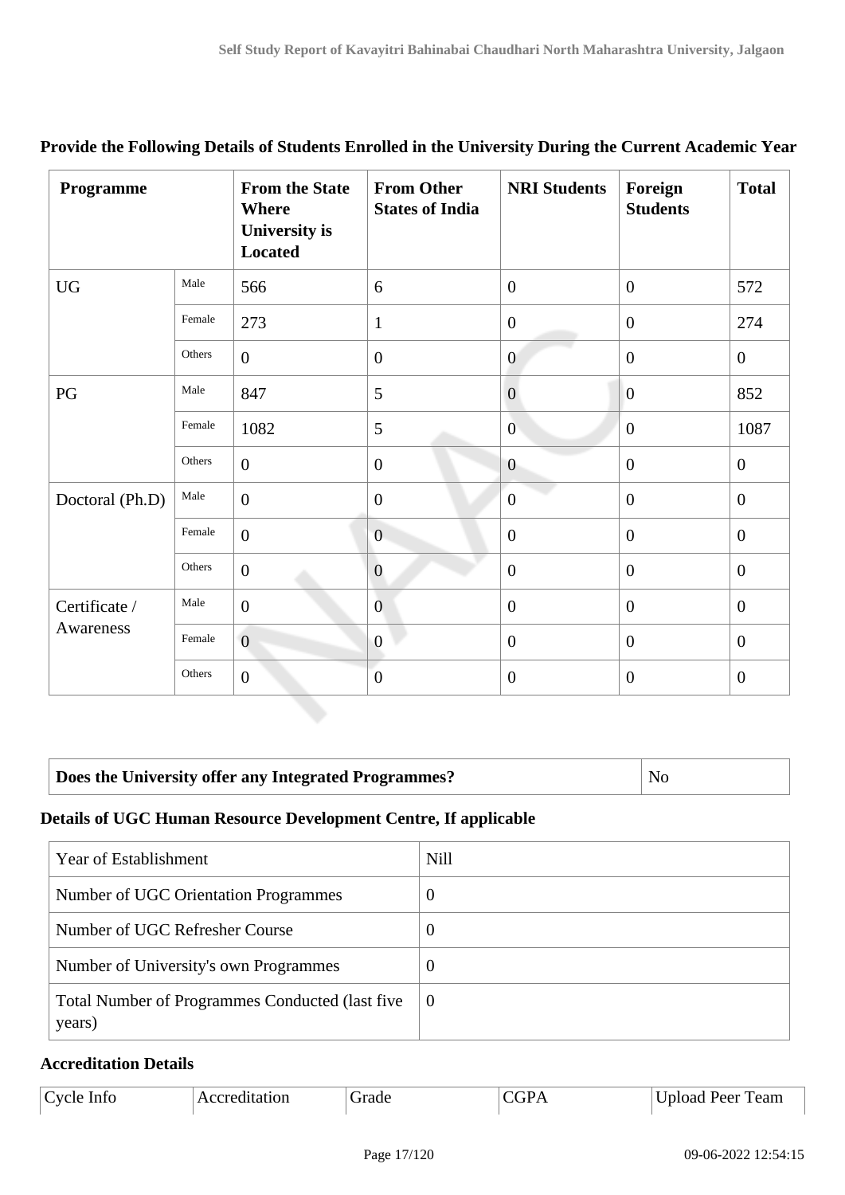**Provide the Following Details of Students Enrolled in the University During the Current Academic Year**

| Programme | | From the State Where University is Located | From Other States of India | NRI Students | Foreign Students | Total |
|---|---|---|---|---|---|---|
| UG | Male | 566 | 6 | 0 | 0 | 572 |
| | Female | 273 | 1 | 0 | 0 | 274 |
| | Others | 0 | 0 | 0 | 0 | 0 |
| PG | Male | 847 | 5 | 0 | 0 | 852 |
| | Female | 1082 | 5 | 0 | 0 | 1087 |
| | Others | 0 | 0 | 0 | 0 | 0 |
| Doctoral (Ph.D) | Male | 0 | 0 | 0 | 0 | 0 |
| | Female | 0 | 0 | 0 | 0 | 0 |
| | Others | 0 | 0 | 0 | 0 | 0 |
| Certificate / Awareness | Male | 0 | 0 | 0 | 0 | 0 |
| | Female | 0 | 0 | 0 | 0 | 0 |
| | Others | 0 | 0 | 0 | 0 | 0 |

| **Does the University offer any Integrated Programmes?** | No |
|---|---|

### Details of UGC Human Resource Development Centre, If applicable

| Year of Establishment | Nill |
|---|---|
| Number of UGC Orientation Programmes | 0 |
| Number of UGC Refresher Course | 0 |
| Number of University's own Programmes | 0 |
| Total Number of Programmes Conducted (last five years) | 0 |

### Accreditation Details

| Cycle Info | Accreditation | Grade | CGPA | Upload Peer Team |
|---|---|---|---|---|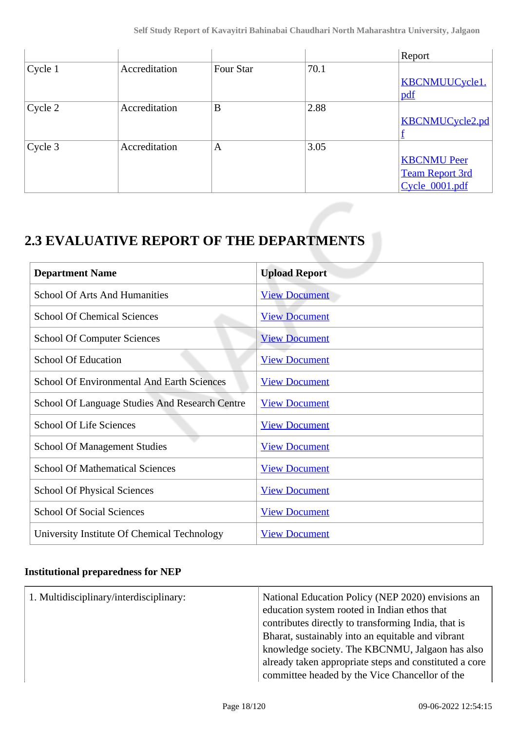| | | | | Report |
|---|---|---|---|---|
| Cycle 1 | Accreditation | Four Star | 70.1 | KBCNMUUCycle1.pdf |
| Cycle 2 | Accreditation | B | 2.88 | KBCNMUCycle2.pdf |
| Cycle 3 | Accreditation | A | 3.05 | KBCNMU Peer Team Report 3rd Cycle_0001.pdf |

## 2.3 EVALUATIVE REPORT OF THE DEPARTMENTS

| Department Name | Upload Report |
|---|---|
| School Of Arts And Humanities | View Document |
| School Of Chemical Sciences | View Document |
| School Of Computer Sciences | View Document |
| School Of Education | View Document |
| School Of Environmental And Earth Sciences | View Document |
| School Of Language Studies And Research Centre | View Document |
| School Of Life Sciences | View Document |
| School Of Management Studies | View Document |
| School Of Mathematical Sciences | View Document |
| School Of Physical Sciences | View Document |
| School Of Social Sciences | View Document |
| University Institute Of Chemical Technology | View Document |

**Institutional preparedness for NEP**

| 1. Multidisciplinary/interdisciplinary: | National Education Policy (NEP 2020) envisions an education system rooted in Indian ethos that contributes directly to transforming India, that is Bharat, sustainably into an equitable and vibrant knowledge society. The KBCNMU, Jalgaon has also already taken appropriate steps and constituted a core committee headed by the Vice Chancellor of the |
|---|---|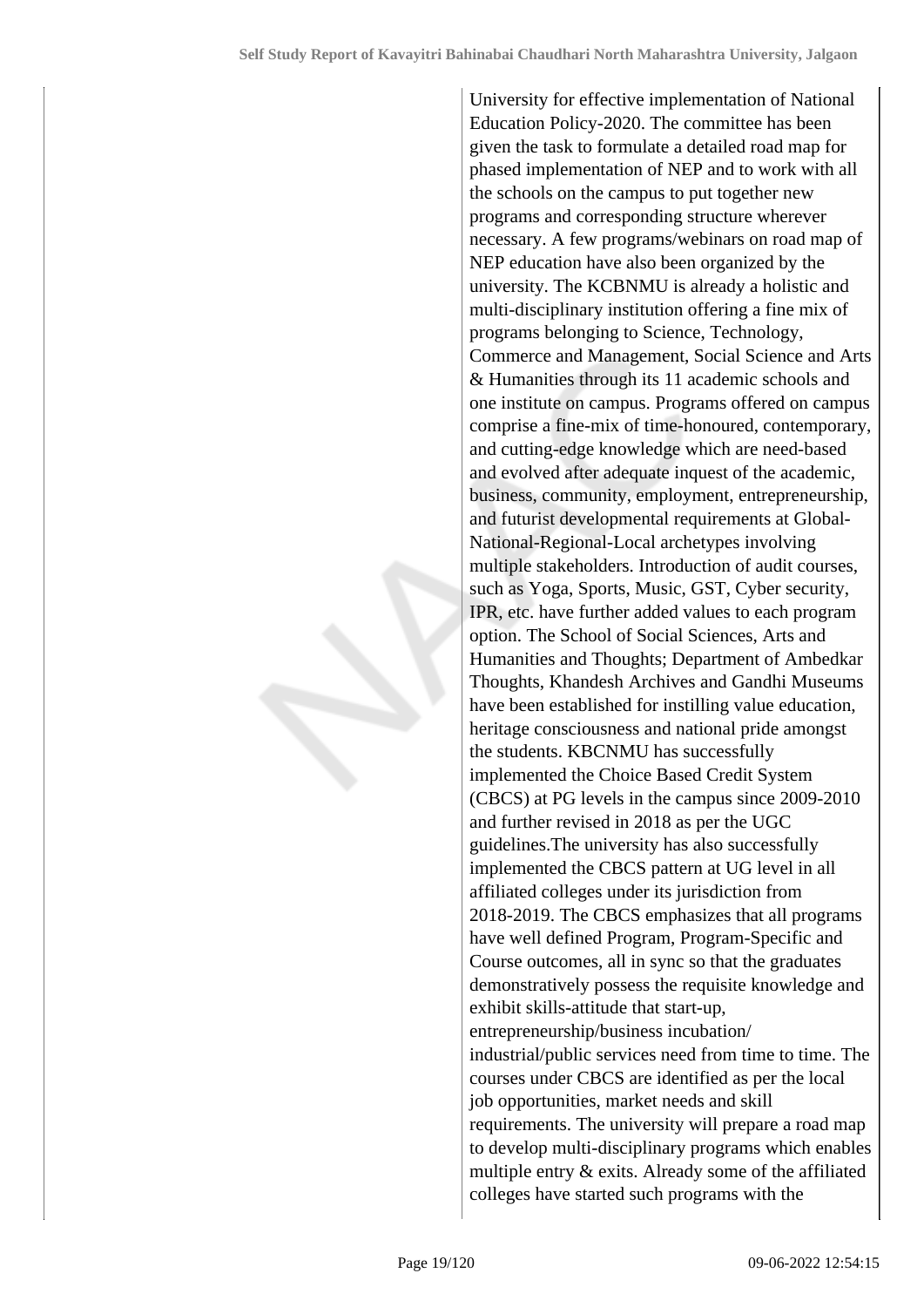University for effective implementation of National Education Policy-2020. The committee has been given the task to formulate a detailed road map for phased implementation of NEP and to work with all the schools on the campus to put together new programs and corresponding structure wherever necessary. A few programs/webinars on road map of NEP education have also been organized by the university. The KCBNMU is already a holistic and multi-disciplinary institution offering a fine mix of programs belonging to Science, Technology, Commerce and Management, Social Science and Arts & Humanities through its 11 academic schools and one institute on campus. Programs offered on campus comprise a fine-mix of time-honoured, contemporary, and cutting-edge knowledge which are need-based and evolved after adequate inquest of the academic, business, community, employment, entrepreneurship, and futurist developmental requirements at Global-National-Regional-Local archetypes involving multiple stakeholders. Introduction of audit courses, such as Yoga, Sports, Music, GST, Cyber security, IPR, etc. have further added values to each program option. The School of Social Sciences, Arts and Humanities and Thoughts; Department of Ambedkar Thoughts, Khandesh Archives and Gandhi Museums have been established for instilling value education, heritage consciousness and national pride amongst the students. KBCNMU has successfully implemented the Choice Based Credit System (CBCS) at PG levels in the campus since 2009-2010 and further revised in 2018 as per the UGC guidelines.The university has also successfully implemented the CBCS pattern at UG level in all affiliated colleges under its jurisdiction from 2018-2019. The CBCS emphasizes that all programs have well defined Program, Program-Specific and Course outcomes, all in sync so that the graduates demonstratively possess the requisite knowledge and exhibit skills-attitude that start-up, entrepreneurship/business incubation/ industrial/public services need from time to time. The courses under CBCS are identified as per the local job opportunities, market needs and skill requirements. The university will prepare a road map to develop multi-disciplinary programs which enables multiple entry & exits. Already some of the affiliated colleges have started such programs with the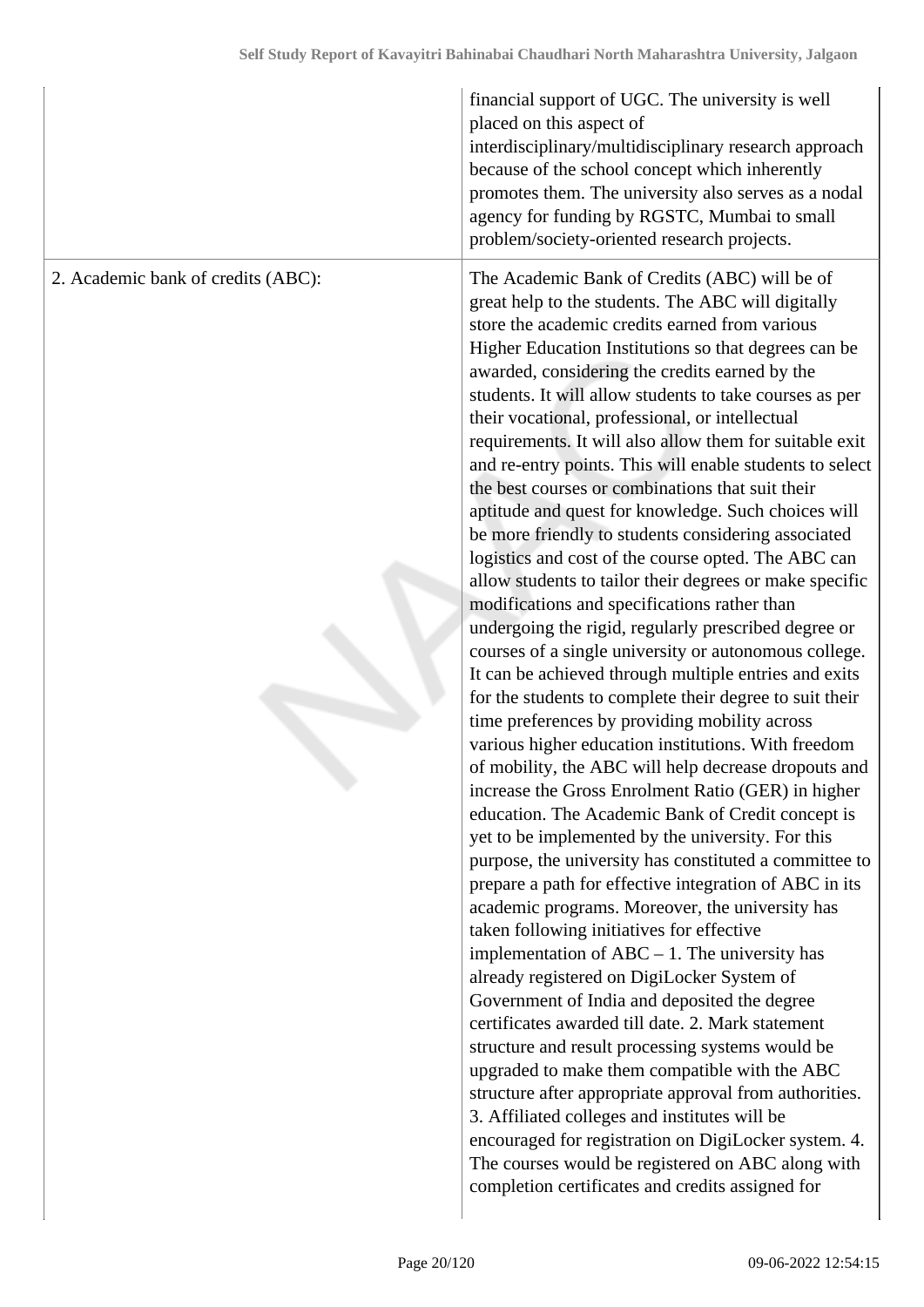| | |
|---|---|
| | financial support of UGC. The university is well placed on this aspect of interdisciplinary/multidisciplinary research approach because of the school concept which inherently promotes them. The university also serves as a nodal agency for funding by RGSTC, Mumbai to small problem/society-oriented research projects. |
| 2. Academic bank of credits (ABC): | The Academic Bank of Credits (ABC) will be of great help to the students. The ABC will digitally store the academic credits earned from various Higher Education Institutions so that degrees can be awarded, considering the credits earned by the students. It will allow students to take courses as per their vocational, professional, or intellectual requirements. It will also allow them for suitable exit and re-entry points. This will enable students to select the best courses or combinations that suit their aptitude and quest for knowledge. Such choices will be more friendly to students considering associated logistics and cost of the course opted. The ABC can allow students to tailor their degrees or make specific modifications and specifications rather than undergoing the rigid, regularly prescribed degree or courses of a single university or autonomous college. It can be achieved through multiple entries and exits for the students to complete their degree to suit their time preferences by providing mobility across various higher education institutions. With freedom of mobility, the ABC will help decrease dropouts and increase the Gross Enrolment Ratio (GER) in higher education. The Academic Bank of Credit concept is yet to be implemented by the university. For this purpose, the university has constituted a committee to prepare a path for effective integration of ABC in its academic programs. Moreover, the university has taken following initiatives for effective implementation of ABC – 1. The university has already registered on DigiLocker System of Government of India and deposited the degree certificates awarded till date. 2. Mark statement structure and result processing systems would be upgraded to make them compatible with the ABC structure after appropriate approval from authorities. 3. Affiliated colleges and institutes will be encouraged for registration on DigiLocker system. 4. The courses would be registered on ABC along with completion certificates and credits assigned for |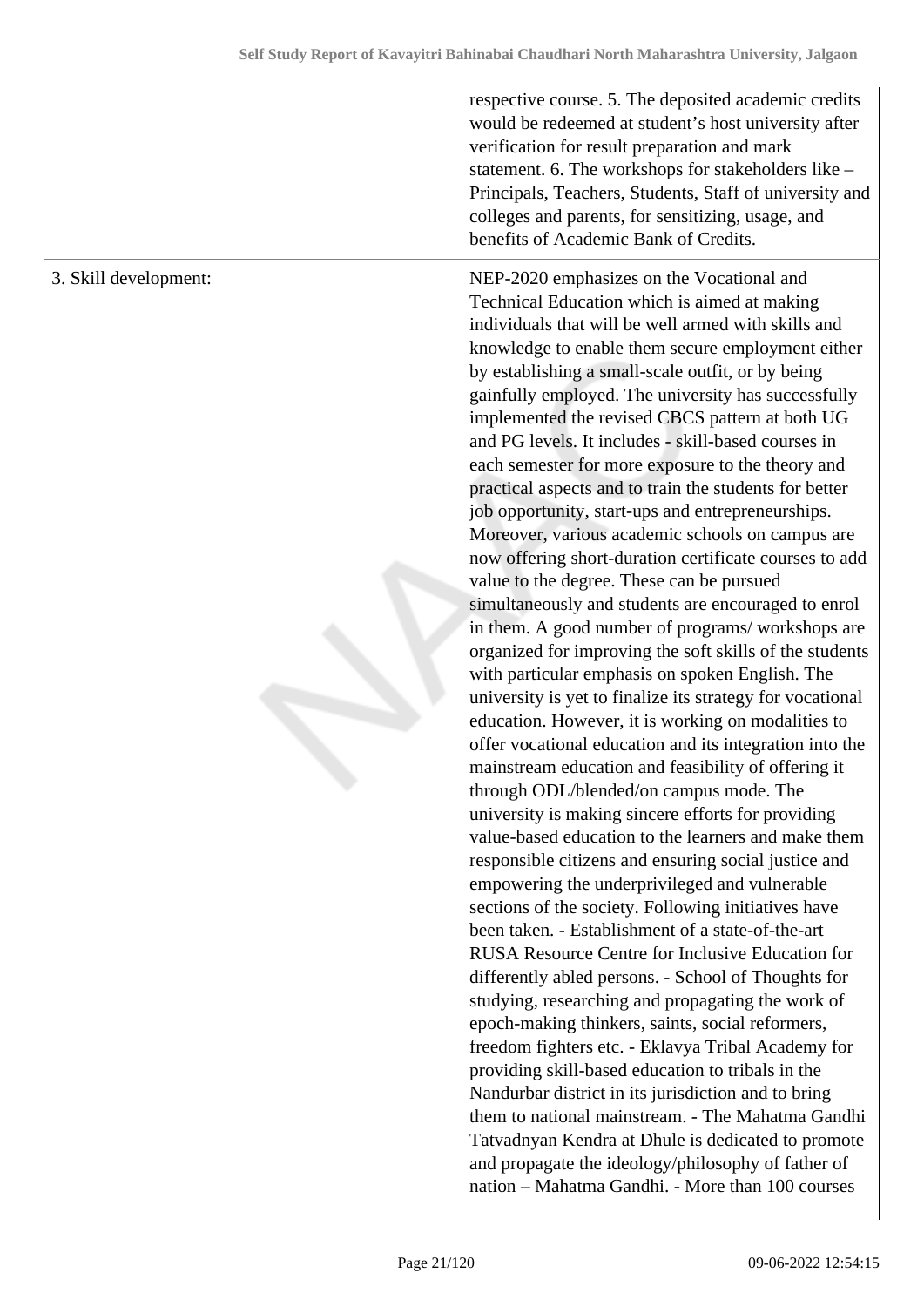|  |  |
| --- | --- |
|  | respective course. 5. The deposited academic credits would be redeemed at student's host university after verification for result preparation and mark statement. 6. The workshops for stakeholders like – Principals, Teachers, Students, Staff of university and colleges and parents, for sensitizing, usage, and benefits of Academic Bank of Credits. |
| 3. Skill development: | NEP-2020 emphasizes on the Vocational and Technical Education which is aimed at making individuals that will be well armed with skills and knowledge to enable them secure employment either by establishing a small-scale outfit, or by being gainfully employed. The university has successfully implemented the revised CBCS pattern at both UG and PG levels. It includes - skill-based courses in each semester for more exposure to the theory and practical aspects and to train the students for better job opportunity, start-ups and entrepreneurships. Moreover, various academic schools on campus are now offering short-duration certificate courses to add value to the degree. These can be pursued simultaneously and students are encouraged to enrol in them. A good number of programs/ workshops are organized for improving the soft skills of the students with particular emphasis on spoken English. The university is yet to finalize its strategy for vocational education. However, it is working on modalities to offer vocational education and its integration into the mainstream education and feasibility of offering it through ODL/blended/on campus mode. The university is making sincere efforts for providing value-based education to the learners and make them responsible citizens and ensuring social justice and empowering the underprivileged and vulnerable sections of the society. Following initiatives have been taken. - Establishment of a state-of-the-art RUSA Resource Centre for Inclusive Education for differently abled persons. - School of Thoughts for studying, researching and propagating the work of epoch-making thinkers, saints, social reformers, freedom fighters etc. - Eklavya Tribal Academy for providing skill-based education to tribals in the Nandurbar district in its jurisdiction and to bring them to national mainstream. - The Mahatma Gandhi Tatvadnyan Kendra at Dhule is dedicated to promote and propagate the ideology/philosophy of father of nation – Mahatma Gandhi. - More than 100 courses |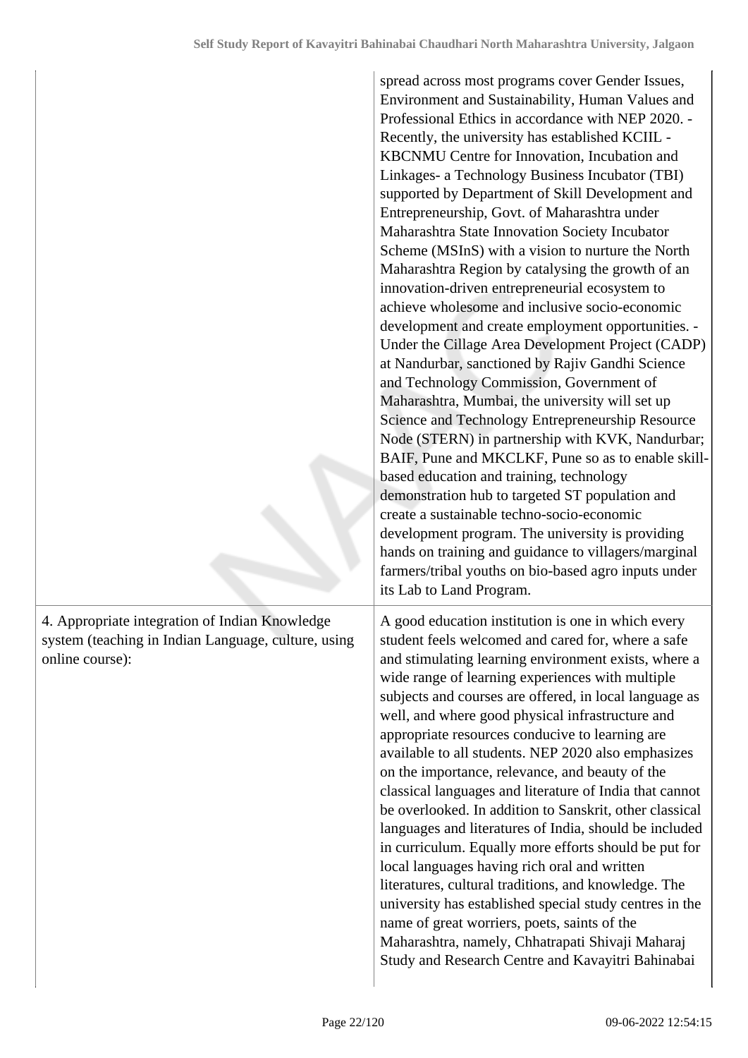| | |
|---|---|
| | spread across most programs cover Gender Issues, Environment and Sustainability, Human Values and Professional Ethics in accordance with NEP 2020. - Recently, the university has established KCIIL - KBCNMU Centre for Innovation, Incubation and Linkages- a Technology Business Incubator (TBI) supported by Department of Skill Development and Entrepreneurship, Govt. of Maharashtra under Maharashtra State Innovation Society Incubator Scheme (MSInS) with a vision to nurture the North Maharashtra Region by catalysing the growth of an innovation-driven entrepreneurial ecosystem to achieve wholesome and inclusive socio-economic development and create employment opportunities. - Under the Cillage Area Development Project (CADP) at Nandurbar, sanctioned by Rajiv Gandhi Science and Technology Commission, Government of Maharashtra, Mumbai, the university will set up Science and Technology Entrepreneurship Resource Node (STERN) in partnership with KVK, Nandurbar; BAIF, Pune and MKCLKF, Pune so as to enable skill-based education and training, technology demonstration hub to targeted ST population and create a sustainable techno-socio-economic development program. The university is providing hands on training and guidance to villagers/marginal farmers/tribal youths on bio-based agro inputs under its Lab to Land Program. |
| 4. Appropriate integration of Indian Knowledge system (teaching in Indian Language, culture, using online course): | A good education institution is one in which every student feels welcomed and cared for, where a safe and stimulating learning environment exists, where a wide range of learning experiences with multiple subjects and courses are offered, in local language as well, and where good physical infrastructure and appropriate resources conducive to learning are available to all students. NEP 2020 also emphasizes on the importance, relevance, and beauty of the classical languages and literature of India that cannot be overlooked. In addition to Sanskrit, other classical languages and literatures of India, should be included in curriculum. Equally more efforts should be put for local languages having rich oral and written literatures, cultural traditions, and knowledge. The university has established special study centres in the name of great worriers, poets, saints of the Maharashtra, namely, Chhatrapati Shivaji Maharaj Study and Research Centre and Kavayitri Bahinabai |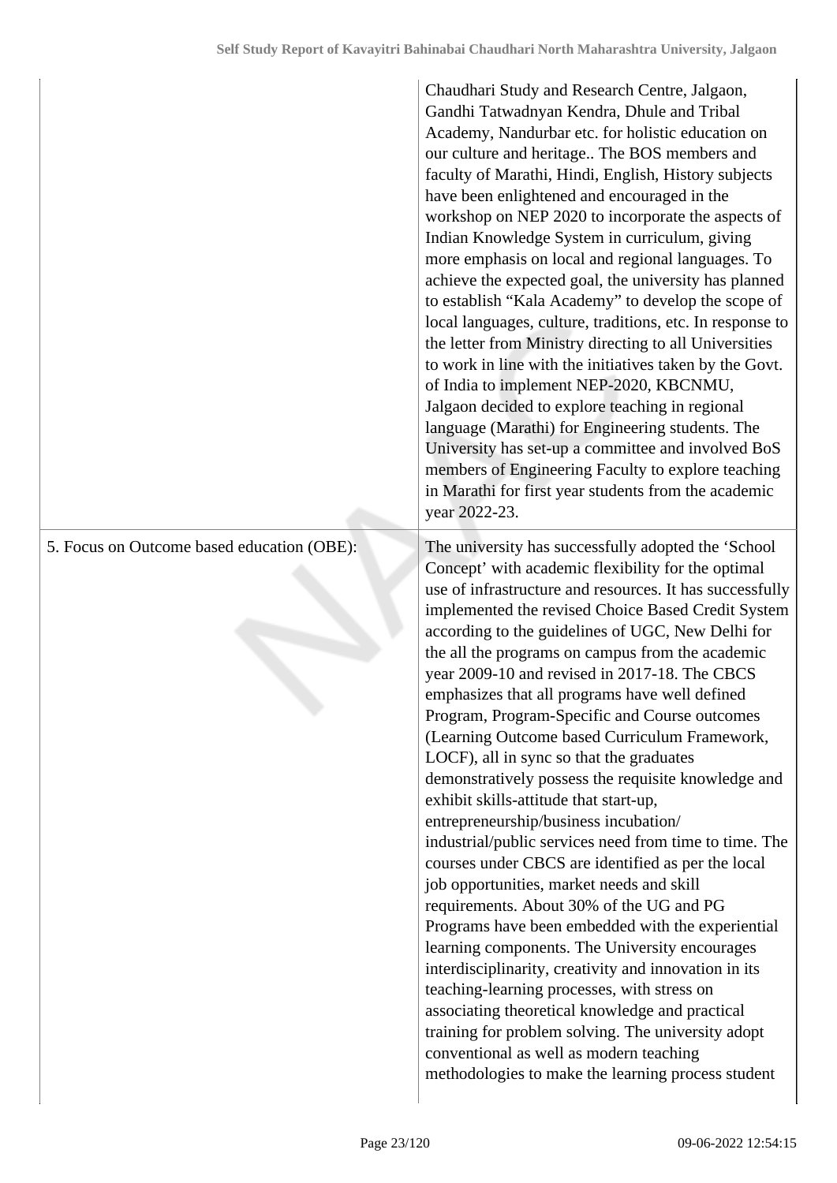| | |
|---|---|
| | Chaudhari Study and Research Centre, Jalgaon, Gandhi Tatwadnyan Kendra, Dhule and Tribal Academy, Nandurbar etc. for holistic education on our culture and heritage.. The BOS members and faculty of Marathi, Hindi, English, History subjects have been enlightened and encouraged in the workshop on NEP 2020 to incorporate the aspects of Indian Knowledge System in curriculum, giving more emphasis on local and regional languages. To achieve the expected goal, the university has planned to establish "Kala Academy" to develop the scope of local languages, culture, traditions, etc. In response to the letter from Ministry directing to all Universities to work in line with the initiatives taken by the Govt. of India to implement NEP-2020, KBCNMU, Jalgaon decided to explore teaching in regional language (Marathi) for Engineering students. The University has set-up a committee and involved BoS members of Engineering Faculty to explore teaching in Marathi for first year students from the academic year 2022-23. |
| 5. Focus on Outcome based education (OBE): | The university has successfully adopted the 'School Concept' with academic flexibility for the optimal use of infrastructure and resources. It has successfully implemented the revised Choice Based Credit System according to the guidelines of UGC, New Delhi for the all the programs on campus from the academic year 2009-10 and revised in 2017-18. The CBCS emphasizes that all programs have well defined Program, Program-Specific and Course outcomes (Learning Outcome based Curriculum Framework, LOCF), all in sync so that the graduates demonstratively possess the requisite knowledge and exhibit skills-attitude that start-up, entrepreneurship/business incubation/ industrial/public services need from time to time. The courses under CBCS are identified as per the local job opportunities, market needs and skill requirements. About 30% of the UG and PG Programs have been embedded with the experiential learning components. The University encourages interdisciplinarity, creativity and innovation in its teaching-learning processes, with stress on associating theoretical knowledge and practical training for problem solving. The university adopt conventional as well as modern teaching methodologies to make the learning process student |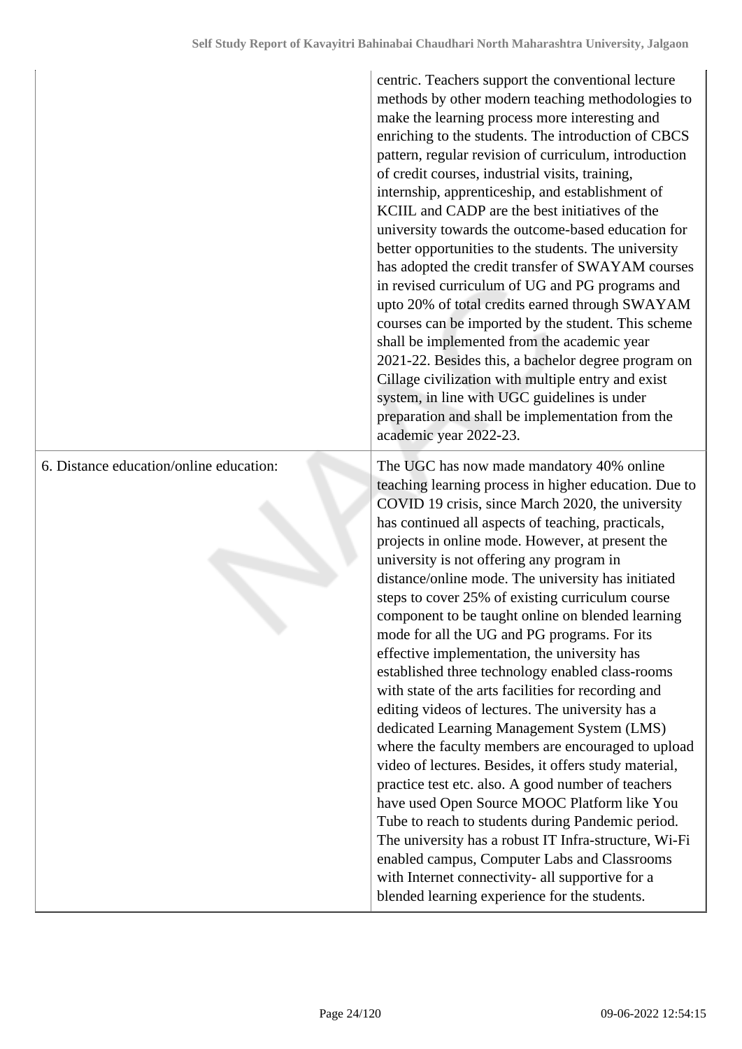|  |  |
| --- | --- |
|  | centric. Teachers support the conventional lecture methods by other modern teaching methodologies to make the learning process more interesting and enriching to the students. The introduction of CBCS pattern, regular revision of curriculum, introduction of credit courses, industrial visits, training, internship, apprenticeship, and establishment of KCIIL and CADP are the best initiatives of the university towards the outcome-based education for better opportunities to the students. The university has adopted the credit transfer of SWAYAM courses in revised curriculum of UG and PG programs and upto 20% of total credits earned through SWAYAM courses can be imported by the student. This scheme shall be implemented from the academic year 2021-22. Besides this, a bachelor degree program on Cillage civilization with multiple entry and exist system, in line with UGC guidelines is under preparation and shall be implementation from the academic year 2022-23. |
| 6. Distance education/online education: | The UGC has now made mandatory 40% online teaching learning process in higher education. Due to COVID 19 crisis, since March 2020, the university has continued all aspects of teaching, practicals, projects in online mode. However, at present the university is not offering any program in distance/online mode. The university has initiated steps to cover 25% of existing curriculum course component to be taught online on blended learning mode for all the UG and PG programs. For its effective implementation, the university has established three technology enabled class-rooms with state of the arts facilities for recording and editing videos of lectures. The university has a dedicated Learning Management System (LMS) where the faculty members are encouraged to upload video of lectures. Besides, it offers study material, practice test etc. also. A good number of teachers have used Open Source MOOC Platform like You Tube to reach to students during Pandemic period. The university has a robust IT Infra-structure, Wi-Fi enabled campus, Computer Labs and Classrooms with Internet connectivity- all supportive for a blended learning experience for the students. |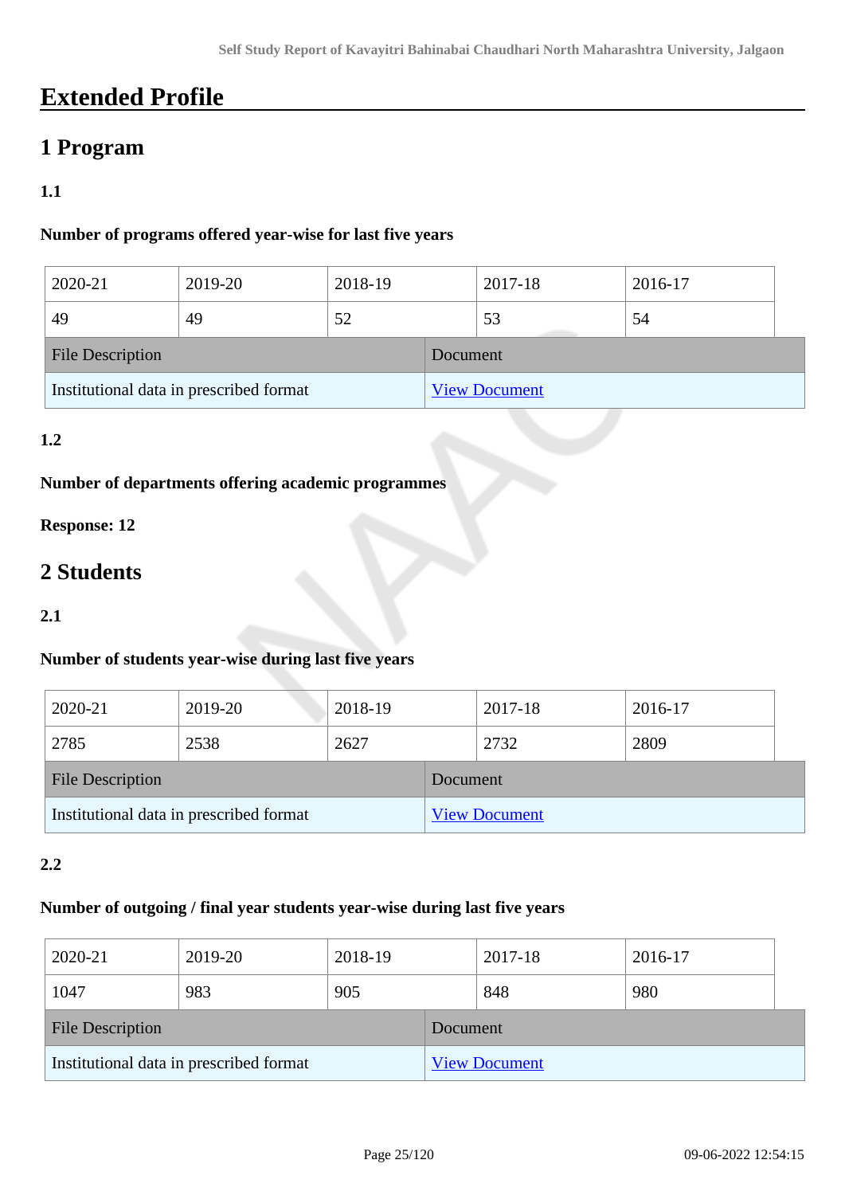# Extended Profile

## 1 Program

**1.1**

**Number of programs offered year-wise for last five years**

| 2020-21 | 2019-20 | 2018-19 | 2017-18 | 2016-17 |
|---|---|---|---|---|
| 49 | 49 | 52 | 53 | 54 |

| File Description | Document |
|---|---|
| Institutional data in prescribed format | View Document |

**1.2**

**Number of departments offering academic programmes**

**Response: 12**

## 2 Students

**2.1**

**Number of students year-wise during last five years**

| 2020-21 | 2019-20 | 2018-19 | 2017-18 | 2016-17 |
|---|---|---|---|---|
| 2785 | 2538 | 2627 | 2732 | 2809 |

| File Description | Document |
|---|---|
| Institutional data in prescribed format | View Document |

**2.2**

**Number of outgoing / final year students year-wise during last five years**

| 2020-21 | 2019-20 | 2018-19 | 2017-18 | 2016-17 |
|---|---|---|---|---|
| 1047 | 983 | 905 | 848 | 980 |

| File Description | Document |
|---|---|
| Institutional data in prescribed format | View Document |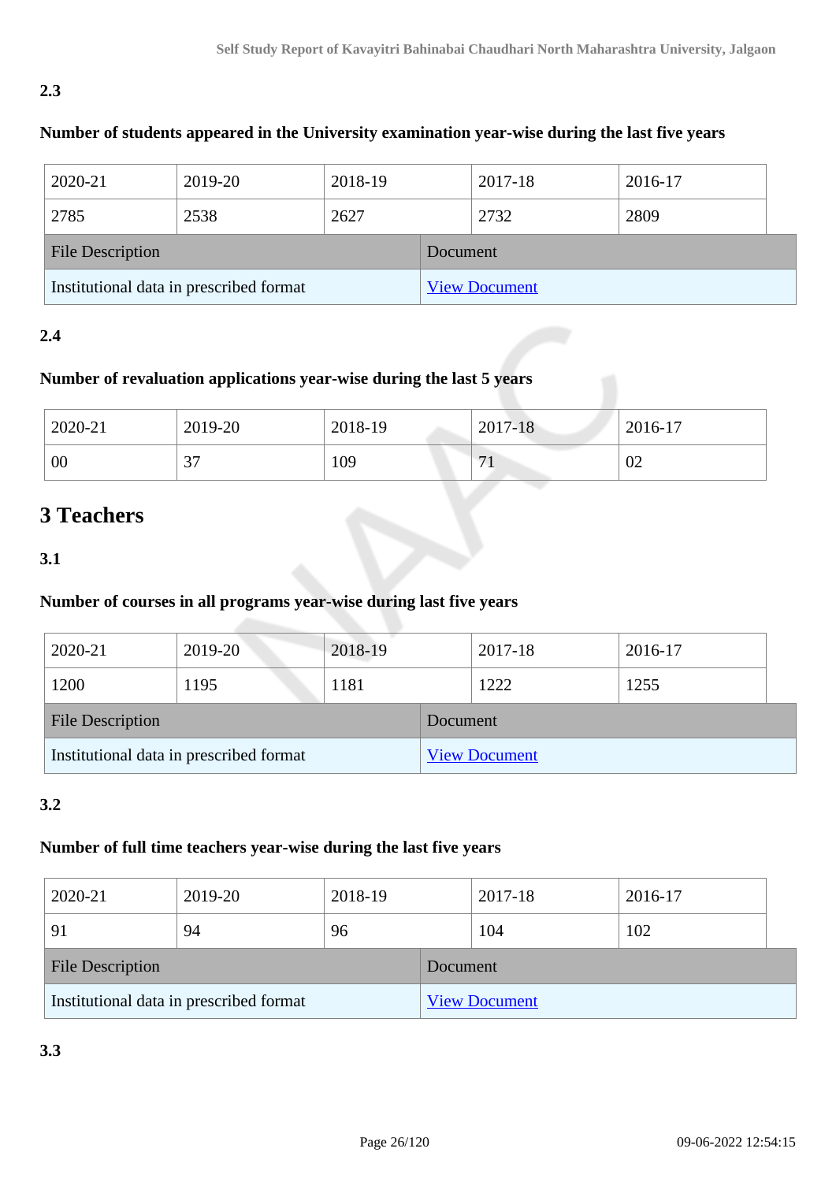**2.3**

**Number of students appeared in the University examination year-wise during the last five years**

| 2020-21 | 2019-20 | 2018-19 | 2017-18 | 2016-17 |
|---|---|---|---|---|
| 2785 | 2538 | 2627 | 2732 | 2809 |

| File Description | Document |
|---|---|
| Institutional data in prescribed format | View Document |

**2.4**

**Number of revaluation applications year-wise during the last 5 years**

| 2020-21 | 2019-20 | 2018-19 | 2017-18 | 2016-17 |
|---|---|---|---|---|
| 00 | 37 | 109 | 71 | 02 |

# 3 Teachers

**3.1**

**Number of courses in all programs year-wise during last five years**

| 2020-21 | 2019-20 | 2018-19 | 2017-18 | 2016-17 |
|---|---|---|---|---|
| 1200 | 1195 | 1181 | 1222 | 1255 |

| File Description | Document |
|---|---|
| Institutional data in prescribed format | View Document |

**3.2**

**Number of full time teachers year-wise during the last five years**

| 2020-21 | 2019-20 | 2018-19 | 2017-18 | 2016-17 |
|---|---|---|---|---|
| 91 | 94 | 96 | 104 | 102 |

| File Description | Document |
|---|---|
| Institutional data in prescribed format | View Document |

**3.3**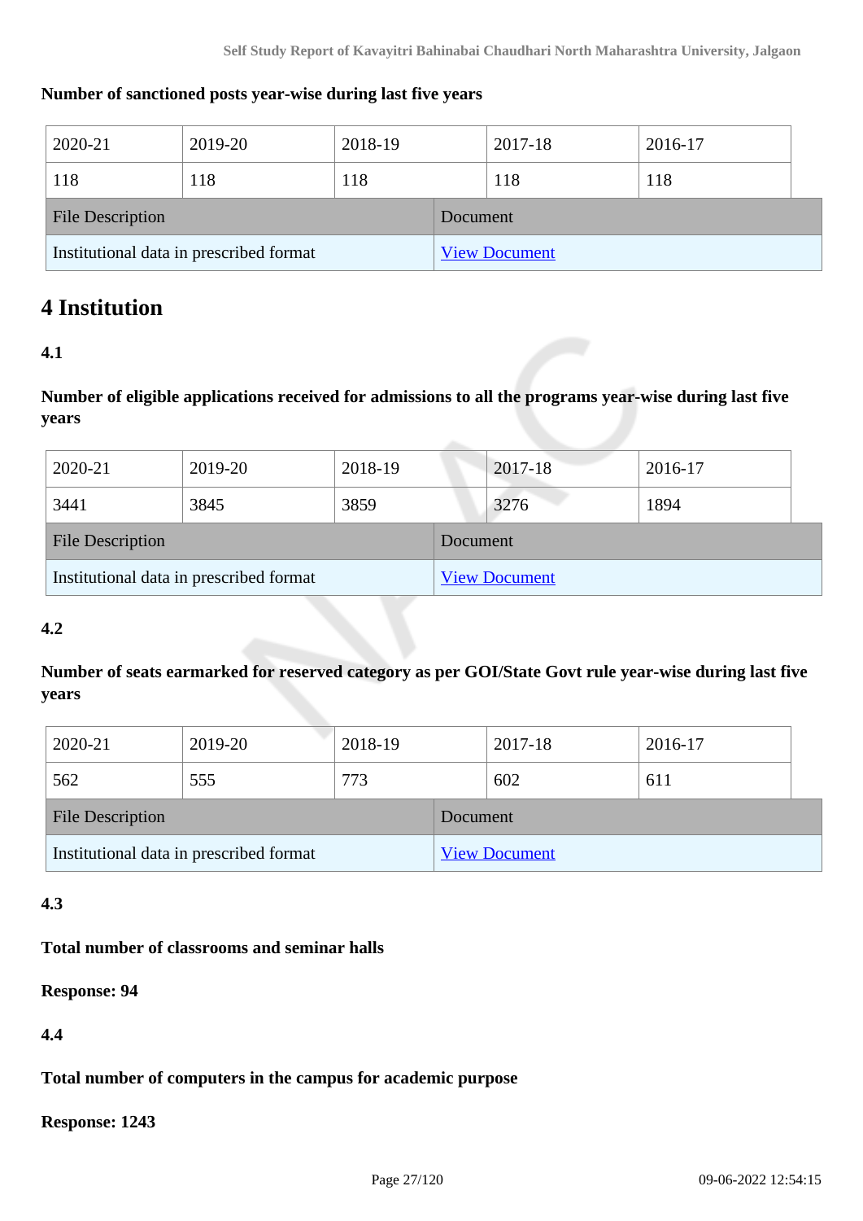**Number of sanctioned posts year-wise during last five years**

| 2020-21 | 2019-20 | 2018-19 | 2017-18 | 2016-17 |
|---|---|---|---|---|
| 118 | 118 | 118 | 118 | 118 |

| File Description | Document |
|---|---|
| Institutional data in prescribed format | View Document |

# 4 Institution

**4.1**

**Number of eligible applications received for admissions to all the programs year-wise during last five years**

| 2020-21 | 2019-20 | 2018-19 | 2017-18 | 2016-17 |
|---|---|---|---|---|
| 3441 | 3845 | 3859 | 3276 | 1894 |

| File Description | Document |
|---|---|
| Institutional data in prescribed format | View Document |

**4.2**

**Number of seats earmarked for reserved category as per GOI/State Govt rule year-wise during last five years**

| 2020-21 | 2019-20 | 2018-19 | 2017-18 | 2016-17 |
|---|---|---|---|---|
| 562 | 555 | 773 | 602 | 611 |

| File Description | Document |
|---|---|
| Institutional data in prescribed format | View Document |

**4.3**

**Total number of classrooms and seminar halls**

**Response: 94**

**4.4**

**Total number of computers in the campus for academic purpose**

**Response: 1243**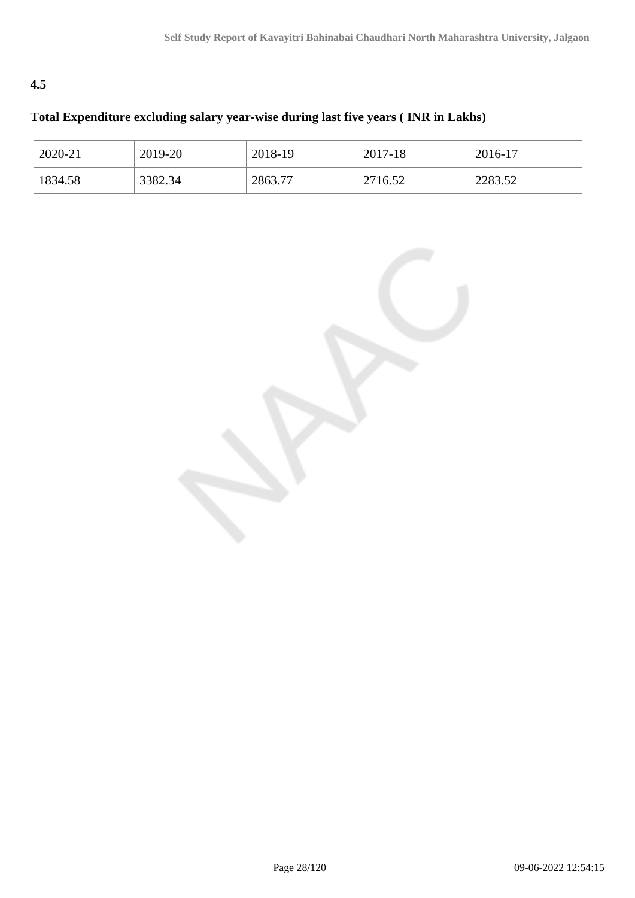**4.5**

**Total Expenditure excluding salary year-wise during last five years ( INR in Lakhs)**

| 2020-21 | 2019-20 | 2018-19 | 2017-18 | 2016-17 |
|---|---|---|---|---|
| 1834.58 | 3382.34 | 2863.77 | 2716.52 | 2283.52 |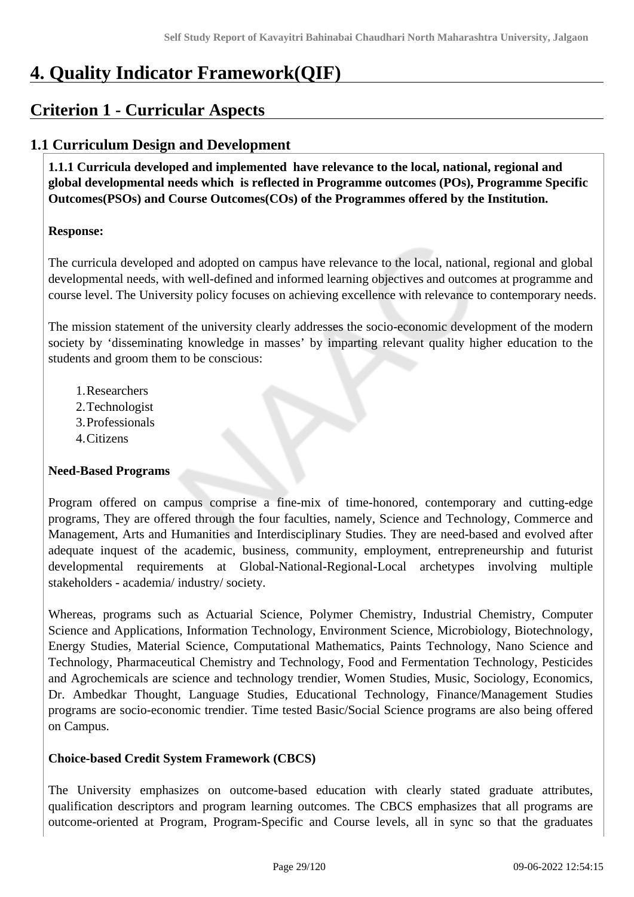# 4. Quality Indicator Framework(QIF)

## Criterion 1 - Curricular Aspects

### 1.1 Curriculum Design and Development

**1.1.1 Curricula developed and implemented have relevance to the local, national, regional and global developmental needs which is reflected in Programme outcomes (POs), Programme Specific Outcomes(PSOs) and Course Outcomes(COs) of the Programmes offered by the Institution.**

**Response:**

The curricula developed and adopted on campus have relevance to the local, national, regional and global developmental needs, with well-defined and informed learning objectives and outcomes at programme and course level. The University policy focuses on achieving excellence with relevance to contemporary needs.

The mission statement of the university clearly addresses the socio-economic development of the modern society by 'disseminating knowledge in masses' by imparting relevant quality higher education to the students and groom them to be conscious:

1. Researchers
2. Technologist
3. Professionals
4. Citizens

**Need-Based Programs**

Program offered on campus comprise a fine-mix of time-honored, contemporary and cutting-edge programs, They are offered through the four faculties, namely, Science and Technology, Commerce and Management, Arts and Humanities and Interdisciplinary Studies. They are need-based and evolved after adequate inquest of the academic, business, community, employment, entrepreneurship and futurist developmental requirements at Global-National-Regional-Local archetypes involving multiple stakeholders - academia/ industry/ society.

Whereas, programs such as Actuarial Science, Polymer Chemistry, Industrial Chemistry, Computer Science and Applications, Information Technology, Environment Science, Microbiology, Biotechnology, Energy Studies, Material Science, Computational Mathematics, Paints Technology, Nano Science and Technology, Pharmaceutical Chemistry and Technology, Food and Fermentation Technology, Pesticides and Agrochemicals are science and technology trendier, Women Studies, Music, Sociology, Economics, Dr. Ambedkar Thought, Language Studies, Educational Technology, Finance/Management Studies programs are socio-economic trendier. Time tested Basic/Social Science programs are also being offered on Campus.

**Choice-based Credit System Framework (CBCS)**

The University emphasizes on outcome-based education with clearly stated graduate attributes, qualification descriptors and program learning outcomes. The CBCS emphasizes that all programs are outcome-oriented at Program, Program-Specific and Course levels, all in sync so that the graduates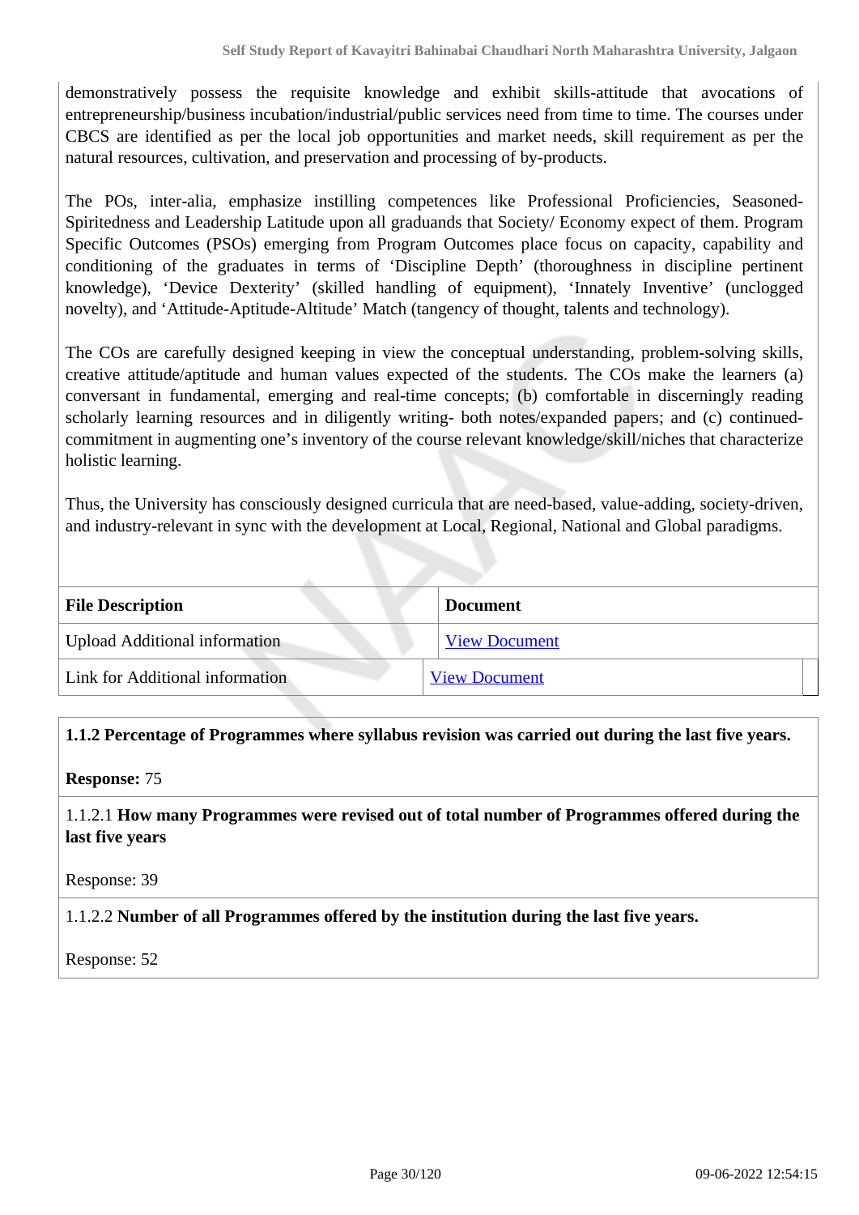demonstratively possess the requisite knowledge and exhibit skills-attitude that avocations of entrepreneurship/business incubation/industrial/public services need from time to time. The courses under CBCS are identified as per the local job opportunities and market needs, skill requirement as per the natural resources, cultivation, and preservation and processing of by-products.

The POs, inter-alia, emphasize instilling competences like Professional Proficiencies, Seasoned-Spiritedness and Leadership Latitude upon all graduands that Society/ Economy expect of them. Program Specific Outcomes (PSOs) emerging from Program Outcomes place focus on capacity, capability and conditioning of the graduates in terms of 'Discipline Depth' (thoroughness in discipline pertinent knowledge), 'Device Dexterity' (skilled handling of equipment), 'Innately Inventive' (unclogged novelty), and 'Attitude-Aptitude-Altitude' Match (tangency of thought, talents and technology).

The COs are carefully designed keeping in view the conceptual understanding, problem-solving skills, creative attitude/aptitude and human values expected of the students. The COs make the learners (a) conversant in fundamental, emerging and real-time concepts; (b) comfortable in discerningly reading scholarly learning resources and in diligently writing- both notes/expanded papers; and (c) continued-commitment in augmenting one's inventory of the course relevant knowledge/skill/niches that characterize holistic learning.

Thus, the University has consciously designed curricula that are need-based, value-adding, society-driven, and industry-relevant in sync with the development at Local, Regional, National and Global paradigms.

| File Description | Document |
|---|---|
| Upload Additional information | View Document |
| Link for Additional information | View Document |

**1.1.2 Percentage of Programmes where syllabus revision was carried out during the last five years.**

**Response:** 75

1.1.2.1 **How many Programmes were revised out of total number of Programmes offered during the last five years**

Response: 39

1.1.2.2 **Number of all Programmes offered by the institution during the last five years.**

Response: 52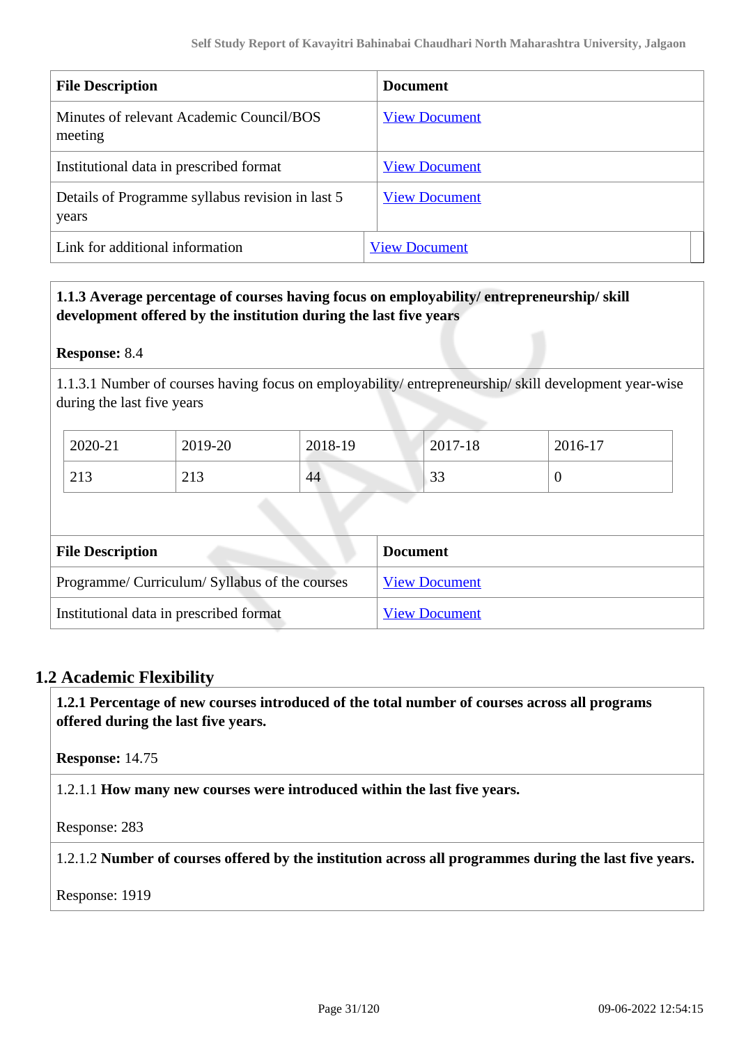| File Description | Document |
|---|---|
| Minutes of relevant Academic Council/BOS meeting | View Document |
| Institutional data in prescribed format | View Document |
| Details of Programme syllabus revision in last 5 years | View Document |
| Link for additional information | View Document |

**1.1.3 Average percentage of courses having focus on employability/ entrepreneurship/ skill development offered by the institution during the last five years**

**Response:** 8.4

1.1.3.1 Number of courses having focus on employability/ entrepreneurship/ skill development year-wise during the last five years

| 2020-21 | 2019-20 | 2018-19 | 2017-18 | 2016-17 |
|---|---|---|---|---|
| 213 | 213 | 44 | 33 | 0 |

| File Description | Document |
|---|---|
| Programme/ Curriculum/ Syllabus of the courses | View Document |
| Institutional data in prescribed format | View Document |

## 1.2 Academic Flexibility

**1.2.1 Percentage of new courses introduced of the total number of courses across all programs offered during the last five years.**

**Response:** 14.75

1.2.1.1 **How many new courses were introduced within the last five years.**

Response: 283

1.2.1.2 **Number of courses offered by the institution across all programmes during the last five years.**

Response: 1919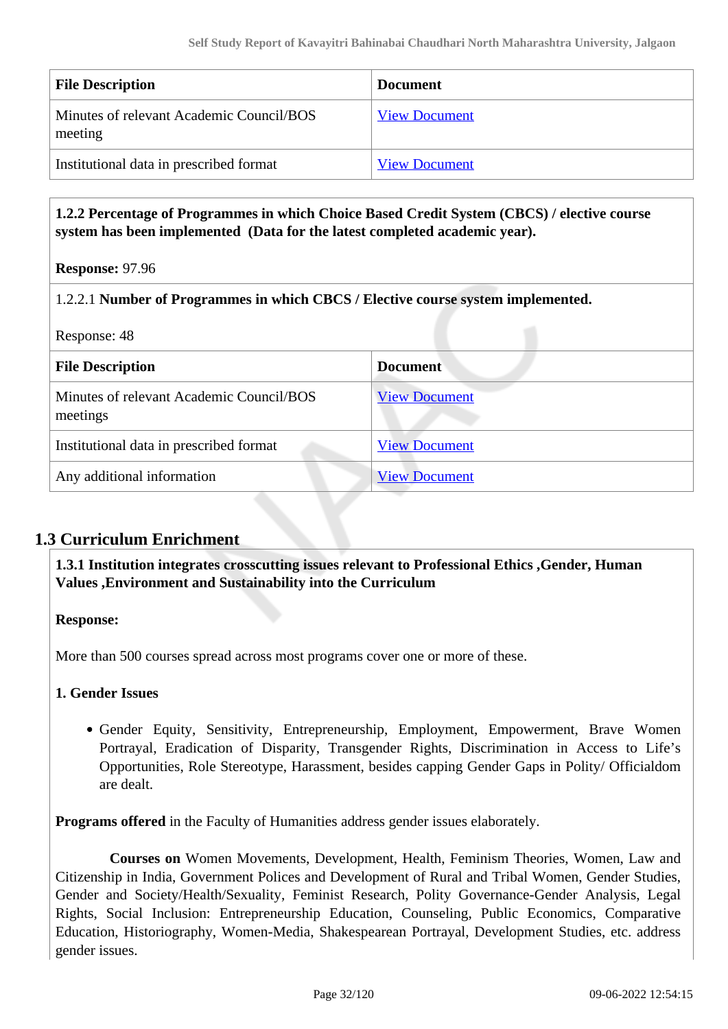| File Description | Document |
|---|---|
| Minutes of relevant Academic Council/BOS meeting | View Document |
| Institutional data in prescribed format | View Document |

**1.2.2 Percentage of Programmes in which Choice Based Credit System (CBCS) / elective course system has been implemented (Data for the latest completed academic year).**

**Response:** 97.96

1.2.2.1 **Number of Programmes in which CBCS / Elective course system implemented.**

Response: 48

| File Description | Document |
|---|---|
| Minutes of relevant Academic Council/BOS meetings | View Document |
| Institutional data in prescribed format | View Document |
| Any additional information | View Document |

## 1.3 Curriculum Enrichment

**1.3.1 Institution integrates crosscutting issues relevant to Professional Ethics ,Gender, Human Values ,Environment and Sustainability into the Curriculum**

**Response:**

More than 500 courses spread across most programs cover one or more of these.

**1. Gender Issues**

- Gender Equity, Sensitivity, Entrepreneurship, Employment, Empowerment, Brave Women Portrayal, Eradication of Disparity, Transgender Rights, Discrimination in Access to Life's Opportunities, Role Stereotype, Harassment, besides capping Gender Gaps in Polity/ Officialdom are dealt.

**Programs offered** in the Faculty of Humanities address gender issues elaborately.

**Courses on** Women Movements, Development, Health, Feminism Theories, Women, Law and Citizenship in India, Government Polices and Development of Rural and Tribal Women, Gender Studies, Gender and Society/Health/Sexuality, Feminist Research, Polity Governance-Gender Analysis, Legal Rights, Social Inclusion: Entrepreneurship Education, Counseling, Public Economics, Comparative Education, Historiography, Women-Media, Shakespearean Portrayal, Development Studies, etc. address gender issues.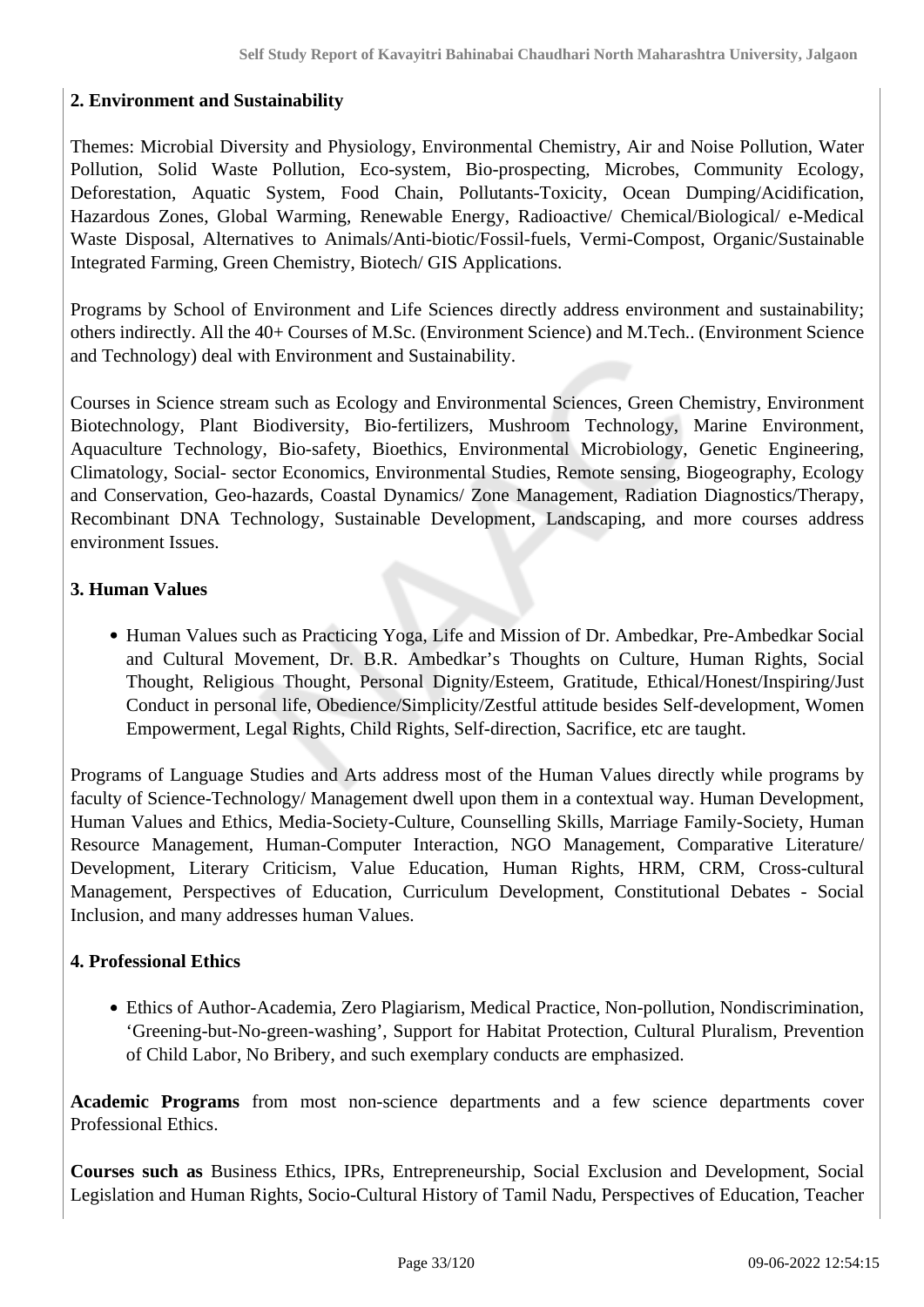**2. Environment and Sustainability**

Themes: Microbial Diversity and Physiology, Environmental Chemistry, Air and Noise Pollution, Water Pollution, Solid Waste Pollution, Eco-system, Bio-prospecting, Microbes, Community Ecology, Deforestation, Aquatic System, Food Chain, Pollutants-Toxicity, Ocean Dumping/Acidification, Hazardous Zones, Global Warming, Renewable Energy, Radioactive/ Chemical/Biological/ e-Medical Waste Disposal, Alternatives to Animals/Anti-biotic/Fossil-fuels, Vermi-Compost, Organic/Sustainable Integrated Farming, Green Chemistry, Biotech/ GIS Applications.

Programs by School of Environment and Life Sciences directly address environment and sustainability; others indirectly. All the 40+ Courses of M.Sc. (Environment Science) and M.Tech.. (Environment Science and Technology) deal with Environment and Sustainability.

Courses in Science stream such as Ecology and Environmental Sciences, Green Chemistry, Environment Biotechnology, Plant Biodiversity, Bio-fertilizers, Mushroom Technology, Marine Environment, Aquaculture Technology, Bio-safety, Bioethics, Environmental Microbiology, Genetic Engineering, Climatology, Social- sector Economics, Environmental Studies, Remote sensing, Biogeography, Ecology and Conservation, Geo-hazards, Coastal Dynamics/ Zone Management, Radiation Diagnostics/Therapy, Recombinant DNA Technology, Sustainable Development, Landscaping, and more courses address environment Issues.

**3. Human Values**

- Human Values such as Practicing Yoga, Life and Mission of Dr. Ambedkar, Pre-Ambedkar Social and Cultural Movement, Dr. B.R. Ambedkar's Thoughts on Culture, Human Rights, Social Thought, Religious Thought, Personal Dignity/Esteem, Gratitude, Ethical/Honest/Inspiring/Just Conduct in personal life, Obedience/Simplicity/Zestful attitude besides Self-development, Women Empowerment, Legal Rights, Child Rights, Self-direction, Sacrifice, etc are taught.

Programs of Language Studies and Arts address most of the Human Values directly while programs by faculty of Science-Technology/ Management dwell upon them in a contextual way. Human Development, Human Values and Ethics, Media-Society-Culture, Counselling Skills, Marriage Family-Society, Human Resource Management, Human-Computer Interaction, NGO Management, Comparative Literature/ Development, Literary Criticism, Value Education, Human Rights, HRM, CRM, Cross-cultural Management, Perspectives of Education, Curriculum Development, Constitutional Debates - Social Inclusion, and many addresses human Values.

**4. Professional Ethics**

- Ethics of Author-Academia, Zero Plagiarism, Medical Practice, Non-pollution, Nondiscrimination, 'Greening-but-No-green-washing', Support for Habitat Protection, Cultural Pluralism, Prevention of Child Labor, No Bribery, and such exemplary conducts are emphasized.

**Academic Programs** from most non-science departments and a few science departments cover Professional Ethics.

**Courses such as** Business Ethics, IPRs, Entrepreneurship, Social Exclusion and Development, Social Legislation and Human Rights, Socio-Cultural History of Tamil Nadu, Perspectives of Education, Teacher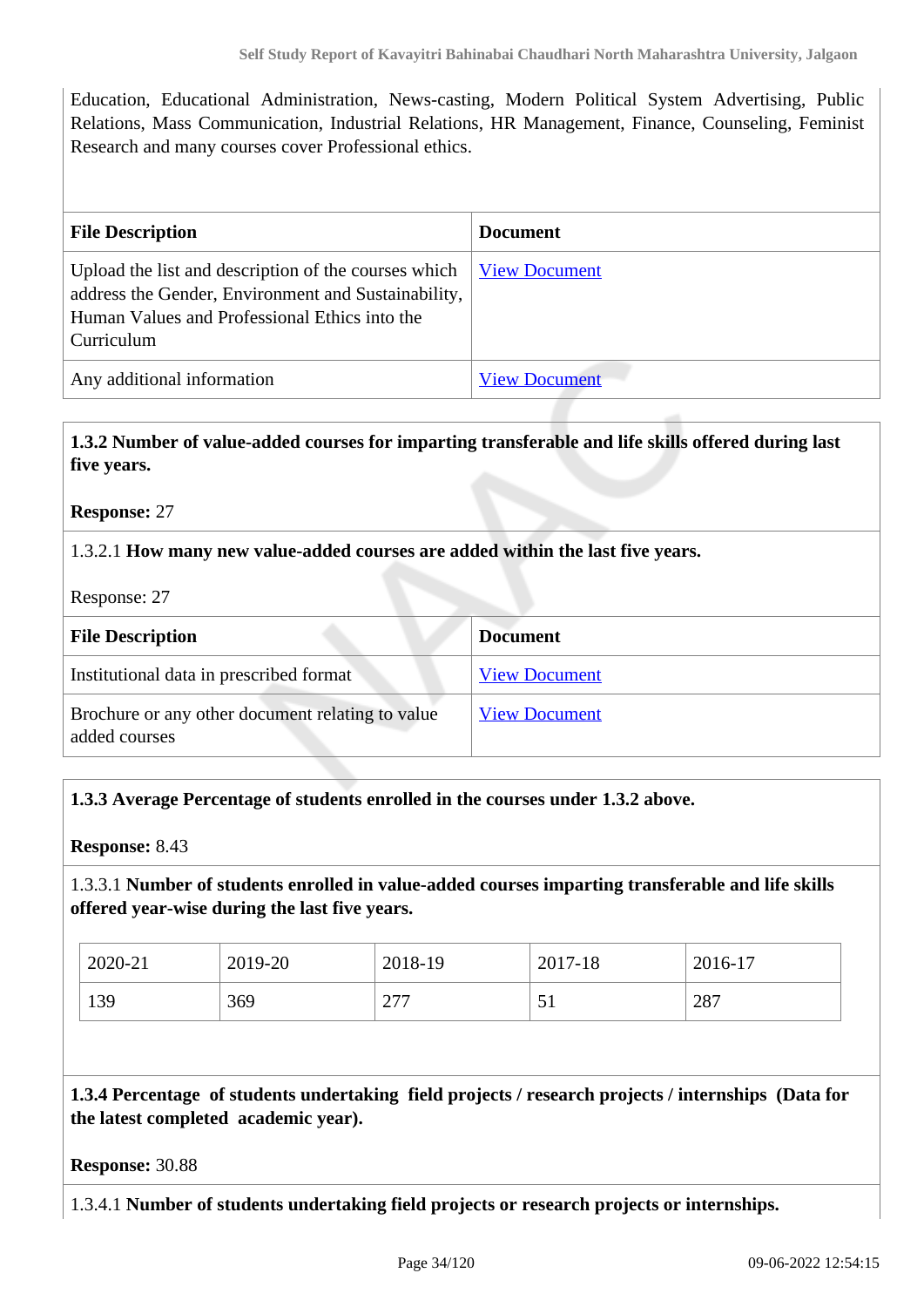Education, Educational Administration, News-casting, Modern Political System Advertising, Public Relations, Mass Communication, Industrial Relations, HR Management, Finance, Counseling, Feminist Research and many courses cover Professional ethics.

| File Description | Document |
|---|---|
| Upload the list and description of the courses which address the Gender, Environment and Sustainability, Human Values and Professional Ethics into the Curriculum | View Document |
| Any additional information | View Document |

**1.3.2 Number of value-added courses for imparting transferable and life skills offered during last five years.**

**Response:** 27

1.3.2.1 **How many new value-added courses are added within the last five years.**

Response: 27

| File Description | Document |
|---|---|
| Institutional data in prescribed format | View Document |
| Brochure or any other document relating to value added courses | View Document |

**1.3.3 Average Percentage of students enrolled in the courses under 1.3.2 above.**

**Response:** 8.43

1.3.3.1 **Number of students enrolled in value-added courses imparting transferable and life skills offered year-wise during the last five years.**

| 2020-21 | 2019-20 | 2018-19 | 2017-18 | 2016-17 |
|---|---|---|---|---|
| 139 | 369 | 277 | 51 | 287 |

**1.3.4 Percentage of students undertaking field projects / research projects / internships (Data for the latest completed academic year).**

**Response:** 30.88

1.3.4.1 **Number of students undertaking field projects or research projects or internships.**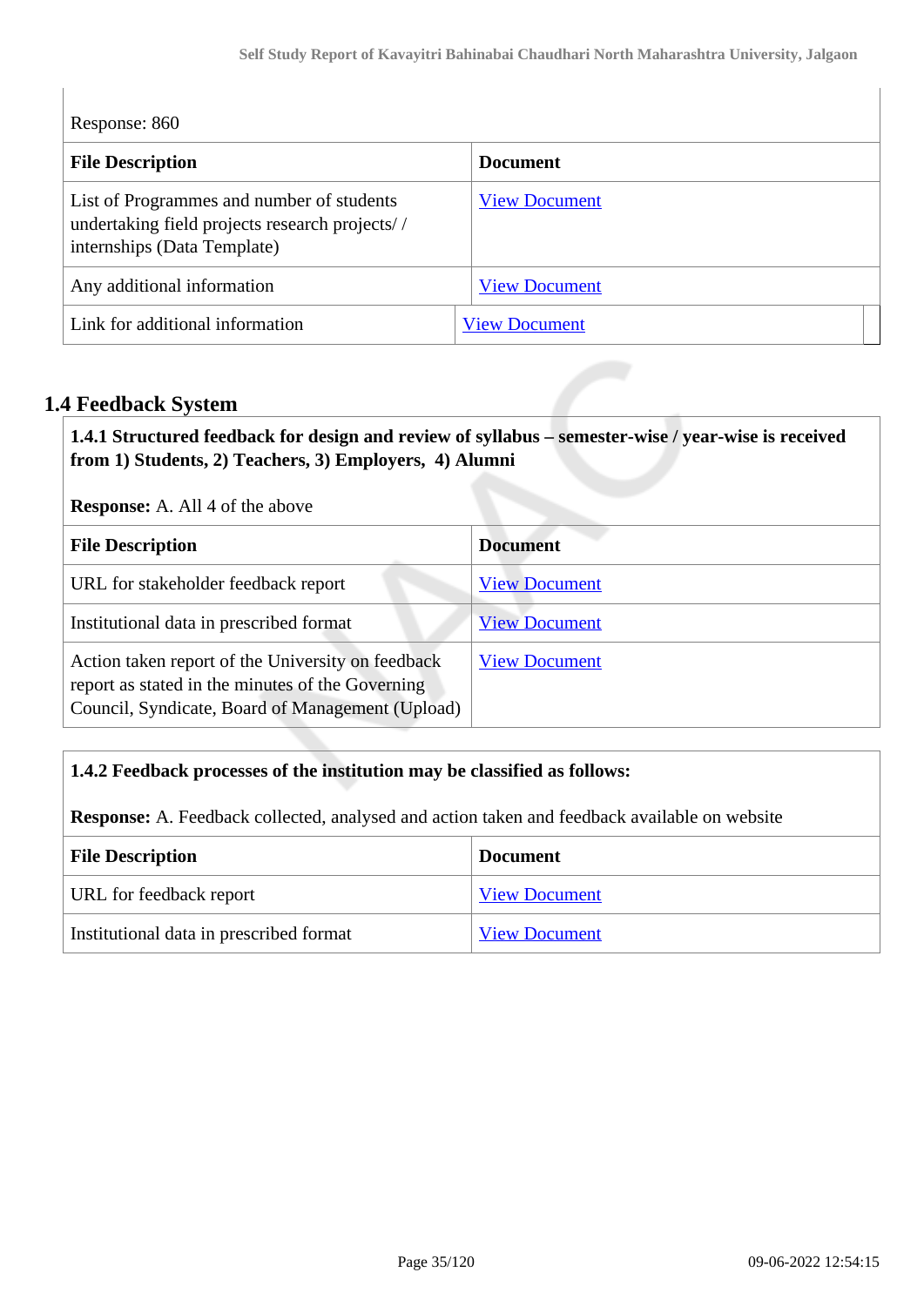Response: 860

| File Description | Document |
|---|---|
| List of Programmes and number of students undertaking field projects research projects/ / internships (Data Template) | View Document |
| Any additional information | View Document |
| Link for additional information | View Document |

## 1.4 Feedback System

**1.4.1 Structured feedback for design and review of syllabus – semester-wise / year-wise is received from 1) Students, 2) Teachers, 3) Employers, 4) Alumni**

**Response:** A. All 4 of the above

| File Description | Document |
|---|---|
| URL for stakeholder feedback report | View Document |
| Institutional data in prescribed format | View Document |
| Action taken report of the University on feedback report as stated in the minutes of the Governing Council, Syndicate, Board of Management (Upload) | View Document |

**1.4.2 Feedback processes of the institution may be classified as follows:**

**Response:** A. Feedback collected, analysed and action taken and feedback available on website

| File Description | Document |
|---|---|
| URL for feedback report | View Document |
| Institutional data in prescribed format | View Document |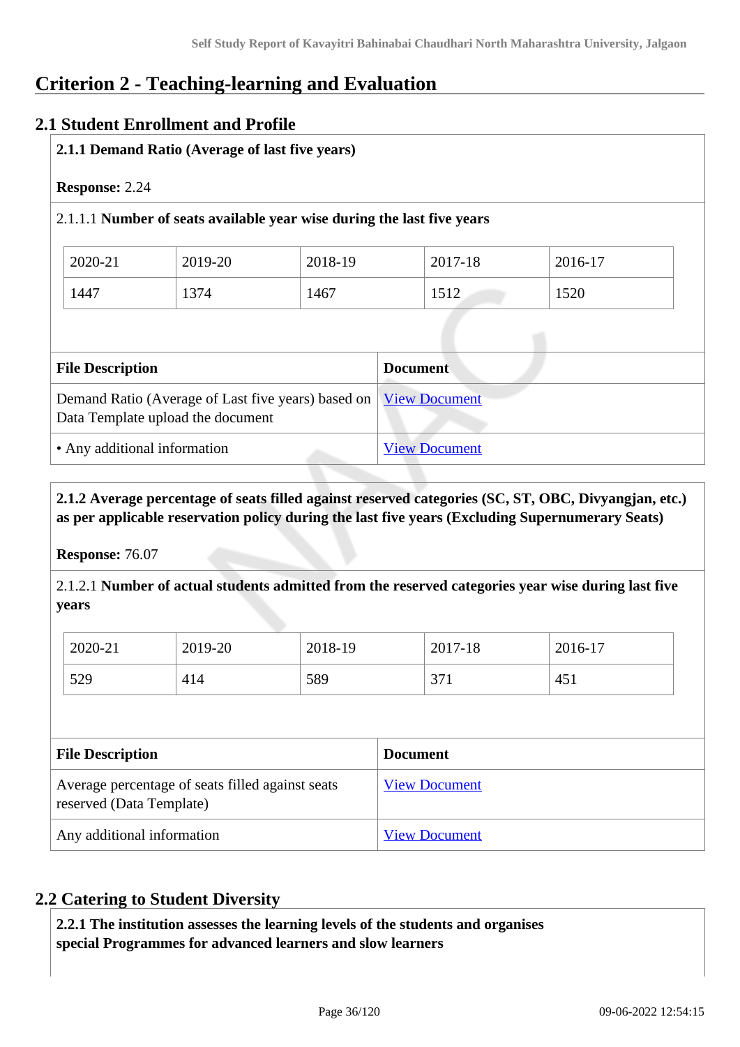# Criterion 2 - Teaching-learning and Evaluation

## 2.1 Student Enrollment and Profile

**2.1.1 Demand Ratio (Average of last five years)**

**Response:** 2.24

2.1.1.1 **Number of seats available year wise during the last five years**

| 2020-21 | 2019-20 | 2018-19 | 2017-18 | 2016-17 |
|---|---|---|---|---|
| 1447 | 1374 | 1467 | 1512 | 1520 |

| File Description | Document |
|---|---|
| Demand Ratio (Average of Last five years) based on Data Template upload the document | View Document |
| • Any additional information | View Document |

**2.1.2 Average percentage of seats filled against reserved categories (SC, ST, OBC, Divyangjan, etc.) as per applicable reservation policy during the last five years (Excluding Supernumerary Seats)**

**Response:** 76.07

2.1.2.1 **Number of actual students admitted from the reserved categories year wise during last five years**

| 2020-21 | 2019-20 | 2018-19 | 2017-18 | 2016-17 |
|---|---|---|---|---|
| 529 | 414 | 589 | 371 | 451 |

| File Description | Document |
|---|---|
| Average percentage of seats filled against seats reserved (Data Template) | View Document |
| Any additional information | View Document |

## 2.2 Catering to Student Diversity

**2.2.1 The institution assesses the learning levels of the students and organises special Programmes for advanced learners and slow learners**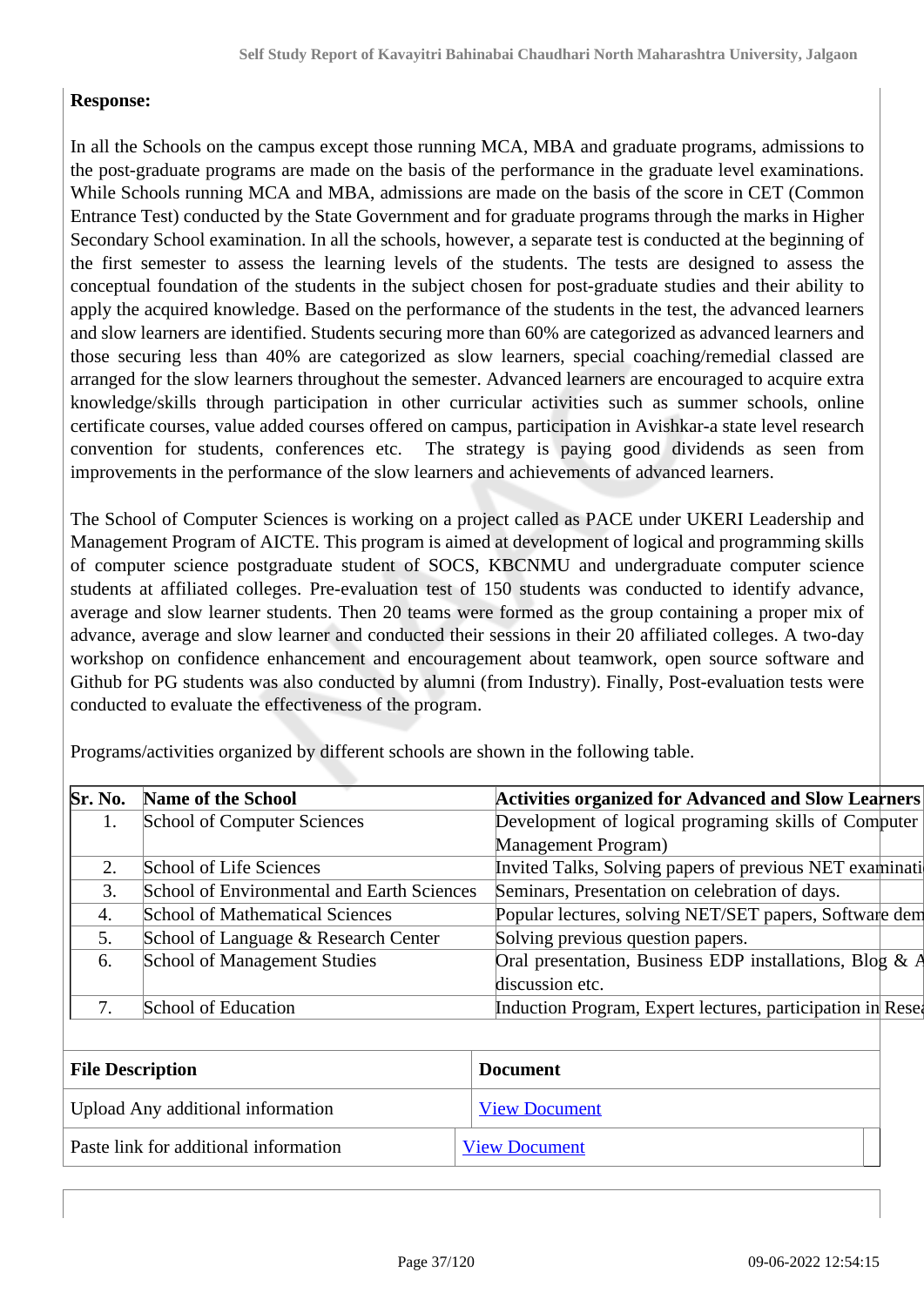**Response:**

In all the Schools on the campus except those running MCA, MBA and graduate programs, admissions to the post-graduate programs are made on the basis of the performance in the graduate level examinations. While Schools running MCA and MBA, admissions are made on the basis of the score in CET (Common Entrance Test) conducted by the State Government and for graduate programs through the marks in Higher Secondary School examination. In all the schools, however, a separate test is conducted at the beginning of the first semester to assess the learning levels of the students. The tests are designed to assess the conceptual foundation of the students in the subject chosen for post-graduate studies and their ability to apply the acquired knowledge. Based on the performance of the students in the test, the advanced learners and slow learners are identified. Students securing more than 60% are categorized as advanced learners and those securing less than 40% are categorized as slow learners, special coaching/remedial classed are arranged for the slow learners throughout the semester. Advanced learners are encouraged to acquire extra knowledge/skills through participation in other curricular activities such as summer schools, online certificate courses, value added courses offered on campus, participation in Avishkar-a state level research convention for students, conferences etc. The strategy is paying good dividends as seen from improvements in the performance of the slow learners and achievements of advanced learners.

The School of Computer Sciences is working on a project called as PACE under UKERI Leadership and Management Program of AICTE. This program is aimed at development of logical and programming skills of computer science postgraduate student of SOCS, KBCNMU and undergraduate computer science students at affiliated colleges. Pre-evaluation test of 150 students was conducted to identify advance, average and slow learner students. Then 20 teams were formed as the group containing a proper mix of advance, average and slow learner and conducted their sessions in their 20 affiliated colleges. A two-day workshop on confidence enhancement and encouragement about teamwork, open source software and Github for PG students was also conducted by alumni (from Industry). Finally, Post-evaluation tests were conducted to evaluate the effectiveness of the program.

Programs/activities organized by different schools are shown in the following table.

| Sr. No. | Name of the School | Activities organized for Advanced and Slow Learners |
|---|---|---|
| 1. | School of Computer Sciences | Development of logical programing skills of Computer Management Program) |
| 2. | School of Life Sciences | Invited Talks, Solving papers of previous NET examinati |
| 3. | School of Environmental and Earth Sciences | Seminars, Presentation on celebration of days. |
| 4. | School of Mathematical Sciences | Popular lectures, solving NET/SET papers, Software dem |
| 5. | School of Language & Research Center | Solving previous question papers. |
| 6. | School of Management Studies | Oral presentation, Business EDP installations, Blog & A discussion etc. |
| 7. | School of Education | Induction Program, Expert lectures, participation in Resea |

| File Description | Document |
|---|---|
| Upload Any additional information | View Document |
| Paste link for additional information | View Document |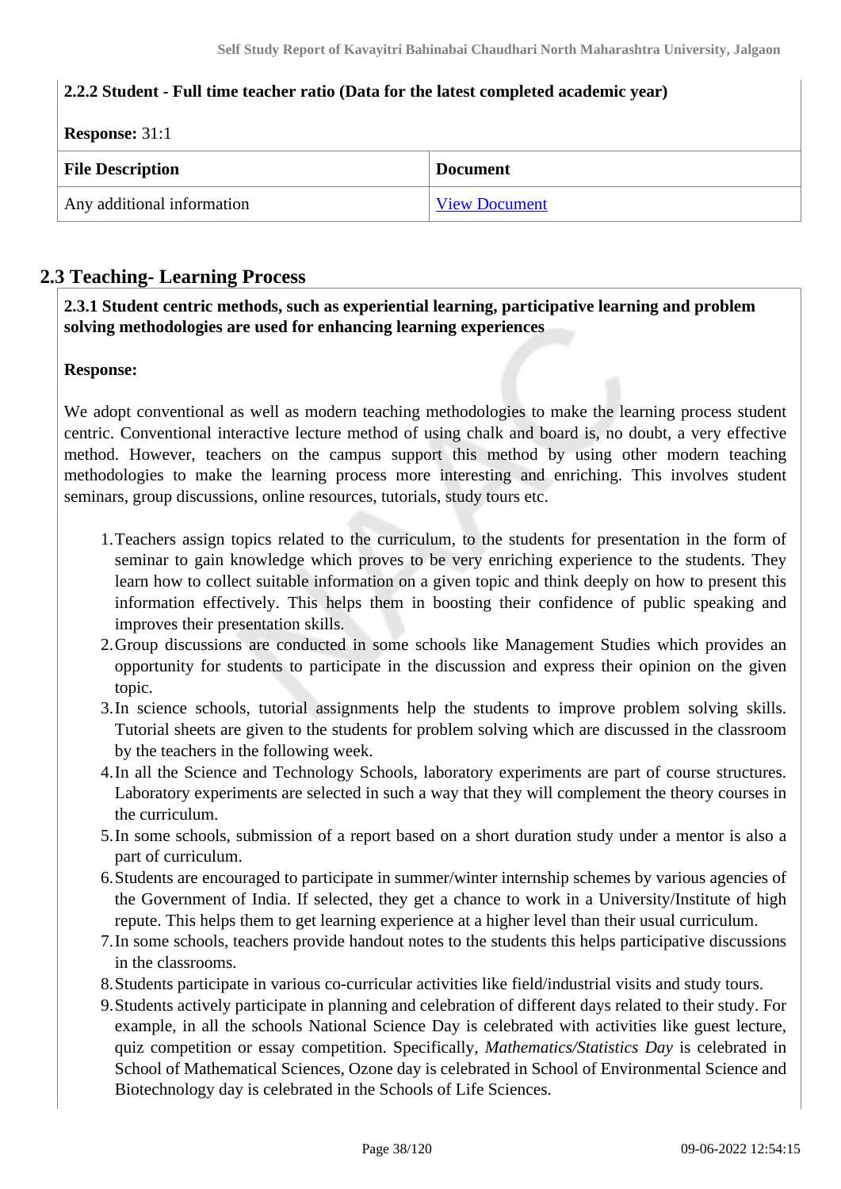**2.2.2 Student - Full time teacher ratio (Data for the latest completed academic year)**

**Response:** 31:1

| File Description | Document |
|---|---|
| Any additional information | View Document |

## 2.3 Teaching- Learning Process

**2.3.1 Student centric methods, such as experiential learning, participative learning and problem solving methodologies are used for enhancing learning experiences**

**Response:**

We adopt conventional as well as modern teaching methodologies to make the learning process student centric. Conventional interactive lecture method of using chalk and board is, no doubt, a very effective method. However, teachers on the campus support this method by using other modern teaching methodologies to make the learning process more interesting and enriching. This involves student seminars, group discussions, online resources, tutorials, study tours etc.

1. Teachers assign topics related to the curriculum, to the students for presentation in the form of seminar to gain knowledge which proves to be very enriching experience to the students. They learn how to collect suitable information on a given topic and think deeply on how to present this information effectively. This helps them in boosting their confidence of public speaking and improves their presentation skills.
2. Group discussions are conducted in some schools like Management Studies which provides an opportunity for students to participate in the discussion and express their opinion on the given topic.
3. In science schools, tutorial assignments help the students to improve problem solving skills. Tutorial sheets are given to the students for problem solving which are discussed in the classroom by the teachers in the following week.
4. In all the Science and Technology Schools, laboratory experiments are part of course structures. Laboratory experiments are selected in such a way that they will complement the theory courses in the curriculum.
5. In some schools, submission of a report based on a short duration study under a mentor is also a part of curriculum.
6. Students are encouraged to participate in summer/winter internship schemes by various agencies of the Government of India. If selected, they get a chance to work in a University/Institute of high repute. This helps them to get learning experience at a higher level than their usual curriculum.
7. In some schools, teachers provide handout notes to the students this helps participative discussions in the classrooms.
8. Students participate in various co-curricular activities like field/industrial visits and study tours.
9. Students actively participate in planning and celebration of different days related to their study. For example, in all the schools National Science Day is celebrated with activities like guest lecture, quiz competition or essay competition. Specifically, *Mathematics/Statistics Day* is celebrated in School of Mathematical Sciences, Ozone day is celebrated in School of Environmental Science and Biotechnology day is celebrated in the Schools of Life Sciences.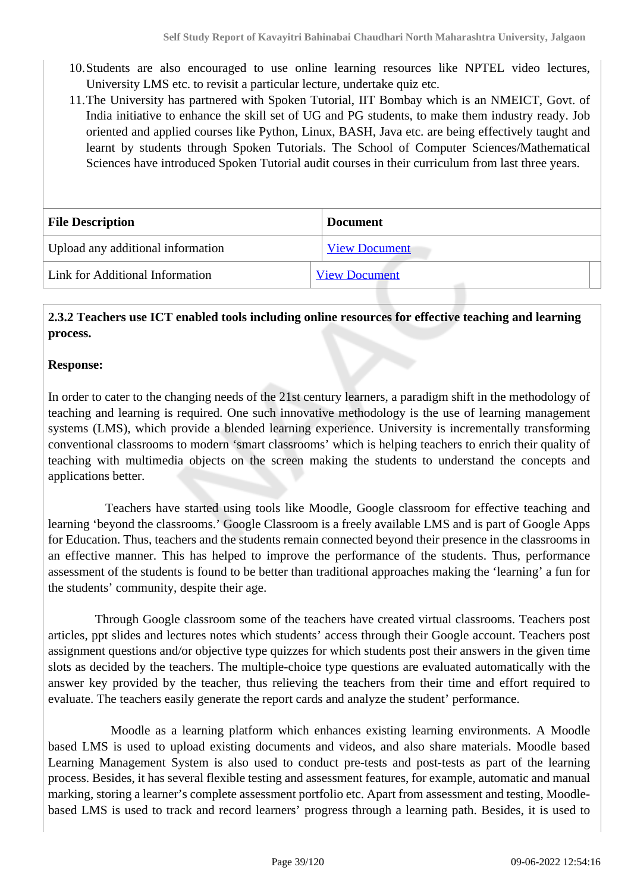10. Students are also encouraged to use online learning resources like NPTEL video lectures, University LMS etc. to revisit a particular lecture, undertake quiz etc.
11. The University has partnered with Spoken Tutorial, IIT Bombay which is an NMEICT, Govt. of India initiative to enhance the skill set of UG and PG students, to make them industry ready. Job oriented and applied courses like Python, Linux, BASH, Java etc. are being effectively taught and learnt by students through Spoken Tutorials. The School of Computer Sciences/Mathematical Sciences have introduced Spoken Tutorial audit courses in their curriculum from last three years.

| File Description | Document |
|---|---|
| Upload any additional information | View Document |
| Link for Additional Information | View Document |

**2.3.2 Teachers use ICT enabled tools including online resources for effective teaching and learning process.**

**Response:**

In order to cater to the changing needs of the 21st century learners, a paradigm shift in the methodology of teaching and learning is required. One such innovative methodology is the use of learning management systems (LMS), which provide a blended learning experience. University is incrementally transforming conventional classrooms to modern 'smart classrooms' which is helping teachers to enrich their quality of teaching with multimedia objects on the screen making the students to understand the concepts and applications better.

Teachers have started using tools like Moodle, Google classroom for effective teaching and learning 'beyond the classrooms.' Google Classroom is a freely available LMS and is part of Google Apps for Education. Thus, teachers and the students remain connected beyond their presence in the classrooms in an effective manner. This has helped to improve the performance of the students. Thus, performance assessment of the students is found to be better than traditional approaches making the 'learning' a fun for the students' community, despite their age.

Through Google classroom some of the teachers have created virtual classrooms. Teachers post articles, ppt slides and lectures notes which students' access through their Google account. Teachers post assignment questions and/or objective type quizzes for which students post their answers in the given time slots as decided by the teachers. The multiple-choice type questions are evaluated automatically with the answer key provided by the teacher, thus relieving the teachers from their time and effort required to evaluate. The teachers easily generate the report cards and analyze the student' performance.

Moodle as a learning platform which enhances existing learning environments. A Moodle based LMS is used to upload existing documents and videos, and also share materials. Moodle based Learning Management System is also used to conduct pre-tests and post-tests as part of the learning process. Besides, it has several flexible testing and assessment features, for example, automatic and manual marking, storing a learner's complete assessment portfolio etc. Apart from assessment and testing, Moodle-based LMS is used to track and record learners' progress through a learning path. Besides, it is used to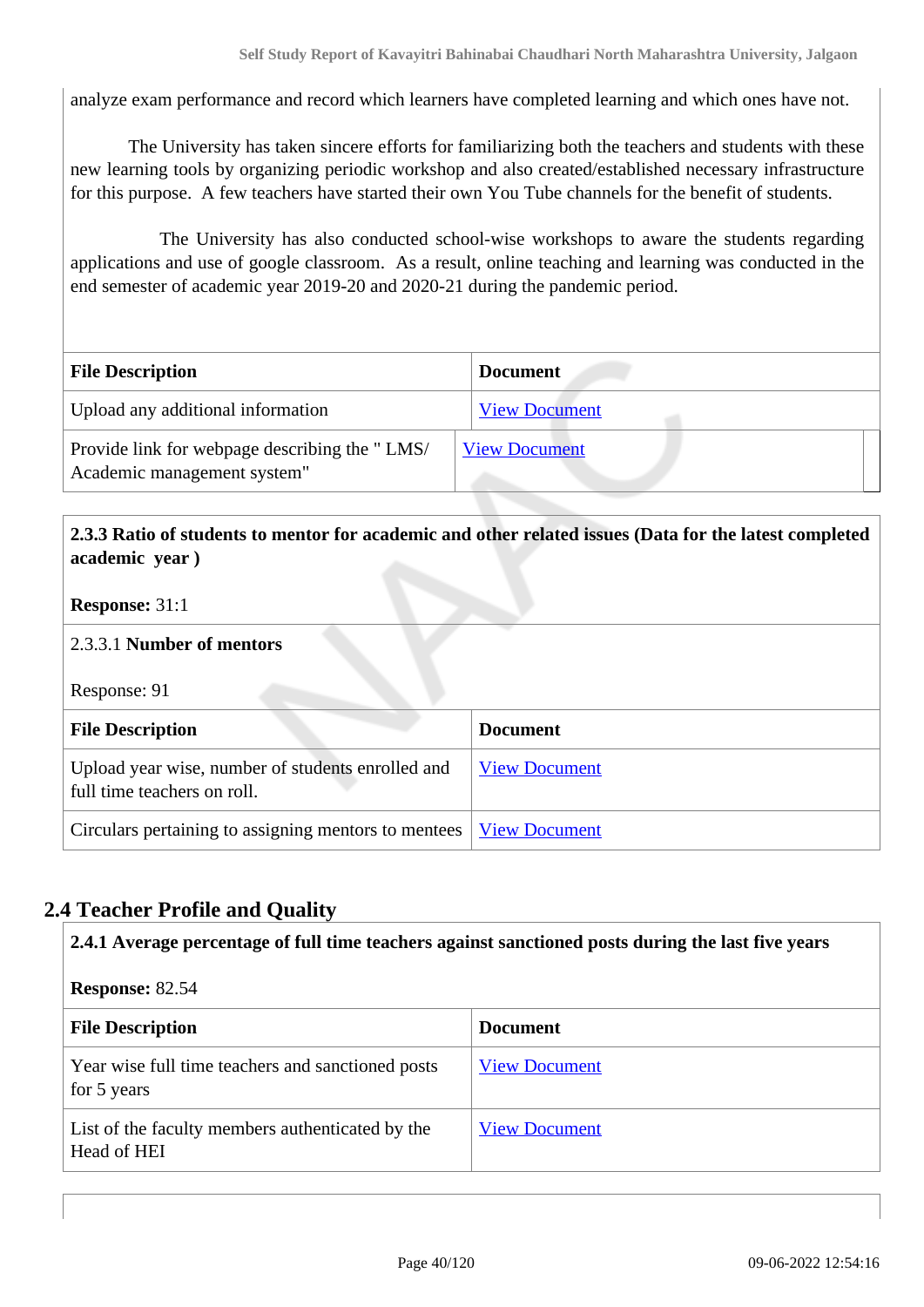analyze exam performance and record which learners have completed learning and which ones have not.

The University has taken sincere efforts for familiarizing both the teachers and students with these new learning tools by organizing periodic workshop and also created/established necessary infrastructure for this purpose. A few teachers have started their own You Tube channels for the benefit of students.

The University has also conducted school-wise workshops to aware the students regarding applications and use of google classroom. As a result, online teaching and learning was conducted in the end semester of academic year 2019-20 and 2020-21 during the pandemic period.

| File Description | Document |
|---|---|
| Upload any additional information | View Document |
| Provide link for webpage describing the " LMS/ Academic management system" | View Document |

**2.3.3 Ratio of students to mentor for academic and other related issues (Data for the latest completed academic year )**

**Response:** 31:1

2.3.3.1 **Number of mentors**

Response: 91

| File Description | Document |
|---|---|
| Upload year wise, number of students enrolled and full time teachers on roll. | View Document |
| Circulars pertaining to assigning mentors to mentees | View Document |

## 2.4 Teacher Profile and Quality

**2.4.1 Average percentage of full time teachers against sanctioned posts during the last five years**

**Response:** 82.54

| File Description | Document |
|---|---|
| Year wise full time teachers and sanctioned posts for 5 years | View Document |
| List of the faculty members authenticated by the Head of HEI | View Document |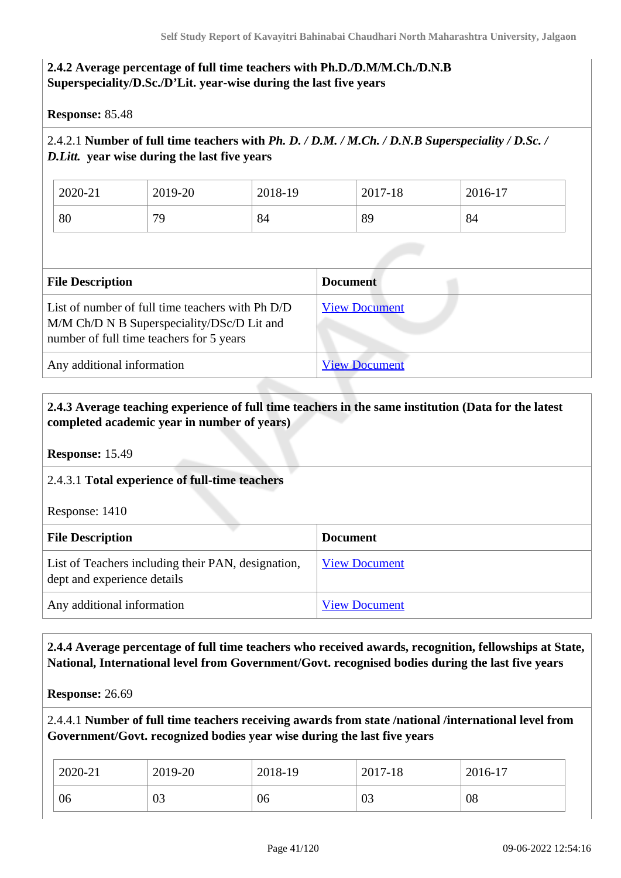**2.4.2 Average percentage of full time teachers with Ph.D./D.M/M.Ch./D.N.B Superspeciality/D.Sc./D'Lit. year-wise during the last five years**

**Response:** 85.48

2.4.2.1 **Number of full time teachers with *Ph. D. / D.M. / M.Ch. / D.N.B Superspeciality / D.Sc. / D.Litt.* year wise during the last five years**

| 2020-21 | 2019-20 | 2018-19 | 2017-18 | 2016-17 |
|---|---|---|---|---|
| 80 | 79 | 84 | 89 | 84 |

| File Description | Document |
|---|---|
| List of number of full time teachers with Ph D/D M/M Ch/D N B Superspeciality/DSc/D Lit and number of full time teachers for 5 years | View Document |
| Any additional information | View Document |

**2.4.3 Average teaching experience of full time teachers in the same institution (Data for the latest completed academic year in number of years)**

**Response:** 15.49

2.4.3.1 **Total experience of full-time teachers**

Response: 1410

| File Description | Document |
|---|---|
| List of Teachers including their PAN, designation, dept and experience details | View Document |
| Any additional information | View Document |

**2.4.4 Average percentage of full time teachers who received awards, recognition, fellowships at State, National, International level from Government/Govt. recognised bodies during the last five years**

**Response:** 26.69

2.4.4.1 **Number of full time teachers receiving awards from state /national /international level from Government/Govt. recognized bodies year wise during the last five years**

| 2020-21 | 2019-20 | 2018-19 | 2017-18 | 2016-17 |
|---|---|---|---|---|
| 06 | 03 | 06 | 03 | 08 |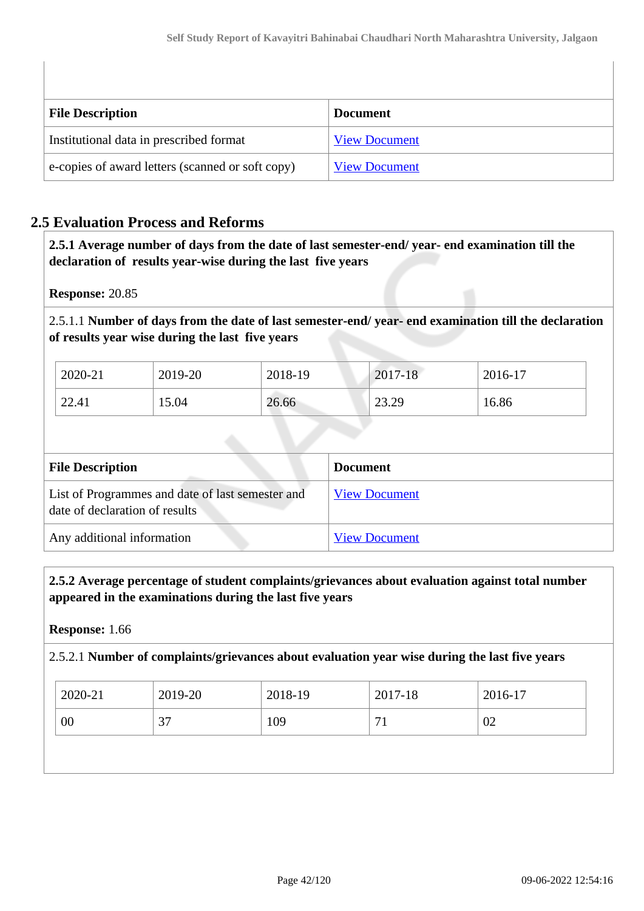| File Description | Document |
|---|---|
| Institutional data in prescribed format | View Document |
| e-copies of award letters (scanned or soft copy) | View Document |

## 2.5 Evaluation Process and Reforms

**2.5.1 Average number of days from the date of last semester-end/ year- end examination till the declaration of results year-wise during the last five years**

**Response:** 20.85

2.5.1.1 **Number of days from the date of last semester-end/ year- end examination till the declaration of results year wise during the last five years**

| 2020-21 | 2019-20 | 2018-19 | 2017-18 | 2016-17 |
|---|---|---|---|---|
| 22.41 | 15.04 | 26.66 | 23.29 | 16.86 |

| File Description | Document |
|---|---|
| List of Programmes and date of last semester and date of declaration of results | View Document |
| Any additional information | View Document |

**2.5.2 Average percentage of student complaints/grievances about evaluation against total number appeared in the examinations during the last five years**

**Response:** 1.66

2.5.2.1 **Number of complaints/grievances about evaluation year wise during the last five years**

| 2020-21 | 2019-20 | 2018-19 | 2017-18 | 2016-17 |
|---|---|---|---|---|
| 00 | 37 | 109 | 71 | 02 |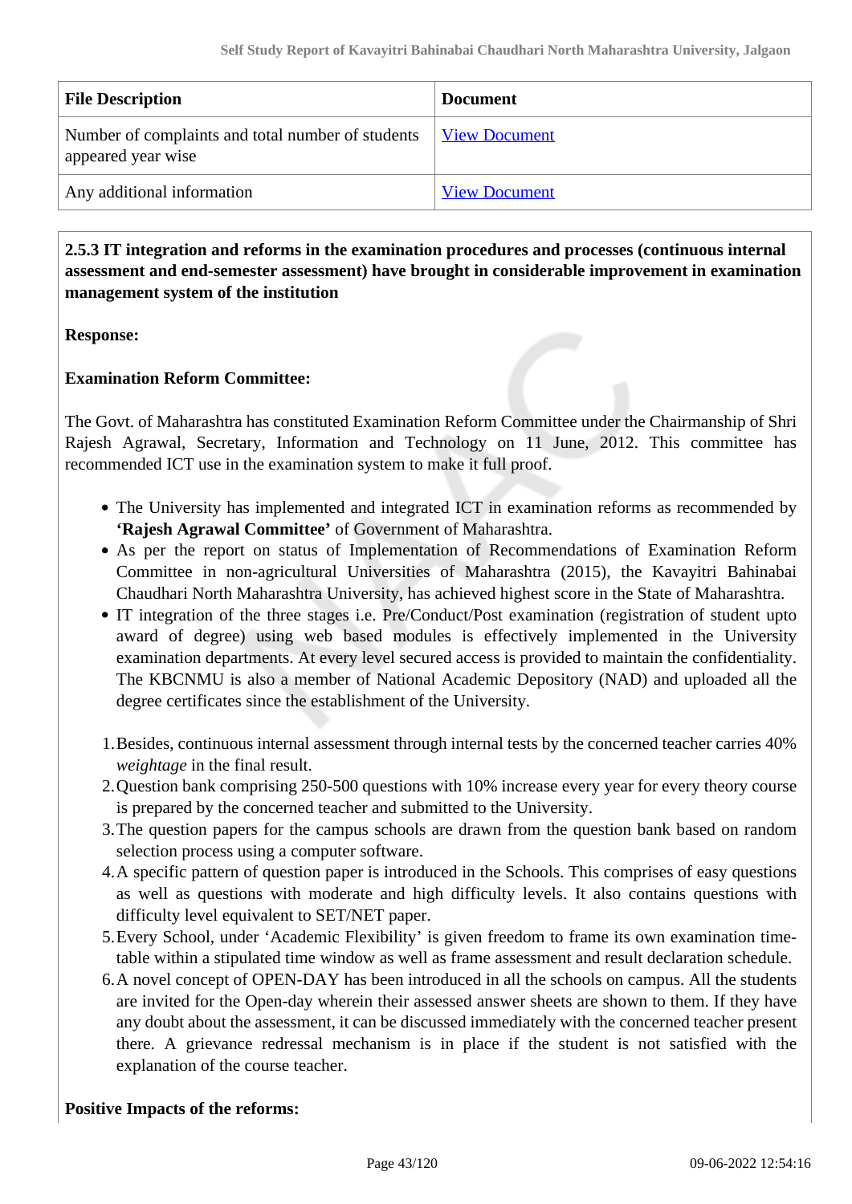| File Description | Document |
|---|---|
| Number of complaints and total number of students appeared year wise | View Document |
| Any additional information | View Document |

**2.5.3 IT integration and reforms in the examination procedures and processes (continuous internal assessment and end-semester assessment) have brought in considerable improvement in examination management system of the institution**

**Response:**

**Examination Reform Committee:**

The Govt. of Maharashtra has constituted Examination Reform Committee under the Chairmanship of Shri Rajesh Agrawal, Secretary, Information and Technology on 11 June, 2012. This committee has recommended ICT use in the examination system to make it full proof.

- The University has implemented and integrated ICT in examination reforms as recommended by **'Rajesh Agrawal Committee'** of Government of Maharashtra.
- As per the report on status of Implementation of Recommendations of Examination Reform Committee in non-agricultural Universities of Maharashtra (2015), the Kavayitri Bahinabai Chaudhari North Maharashtra University, has achieved highest score in the State of Maharashtra.
- IT integration of the three stages i.e. Pre/Conduct/Post examination (registration of student upto award of degree) using web based modules is effectively implemented in the University examination departments. At every level secured access is provided to maintain the confidentiality. The KBCNMU is also a member of National Academic Depository (NAD) and uploaded all the degree certificates since the establishment of the University.

1. Besides, continuous internal assessment through internal tests by the concerned teacher carries 40% *weightage* in the final result.
2. Question bank comprising 250-500 questions with 10% increase every year for every theory course is prepared by the concerned teacher and submitted to the University.
3. The question papers for the campus schools are drawn from the question bank based on random selection process using a computer software.
4. A specific pattern of question paper is introduced in the Schools. This comprises of easy questions as well as questions with moderate and high difficulty levels. It also contains questions with difficulty level equivalent to SET/NET paper.
5. Every School, under 'Academic Flexibility' is given freedom to frame its own examination time-table within a stipulated time window as well as frame assessment and result declaration schedule.
6. A novel concept of OPEN-DAY has been introduced in all the schools on campus. All the students are invited for the Open-day wherein their assessed answer sheets are shown to them. If they have any doubt about the assessment, it can be discussed immediately with the concerned teacher present there. A grievance redressal mechanism is in place if the student is not satisfied with the explanation of the course teacher.

**Positive Impacts of the reforms:**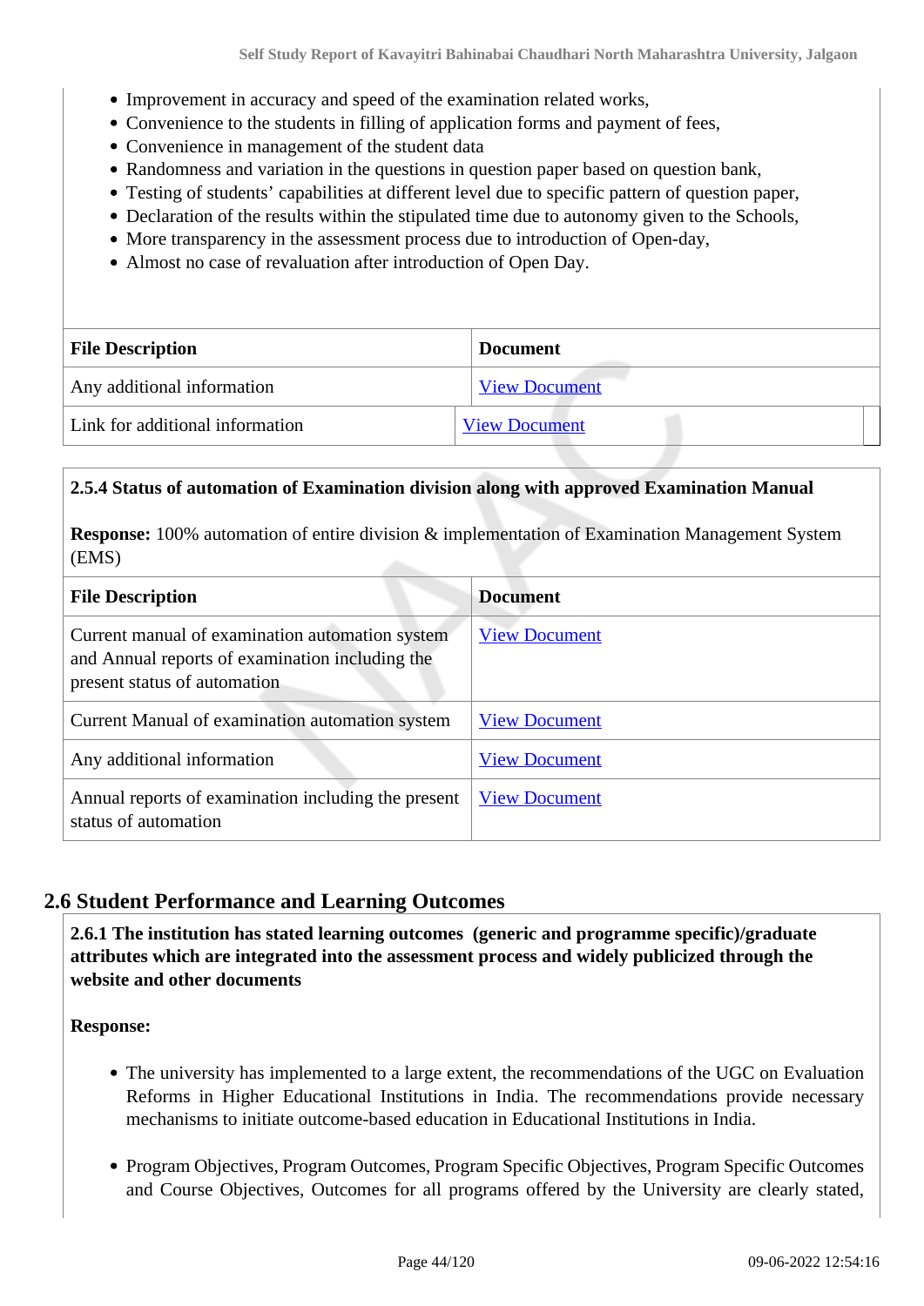- Improvement in accuracy and speed of the examination related works,
- Convenience to the students in filling of application forms and payment of fees,
- Convenience in management of the student data
- Randomness and variation in the questions in question paper based on question bank,
- Testing of students' capabilities at different level due to specific pattern of question paper,
- Declaration of the results within the stipulated time due to autonomy given to the Schools,
- More transparency in the assessment process due to introduction of Open-day,
- Almost no case of revaluation after introduction of Open Day.

| File Description | Document |
|---|---|
| Any additional information | View Document |
| Link for additional information | View Document |

**2.5.4 Status of automation of Examination division along with approved Examination Manual**

**Response:** 100% automation of entire division & implementation of Examination Management System (EMS)

| File Description | Document |
|---|---|
| Current manual of examination automation system and Annual reports of examination including the present status of automation | View Document |
| Current Manual of examination automation system | View Document |
| Any additional information | View Document |
| Annual reports of examination including the present status of automation | View Document |

## 2.6 Student Performance and Learning Outcomes

**2.6.1 The institution has stated learning outcomes (generic and programme specific)/graduate attributes which are integrated into the assessment process and widely publicized through the website and other documents**

**Response:**

- The university has implemented to a large extent, the recommendations of the UGC on Evaluation Reforms in Higher Educational Institutions in India. The recommendations provide necessary mechanisms to initiate outcome-based education in Educational Institutions in India.
- Program Objectives, Program Outcomes, Program Specific Objectives, Program Specific Outcomes and Course Objectives, Outcomes for all programs offered by the University are clearly stated,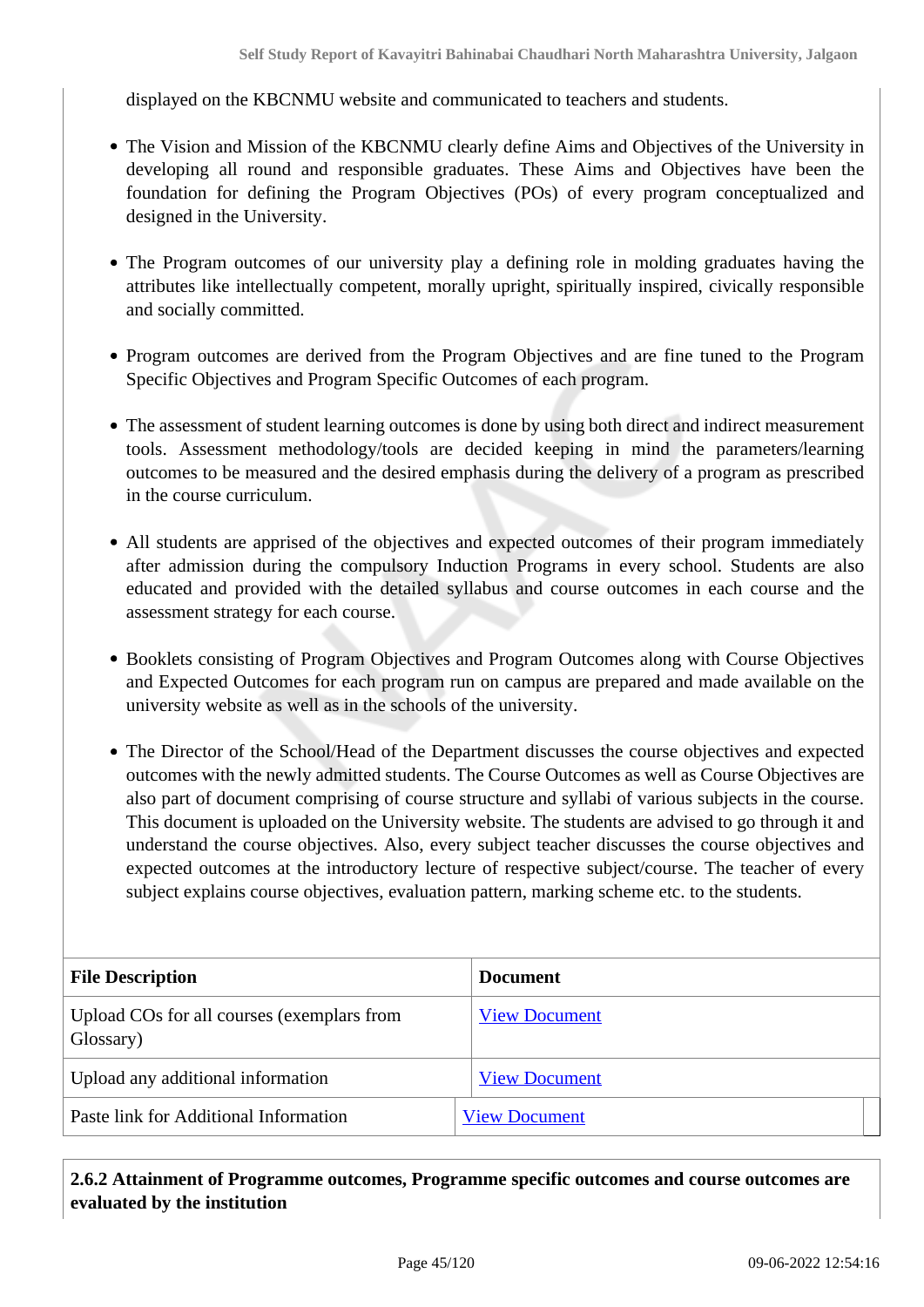displayed on the KBCNMU website and communicated to teachers and students.

- The Vision and Mission of the KBCNMU clearly define Aims and Objectives of the University in developing all round and responsible graduates. These Aims and Objectives have been the foundation for defining the Program Objectives (POs) of every program conceptualized and designed in the University.

- The Program outcomes of our university play a defining role in molding graduates having the attributes like intellectually competent, morally upright, spiritually inspired, civically responsible and socially committed.

- Program outcomes are derived from the Program Objectives and are fine tuned to the Program Specific Objectives and Program Specific Outcomes of each program.

- The assessment of student learning outcomes is done by using both direct and indirect measurement tools. Assessment methodology/tools are decided keeping in mind the parameters/learning outcomes to be measured and the desired emphasis during the delivery of a program as prescribed in the course curriculum.

- All students are apprised of the objectives and expected outcomes of their program immediately after admission during the compulsory Induction Programs in every school. Students are also educated and provided with the detailed syllabus and course outcomes in each course and the assessment strategy for each course.

- Booklets consisting of Program Objectives and Program Outcomes along with Course Objectives and Expected Outcomes for each program run on campus are prepared and made available on the university website as well as in the schools of the university.

- The Director of the School/Head of the Department discusses the course objectives and expected outcomes with the newly admitted students. The Course Outcomes as well as Course Objectives are also part of document comprising of course structure and syllabi of various subjects in the course. This document is uploaded on the University website. The students are advised to go through it and understand the course objectives. Also, every subject teacher discusses the course objectives and expected outcomes at the introductory lecture of respective subject/course. The teacher of every subject explains course objectives, evaluation pattern, marking scheme etc. to the students.

| File Description | Document |
|---|---|
| Upload COs for all courses (exemplars from Glossary) | View Document |
| Upload any additional information | View Document |
| Paste link for Additional Information | View Document |

**2.6.2 Attainment of Programme outcomes, Programme specific outcomes and course outcomes are evaluated by the institution**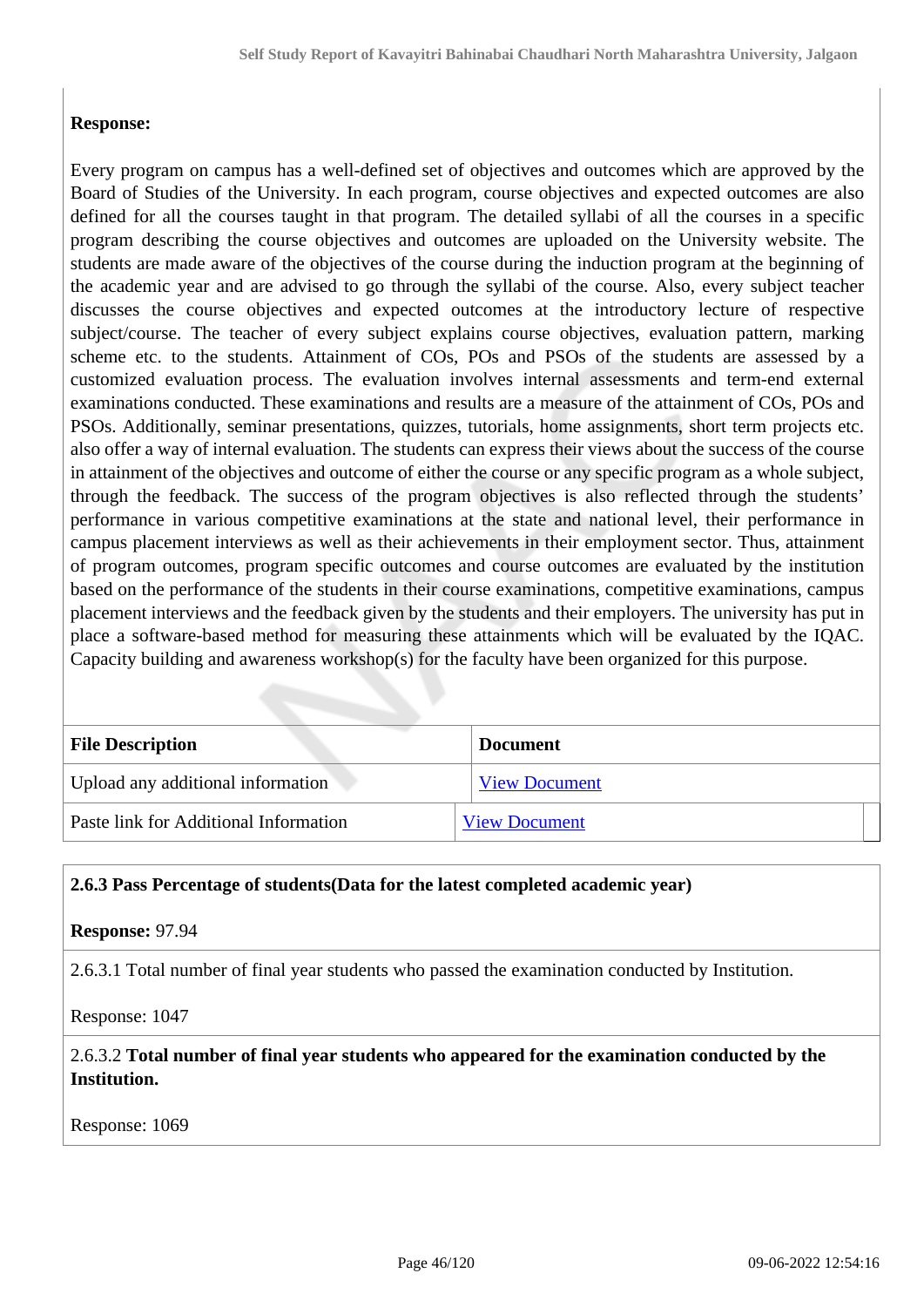**Response:**

Every program on campus has a well-defined set of objectives and outcomes which are approved by the Board of Studies of the University. In each program, course objectives and expected outcomes are also defined for all the courses taught in that program. The detailed syllabi of all the courses in a specific program describing the course objectives and outcomes are uploaded on the University website. The students are made aware of the objectives of the course during the induction program at the beginning of the academic year and are advised to go through the syllabi of the course. Also, every subject teacher discusses the course objectives and expected outcomes at the introductory lecture of respective subject/course. The teacher of every subject explains course objectives, evaluation pattern, marking scheme etc. to the students. Attainment of COs, POs and PSOs of the students are assessed by a customized evaluation process. The evaluation involves internal assessments and term-end external examinations conducted. These examinations and results are a measure of the attainment of COs, POs and PSOs. Additionally, seminar presentations, quizzes, tutorials, home assignments, short term projects etc. also offer a way of internal evaluation. The students can express their views about the success of the course in attainment of the objectives and outcome of either the course or any specific program as a whole subject, through the feedback. The success of the program objectives is also reflected through the students' performance in various competitive examinations at the state and national level, their performance in campus placement interviews as well as their achievements in their employment sector. Thus, attainment of program outcomes, program specific outcomes and course outcomes are evaluated by the institution based on the performance of the students in their course examinations, competitive examinations, campus placement interviews and the feedback given by the students and their employers. The university has put in place a software-based method for measuring these attainments which will be evaluated by the IQAC. Capacity building and awareness workshop(s) for the faculty have been organized for this purpose.

| File Description | Document |
|---|---|
| Upload any additional information | View Document |
| Paste link for Additional Information | View Document |

**2.6.3 Pass Percentage of students(Data for the latest completed academic year)**

**Response:** 97.94

2.6.3.1 Total number of final year students who passed the examination conducted by Institution.

Response: 1047

2.6.3.2 **Total number of final year students who appeared for the examination conducted by the Institution.**

Response: 1069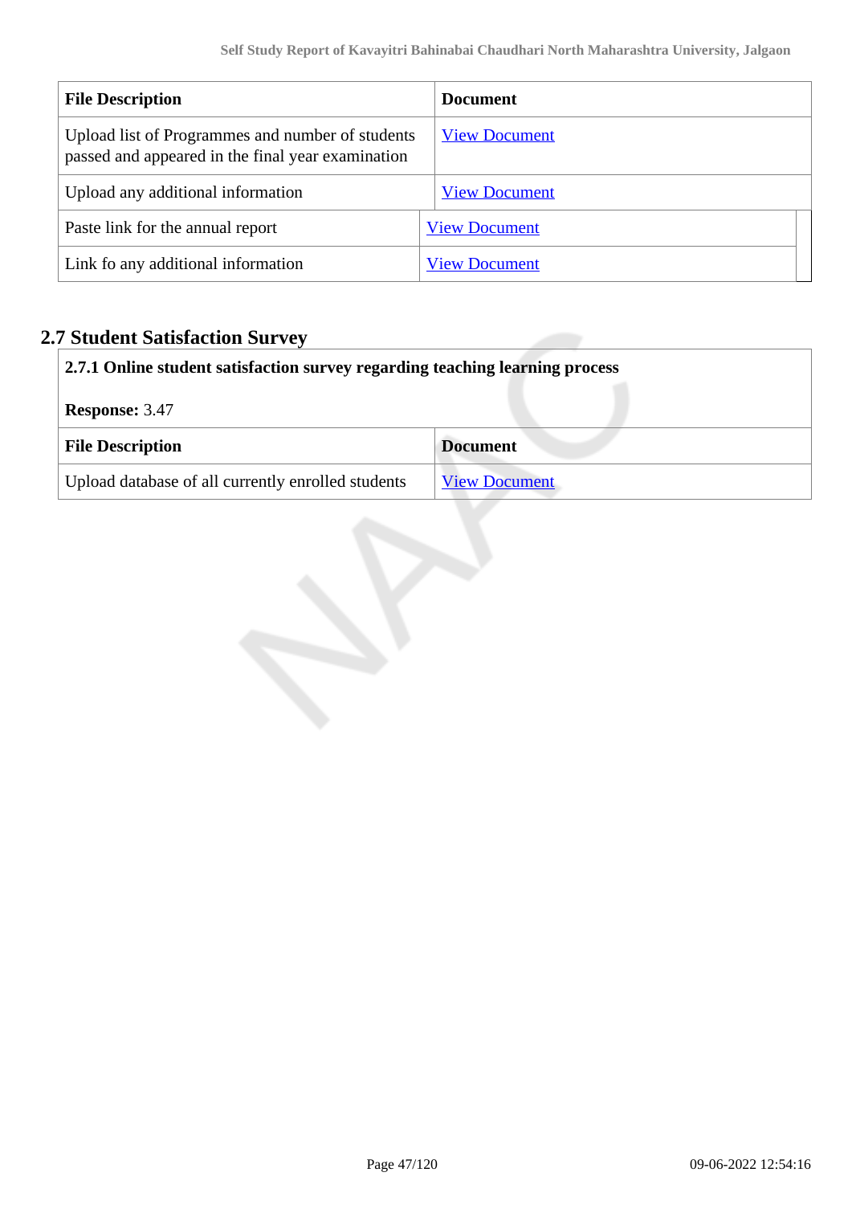| File Description | Document |
|---|---|
| Upload list of Programmes and number of students passed and appeared in the final year examination | View Document |
| Upload any additional information | View Document |
| Paste link for the annual report | View Document |
| Link fo any additional information | View Document |

## 2.7 Student Satisfaction Survey

**2.7.1 Online student satisfaction survey regarding teaching learning process**

**Response:** 3.47

| File Description | Document |
|---|---|
| Upload database of all currently enrolled students | View Document |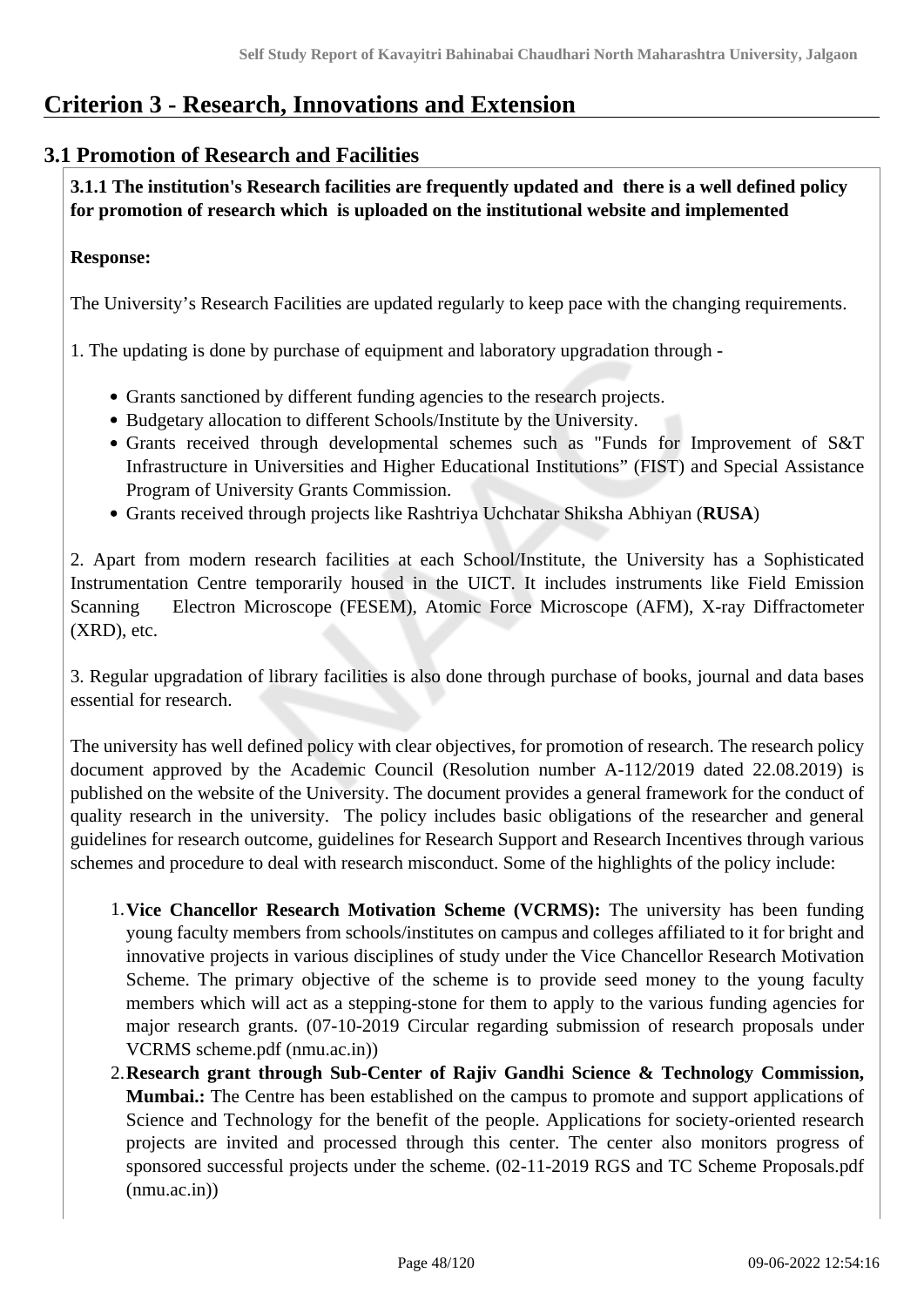# Criterion 3 - Research, Innovations and Extension

## 3.1 Promotion of Research and Facilities

**3.1.1 The institution's Research facilities are frequently updated and there is a well defined policy for promotion of research which is uploaded on the institutional website and implemented**

**Response:**

The University's Research Facilities are updated regularly to keep pace with the changing requirements.

1. The updating is done by purchase of equipment and laboratory upgradation through -

- Grants sanctioned by different funding agencies to the research projects.
- Budgetary allocation to different Schools/Institute by the University.
- Grants received through developmental schemes such as "Funds for Improvement of S&T Infrastructure in Universities and Higher Educational Institutions" (FIST) and Special Assistance Program of University Grants Commission.
- Grants received through projects like Rashtriya Uchchatar Shiksha Abhiyan (**RUSA**)

2. Apart from modern research facilities at each School/Institute, the University has a Sophisticated Instrumentation Centre temporarily housed in the UICT. It includes instruments like Field Emission Scanning Electron Microscope (FESEM), Atomic Force Microscope (AFM), X-ray Diffractometer (XRD), etc.

3. Regular upgradation of library facilities is also done through purchase of books, journal and data bases essential for research.

The university has well defined policy with clear objectives, for promotion of research. The research policy document approved by the Academic Council (Resolution number A-112/2019 dated 22.08.2019) is published on the website of the University. The document provides a general framework for the conduct of quality research in the university. The policy includes basic obligations of the researcher and general guidelines for research outcome, guidelines for Research Support and Research Incentives through various schemes and procedure to deal with research misconduct. Some of the highlights of the policy include:

1. **Vice Chancellor Research Motivation Scheme (VCRMS):** The university has been funding young faculty members from schools/institutes on campus and colleges affiliated to it for bright and innovative projects in various disciplines of study under the Vice Chancellor Research Motivation Scheme. The primary objective of the scheme is to provide seed money to the young faculty members which will act as a stepping-stone for them to apply to the various funding agencies for major research grants. (07-10-2019 Circular regarding submission of research proposals under VCRMS scheme.pdf (nmu.ac.in))
2. **Research grant through Sub-Center of Rajiv Gandhi Science & Technology Commission, Mumbai.:** The Centre has been established on the campus to promote and support applications of Science and Technology for the benefit of the people. Applications for society-oriented research projects are invited and processed through this center. The center also monitors progress of sponsored successful projects under the scheme. (02-11-2019 RGS and TC Scheme Proposals.pdf (nmu.ac.in))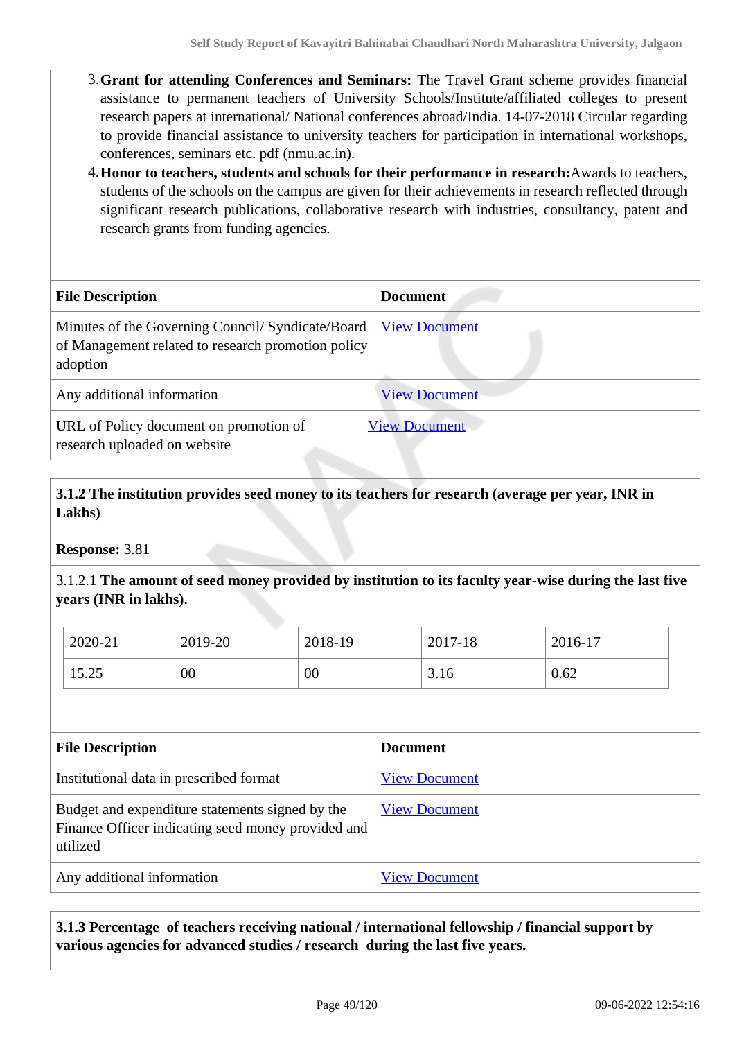3. **Grant for attending Conferences and Seminars:** The Travel Grant scheme provides financial assistance to permanent teachers of University Schools/Institute/affiliated colleges to present research papers at international/ National conferences abroad/India. 14-07-2018 Circular regarding to provide financial assistance to university teachers for participation in international workshops, conferences, seminars etc. pdf (nmu.ac.in).
4. **Honor to teachers, students and schools for their performance in research:** Awards to teachers, students of the schools on the campus are given for their achievements in research reflected through significant research publications, collaborative research with industries, consultancy, patent and research grants from funding agencies.

| File Description | Document |
|---|---|
| Minutes of the Governing Council/ Syndicate/Board of Management related to research promotion policy adoption | View Document |
| Any additional information | View Document |
| URL of Policy document on promotion of research uploaded on website | View Document |

**3.1.2 The institution provides seed money to its teachers for research (average per year, INR in Lakhs)**

**Response:** 3.81

3.1.2.1 **The amount of seed money provided by institution to its faculty year-wise during the last five years (INR in lakhs).**

| 2020-21 | 2019-20 | 2018-19 | 2017-18 | 2016-17 |
|---|---|---|---|---|
| 15.25 | 00 | 00 | 3.16 | 0.62 |

| File Description | Document |
|---|---|
| Institutional data in prescribed format | View Document |
| Budget and expenditure statements signed by the Finance Officer indicating seed money provided and utilized | View Document |
| Any additional information | View Document |

**3.1.3 Percentage of teachers receiving national / international fellowship / financial support by various agencies for advanced studies / research during the last five years.**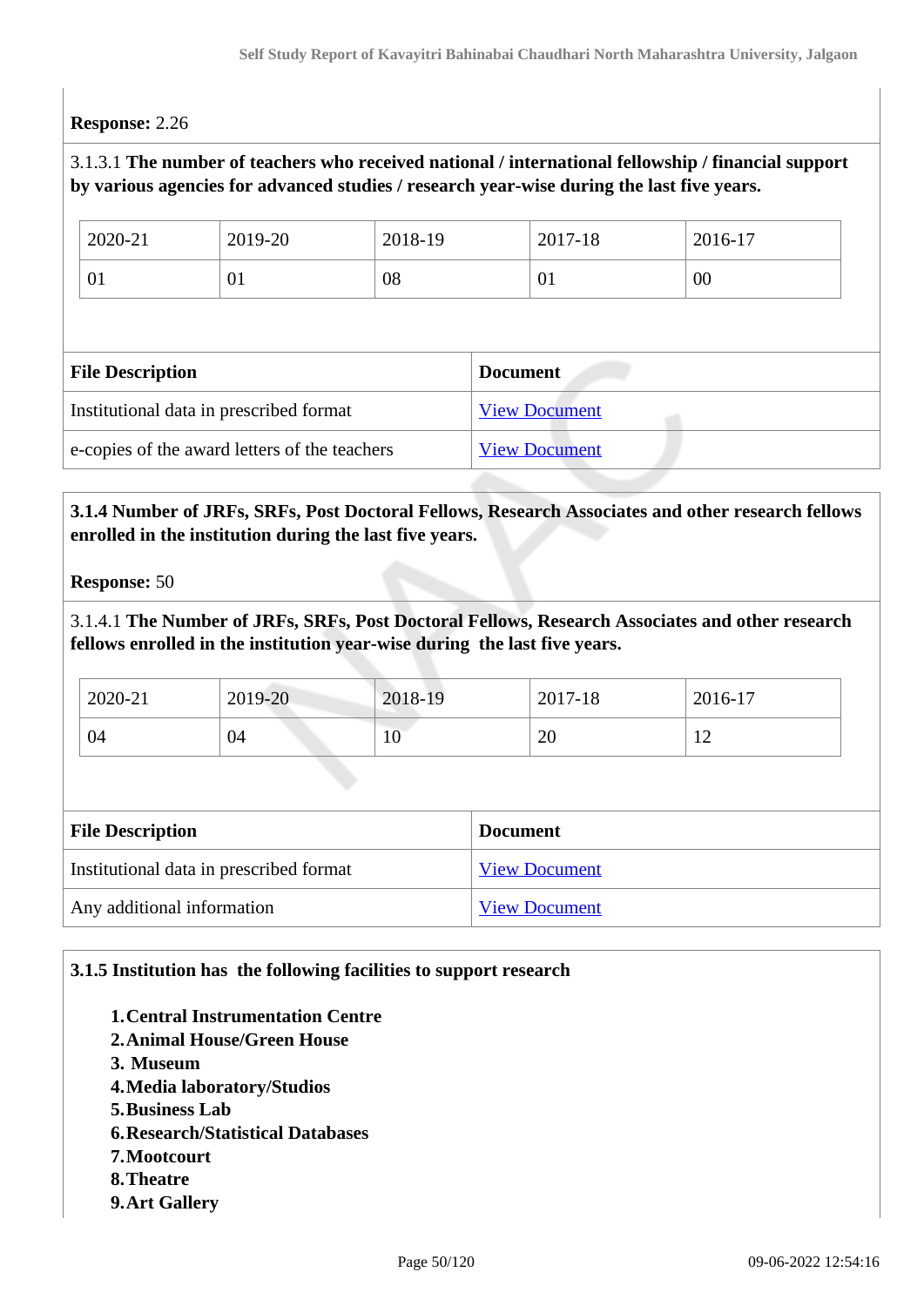**Response:** 2.26

3.1.3.1 **The number of teachers who received national / international fellowship / financial support by various agencies for advanced studies / research year-wise during the last five years.**

| 2020-21 | 2019-20 | 2018-19 | 2017-18 | 2016-17 |
|---|---|---|---|---|
| 01 | 01 | 08 | 01 | 00 |

| File Description | Document |
|---|---|
| Institutional data in prescribed format | View Document |
| e-copies of the award letters of the teachers | View Document |

**3.1.4 Number of JRFs, SRFs, Post Doctoral Fellows, Research Associates and other research fellows enrolled in the institution during the last five years.**

**Response:** 50

3.1.4.1 **The Number of JRFs, SRFs, Post Doctoral Fellows, Research Associates and other research fellows enrolled in the institution year-wise during the last five years.**

| 2020-21 | 2019-20 | 2018-19 | 2017-18 | 2016-17 |
|---|---|---|---|---|
| 04 | 04 | 10 | 20 | 12 |

| File Description | Document |
|---|---|
| Institutional data in prescribed format | View Document |
| Any additional information | View Document |

**3.1.5 Institution has the following facilities to support research**

1. **Central Instrumentation Centre**
2. **Animal House/Green House**
3. **Museum**
4. **Media laboratory/Studios**
5. **Business Lab**
6. **Research/Statistical Databases**
7. **Mootcourt**
8. **Theatre**
9. **Art Gallery**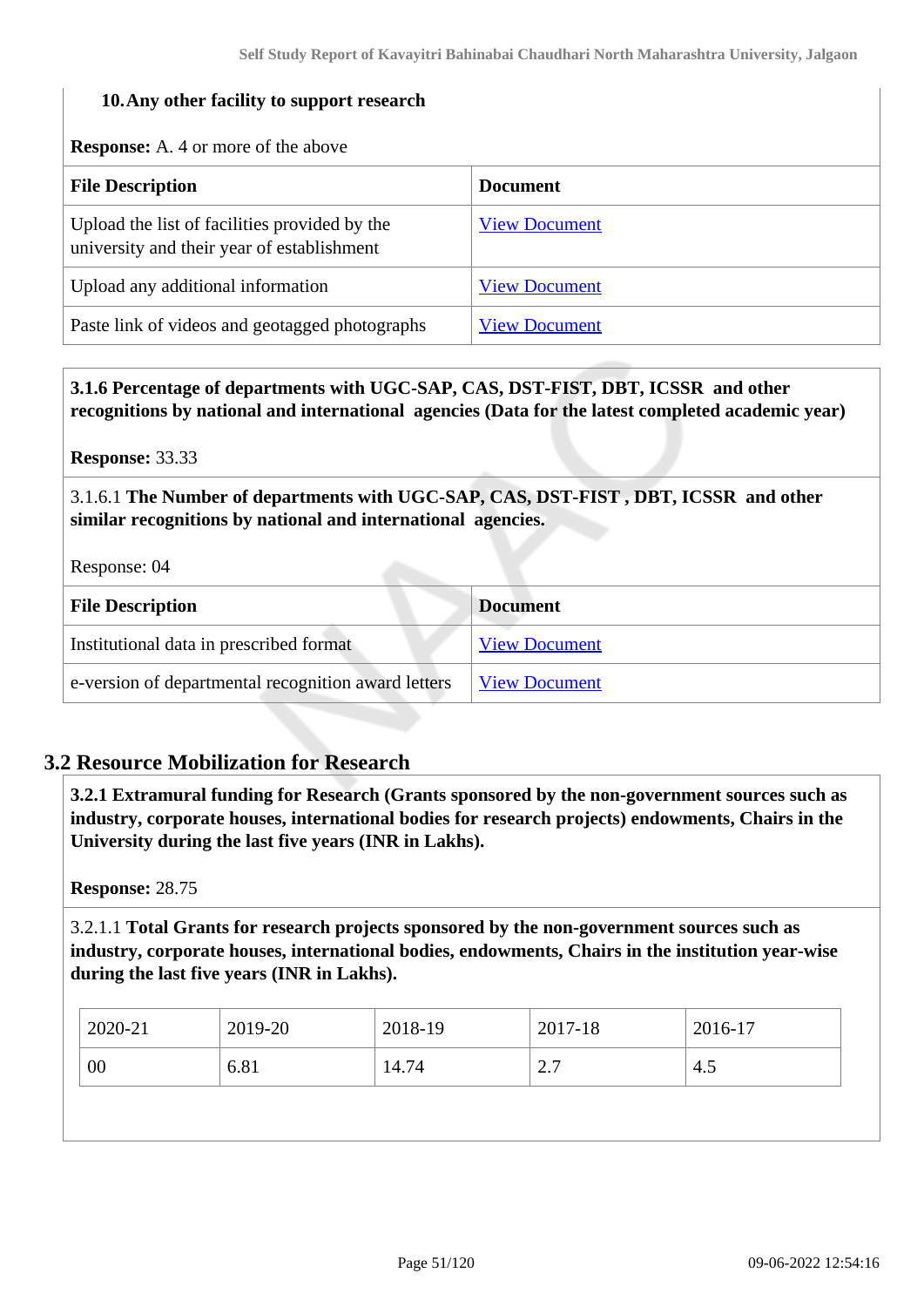**10. Any other facility to support research**

**Response:** A. 4 or more of the above

| File Description | Document |
|---|---|
| Upload the list of facilities provided by the university and their year of establishment | View Document |
| Upload any additional information | View Document |
| Paste link of videos and geotagged photographs | View Document |

**3.1.6 Percentage of departments with UGC-SAP, CAS, DST-FIST, DBT, ICSSR and other recognitions by national and international agencies (Data for the latest completed academic year)**

**Response:** 33.33

3.1.6.1 **The Number of departments with UGC-SAP, CAS, DST-FIST , DBT, ICSSR and other similar recognitions by national and international agencies.**

Response: 04

| File Description | Document |
|---|---|
| Institutional data in prescribed format | View Document |
| e-version of departmental recognition award letters | View Document |

## 3.2 Resource Mobilization for Research

**3.2.1 Extramural funding for Research (Grants sponsored by the non-government sources such as industry, corporate houses, international bodies for research projects) endowments, Chairs in the University during the last five years (INR in Lakhs).**

**Response:** 28.75

3.2.1.1 **Total Grants for research projects sponsored by the non-government sources such as industry, corporate houses, international bodies, endowments, Chairs in the institution year-wise during the last five years (INR in Lakhs).**

| 2020-21 | 2019-20 | 2018-19 | 2017-18 | 2016-17 |
|---|---|---|---|---|
| 00 | 6.81 | 14.74 | 2.7 | 4.5 |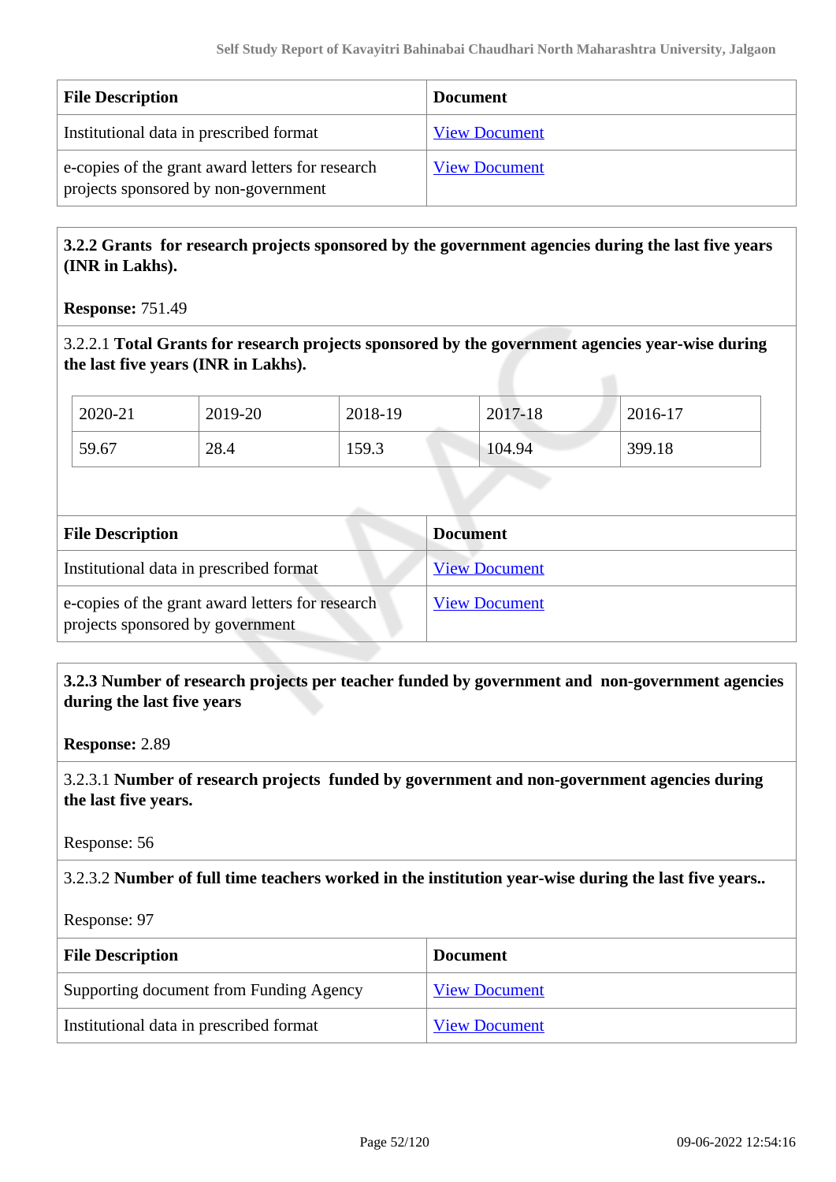| File Description | Document |
|---|---|
| Institutional data in prescribed format | View Document |
| e-copies of the grant award letters for research projects sponsored by non-government | View Document |

**3.2.2 Grants for research projects sponsored by the government agencies during the last five years (INR in Lakhs).**

**Response:** 751.49

3.2.2.1 **Total Grants for research projects sponsored by the government agencies year-wise during the last five years (INR in Lakhs).**

| 2020-21 | 2019-20 | 2018-19 | 2017-18 | 2016-17 |
|---|---|---|---|---|
| 59.67 | 28.4 | 159.3 | 104.94 | 399.18 |

| File Description | Document |
|---|---|
| Institutional data in prescribed format | View Document |
| e-copies of the grant award letters for research projects sponsored by government | View Document |

**3.2.3 Number of research projects per teacher funded by government and non-government agencies during the last five years**

**Response:** 2.89

3.2.3.1 **Number of research projects funded by government and non-government agencies during the last five years.**

Response: 56

3.2.3.2 **Number of full time teachers worked in the institution year-wise during the last five years..**

Response: 97

| File Description | Document |
|---|---|
| Supporting document from Funding Agency | View Document |
| Institutional data in prescribed format | View Document |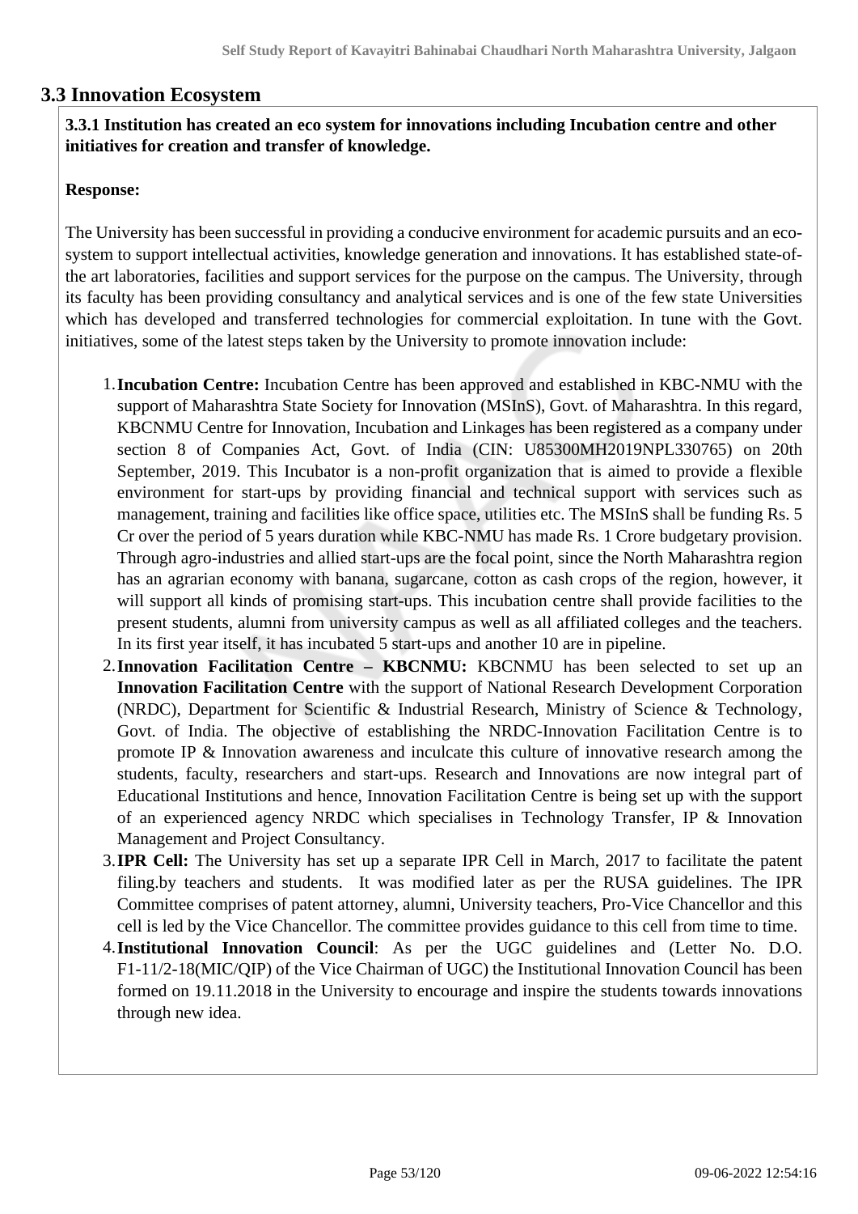## 3.3 Innovation Ecosystem

**3.3.1 Institution has created an eco system for innovations including Incubation centre and other initiatives for creation and transfer of knowledge.**

**Response:**

The University has been successful in providing a conducive environment for academic pursuits and an eco-system to support intellectual activities, knowledge generation and innovations. It has established state-of-the art laboratories, facilities and support services for the purpose on the campus. The University, through its faculty has been providing consultancy and analytical services and is one of the few state Universities which has developed and transferred technologies for commercial exploitation. In tune with the Govt. initiatives, some of the latest steps taken by the University to promote innovation include:

1. **Incubation Centre:** Incubation Centre has been approved and established in KBC-NMU with the support of Maharashtra State Society for Innovation (MSInS), Govt. of Maharashtra. In this regard, KBCNMU Centre for Innovation, Incubation and Linkages has been registered as a company under section 8 of Companies Act, Govt. of India (CIN: U85300MH2019NPL330765) on 20th September, 2019. This Incubator is a non-profit organization that is aimed to provide a flexible environment for start-ups by providing financial and technical support with services such as management, training and facilities like office space, utilities etc. The MSInS shall be funding Rs. 5 Cr over the period of 5 years duration while KBC-NMU has made Rs. 1 Crore budgetary provision. Through agro-industries and allied start-ups are the focal point, since the North Maharashtra region has an agrarian economy with banana, sugarcane, cotton as cash crops of the region, however, it will support all kinds of promising start-ups. This incubation centre shall provide facilities to the present students, alumni from university campus as well as all affiliated colleges and the teachers. In its first year itself, it has incubated 5 start-ups and another 10 are in pipeline.
2. **Innovation Facilitation Centre – KBCNMU:** KBCNMU has been selected to set up an **Innovation Facilitation Centre** with the support of National Research Development Corporation (NRDC), Department for Scientific & Industrial Research, Ministry of Science & Technology, Govt. of India. The objective of establishing the NRDC-Innovation Facilitation Centre is to promote IP & Innovation awareness and inculcate this culture of innovative research among the students, faculty, researchers and start-ups. Research and Innovations are now integral part of Educational Institutions and hence, Innovation Facilitation Centre is being set up with the support of an experienced agency NRDC which specialises in Technology Transfer, IP & Innovation Management and Project Consultancy.
3. **IPR Cell:** The University has set up a separate IPR Cell in March, 2017 to facilitate the patent filing.by teachers and students. It was modified later as per the RUSA guidelines. The IPR Committee comprises of patent attorney, alumni, University teachers, Pro-Vice Chancellor and this cell is led by the Vice Chancellor. The committee provides guidance to this cell from time to time.
4. **Institutional Innovation Council**: As per the UGC guidelines and (Letter No. D.O. F1-11/2-18(MIC/QIP) of the Vice Chairman of UGC) the Institutional Innovation Council has been formed on 19.11.2018 in the University to encourage and inspire the students towards innovations through new idea.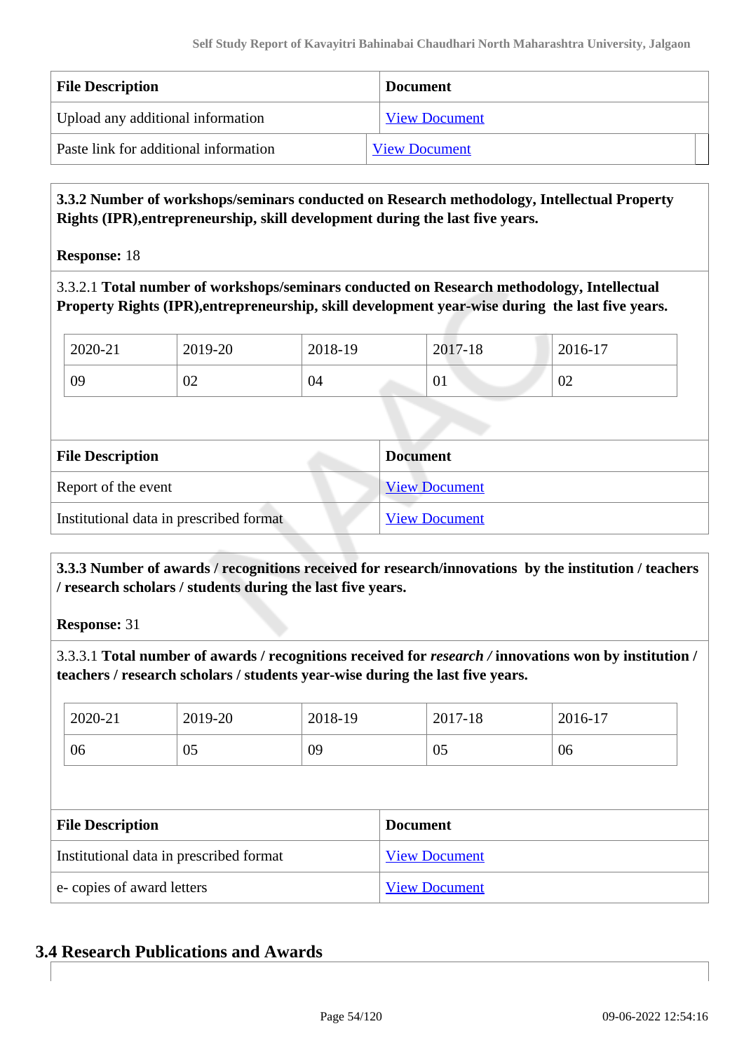| File Description | Document |
|---|---|
| Upload any additional information | View Document |
| Paste link for additional information | View Document |

**3.3.2 Number of workshops/seminars conducted on Research methodology, Intellectual Property Rights (IPR),entrepreneurship, skill development during the last five years.**

**Response:** 18

3.3.2.1 **Total number of workshops/seminars conducted on Research methodology, Intellectual Property Rights (IPR),entrepreneurship, skill development year-wise during the last five years.**

| 2020-21 | 2019-20 | 2018-19 | 2017-18 | 2016-17 |
|---|---|---|---|---|
| 09 | 02 | 04 | 01 | 02 |

| File Description | Document |
|---|---|
| Report of the event | View Document |
| Institutional data in prescribed format | View Document |

**3.3.3 Number of awards / recognitions received for research/innovations by the institution / teachers / research scholars / students during the last five years.**

**Response:** 31

3.3.3.1 **Total number of awards / recognitions received for** ***research /*** **innovations won by institution / teachers / research scholars / students year-wise during the last five years.**

| 2020-21 | 2019-20 | 2018-19 | 2017-18 | 2016-17 |
|---|---|---|---|---|
| 06 | 05 | 09 | 05 | 06 |

| File Description | Document |
|---|---|
| Institutional data in prescribed format | View Document |
| e- copies of award letters | View Document |

## 3.4 Research Publications and Awards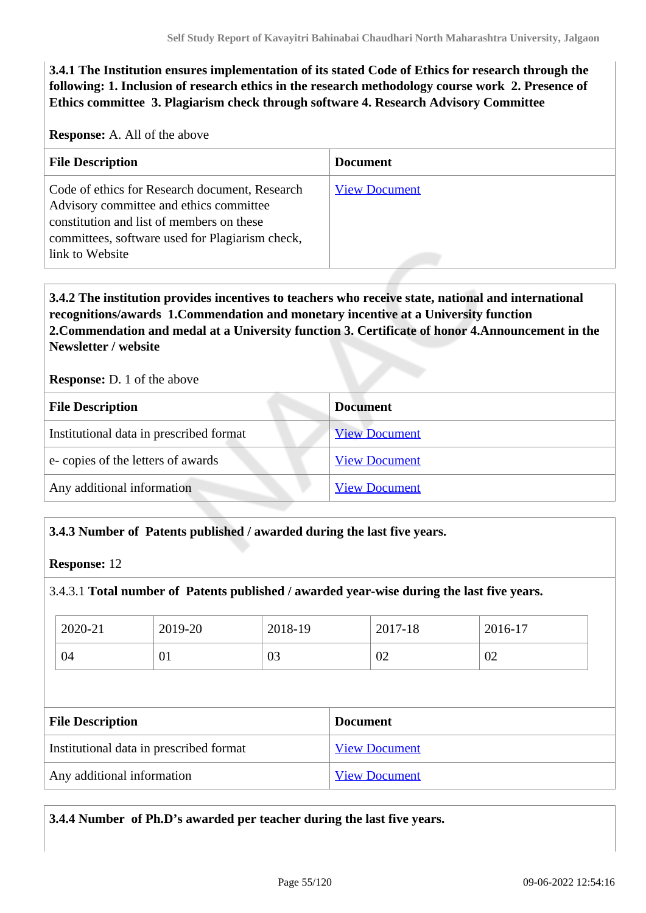**3.4.1 The Institution ensures implementation of its stated Code of Ethics for research through the following: 1. Inclusion of research ethics in the research methodology course work 2. Presence of Ethics committee 3. Plagiarism check through software 4. Research Advisory Committee**

**Response:** A. All of the above

| File Description | Document |
|---|---|
| Code of ethics for Research document, Research Advisory committee and ethics committee constitution and list of members on these committees, software used for Plagiarism check, link to Website | View Document |

**3.4.2 The institution provides incentives to teachers who receive state, national and international recognitions/awards 1.Commendation and monetary incentive at a University function 2.Commendation and medal at a University function 3. Certificate of honor 4.Announcement in the Newsletter / website**

**Response:** D. 1 of the above

| File Description | Document |
|---|---|
| Institutional data in prescribed format | View Document |
| e- copies of the letters of awards | View Document |
| Any additional information | View Document |

**3.4.3 Number of Patents published / awarded during the last five years.**

**Response:** 12

3.4.3.1 **Total number of Patents published / awarded year-wise during the last five years.**

| 2020-21 | 2019-20 | 2018-19 | 2017-18 | 2016-17 |
|---|---|---|---|---|
| 04 | 01 | 03 | 02 | 02 |

| File Description | Document |
|---|---|
| Institutional data in prescribed format | View Document |
| Any additional information | View Document |

**3.4.4 Number of Ph.D's awarded per teacher during the last five years.**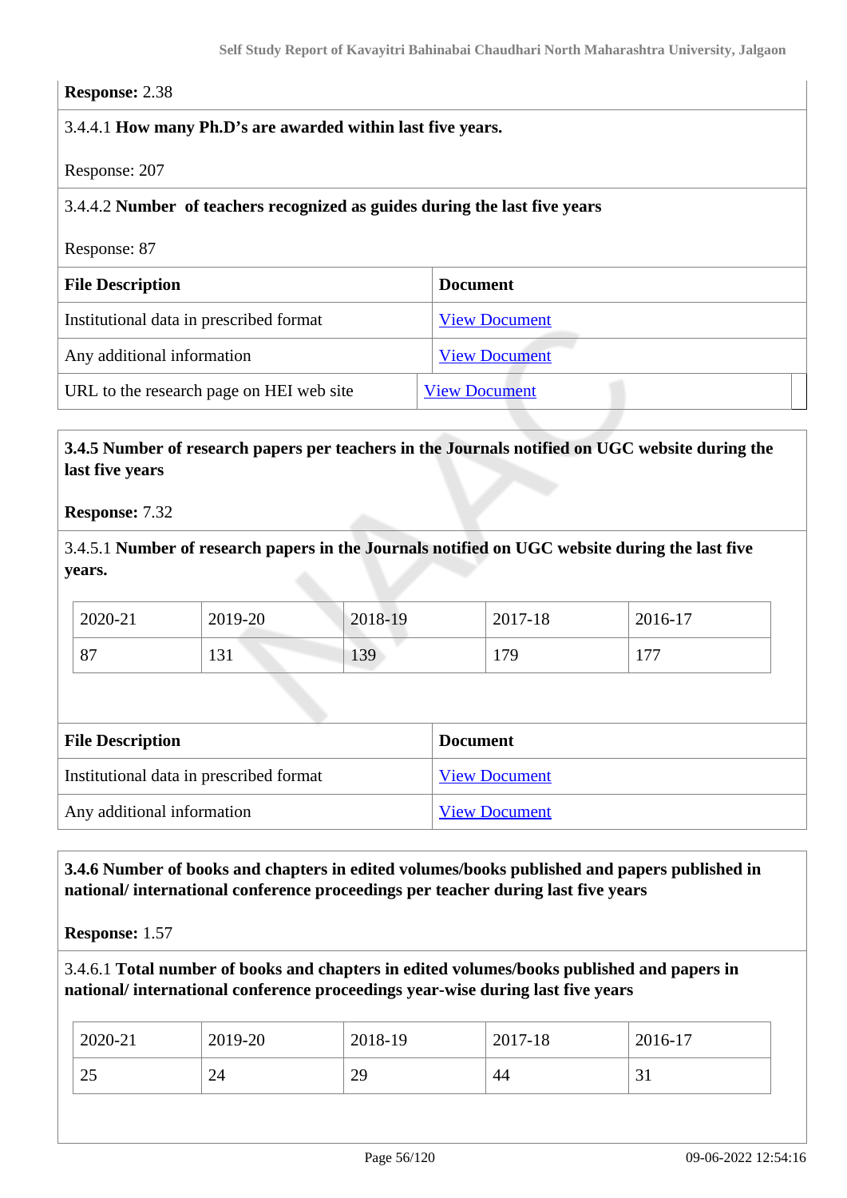**Response:** 2.38

3.4.4.1 **How many Ph.D's are awarded within last five years.**

Response: 207

3.4.4.2 **Number of teachers recognized as guides during the last five years**

Response: 87

| File Description | Document |
|---|---|
| Institutional data in prescribed format | View Document |
| Any additional information | View Document |
| URL to the research page on HEI web site | View Document |

**3.4.5 Number of research papers per teachers in the Journals notified on UGC website during the last five years**

**Response:** 7.32

3.4.5.1 **Number of research papers in the Journals notified on UGC website during the last five years.**

| 2020-21 | 2019-20 | 2018-19 | 2017-18 | 2016-17 |
|---|---|---|---|---|
| 87 | 131 | 139 | 179 | 177 |

| File Description | Document |
|---|---|
| Institutional data in prescribed format | View Document |
| Any additional information | View Document |

**3.4.6 Number of books and chapters in edited volumes/books published and papers published in national/ international conference proceedings per teacher during last five years**

**Response:** 1.57

3.4.6.1 **Total number of books and chapters in edited volumes/books published and papers in national/ international conference proceedings year-wise during last five years**

| 2020-21 | 2019-20 | 2018-19 | 2017-18 | 2016-17 |
|---|---|---|---|---|
| 25 | 24 | 29 | 44 | 31 |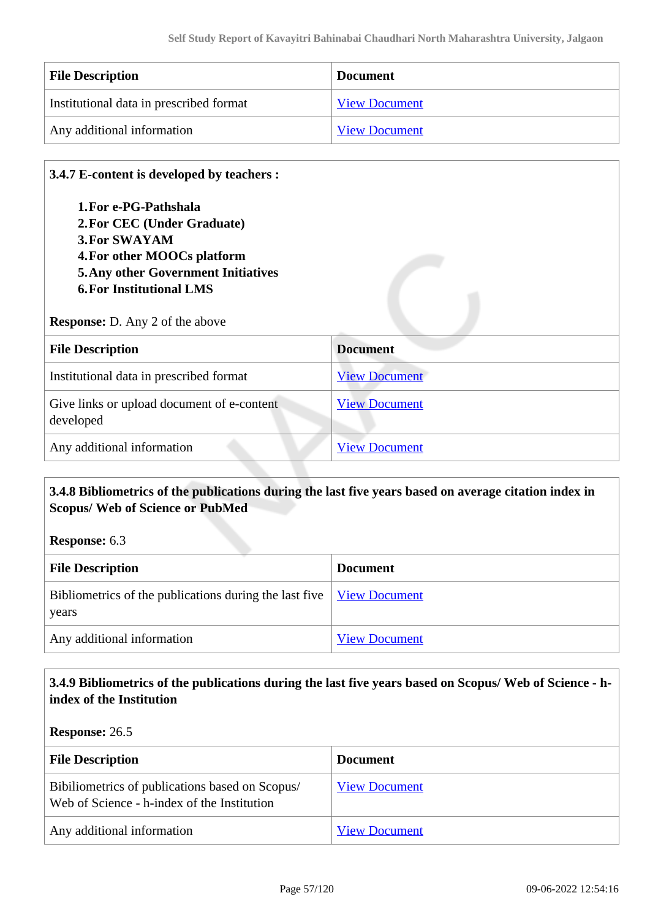| File Description | Document |
|---|---|
| Institutional data in prescribed format | View Document |
| Any additional information | View Document |

**3.4.7 E-content is developed by teachers :**

1. **For e-PG-Pathshala**
2. **For CEC (Under Graduate)**
3. **For SWAYAM**
4. **For other MOOCs platform**
5. **Any other Government Initiatives**
6. **For Institutional LMS**

**Response:** D. Any 2 of the above

| File Description | Document |
|---|---|
| Institutional data in prescribed format | View Document |
| Give links or upload document of e-content developed | View Document |
| Any additional information | View Document |

**3.4.8 Bibliometrics of the publications during the last five years based on average citation index in Scopus/ Web of Science or PubMed**

**Response:** 6.3

| File Description | Document |
|---|---|
| Bibliometrics of the publications during the last five years | View Document |
| Any additional information | View Document |

**3.4.9 Bibliometrics of the publications during the last five years based on Scopus/ Web of Science - h-index of the Institution**

**Response:** 26.5

| File Description | Document |
|---|---|
| Bibiliometrics of publications based on Scopus/ Web of Science - h-index of the Institution | View Document |
| Any additional information | View Document |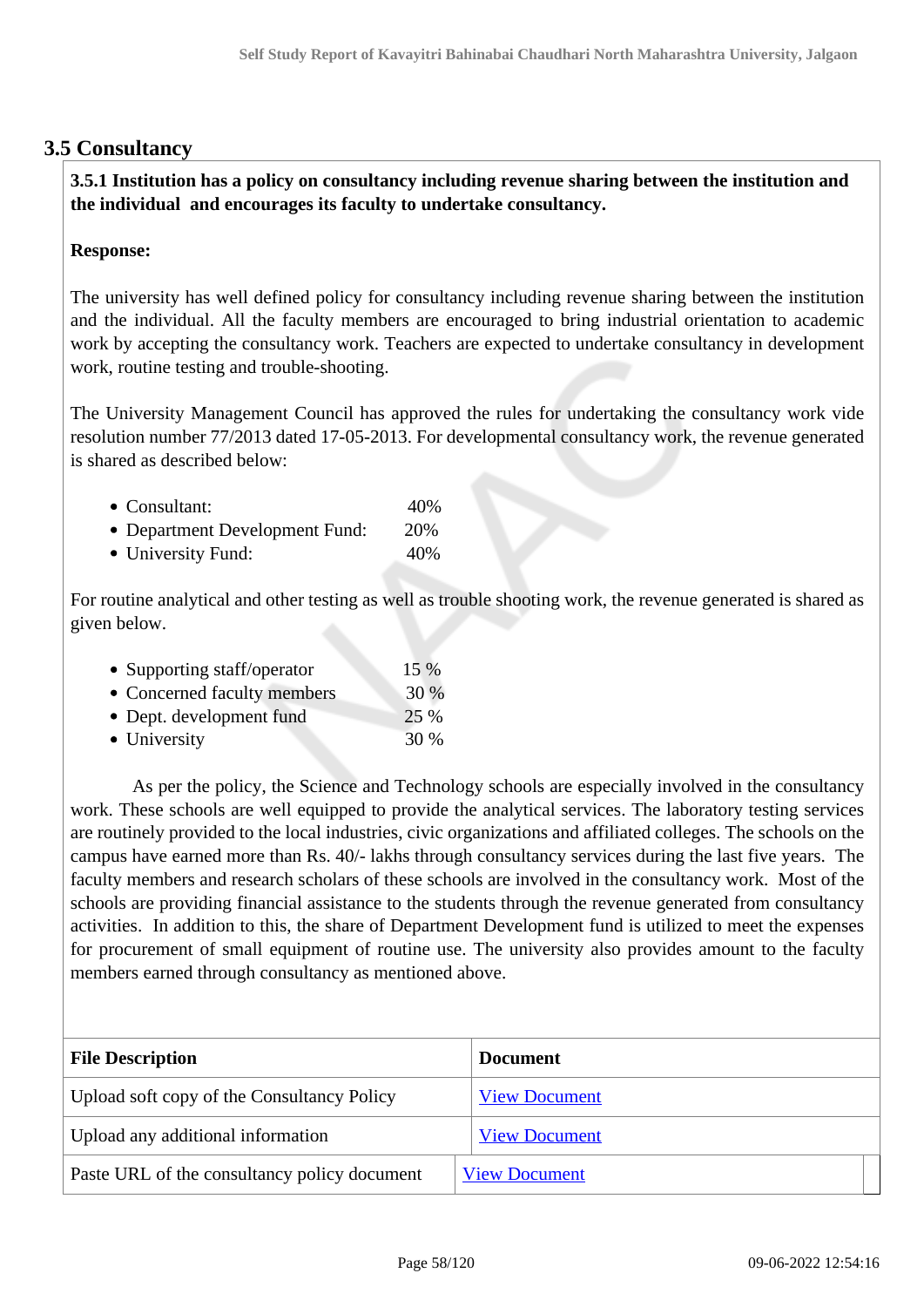## 3.5 Consultancy

**3.5.1 Institution has a policy on consultancy including revenue sharing between the institution and the individual and encourages its faculty to undertake consultancy.**

**Response:**

The university has well defined policy for consultancy including revenue sharing between the institution and the individual. All the faculty members are encouraged to bring industrial orientation to academic work by accepting the consultancy work. Teachers are expected to undertake consultancy in development work, routine testing and trouble-shooting.

The University Management Council has approved the rules for undertaking the consultancy work vide resolution number 77/2013 dated 17-05-2013. For developmental consultancy work, the revenue generated is shared as described below:

- Consultant: 40%
- Department Development Fund: 20%
- University Fund: 40%

For routine analytical and other testing as well as trouble shooting work, the revenue generated is shared as given below.

- Supporting staff/operator 15 %
- Concerned faculty members 30 %
- Dept. development fund 25 %
- University 30 %

As per the policy, the Science and Technology schools are especially involved in the consultancy work. These schools are well equipped to provide the analytical services. The laboratory testing services are routinely provided to the local industries, civic organizations and affiliated colleges. The schools on the campus have earned more than Rs. 40/- lakhs through consultancy services during the last five years. The faculty members and research scholars of these schools are involved in the consultancy work. Most of the schools are providing financial assistance to the students through the revenue generated from consultancy activities. In addition to this, the share of Department Development fund is utilized to meet the expenses for procurement of small equipment of routine use. The university also provides amount to the faculty members earned through consultancy as mentioned above.

| File Description | Document |
|---|---|
| Upload soft copy of the Consultancy Policy | View Document |
| Upload any additional information | View Document |
| Paste URL of the consultancy policy document | View Document |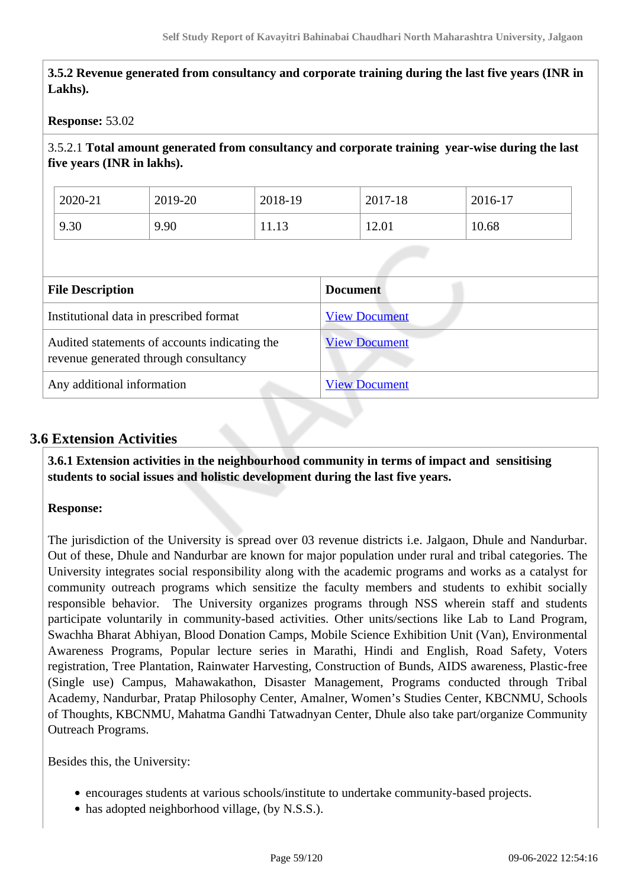**3.5.2 Revenue generated from consultancy and corporate training during the last five years (INR in Lakhs).**

**Response:** 53.02

3.5.2.1 **Total amount generated from consultancy and corporate training year-wise during the last five years (INR in lakhs).**

| 2020-21 | 2019-20 | 2018-19 | 2017-18 | 2016-17 |
|---|---|---|---|---|
| 9.30 | 9.90 | 11.13 | 12.01 | 10.68 |

| File Description | Document |
|---|---|
| Institutional data in prescribed format | View Document |
| Audited statements of accounts indicating the revenue generated through consultancy | View Document |
| Any additional information | View Document |

## 3.6 Extension Activities

**3.6.1 Extension activities in the neighbourhood community in terms of impact and sensitising students to social issues and holistic development during the last five years.**

**Response:**

The jurisdiction of the University is spread over 03 revenue districts i.e. Jalgaon, Dhule and Nandurbar. Out of these, Dhule and Nandurbar are known for major population under rural and tribal categories. The University integrates social responsibility along with the academic programs and works as a catalyst for community outreach programs which sensitize the faculty members and students to exhibit socially responsible behavior. The University organizes programs through NSS wherein staff and students participate voluntarily in community-based activities. Other units/sections like Lab to Land Program, Swachha Bharat Abhiyan, Blood Donation Camps, Mobile Science Exhibition Unit (Van), Environmental Awareness Programs, Popular lecture series in Marathi, Hindi and English, Road Safety, Voters registration, Tree Plantation, Rainwater Harvesting, Construction of Bunds, AIDS awareness, Plastic-free (Single use) Campus, Mahawakathon, Disaster Management, Programs conducted through Tribal Academy, Nandurbar, Pratap Philosophy Center, Amalner, Women's Studies Center, KBCNMU, Schools of Thoughts, KBCNMU, Mahatma Gandhi Tatwadnyan Center, Dhule also take part/organize Community Outreach Programs.

Besides this, the University:

- encourages students at various schools/institute to undertake community-based projects.
- has adopted neighborhood village, (by N.S.S.).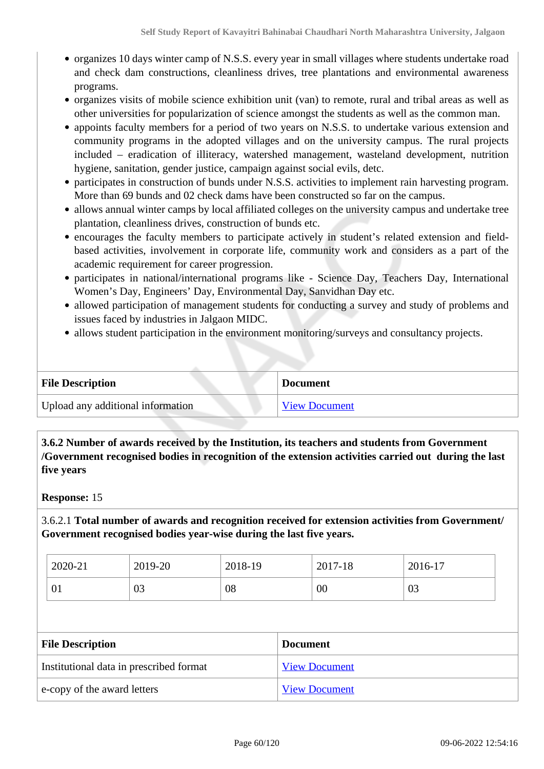- organizes 10 days winter camp of N.S.S. every year in small villages where students undertake road and check dam constructions, cleanliness drives, tree plantations and environmental awareness programs.
- organizes visits of mobile science exhibition unit (van) to remote, rural and tribal areas as well as other universities for popularization of science amongst the students as well as the common man.
- appoints faculty members for a period of two years on N.S.S. to undertake various extension and community programs in the adopted villages and on the university campus. The rural projects included – eradication of illiteracy, watershed management, wasteland development, nutrition hygiene, sanitation, gender justice, campaign against social evils, detc.
- participates in construction of bunds under N.S.S. activities to implement rain harvesting program. More than 69 bunds and 02 check dams have been constructed so far on the campus.
- allows annual winter camps by local affiliated colleges on the university campus and undertake tree plantation, cleanliness drives, construction of bunds etc.
- encourages the faculty members to participate actively in student's related extension and field-based activities, involvement in corporate life, community work and considers as a part of the academic requirement for career progression.
- participates in national/international programs like - Science Day, Teachers Day, International Women's Day, Engineers' Day, Environmental Day, Sanvidhan Day etc.
- allowed participation of management students for conducting a survey and study of problems and issues faced by industries in Jalgaon MIDC.
- allows student participation in the environment monitoring/surveys and consultancy projects.

| File Description | Document |
|---|---|
| Upload any additional information | View Document |

**3.6.2 Number of awards received by the Institution, its teachers and students from Government /Government recognised bodies in recognition of the extension activities carried out during the last five years**

**Response:** 15

3.6.2.1 **Total number of awards and recognition received for extension activities from Government/ Government recognised bodies year-wise during the last five years.**

| 2020-21 | 2019-20 | 2018-19 | 2017-18 | 2016-17 |
|---|---|---|---|---|
| 01 | 03 | 08 | 00 | 03 |

| File Description | Document |
|---|---|
| Institutional data in prescribed format | View Document |
| e-copy of the award letters | View Document |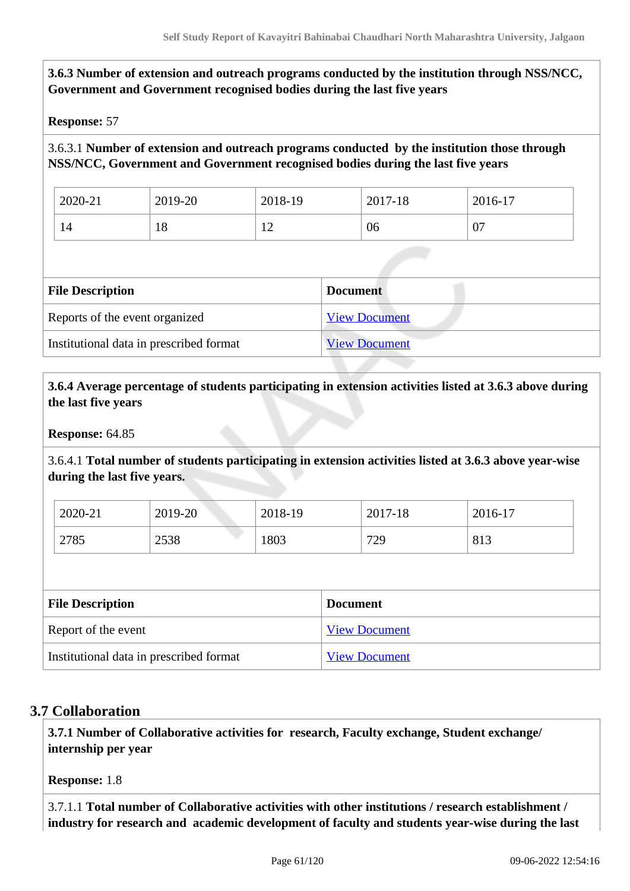**3.6.3 Number of extension and outreach programs conducted by the institution through NSS/NCC, Government and Government recognised bodies during the last five years**

**Response:** 57

3.6.3.1 **Number of extension and outreach programs conducted by the institution those through NSS/NCC, Government and Government recognised bodies during the last five years**

| 2020-21 | 2019-20 | 2018-19 | 2017-18 | 2016-17 |
|---|---|---|---|---|
| 14 | 18 | 12 | 06 | 07 |

| File Description | Document |
|---|---|
| Reports of the event organized | View Document |
| Institutional data in prescribed format | View Document |

**3.6.4 Average percentage of students participating in extension activities listed at 3.6.3 above during the last five years**

**Response:** 64.85

3.6.4.1 **Total number of students participating in extension activities listed at 3.6.3 above year-wise during the last five years.**

| 2020-21 | 2019-20 | 2018-19 | 2017-18 | 2016-17 |
|---|---|---|---|---|
| 2785 | 2538 | 1803 | 729 | 813 |

| File Description | Document |
|---|---|
| Report of the event | View Document |
| Institutional data in prescribed format | View Document |

## 3.7 Collaboration

**3.7.1 Number of Collaborative activities for research, Faculty exchange, Student exchange/ internship per year**

**Response:** 1.8

3.7.1.1 **Total number of Collaborative activities with other institutions / research establishment / industry for research and academic development of faculty and students year-wise during the last**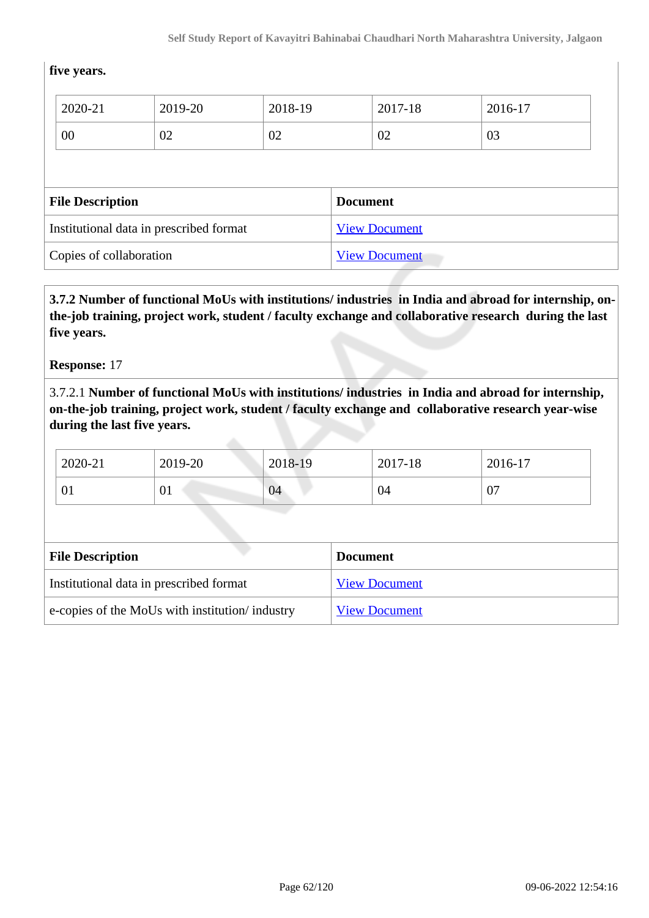**five years.**

| 2020-21 | 2019-20 | 2018-19 | 2017-18 | 2016-17 |
|---|---|---|---|---|
| 00 | 02 | 02 | 02 | 03 |

| File Description | Document |
|---|---|
| Institutional data in prescribed format | View Document |
| Copies of collaboration | View Document |

**3.7.2 Number of functional MoUs with institutions/ industries in India and abroad for internship, on-the-job training, project work, student / faculty exchange and collaborative research during the last five years.**

**Response:** 17

3.7.2.1 **Number of functional MoUs with institutions/ industries in India and abroad for internship, on-the-job training, project work, student / faculty exchange and collaborative research year-wise during the last five years.**

| 2020-21 | 2019-20 | 2018-19 | 2017-18 | 2016-17 |
|---|---|---|---|---|
| 01 | 01 | 04 | 04 | 07 |

| File Description | Document |
|---|---|
| Institutional data in prescribed format | View Document |
| e-copies of the MoUs with institution/ industry | View Document |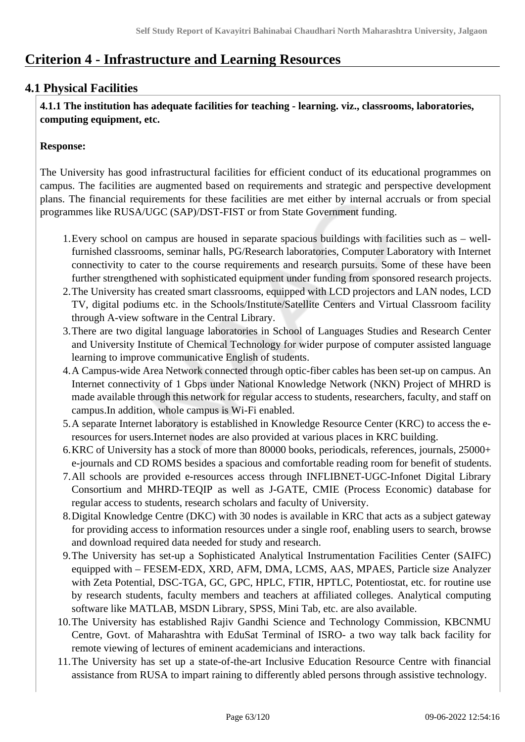# Criterion 4 - Infrastructure and Learning Resources

## 4.1 Physical Facilities

**4.1.1 The institution has adequate facilities for teaching - learning. viz., classrooms, laboratories, computing equipment, etc.**

**Response:**

The University has good infrastructural facilities for efficient conduct of its educational programmes on campus. The facilities are augmented based on requirements and strategic and perspective development plans. The financial requirements for these facilities are met either by internal accruals or from special programmes like RUSA/UGC (SAP)/DST-FIST or from State Government funding.

1. Every school on campus are housed in separate spacious buildings with facilities such as – well-furnished classrooms, seminar halls, PG/Research laboratories, Computer Laboratory with Internet connectivity to cater to the course requirements and research pursuits. Some of these have been further strengthened with sophisticated equipment under funding from sponsored research projects.
2. The University has created smart classrooms, equipped with LCD projectors and LAN nodes, LCD TV, digital podiums etc. in the Schools/Institute/Satellite Centers and Virtual Classroom facility through A-view software in the Central Library.
3. There are two digital language laboratories in School of Languages Studies and Research Center and University Institute of Chemical Technology for wider purpose of computer assisted language learning to improve communicative English of students.
4. A Campus-wide Area Network connected through optic-fiber cables has been set-up on campus. An Internet connectivity of 1 Gbps under National Knowledge Network (NKN) Project of MHRD is made available through this network for regular access to students, researchers, faculty, and staff on campus.In addition, whole campus is Wi-Fi enabled.
5. A separate Internet laboratory is established in Knowledge Resource Center (KRC) to access the e-resources for users.Internet nodes are also provided at various places in KRC building.
6. KRC of University has a stock of more than 80000 books, periodicals, references, journals, 25000+ e-journals and CD ROMS besides a spacious and comfortable reading room for benefit of students.
7. All schools are provided e-resources access through INFLIBNET-UGC-Infonet Digital Library Consortium and MHRD-TEQIP as well as J-GATE, CMIE (Process Economic) database for regular access to students, research scholars and faculty of University.
8. Digital Knowledge Centre (DKC) with 30 nodes is available in KRC that acts as a subject gateway for providing access to information resources under a single roof, enabling users to search, browse and download required data needed for study and research.
9. The University has set-up a Sophisticated Analytical Instrumentation Facilities Center (SAIFC) equipped with – FESEM-EDX, XRD, AFM, DMA, LCMS, AAS, MPAES, Particle size Analyzer with Zeta Potential, DSC-TGA, GC, GPC, HPLC, FTIR, HPTLC, Potentiostat, etc. for routine use by research students, faculty members and teachers at affiliated colleges. Analytical computing software like MATLAB, MSDN Library, SPSS, Mini Tab, etc. are also available.
10. The University has established Rajiv Gandhi Science and Technology Commission, KBCNMU Centre, Govt. of Maharashtra with EduSat Terminal of ISRO- a two way talk back facility for remote viewing of lectures of eminent academicians and interactions.
11. The University has set up a state-of-the-art Inclusive Education Resource Centre with financial assistance from RUSA to impart raining to differently abled persons through assistive technology.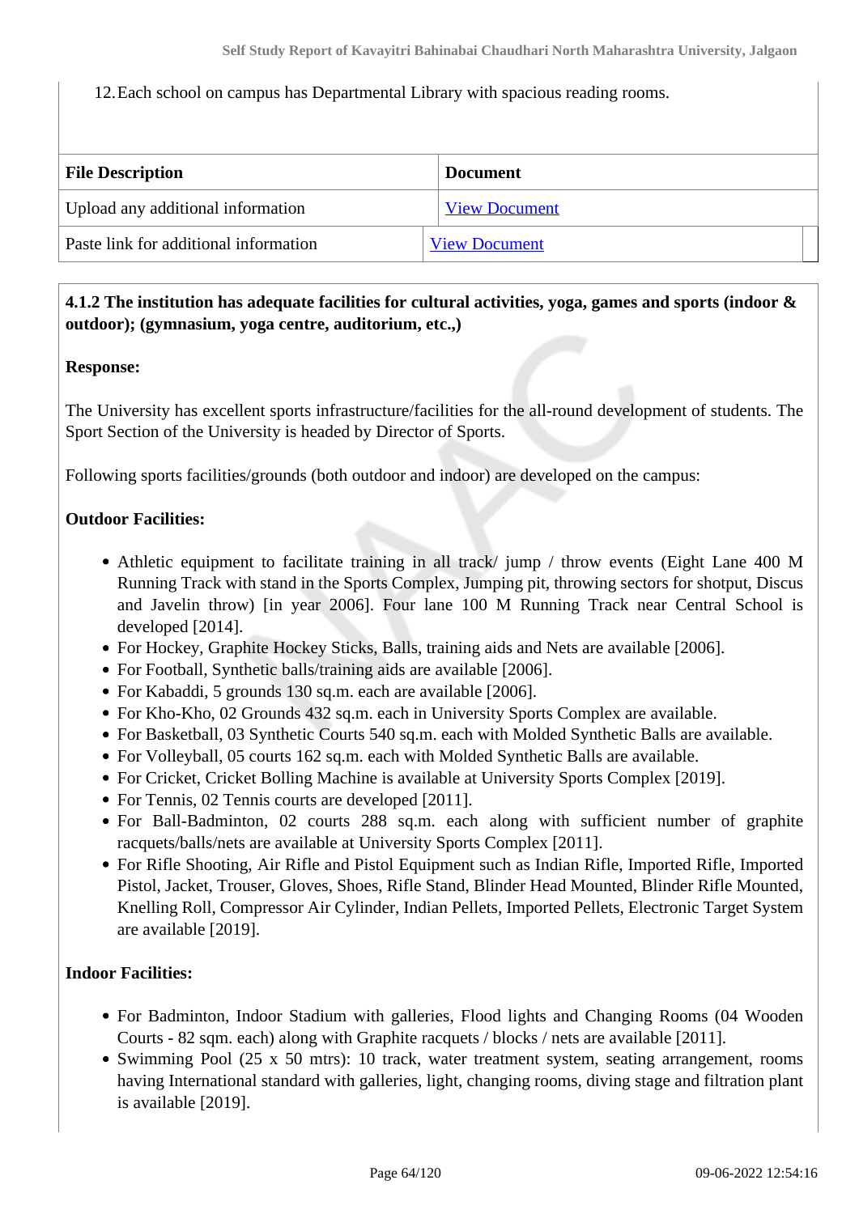12. Each school on campus has Departmental Library with spacious reading rooms.

| File Description | Document |
|---|---|
| Upload any additional information | View Document |
| Paste link for additional information | View Document |

**4.1.2 The institution has adequate facilities for cultural activities, yoga, games and sports (indoor & outdoor); (gymnasium, yoga centre, auditorium, etc.,)**

**Response:**

The University has excellent sports infrastructure/facilities for the all-round development of students. The Sport Section of the University is headed by Director of Sports.

Following sports facilities/grounds (both outdoor and indoor) are developed on the campus:

**Outdoor Facilities:**

- Athletic equipment to facilitate training in all track/ jump / throw events (Eight Lane 400 M Running Track with stand in the Sports Complex, Jumping pit, throwing sectors for shotput, Discus and Javelin throw) [in year 2006]. Four lane 100 M Running Track near Central School is developed [2014].
- For Hockey, Graphite Hockey Sticks, Balls, training aids and Nets are available [2006].
- For Football, Synthetic balls/training aids are available [2006].
- For Kabaddi, 5 grounds 130 sq.m. each are available [2006].
- For Kho-Kho, 02 Grounds 432 sq.m. each in University Sports Complex are available.
- For Basketball, 03 Synthetic Courts 540 sq.m. each with Molded Synthetic Balls are available.
- For Volleyball, 05 courts 162 sq.m. each with Molded Synthetic Balls are available.
- For Cricket, Cricket Bolling Machine is available at University Sports Complex [2019].
- For Tennis, 02 Tennis courts are developed [2011].
- For Ball-Badminton, 02 courts 288 sq.m. each along with sufficient number of graphite racquets/balls/nets are available at University Sports Complex [2011].
- For Rifle Shooting, Air Rifle and Pistol Equipment such as Indian Rifle, Imported Rifle, Imported Pistol, Jacket, Trouser, Gloves, Shoes, Rifle Stand, Blinder Head Mounted, Blinder Rifle Mounted, Knelling Roll, Compressor Air Cylinder, Indian Pellets, Imported Pellets, Electronic Target System are available [2019].

**Indoor Facilities:**

- For Badminton, Indoor Stadium with galleries, Flood lights and Changing Rooms (04 Wooden Courts - 82 sqm. each) along with Graphite racquets / blocks / nets are available [2011].
- Swimming Pool (25 x 50 mtrs): 10 track, water treatment system, seating arrangement, rooms having International standard with galleries, light, changing rooms, diving stage and filtration plant is available [2019].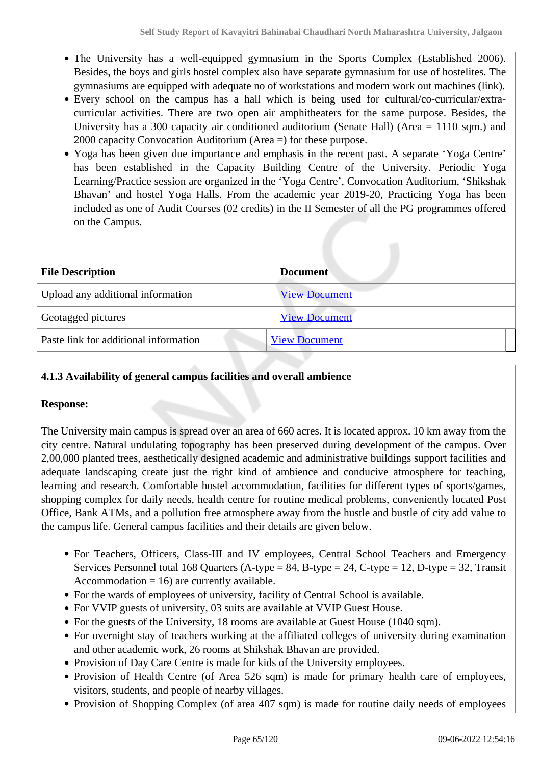- The University has a well-equipped gymnasium in the Sports Complex (Established 2006). Besides, the boys and girls hostel complex also have separate gymnasium for use of hostelites. The gymnasiums are equipped with adequate no of workstations and modern work out machines (link).
- Every school on the campus has a hall which is being used for cultural/co-curricular/extra-curricular activities. There are two open air amphitheaters for the same purpose. Besides, the University has a 300 capacity air conditioned auditorium (Senate Hall) (Area = 1110 sqm.) and 2000 capacity Convocation Auditorium (Area =) for these purpose.
- Yoga has been given due importance and emphasis in the recent past. A separate 'Yoga Centre' has been established in the Capacity Building Centre of the University. Periodic Yoga Learning/Practice session are organized in the 'Yoga Centre', Convocation Auditorium, 'Shikshak Bhavan' and hostel Yoga Halls. From the academic year 2019-20, Practicing Yoga has been included as one of Audit Courses (02 credits) in the II Semester of all the PG programmes offered on the Campus.

| File Description | Document |
|---|---|
| Upload any additional information | View Document |
| Geotagged pictures | View Document |
| Paste link for additional information | View Document |

**4.1.3 Availability of general campus facilities and overall ambience**

**Response:**

The University main campus is spread over an area of 660 acres. It is located approx. 10 km away from the city centre. Natural undulating topography has been preserved during development of the campus. Over 2,00,000 planted trees, aesthetically designed academic and administrative buildings support facilities and adequate landscaping create just the right kind of ambience and conducive atmosphere for teaching, learning and research. Comfortable hostel accommodation, facilities for different types of sports/games, shopping complex for daily needs, health centre for routine medical problems, conveniently located Post Office, Bank ATMs, and a pollution free atmosphere away from the hustle and bustle of city add value to the campus life. General campus facilities and their details are given below.

- For Teachers, Officers, Class-III and IV employees, Central School Teachers and Emergency Services Personnel total 168 Quarters (A-type = 84, B-type = 24, C-type = 12, D-type = 32, Transit Accommodation = 16) are currently available.
- For the wards of employees of university, facility of Central School is available.
- For VVIP guests of university, 03 suits are available at VVIP Guest House.
- For the guests of the University, 18 rooms are available at Guest House (1040 sqm).
- For overnight stay of teachers working at the affiliated colleges of university during examination and other academic work, 26 rooms at Shikshak Bhavan are provided.
- Provision of Day Care Centre is made for kids of the University employees.
- Provision of Health Centre (of Area 526 sqm) is made for primary health care of employees, visitors, students, and people of nearby villages.
- Provision of Shopping Complex (of area 407 sqm) is made for routine daily needs of employees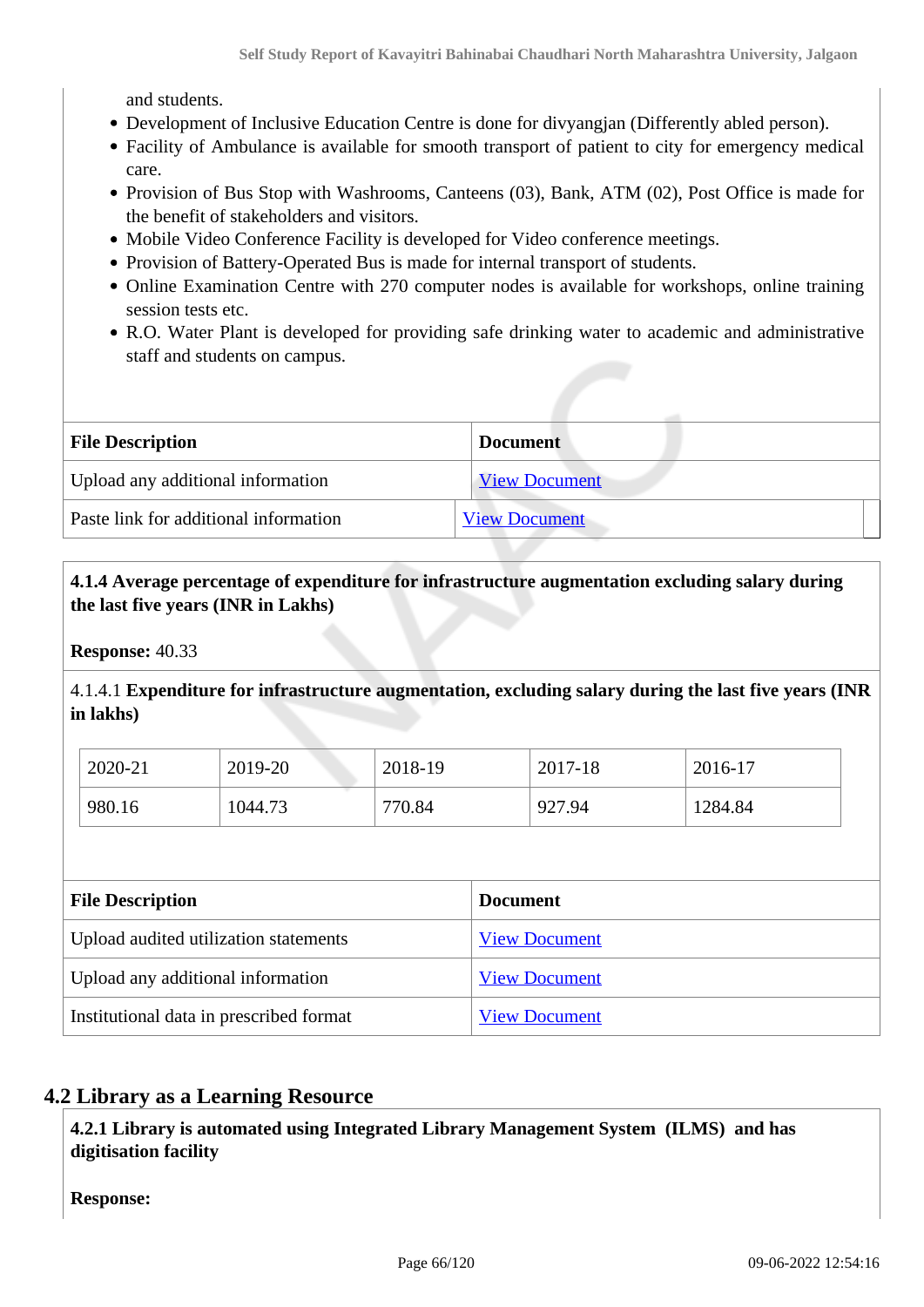and students.

- Development of Inclusive Education Centre is done for divyangjan (Differently abled person).
- Facility of Ambulance is available for smooth transport of patient to city for emergency medical care.
- Provision of Bus Stop with Washrooms, Canteens (03), Bank, ATM (02), Post Office is made for the benefit of stakeholders and visitors.
- Mobile Video Conference Facility is developed for Video conference meetings.
- Provision of Battery-Operated Bus is made for internal transport of students.
- Online Examination Centre with 270 computer nodes is available for workshops, online training session tests etc.
- R.O. Water Plant is developed for providing safe drinking water to academic and administrative staff and students on campus.

| File Description | Document |
|---|---|
| Upload any additional information | View Document |
| Paste link for additional information | View Document |

**4.1.4 Average percentage of expenditure for infrastructure augmentation excluding salary during the last five years (INR in Lakhs)**

**Response:** 40.33

4.1.4.1 **Expenditure for infrastructure augmentation, excluding salary during the last five years (INR in lakhs)**

| 2020-21 | 2019-20 | 2018-19 | 2017-18 | 2016-17 |
|---|---|---|---|---|
| 980.16 | 1044.73 | 770.84 | 927.94 | 1284.84 |

| File Description | Document |
|---|---|
| Upload audited utilization statements | View Document |
| Upload any additional information | View Document |
| Institutional data in prescribed format | View Document |

## 4.2 Library as a Learning Resource

**4.2.1 Library is automated using Integrated Library Management System (ILMS) and has digitisation facility**

**Response:**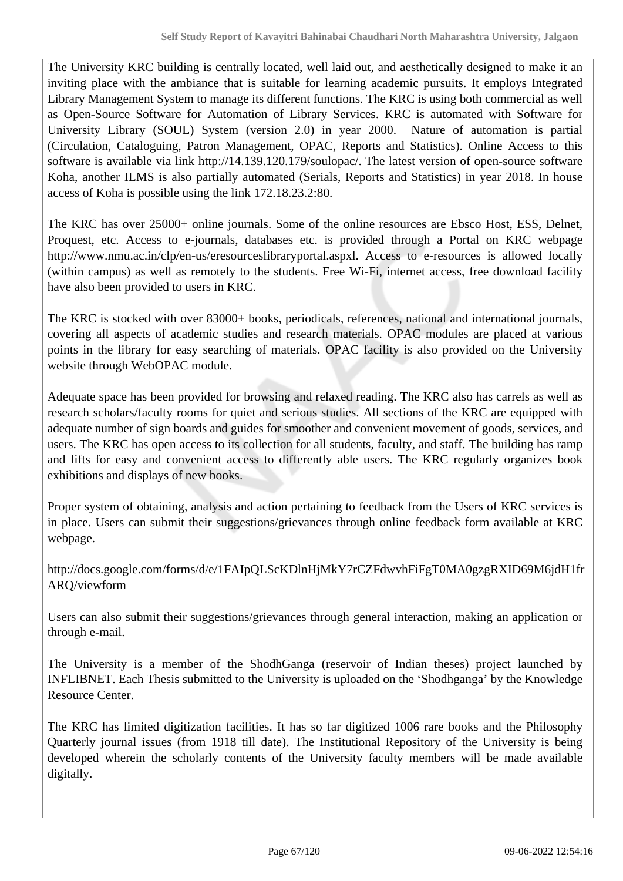The University KRC building is centrally located, well laid out, and aesthetically designed to make it an inviting place with the ambiance that is suitable for learning academic pursuits. It employs Integrated Library Management System to manage its different functions. The KRC is using both commercial as well as Open-Source Software for Automation of Library Services. KRC is automated with Software for University Library (SOUL) System (version 2.0) in year 2000. Nature of automation is partial (Circulation, Cataloguing, Patron Management, OPAC, Reports and Statistics). Online Access to this software is available via link http://14.139.120.179/soulopac/. The latest version of open-source software Koha, another ILMS is also partially automated (Serials, Reports and Statistics) in year 2018. In house access of Koha is possible using the link 172.18.23.2:80.

The KRC has over 25000+ online journals. Some of the online resources are Ebsco Host, ESS, Delnet, Proquest, etc. Access to e-journals, databases etc. is provided through a Portal on KRC webpage http://www.nmu.ac.in/clp/en-us/eresourceslibraryportal.aspxl. Access to e-resources is allowed locally (within campus) as well as remotely to the students. Free Wi-Fi, internet access, free download facility have also been provided to users in KRC.

The KRC is stocked with over 83000+ books, periodicals, references, national and international journals, covering all aspects of academic studies and research materials. OPAC modules are placed at various points in the library for easy searching of materials. OPAC facility is also provided on the University website through WebOPAC module.

Adequate space has been provided for browsing and relaxed reading. The KRC also has carrels as well as research scholars/faculty rooms for quiet and serious studies. All sections of the KRC are equipped with adequate number of sign boards and guides for smoother and convenient movement of goods, services, and users. The KRC has open access to its collection for all students, faculty, and staff. The building has ramp and lifts for easy and convenient access to differently able users. The KRC regularly organizes book exhibitions and displays of new books.

Proper system of obtaining, analysis and action pertaining to feedback from the Users of KRC services is in place. Users can submit their suggestions/grievances through online feedback form available at KRC webpage.

http://docs.google.com/forms/d/e/1FAIpQLScKDlnHjMkY7rCZFdwvhFiFgT0MA0gzgRXID69M6jdH1frARQ/viewform

Users can also submit their suggestions/grievances through general interaction, making an application or through e-mail.

The University is a member of the ShodhGanga (reservoir of Indian theses) project launched by INFLIBNET. Each Thesis submitted to the University is uploaded on the 'Shodhganga' by the Knowledge Resource Center.

The KRC has limited digitization facilities. It has so far digitized 1006 rare books and the Philosophy Quarterly journal issues (from 1918 till date). The Institutional Repository of the University is being developed wherein the scholarly contents of the University faculty members will be made available digitally.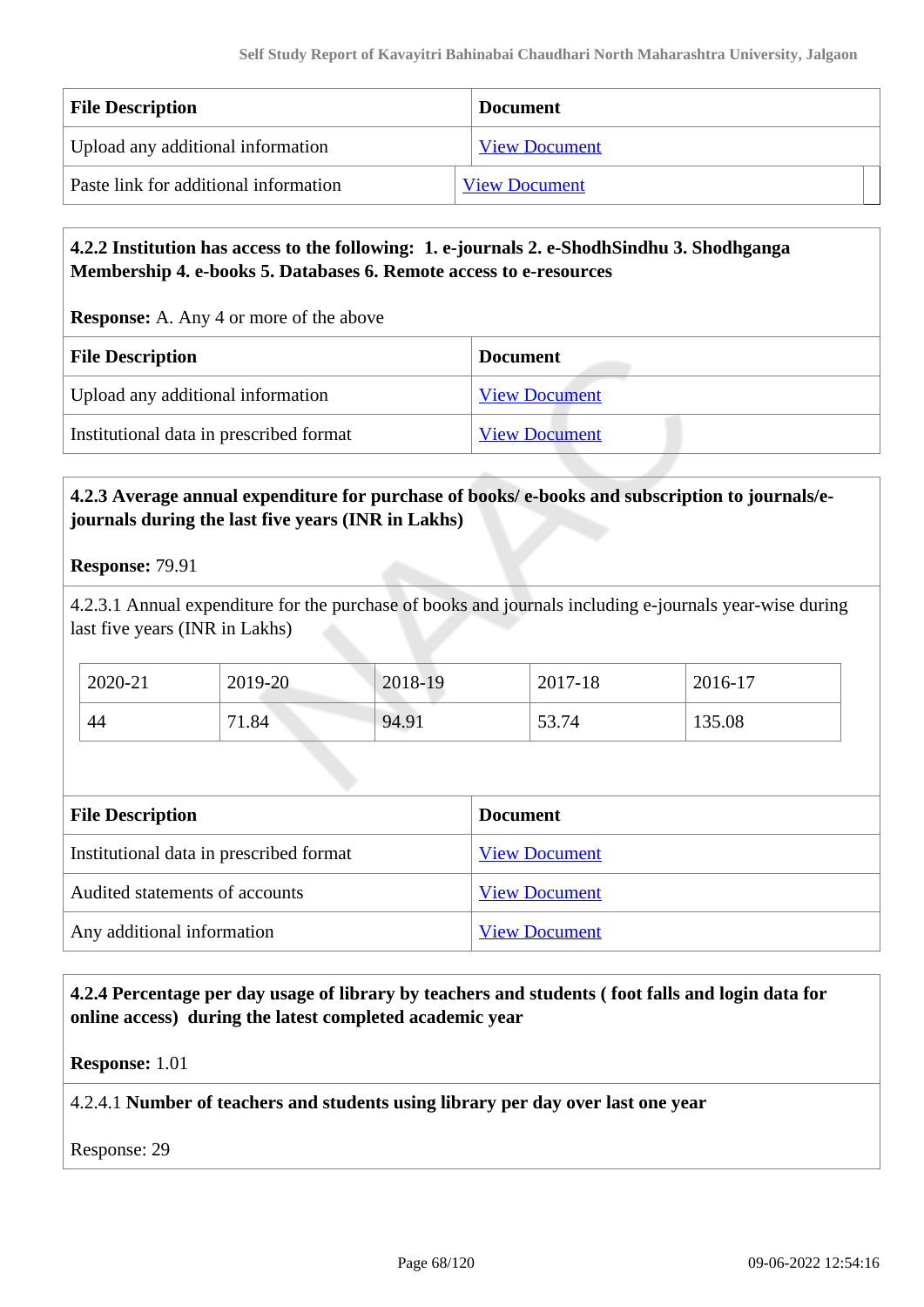| File Description | Document |
| --- | --- |
| Upload any additional information | View Document |
| Paste link for additional information | View Document |

**4.2.2 Institution has access to the following: 1. e-journals 2. e-ShodhSindhu 3. Shodhganga Membership 4. e-books 5. Databases 6. Remote access to e-resources**

**Response:** A. Any 4 or more of the above

| File Description | Document |
| --- | --- |
| Upload any additional information | View Document |
| Institutional data in prescribed format | View Document |

**4.2.3 Average annual expenditure for purchase of books/ e-books and subscription to journals/e-journals during the last five years (INR in Lakhs)**

**Response:** 79.91

4.2.3.1 Annual expenditure for the purchase of books and journals including e-journals year-wise during last five years (INR in Lakhs)

| 2020-21 | 2019-20 | 2018-19 | 2017-18 | 2016-17 |
| --- | --- | --- | --- | --- |
| 44 | 71.84 | 94.91 | 53.74 | 135.08 |

| File Description | Document |
| --- | --- |
| Institutional data in prescribed format | View Document |
| Audited statements of accounts | View Document |
| Any additional information | View Document |

**4.2.4 Percentage per day usage of library by teachers and students ( foot falls and login data for online access) during the latest completed academic year**

**Response:** 1.01

4.2.4.1 **Number of teachers and students using library per day over last one year**

Response: 29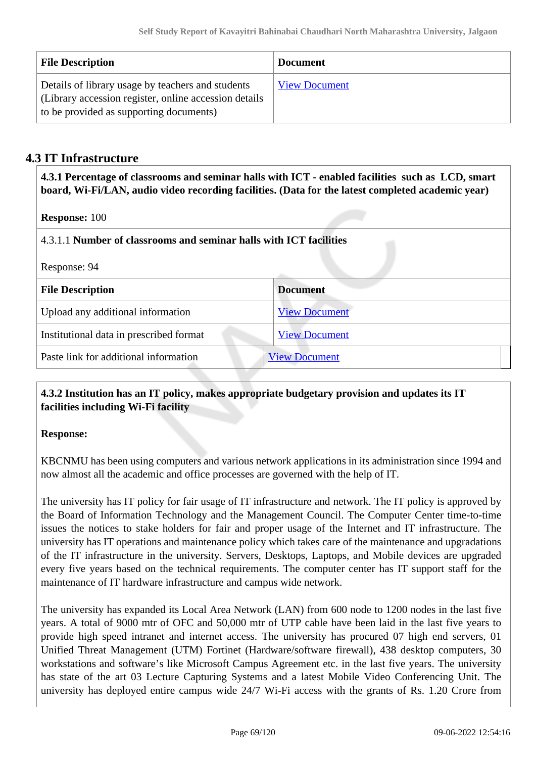| File Description | Document |
|---|---|
| Details of library usage by teachers and students (Library accession register, online accession details to be provided as supporting documents) | View Document |

## 4.3 IT Infrastructure

**4.3.1 Percentage of classrooms and seminar halls with ICT - enabled facilities such as LCD, smart board, Wi-Fi/LAN, audio video recording facilities. (Data for the latest completed academic year)**

**Response:** 100

4.3.1.1 **Number of classrooms and seminar halls with ICT facilities**

Response: 94

| File Description | Document |
|---|---|
| Upload any additional information | View Document |
| Institutional data in prescribed format | View Document |
| Paste link for additional information | View Document |

**4.3.2 Institution has an IT policy, makes appropriate budgetary provision and updates its IT facilities including Wi-Fi facility**

**Response:**

KBCNMU has been using computers and various network applications in its administration since 1994 and now almost all the academic and office processes are governed with the help of IT.

The university has IT policy for fair usage of IT infrastructure and network. The IT policy is approved by the Board of Information Technology and the Management Council. The Computer Center time-to-time issues the notices to stake holders for fair and proper usage of the Internet and IT infrastructure. The university has IT operations and maintenance policy which takes care of the maintenance and upgradations of the IT infrastructure in the university. Servers, Desktops, Laptops, and Mobile devices are upgraded every five years based on the technical requirements. The computer center has IT support staff for the maintenance of IT hardware infrastructure and campus wide network.

The university has expanded its Local Area Network (LAN) from 600 node to 1200 nodes in the last five years. A total of 9000 mtr of OFC and 50,000 mtr of UTP cable have been laid in the last five years to provide high speed intranet and internet access. The university has procured 07 high end servers, 01 Unified Threat Management (UTM) Fortinet (Hardware/software firewall), 438 desktop computers, 30 workstations and software's like Microsoft Campus Agreement etc. in the last five years. The university has state of the art 03 Lecture Capturing Systems and a latest Mobile Video Conferencing Unit. The university has deployed entire campus wide 24/7 Wi-Fi access with the grants of Rs. 1.20 Crore from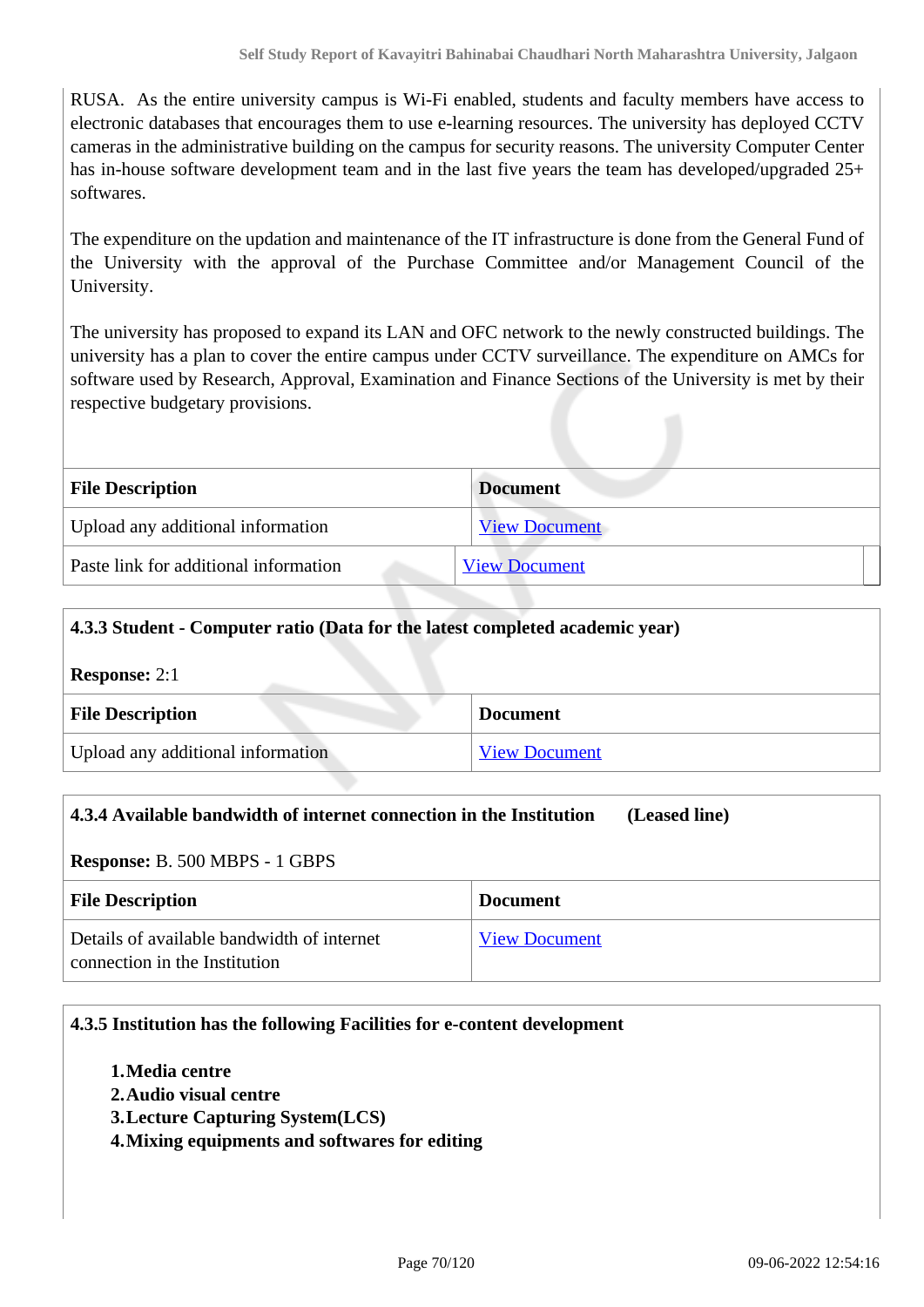RUSA. As the entire university campus is Wi-Fi enabled, students and faculty members have access to electronic databases that encourages them to use e-learning resources. The university has deployed CCTV cameras in the administrative building on the campus for security reasons. The university Computer Center has in-house software development team and in the last five years the team has developed/upgraded 25+ softwares.

The expenditure on the updation and maintenance of the IT infrastructure is done from the General Fund of the University with the approval of the Purchase Committee and/or Management Council of the University.

The university has proposed to expand its LAN and OFC network to the newly constructed buildings. The university has a plan to cover the entire campus under CCTV surveillance. The expenditure on AMCs for software used by Research, Approval, Examination and Finance Sections of the University is met by their respective budgetary provisions.

| File Description | Document |
|---|---|
| Upload any additional information | View Document |
| Paste link for additional information | View Document |

**4.3.3 Student - Computer ratio (Data for the latest completed academic year)**

**Response:** 2:1

| File Description | Document |
|---|---|
| Upload any additional information | View Document |

**4.3.4 Available bandwidth of internet connection in the Institution (Leased line)**

**Response:** B. 500 MBPS - 1 GBPS

| File Description | Document |
|---|---|
| Details of available bandwidth of internet connection in the Institution | View Document |

**4.3.5 Institution has the following Facilities for e-content development**

1. **Media centre**
2. **Audio visual centre**
3. **Lecture Capturing System(LCS)**
4. **Mixing equipments and softwares for editing**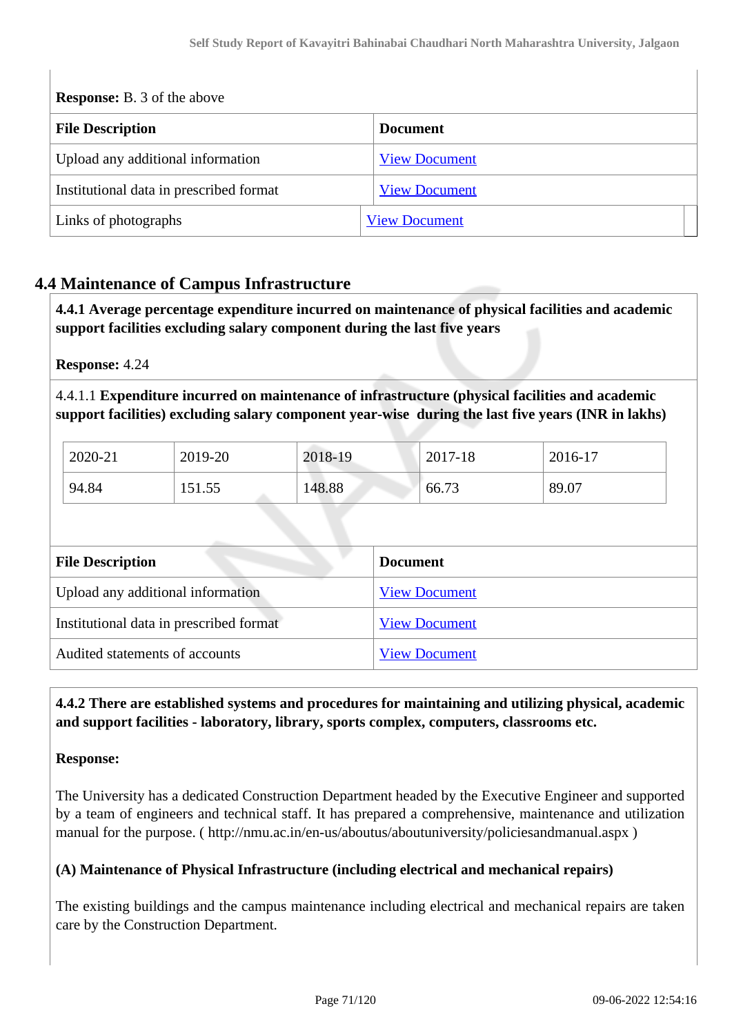**Response:** B. 3 of the above

| File Description | Document |
|---|---|
| Upload any additional information | View Document |
| Institutional data in prescribed format | View Document |
| Links of photographs | View Document |

## 4.4 Maintenance of Campus Infrastructure

**4.4.1 Average percentage expenditure incurred on maintenance of physical facilities and academic support facilities excluding salary component during the last five years**

**Response:** 4.24

4.4.1.1 **Expenditure incurred on maintenance of infrastructure (physical facilities and academic support facilities) excluding salary component year-wise during the last five years (INR in lakhs)**

| 2020-21 | 2019-20 | 2018-19 | 2017-18 | 2016-17 |
|---|---|---|---|---|
| 94.84 | 151.55 | 148.88 | 66.73 | 89.07 |

| File Description | Document |
|---|---|
| Upload any additional information | View Document |
| Institutional data in prescribed format | View Document |
| Audited statements of accounts | View Document |

**4.4.2 There are established systems and procedures for maintaining and utilizing physical, academic and support facilities - laboratory, library, sports complex, computers, classrooms etc.**

**Response:**

The University has a dedicated Construction Department headed by the Executive Engineer and supported by a team of engineers and technical staff. It has prepared a comprehensive, maintenance and utilization manual for the purpose. ( http://nmu.ac.in/en-us/aboutus/aboutuniversity/policiesandmanual.aspx )

**(A) Maintenance of Physical Infrastructure (including electrical and mechanical repairs)**

The existing buildings and the campus maintenance including electrical and mechanical repairs are taken care by the Construction Department.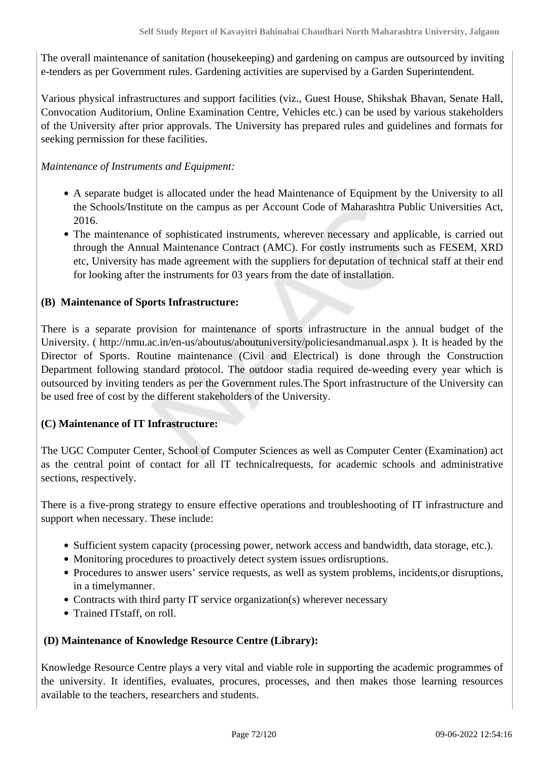The overall maintenance of sanitation (housekeeping) and gardening on campus are outsourced by inviting e-tenders as per Government rules. Gardening activities are supervised by a Garden Superintendent.

Various physical infrastructures and support facilities (viz., Guest House, Shikshak Bhavan, Senate Hall, Convocation Auditorium, Online Examination Centre, Vehicles etc.) can be used by various stakeholders of the University after prior approvals. The University has prepared rules and guidelines and formats for seeking permission for these facilities.

*Maintenance of Instruments and Equipment:*

- A separate budget is allocated under the head Maintenance of Equipment by the University to all the Schools/Institute on the campus as per Account Code of Maharashtra Public Universities Act, 2016.
- The maintenance of sophisticated instruments, wherever necessary and applicable, is carried out through the Annual Maintenance Contract (AMC). For costly instruments such as FESEM, XRD etc, University has made agreement with the suppliers for deputation of technical staff at their end for looking after the instruments for 03 years from the date of installation.

**(B) Maintenance of Sports Infrastructure:**

There is a separate provision for maintenance of sports infrastructure in the annual budget of the University. ( http://nmu.ac.in/en-us/aboutus/aboutuniversity/policiesandmanual.aspx ). It is headed by the Director of Sports. Routine maintenance (Civil and Electrical) is done through the Construction Department following standard protocol. The outdoor stadia required de-weeding every year which is outsourced by inviting tenders as per the Government rules.The Sport infrastructure of the University can be used free of cost by the different stakeholders of the University.

**(C) Maintenance of IT Infrastructure:**

The UGC Computer Center, School of Computer Sciences as well as Computer Center (Examination) act as the central point of contact for all IT technicalrequests, for academic schools and administrative sections, respectively.

There is a five-prong strategy to ensure effective operations and troubleshooting of IT infrastructure and support when necessary. These include:

- Sufficient system capacity (processing power, network access and bandwidth, data storage, etc.).
- Monitoring procedures to proactively detect system issues ordisruptions.
- Procedures to answer users' service requests, as well as system problems, incidents,or disruptions, in a timelymanner.
- Contracts with third party IT service organization(s) wherever necessary
- Trained ITstaff, on roll.

**(D) Maintenance of Knowledge Resource Centre (Library):**

Knowledge Resource Centre plays a very vital and viable role in supporting the academic programmes of the university. It identifies, evaluates, procures, processes, and then makes those learning resources available to the teachers, researchers and students.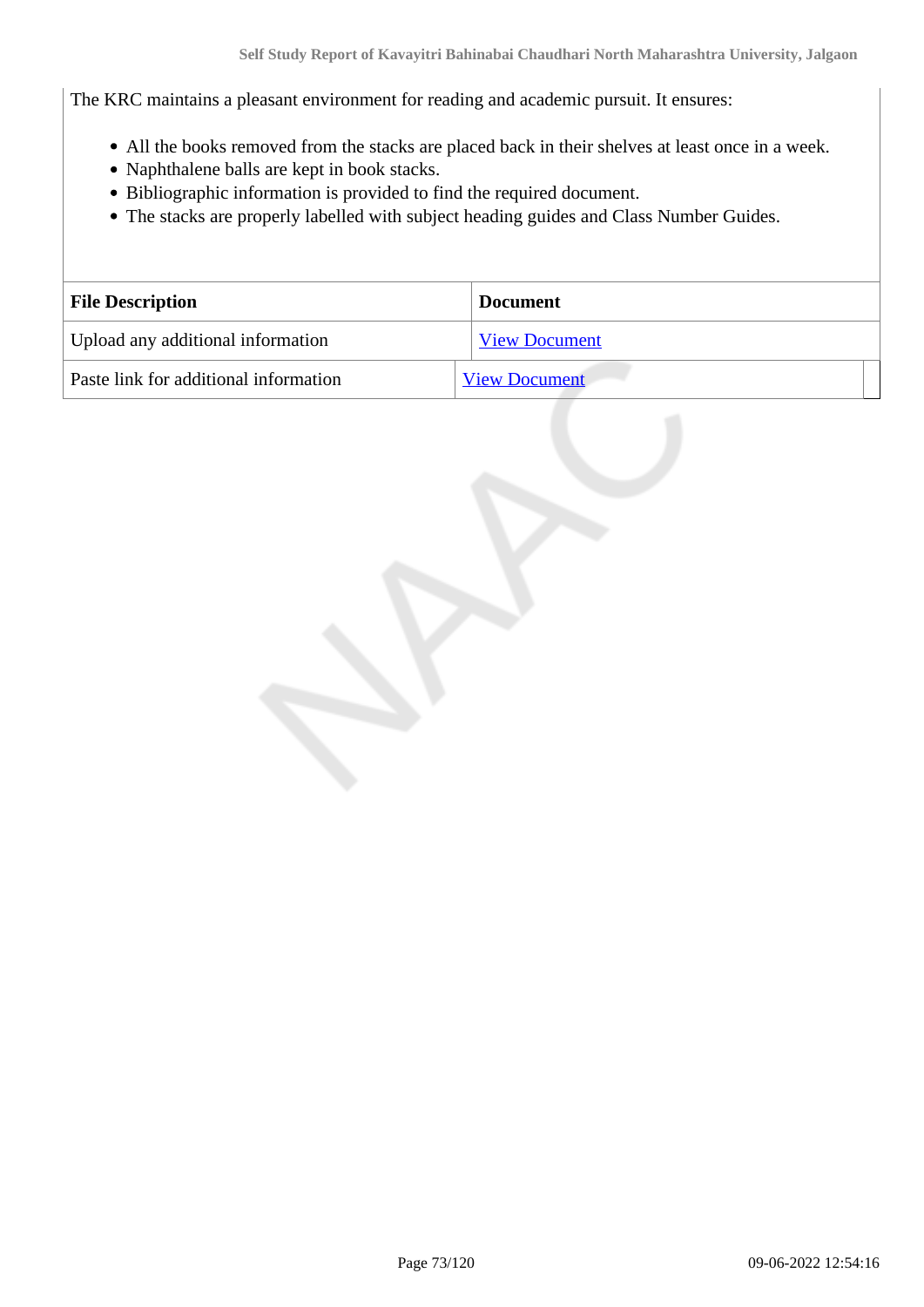The KRC maintains a pleasant environment for reading and academic pursuit. It ensures:

- All the books removed from the stacks are placed back in their shelves at least once in a week.
- Naphthalene balls are kept in book stacks.
- Bibliographic information is provided to find the required document.
- The stacks are properly labelled with subject heading guides and Class Number Guides.

| File Description | Document |
|---|---|
| Upload any additional information | View Document |
| Paste link for additional information | View Document |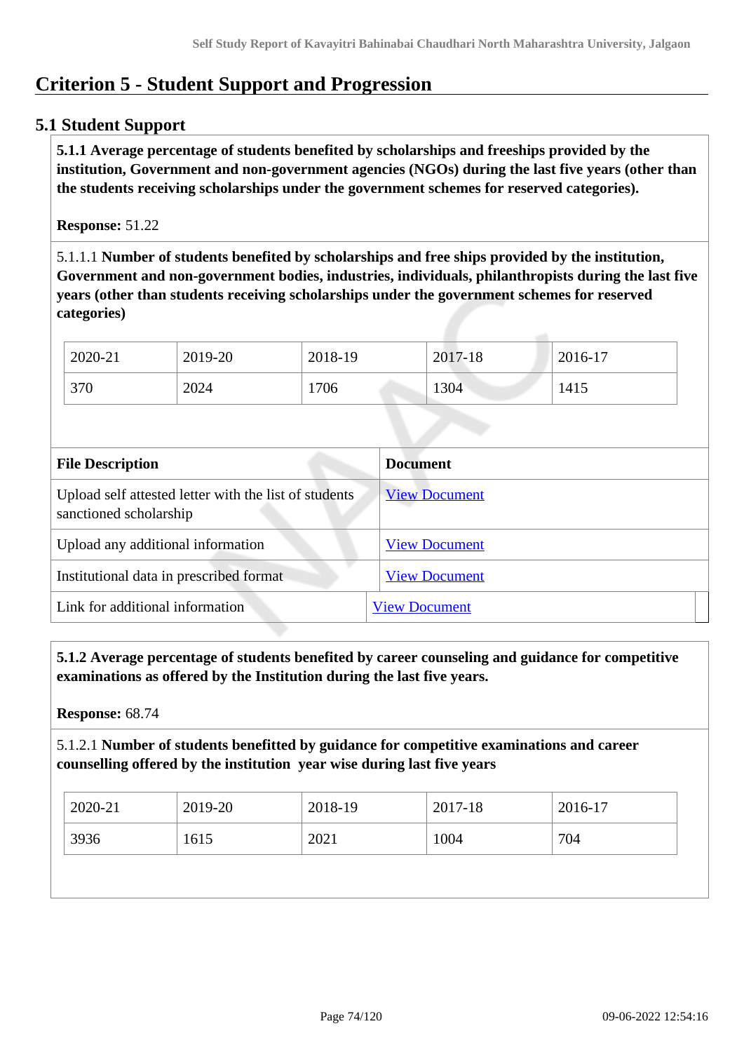# Criterion 5 - Student Support and Progression

## 5.1 Student Support

**5.1.1 Average percentage of students benefited by scholarships and freeships provided by the institution, Government and non-government agencies (NGOs) during the last five years (other than the students receiving scholarships under the government schemes for reserved categories).**

**Response:** 51.22

5.1.1.1 **Number of students benefited by scholarships and free ships provided by the institution, Government and non-government bodies, industries, individuals, philanthropists during the last five years (other than students receiving scholarships under the government schemes for reserved categories)**

| 2020-21 | 2019-20 | 2018-19 | 2017-18 | 2016-17 |
|---|---|---|---|---|
| 370 | 2024 | 1706 | 1304 | 1415 |

| File Description | Document |
|---|---|
| Upload self attested letter with the list of students sanctioned scholarship | View Document |
| Upload any additional information | View Document |
| Institutional data in prescribed format | View Document |
| Link for additional information | View Document |

**5.1.2 Average percentage of students benefited by career counseling and guidance for competitive examinations as offered by the Institution during the last five years.**

**Response:** 68.74

5.1.2.1 **Number of students benefitted by guidance for competitive examinations and career counselling offered by the institution year wise during last five years**

| 2020-21 | 2019-20 | 2018-19 | 2017-18 | 2016-17 |
|---|---|---|---|---|
| 3936 | 1615 | 2021 | 1004 | 704 |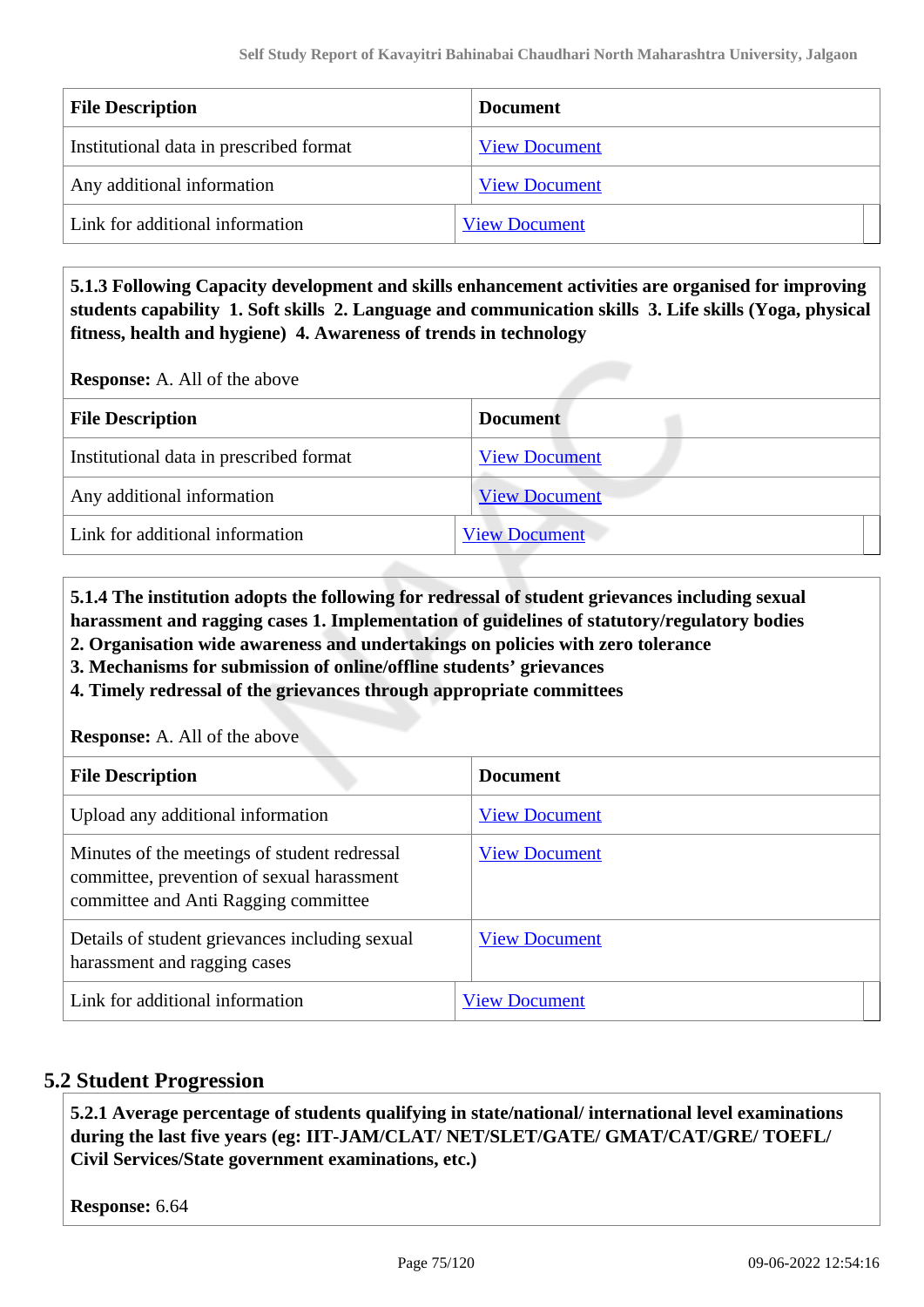| File Description | Document |
|---|---|
| Institutional data in prescribed format | View Document |
| Any additional information | View Document |
| Link for additional information | View Document |

**5.1.3 Following Capacity development and skills enhancement activities are organised for improving students capability 1. Soft skills 2. Language and communication skills 3. Life skills (Yoga, physical fitness, health and hygiene) 4. Awareness of trends in technology**

**Response:** A. All of the above

| File Description | Document |
|---|---|
| Institutional data in prescribed format | View Document |
| Any additional information | View Document |
| Link for additional information | View Document |

**5.1.4 The institution adopts the following for redressal of student grievances including sexual harassment and ragging cases 1. Implementation of guidelines of statutory/regulatory bodies**
**2. Organisation wide awareness and undertakings on policies with zero tolerance**
**3. Mechanisms for submission of online/offline students' grievances**
**4. Timely redressal of the grievances through appropriate committees**

**Response:** A. All of the above

| File Description | Document |
|---|---|
| Upload any additional information | View Document |
| Minutes of the meetings of student redressal committee, prevention of sexual harassment committee and Anti Ragging committee | View Document |
| Details of student grievances including sexual harassment and ragging cases | View Document |
| Link for additional information | View Document |

## 5.2 Student Progression

**5.2.1 Average percentage of students qualifying in state/national/ international level examinations during the last five years (eg: IIT-JAM/CLAT/ NET/SLET/GATE/ GMAT/CAT/GRE/ TOEFL/ Civil Services/State government examinations, etc.)**

**Response:** 6.64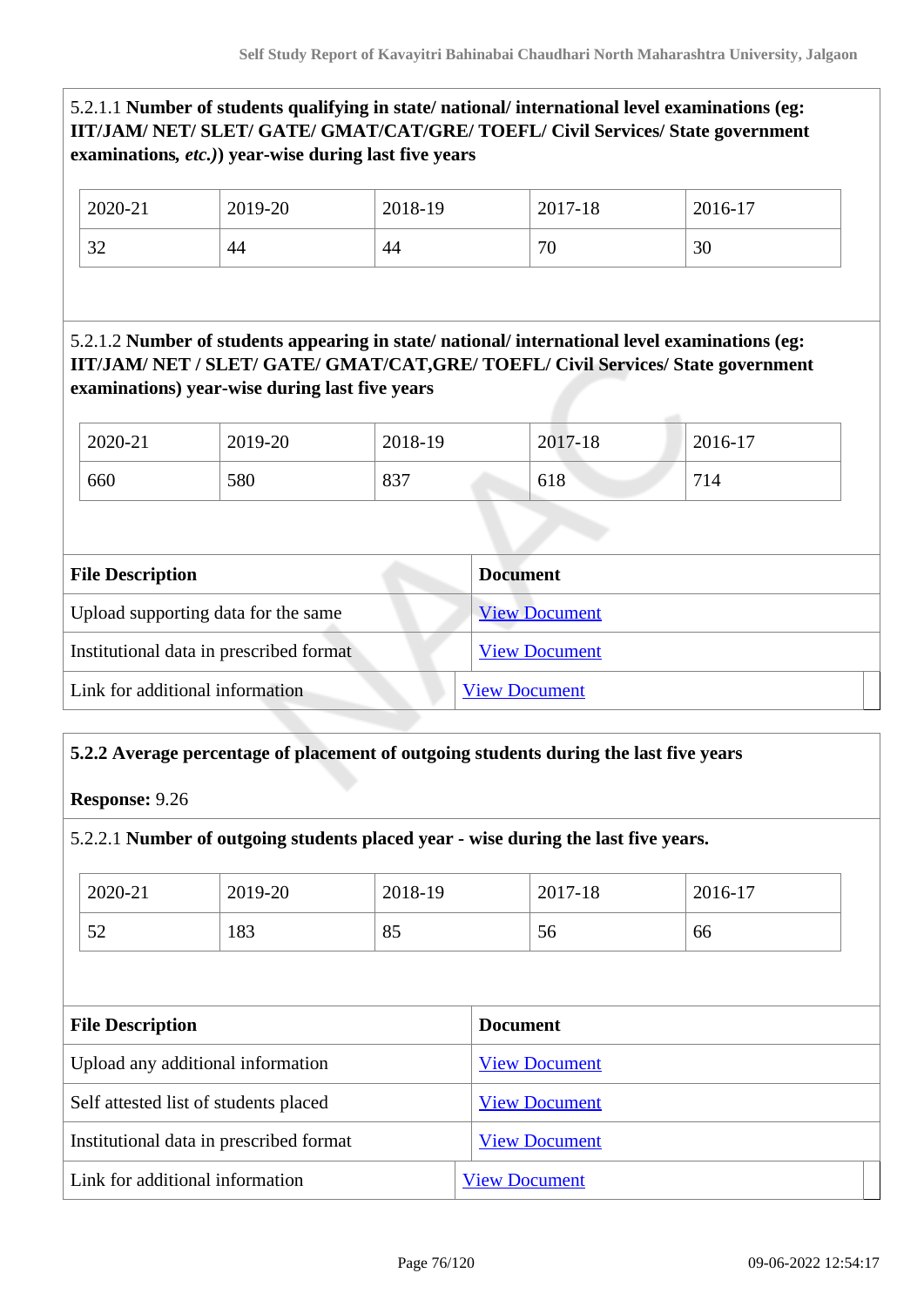5.2.1.1 **Number of students qualifying in state/ national/ international level examinations (eg: IIT/JAM/ NET/ SLET/ GATE/ GMAT/CAT/GRE/ TOEFL/ Civil Services/ State government examinations, *etc.*)) year-wise during last five years**

| 2020-21 | 2019-20 | 2018-19 | 2017-18 | 2016-17 |
|---|---|---|---|---|
| 32 | 44 | 44 | 70 | 30 |

5.2.1.2 **Number of students appearing in state/ national/ international level examinations (eg: IIT/JAM/ NET / SLET/ GATE/ GMAT/CAT,GRE/ TOEFL/ Civil Services/ State government examinations) year-wise during last five years**

| 2020-21 | 2019-20 | 2018-19 | 2017-18 | 2016-17 |
|---|---|---|---|---|
| 660 | 580 | 837 | 618 | 714 |

| File Description | Document |
|---|---|
| Upload supporting data for the same | View Document |
| Institutional data in prescribed format | View Document |
| Link for additional information | View Document |

**5.2.2 Average percentage of placement of outgoing students during the last five years**

**Response:** 9.26

5.2.2.1 **Number of outgoing students placed year - wise during the last five years.**

| 2020-21 | 2019-20 | 2018-19 | 2017-18 | 2016-17 |
|---|---|---|---|---|
| 52 | 183 | 85 | 56 | 66 |

| File Description | Document |
|---|---|
| Upload any additional information | View Document |
| Self attested list of students placed | View Document |
| Institutional data in prescribed format | View Document |
| Link for additional information | View Document |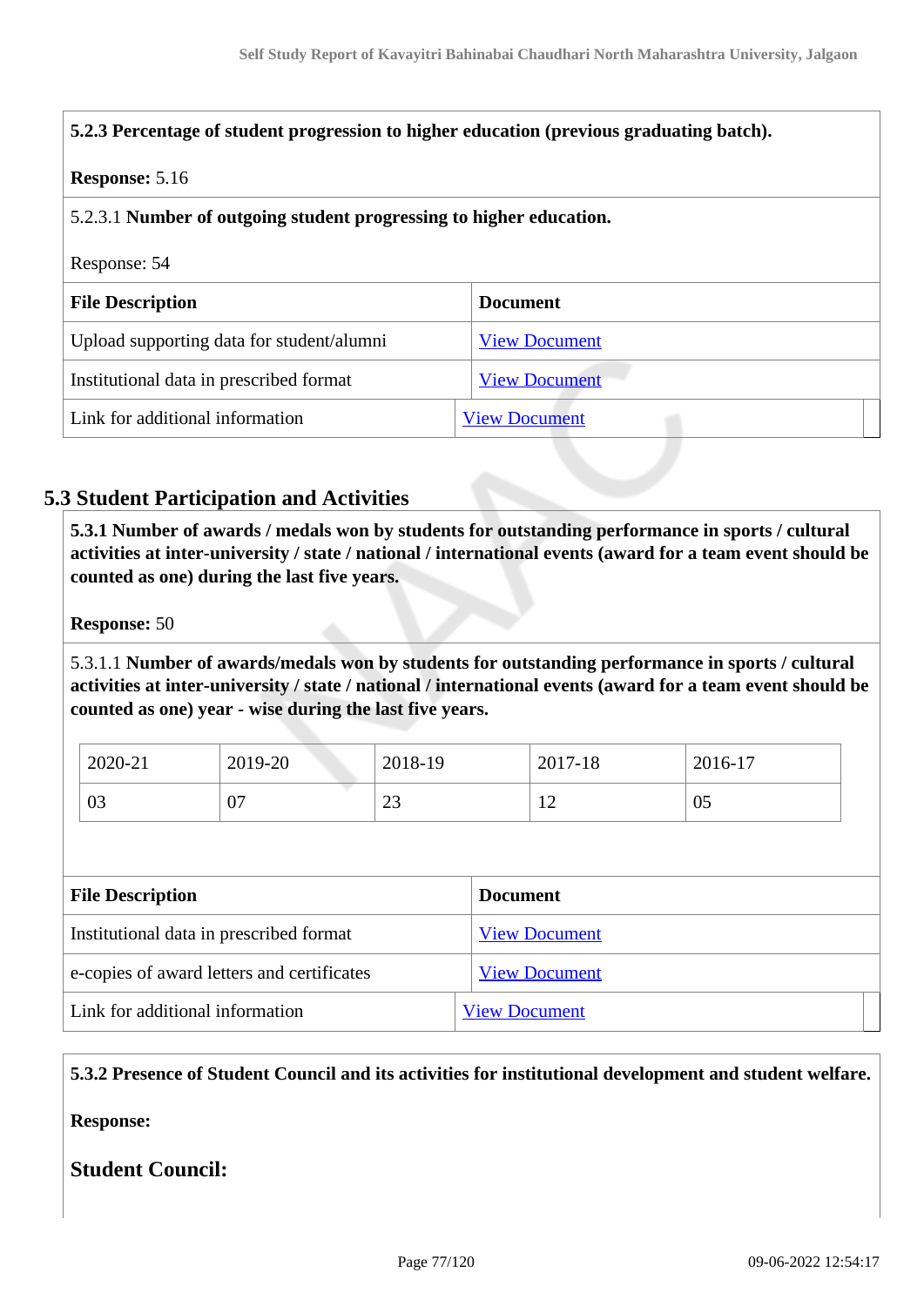**5.2.3 Percentage of student progression to higher education (previous graduating batch).**

**Response:** 5.16

5.2.3.1 **Number of outgoing student progressing to higher education.**

Response: 54

| File Description | Document |
|---|---|
| Upload supporting data for student/alumni | View Document |
| Institutional data in prescribed format | View Document |
| Link for additional information | View Document |

## 5.3 Student Participation and Activities

**5.3.1 Number of awards / medals won by students for outstanding performance in sports / cultural activities at inter-university / state / national / international events (award for a team event should be counted as one) during the last five years.**

**Response:** 50

5.3.1.1 **Number of awards/medals won by students for outstanding performance in sports / cultural activities at inter-university / state / national / international events (award for a team event should be counted as one) year - wise during the last five years.**

| 2020-21 | 2019-20 | 2018-19 | 2017-18 | 2016-17 |
|---|---|---|---|---|
| 03 | 07 | 23 | 12 | 05 |

| File Description | Document |
|---|---|
| Institutional data in prescribed format | View Document |
| e-copies of award letters and certificates | View Document |
| Link for additional information | View Document |

**5.3.2 Presence of Student Council and its activities for institutional development and student welfare.**

**Response:**

**Student Council:**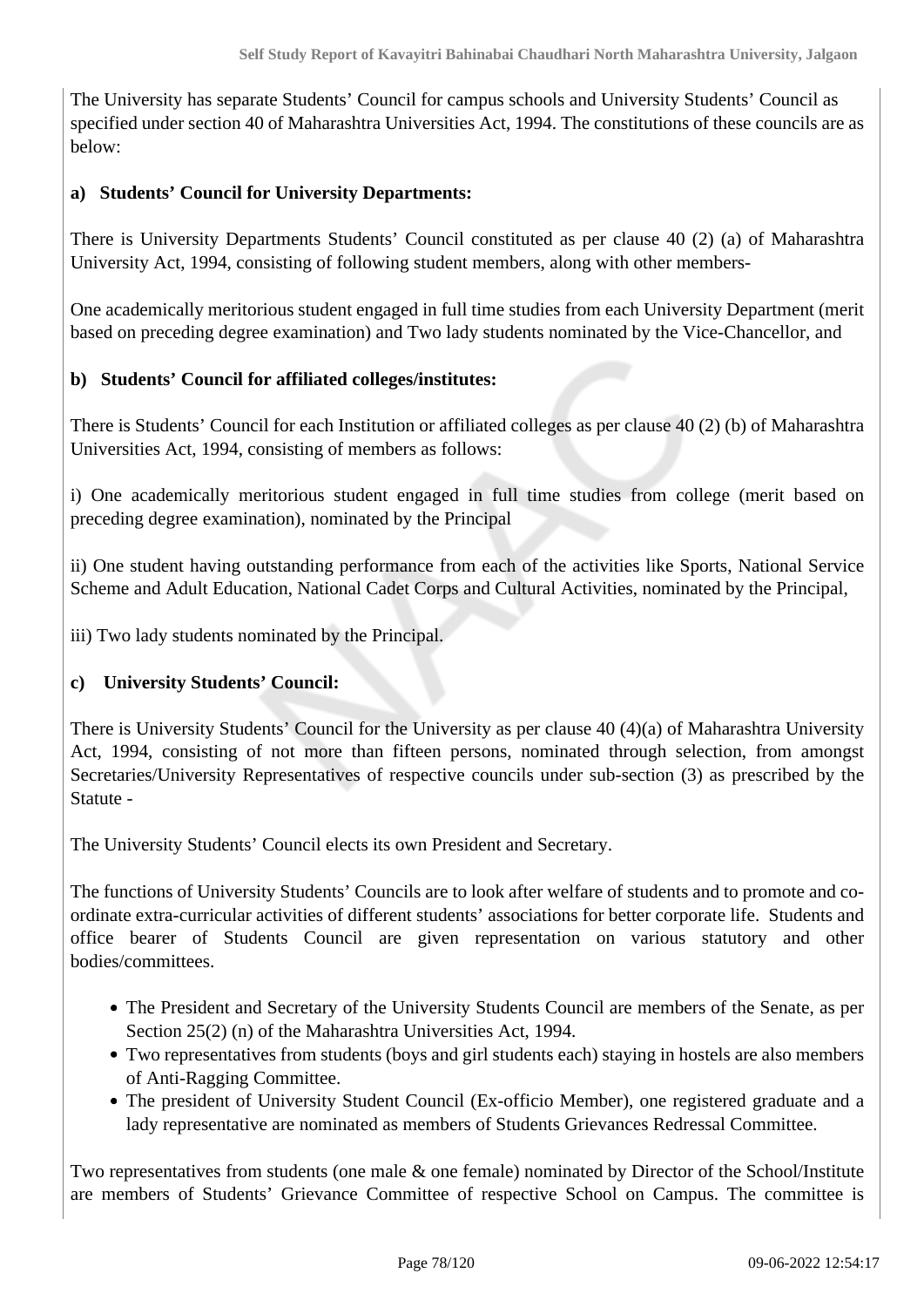The University has separate Students' Council for campus schools and University Students' Council as specified under section 40 of Maharashtra Universities Act, 1994. The constitutions of these councils are as below:

**a) Students' Council for University Departments:**

There is University Departments Students' Council constituted as per clause 40 (2) (a) of Maharashtra University Act, 1994, consisting of following student members, along with other members-

One academically meritorious student engaged in full time studies from each University Department (merit based on preceding degree examination) and Two lady students nominated by the Vice-Chancellor, and

**b) Students' Council for affiliated colleges/institutes:**

There is Students' Council for each Institution or affiliated colleges as per clause 40 (2) (b) of Maharashtra Universities Act, 1994, consisting of members as follows:

i) One academically meritorious student engaged in full time studies from college (merit based on preceding degree examination), nominated by the Principal

ii) One student having outstanding performance from each of the activities like Sports, National Service Scheme and Adult Education, National Cadet Corps and Cultural Activities, nominated by the Principal,

iii) Two lady students nominated by the Principal.

**c) University Students' Council:**

There is University Students' Council for the University as per clause 40 (4)(a) of Maharashtra University Act, 1994, consisting of not more than fifteen persons, nominated through selection, from amongst Secretaries/University Representatives of respective councils under sub-section (3) as prescribed by the Statute -

The University Students' Council elects its own President and Secretary.

The functions of University Students' Councils are to look after welfare of students and to promote and co-ordinate extra-curricular activities of different students' associations for better corporate life. Students and office bearer of Students Council are given representation on various statutory and other bodies/committees.

- The President and Secretary of the University Students Council are members of the Senate, as per Section 25(2) (n) of the Maharashtra Universities Act, 1994.
- Two representatives from students (boys and girl students each) staying in hostels are also members of Anti-Ragging Committee.
- The president of University Student Council (Ex-officio Member), one registered graduate and a lady representative are nominated as members of Students Grievances Redressal Committee.

Two representatives from students (one male & one female) nominated by Director of the School/Institute are members of Students' Grievance Committee of respective School on Campus. The committee is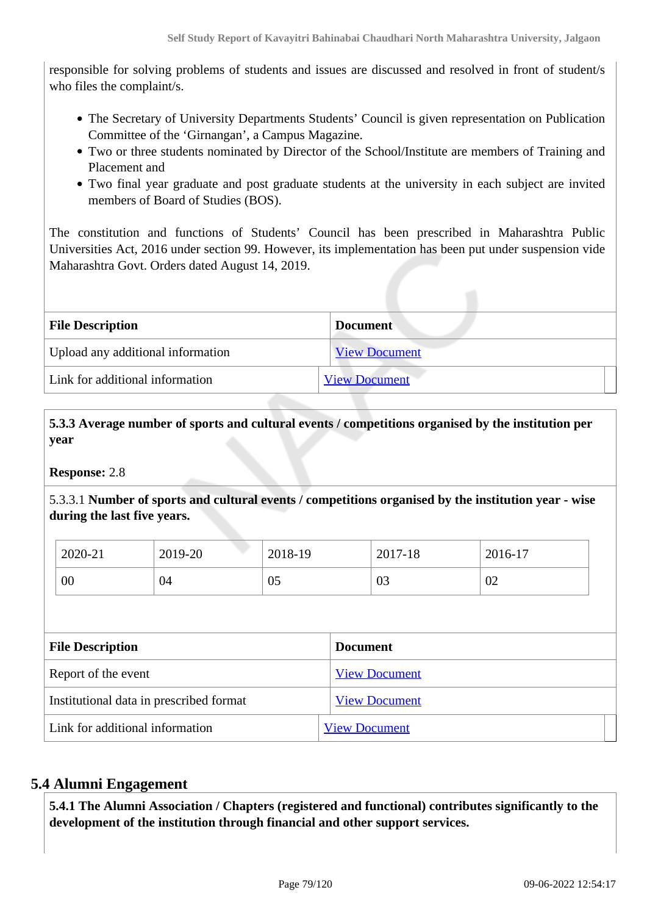responsible for solving problems of students and issues are discussed and resolved in front of student/s who files the complaint/s.

- The Secretary of University Departments Students' Council is given representation on Publication Committee of the 'Girnangan', a Campus Magazine.
- Two or three students nominated by Director of the School/Institute are members of Training and Placement and
- Two final year graduate and post graduate students at the university in each subject are invited members of Board of Studies (BOS).

The constitution and functions of Students' Council has been prescribed in Maharashtra Public Universities Act, 2016 under section 99. However, its implementation has been put under suspension vide Maharashtra Govt. Orders dated August 14, 2019.

| File Description | Document |
|---|---|
| Upload any additional information | View Document |
| Link for additional information | View Document |

**5.3.3 Average number of sports and cultural events / competitions organised by the institution per year**

**Response:** 2.8

5.3.3.1 **Number of sports and cultural events / competitions organised by the institution year - wise during the last five years.**

| 2020-21 | 2019-20 | 2018-19 | 2017-18 | 2016-17 |
|---|---|---|---|---|
| 00 | 04 | 05 | 03 | 02 |

| File Description | Document |
|---|---|
| Report of the event | View Document |
| Institutional data in prescribed format | View Document |
| Link for additional information | View Document |

## 5.4 Alumni Engagement

**5.4.1 The Alumni Association / Chapters (registered and functional) contributes significantly to the development of the institution through financial and other support services.**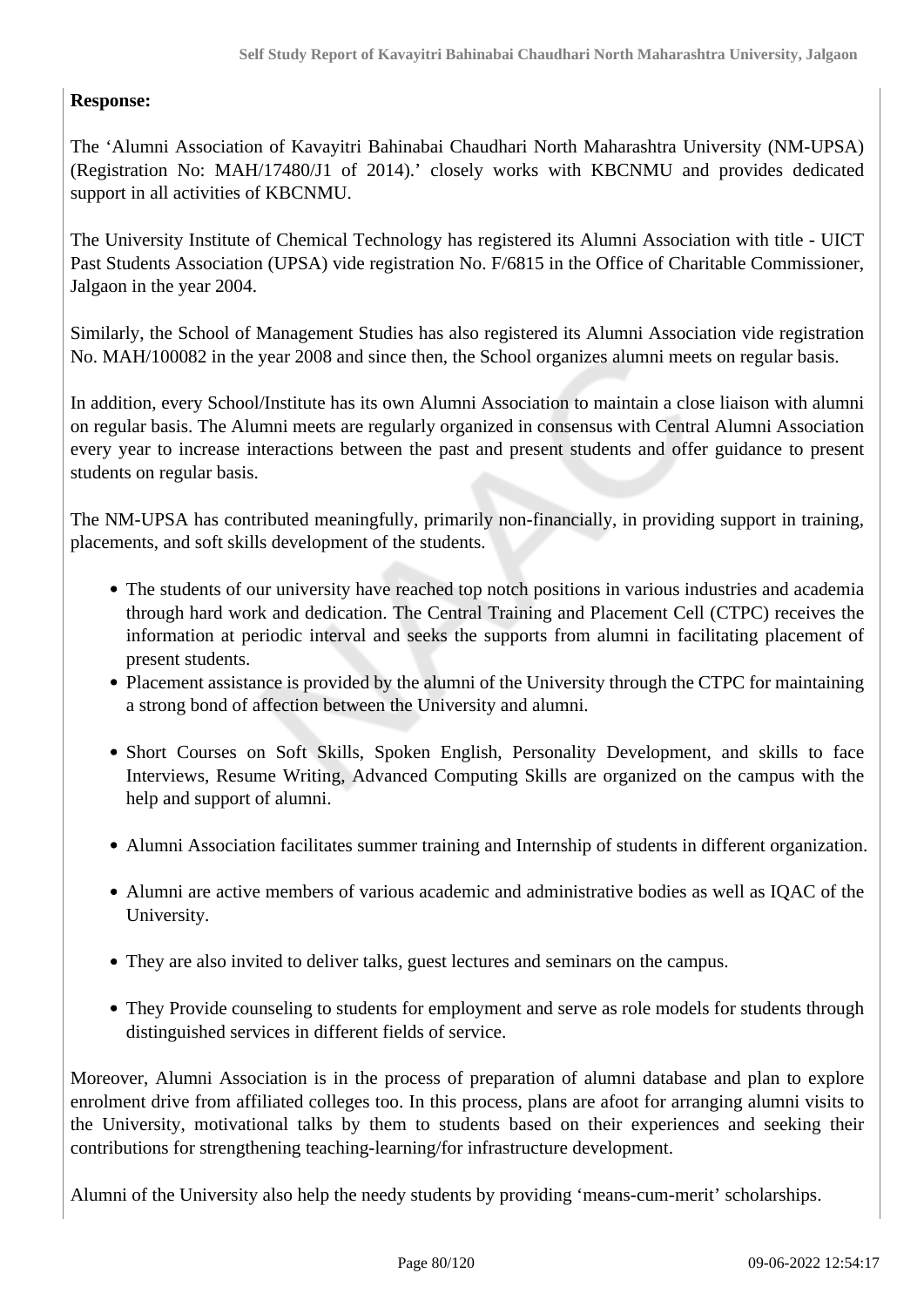**Response:**

The 'Alumni Association of Kavayitri Bahinabai Chaudhari North Maharashtra University (NM-UPSA) (Registration No: MAH/17480/J1 of 2014).' closely works with KBCNMU and provides dedicated support in all activities of KBCNMU.

The University Institute of Chemical Technology has registered its Alumni Association with title - UICT Past Students Association (UPSA) vide registration No. F/6815 in the Office of Charitable Commissioner, Jalgaon in the year 2004.

Similarly, the School of Management Studies has also registered its Alumni Association vide registration No. MAH/100082 in the year 2008 and since then, the School organizes alumni meets on regular basis.

In addition, every School/Institute has its own Alumni Association to maintain a close liaison with alumni on regular basis. The Alumni meets are regularly organized in consensus with Central Alumni Association every year to increase interactions between the past and present students and offer guidance to present students on regular basis.

The NM-UPSA has contributed meaningfully, primarily non-financially, in providing support in training, placements, and soft skills development of the students.

- The students of our university have reached top notch positions in various industries and academia through hard work and dedication. The Central Training and Placement Cell (CTPC) receives the information at periodic interval and seeks the supports from alumni in facilitating placement of present students.
- Placement assistance is provided by the alumni of the University through the CTPC for maintaining a strong bond of affection between the University and alumni.
- Short Courses on Soft Skills, Spoken English, Personality Development, and skills to face Interviews, Resume Writing, Advanced Computing Skills are organized on the campus with the help and support of alumni.
- Alumni Association facilitates summer training and Internship of students in different organization.
- Alumni are active members of various academic and administrative bodies as well as IQAC of the University.
- They are also invited to deliver talks, guest lectures and seminars on the campus.
- They Provide counseling to students for employment and serve as role models for students through distinguished services in different fields of service.

Moreover, Alumni Association is in the process of preparation of alumni database and plan to explore enrolment drive from affiliated colleges too. In this process, plans are afoot for arranging alumni visits to the University, motivational talks by them to students based on their experiences and seeking their contributions for strengthening teaching-learning/for infrastructure development.

Alumni of the University also help the needy students by providing 'means-cum-merit' scholarships.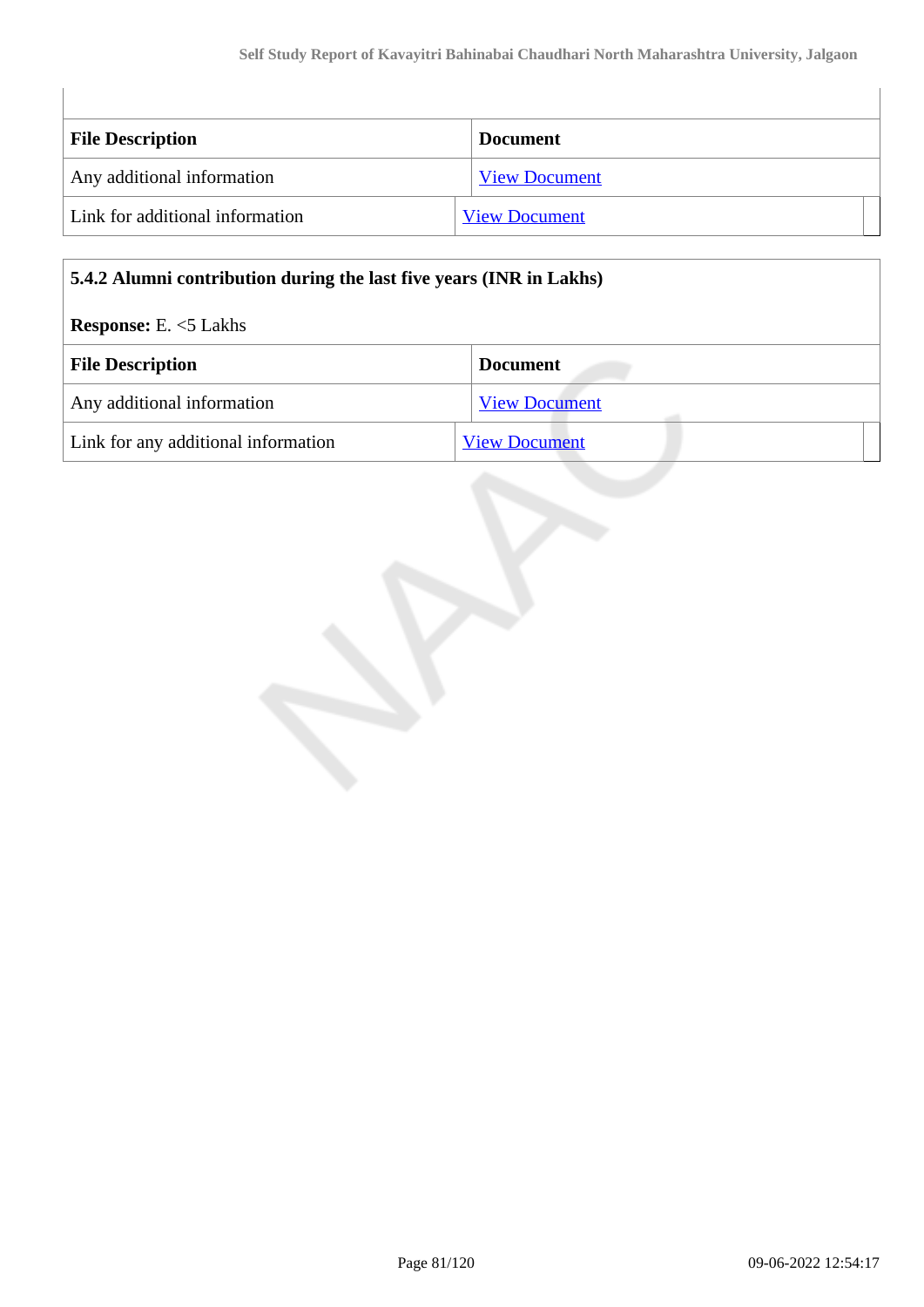| File Description | Document |
| --- | --- |
| Any additional information | View Document |
| Link for additional information | View Document |

**5.4.2 Alumni contribution during the last five years (INR in Lakhs)**

**Response:** E. <5 Lakhs

| File Description | Document |
| --- | --- |
| Any additional information | View Document |
| Link for any additional information | View Document |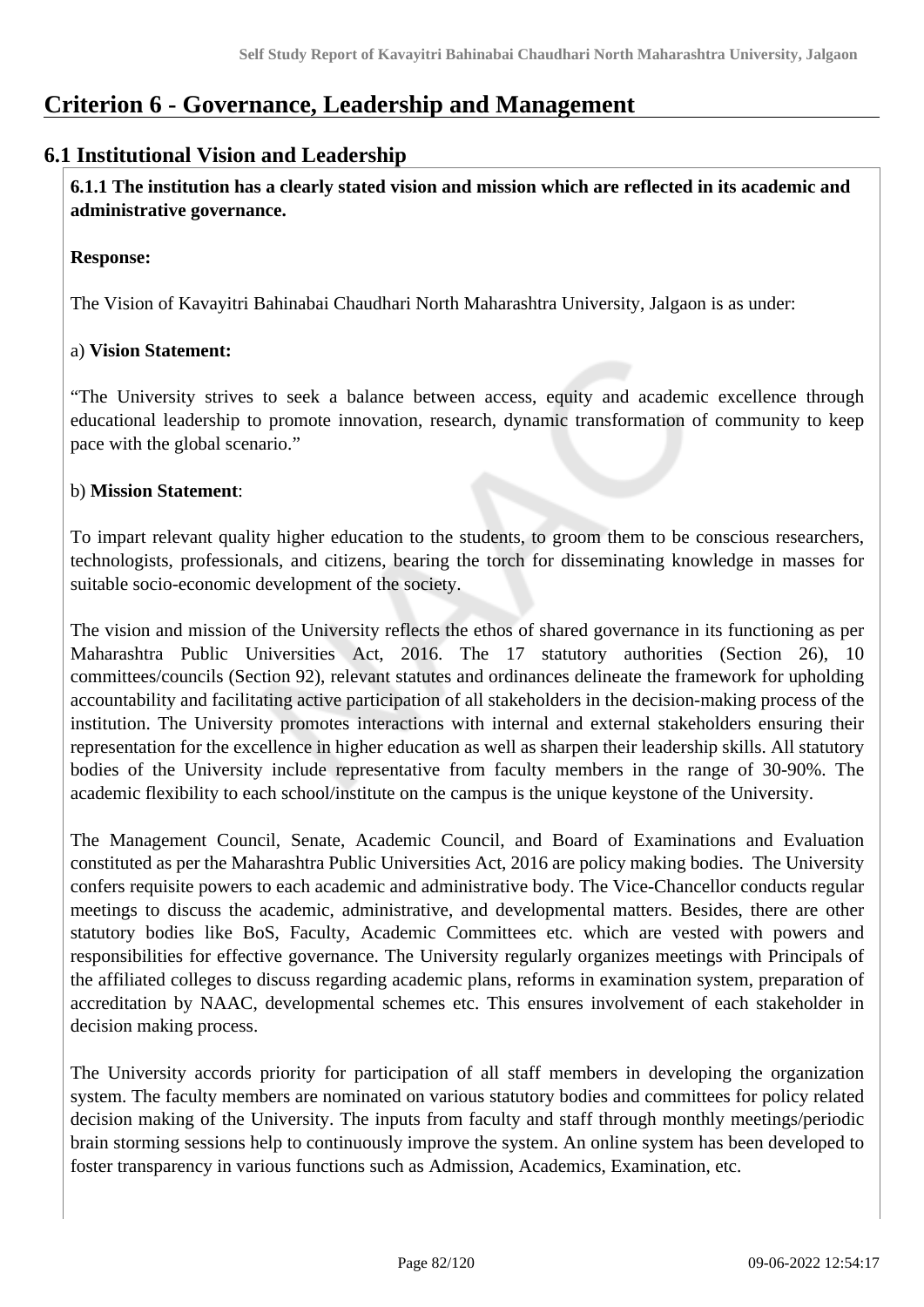# Criterion 6 - Governance, Leadership and Management

## 6.1 Institutional Vision and Leadership

**6.1.1 The institution has a clearly stated vision and mission which are reflected in its academic and administrative governance.**

**Response:**

The Vision of Kavayitri Bahinabai Chaudhari North Maharashtra University, Jalgaon is as under:

a) **Vision Statement:**

“The University strives to seek a balance between access, equity and academic excellence through educational leadership to promote innovation, research, dynamic transformation of community to keep pace with the global scenario.”

b) **Mission Statement**:

To impart relevant quality higher education to the students, to groom them to be conscious researchers, technologists, professionals, and citizens, bearing the torch for disseminating knowledge in masses for suitable socio-economic development of the society.

The vision and mission of the University reflects the ethos of shared governance in its functioning as per Maharashtra Public Universities Act, 2016. The 17 statutory authorities (Section 26), 10 committees/councils (Section 92), relevant statutes and ordinances delineate the framework for upholding accountability and facilitating active participation of all stakeholders in the decision-making process of the institution. The University promotes interactions with internal and external stakeholders ensuring their representation for the excellence in higher education as well as sharpen their leadership skills. All statutory bodies of the University include representative from faculty members in the range of 30-90%. The academic flexibility to each school/institute on the campus is the unique keystone of the University.

The Management Council, Senate, Academic Council, and Board of Examinations and Evaluation constituted as per the Maharashtra Public Universities Act, 2016 are policy making bodies. The University confers requisite powers to each academic and administrative body. The Vice-Chancellor conducts regular meetings to discuss the academic, administrative, and developmental matters. Besides, there are other statutory bodies like BoS, Faculty, Academic Committees etc. which are vested with powers and responsibilities for effective governance. The University regularly organizes meetings with Principals of the affiliated colleges to discuss regarding academic plans, reforms in examination system, preparation of accreditation by NAAC, developmental schemes etc. This ensures involvement of each stakeholder in decision making process.

The University accords priority for participation of all staff members in developing the organization system. The faculty members are nominated on various statutory bodies and committees for policy related decision making of the University. The inputs from faculty and staff through monthly meetings/periodic brain storming sessions help to continuously improve the system. An online system has been developed to foster transparency in various functions such as Admission, Academics, Examination, etc.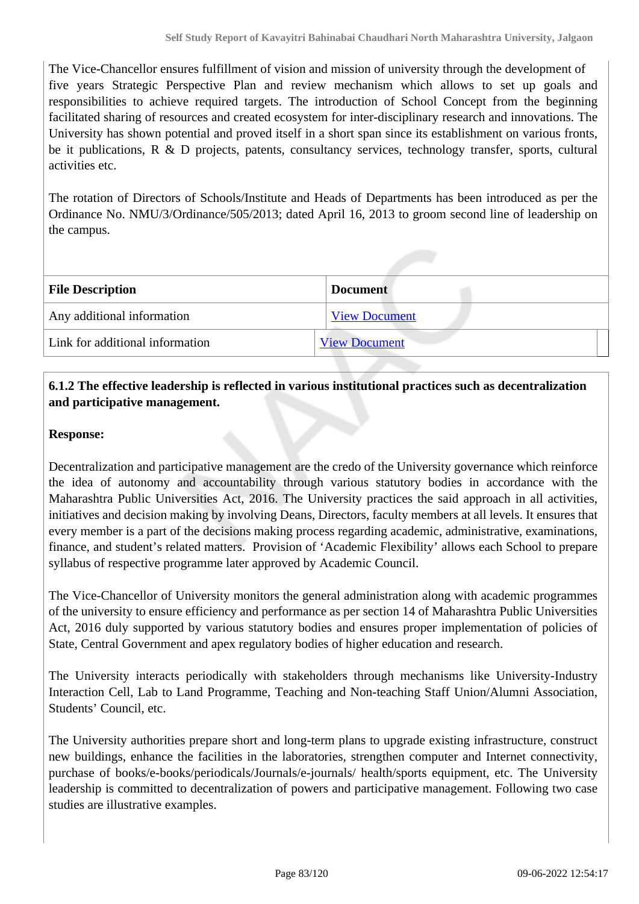The Vice-Chancellor ensures fulfillment of vision and mission of university through the development of five years Strategic Perspective Plan and review mechanism which allows to set up goals and responsibilities to achieve required targets. The introduction of School Concept from the beginning facilitated sharing of resources and created ecosystem for inter-disciplinary research and innovations. The University has shown potential and proved itself in a short span since its establishment on various fronts, be it publications, R & D projects, patents, consultancy services, technology transfer, sports, cultural activities etc.

The rotation of Directors of Schools/Institute and Heads of Departments has been introduced as per the Ordinance No. NMU/3/Ordinance/505/2013; dated April 16, 2013 to groom second line of leadership on the campus.

| File Description | Document |
|---|---|
| Any additional information | View Document |
| Link for additional information | View Document |

**6.1.2 The effective leadership is reflected in various institutional practices such as decentralization and participative management.**

**Response:**

Decentralization and participative management are the credo of the University governance which reinforce the idea of autonomy and accountability through various statutory bodies in accordance with the Maharashtra Public Universities Act, 2016. The University practices the said approach in all activities, initiatives and decision making by involving Deans, Directors, faculty members at all levels. It ensures that every member is a part of the decisions making process regarding academic, administrative, examinations, finance, and student's related matters. Provision of 'Academic Flexibility' allows each School to prepare syllabus of respective programme later approved by Academic Council.

The Vice-Chancellor of University monitors the general administration along with academic programmes of the university to ensure efficiency and performance as per section 14 of Maharashtra Public Universities Act, 2016 duly supported by various statutory bodies and ensures proper implementation of policies of State, Central Government and apex regulatory bodies of higher education and research.

The University interacts periodically with stakeholders through mechanisms like University-Industry Interaction Cell, Lab to Land Programme, Teaching and Non-teaching Staff Union/Alumni Association, Students' Council, etc.

The University authorities prepare short and long-term plans to upgrade existing infrastructure, construct new buildings, enhance the facilities in the laboratories, strengthen computer and Internet connectivity, purchase of books/e-books/periodicals/Journals/e-journals/ health/sports equipment, etc. The University leadership is committed to decentralization of powers and participative management. Following two case studies are illustrative examples.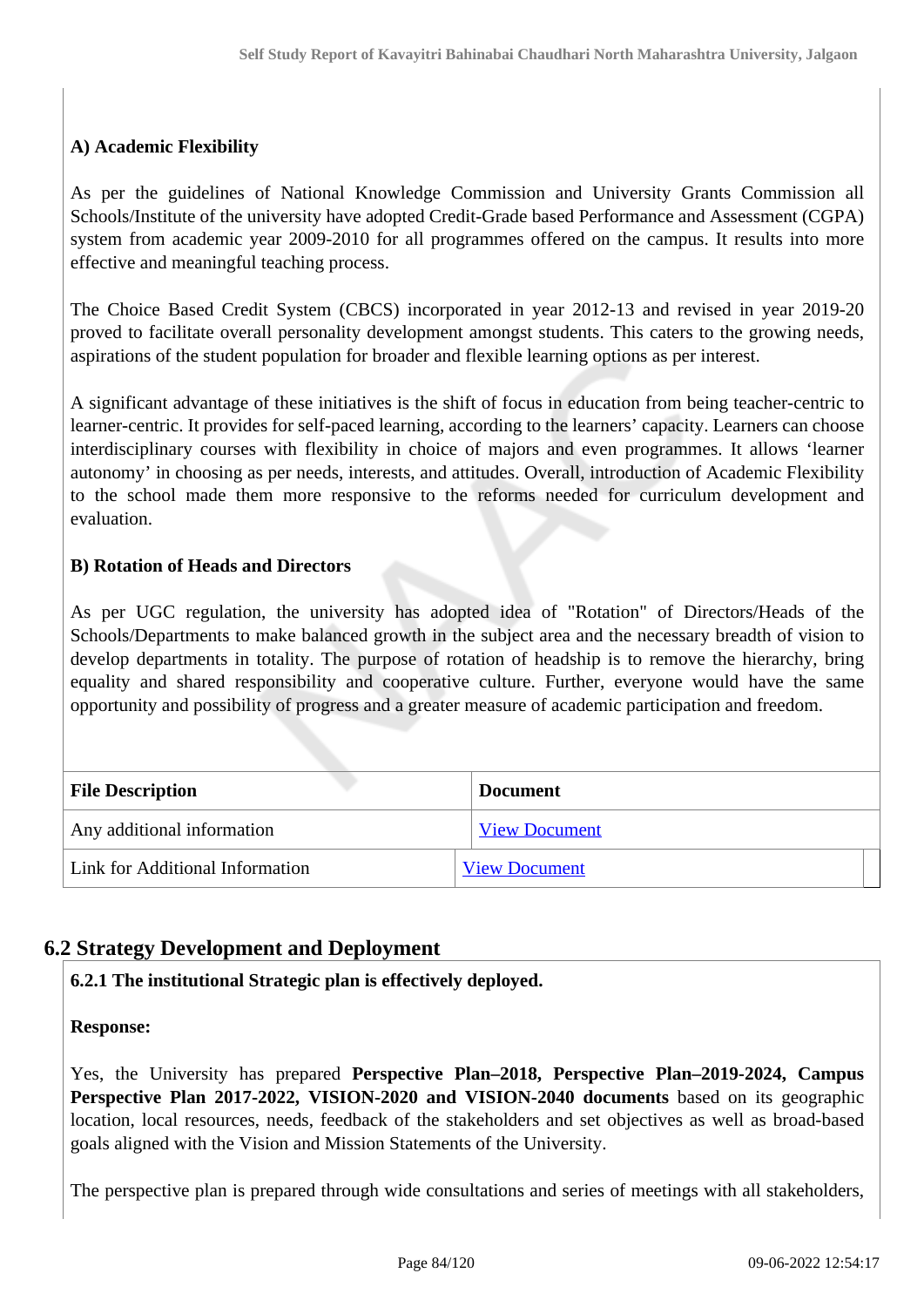**A) Academic Flexibility**

As per the guidelines of National Knowledge Commission and University Grants Commission all Schools/Institute of the university have adopted Credit-Grade based Performance and Assessment (CGPA) system from academic year 2009-2010 for all programmes offered on the campus. It results into more effective and meaningful teaching process.

The Choice Based Credit System (CBCS) incorporated in year 2012-13 and revised in year 2019-20 proved to facilitate overall personality development amongst students. This caters to the growing needs, aspirations of the student population for broader and flexible learning options as per interest.

A significant advantage of these initiatives is the shift of focus in education from being teacher-centric to learner-centric. It provides for self-paced learning, according to the learners' capacity. Learners can choose interdisciplinary courses with flexibility in choice of majors and even programmes. It allows 'learner autonomy' in choosing as per needs, interests, and attitudes. Overall, introduction of Academic Flexibility to the school made them more responsive to the reforms needed for curriculum development and evaluation.

**B) Rotation of Heads and Directors**

As per UGC regulation, the university has adopted idea of "Rotation" of Directors/Heads of the Schools/Departments to make balanced growth in the subject area and the necessary breadth of vision to develop departments in totality. The purpose of rotation of headship is to remove the hierarchy, bring equality and shared responsibility and cooperative culture. Further, everyone would have the same opportunity and possibility of progress and a greater measure of academic participation and freedom.

| File Description | Document |
|---|---|
| Any additional information | View Document |
| Link for Additional Information | View Document |

## 6.2 Strategy Development and Deployment

**6.2.1 The institutional Strategic plan is effectively deployed.**

**Response:**

Yes, the University has prepared **Perspective Plan–2018, Perspective Plan–2019-2024, Campus Perspective Plan 2017-2022, VISION-2020 and VISION-2040 documents** based on its geographic location, local resources, needs, feedback of the stakeholders and set objectives as well as broad-based goals aligned with the Vision and Mission Statements of the University.

The perspective plan is prepared through wide consultations and series of meetings with all stakeholders,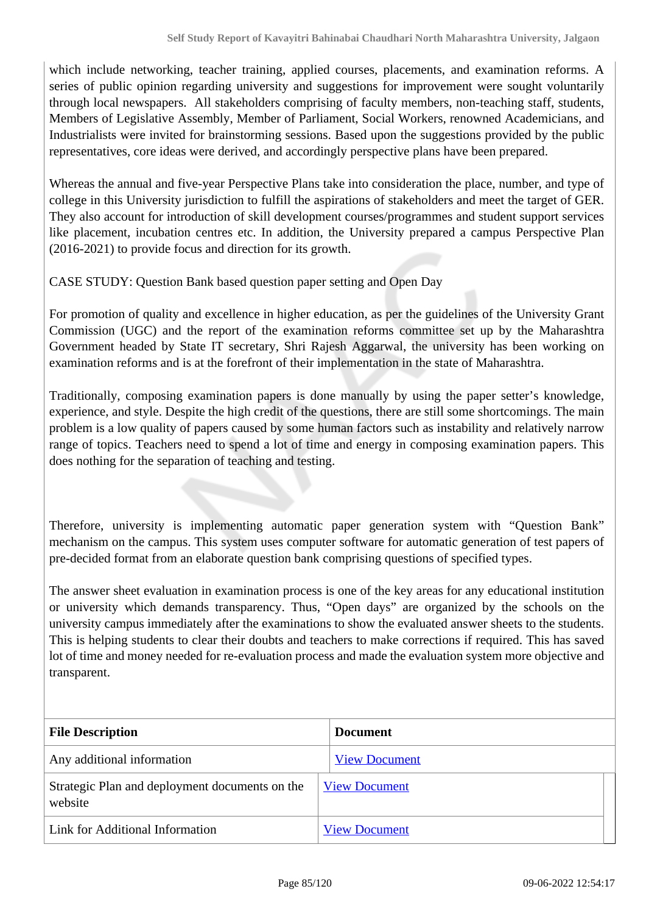which include networking, teacher training, applied courses, placements, and examination reforms. A series of public opinion regarding university and suggestions for improvement were sought voluntarily through local newspapers. All stakeholders comprising of faculty members, non-teaching staff, students, Members of Legislative Assembly, Member of Parliament, Social Workers, renowned Academicians, and Industrialists were invited for brainstorming sessions. Based upon the suggestions provided by the public representatives, core ideas were derived, and accordingly perspective plans have been prepared.

Whereas the annual and five-year Perspective Plans take into consideration the place, number, and type of college in this University jurisdiction to fulfill the aspirations of stakeholders and meet the target of GER. They also account for introduction of skill development courses/programmes and student support services like placement, incubation centres etc. In addition, the University prepared a campus Perspective Plan (2016-2021) to provide focus and direction for its growth.

CASE STUDY: Question Bank based question paper setting and Open Day

For promotion of quality and excellence in higher education, as per the guidelines of the University Grant Commission (UGC) and the report of the examination reforms committee set up by the Maharashtra Government headed by State IT secretary, Shri Rajesh Aggarwal, the university has been working on examination reforms and is at the forefront of their implementation in the state of Maharashtra.

Traditionally, composing examination papers is done manually by using the paper setter's knowledge, experience, and style. Despite the high credit of the questions, there are still some shortcomings. The main problem is a low quality of papers caused by some human factors such as instability and relatively narrow range of topics. Teachers need to spend a lot of time and energy in composing examination papers. This does nothing for the separation of teaching and testing.

Therefore, university is implementing automatic paper generation system with "Question Bank" mechanism on the campus. This system uses computer software for automatic generation of test papers of pre-decided format from an elaborate question bank comprising questions of specified types.

The answer sheet evaluation in examination process is one of the key areas for any educational institution or university which demands transparency. Thus, "Open days" are organized by the schools on the university campus immediately after the examinations to show the evaluated answer sheets to the students. This is helping students to clear their doubts and teachers to make corrections if required. This has saved lot of time and money needed for re-evaluation process and made the evaluation system more objective and transparent.

| File Description | Document |
|---|---|
| Any additional information | View Document |
| Strategic Plan and deployment documents on the website | View Document |
| Link for Additional Information | View Document |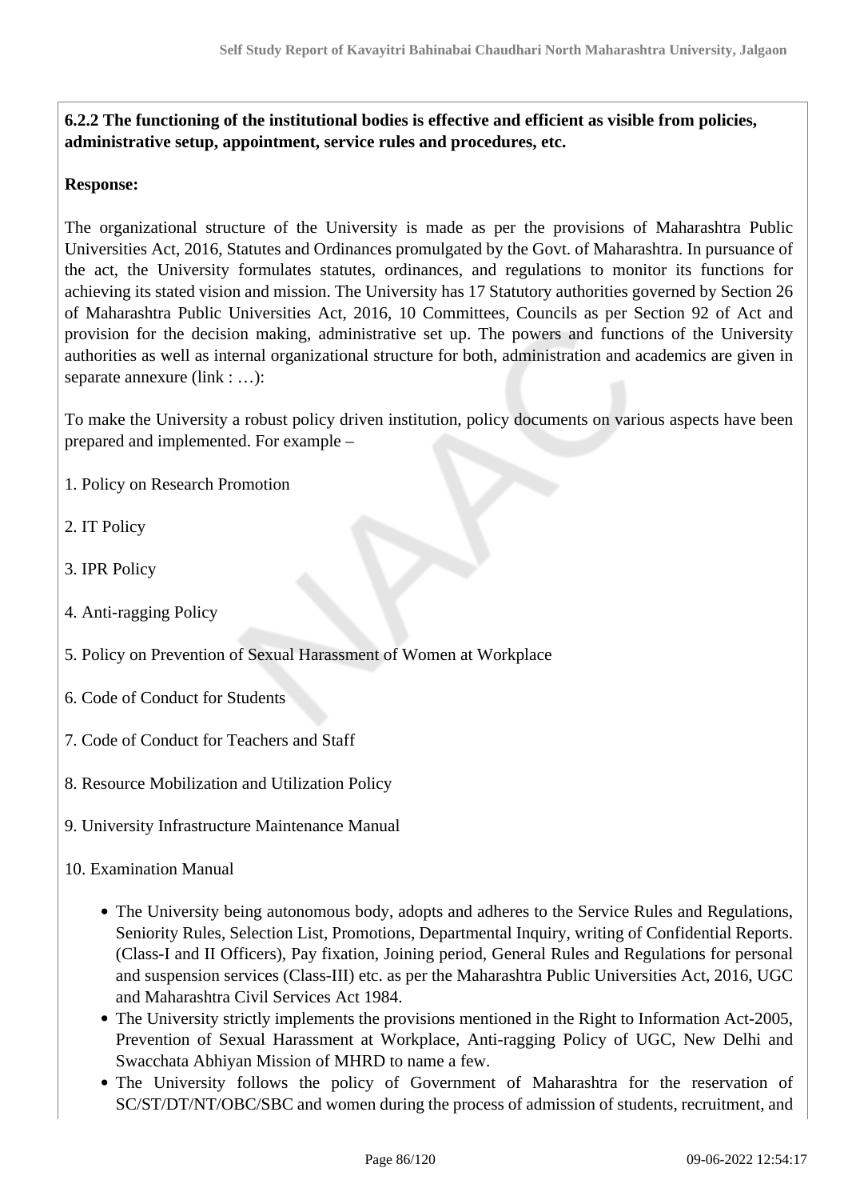**6.2.2 The functioning of the institutional bodies is effective and efficient as visible from policies, administrative setup, appointment, service rules and procedures, etc.**

**Response:**

The organizational structure of the University is made as per the provisions of Maharashtra Public Universities Act, 2016, Statutes and Ordinances promulgated by the Govt. of Maharashtra. In pursuance of the act, the University formulates statutes, ordinances, and regulations to monitor its functions for achieving its stated vision and mission. The University has 17 Statutory authorities governed by Section 26 of Maharashtra Public Universities Act, 2016, 10 Committees, Councils as per Section 92 of Act and provision for the decision making, administrative set up. The powers and functions of the University authorities as well as internal organizational structure for both, administration and academics are given in separate annexure (link : …):

To make the University a robust policy driven institution, policy documents on various aspects have been prepared and implemented. For example –

1. Policy on Research Promotion

2. IT Policy

3. IPR Policy

4. Anti-ragging Policy

5. Policy on Prevention of Sexual Harassment of Women at Workplace

6. Code of Conduct for Students

7. Code of Conduct for Teachers and Staff

8. Resource Mobilization and Utilization Policy

9. University Infrastructure Maintenance Manual

10. Examination Manual

- The University being autonomous body, adopts and adheres to the Service Rules and Regulations, Seniority Rules, Selection List, Promotions, Departmental Inquiry, writing of Confidential Reports. (Class-I and II Officers), Pay fixation, Joining period, General Rules and Regulations for personal and suspension services (Class-III) etc. as per the Maharashtra Public Universities Act, 2016, UGC and Maharashtra Civil Services Act 1984.
- The University strictly implements the provisions mentioned in the Right to Information Act-2005, Prevention of Sexual Harassment at Workplace, Anti-ragging Policy of UGC, New Delhi and Swacchata Abhiyan Mission of MHRD to name a few.
- The University follows the policy of Government of Maharashtra for the reservation of SC/ST/DT/NT/OBC/SBC and women during the process of admission of students, recruitment, and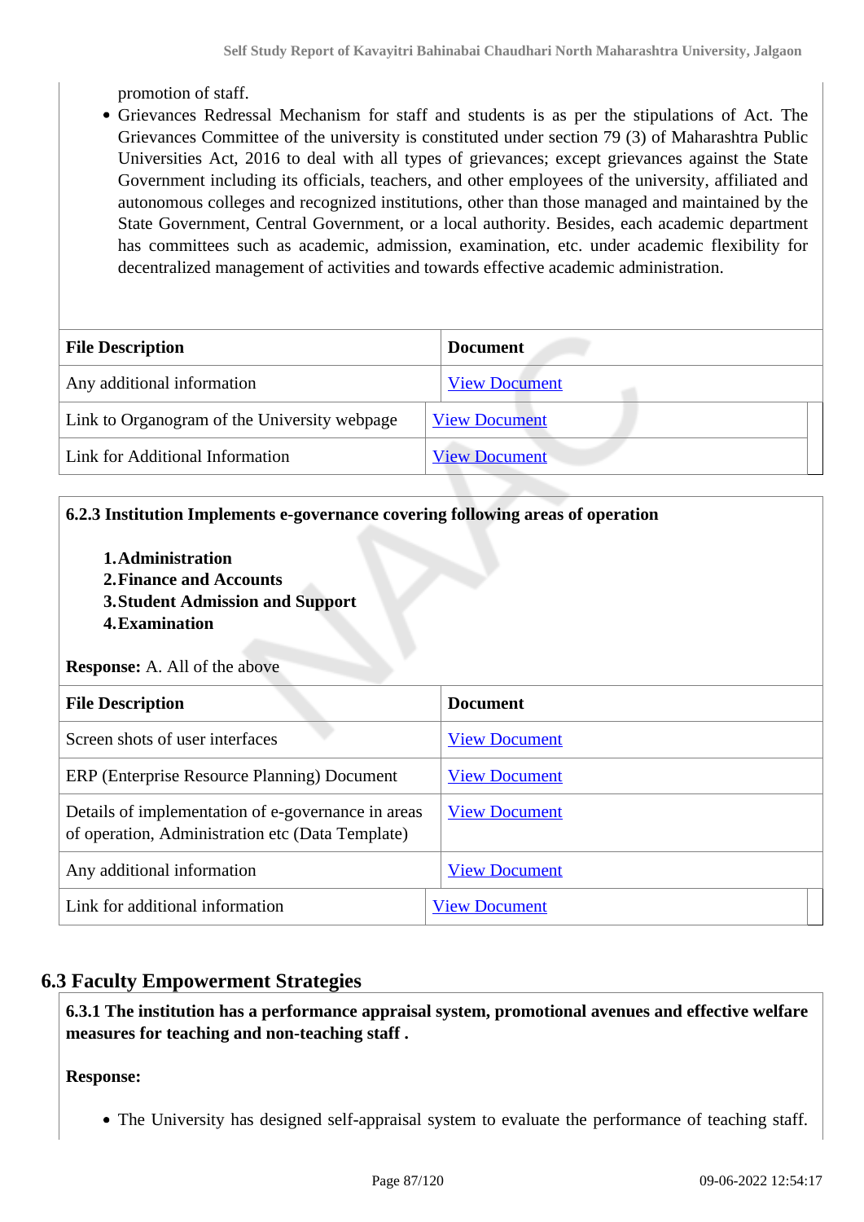promotion of staff.

- Grievances Redressal Mechanism for staff and students is as per the stipulations of Act. The Grievances Committee of the university is constituted under section 79 (3) of Maharashtra Public Universities Act, 2016 to deal with all types of grievances; except grievances against the State Government including its officials, teachers, and other employees of the university, affiliated and autonomous colleges and recognized institutions, other than those managed and maintained by the State Government, Central Government, or a local authority. Besides, each academic department has committees such as academic, admission, examination, etc. under academic flexibility for decentralized management of activities and towards effective academic administration.

| File Description | Document |
|---|---|
| Any additional information | View Document |
| Link to Organogram of the University webpage | View Document |
| Link for Additional Information | View Document |

**6.2.3 Institution Implements e-governance covering following areas of operation**

1. **Administration**
2. **Finance and Accounts**
3. **Student Admission and Support**
4. **Examination**

**Response:** A. All of the above

| File Description | Document |
|---|---|
| Screen shots of user interfaces | View Document |
| ERP (Enterprise Resource Planning) Document | View Document |
| Details of implementation of e-governance in areas of operation, Administration etc (Data Template) | View Document |
| Any additional information | View Document |
| Link for additional information | View Document |

## 6.3 Faculty Empowerment Strategies

**6.3.1 The institution has a performance appraisal system, promotional avenues and effective welfare measures for teaching and non-teaching staff .**

**Response:**

- The University has designed self-appraisal system to evaluate the performance of teaching staff.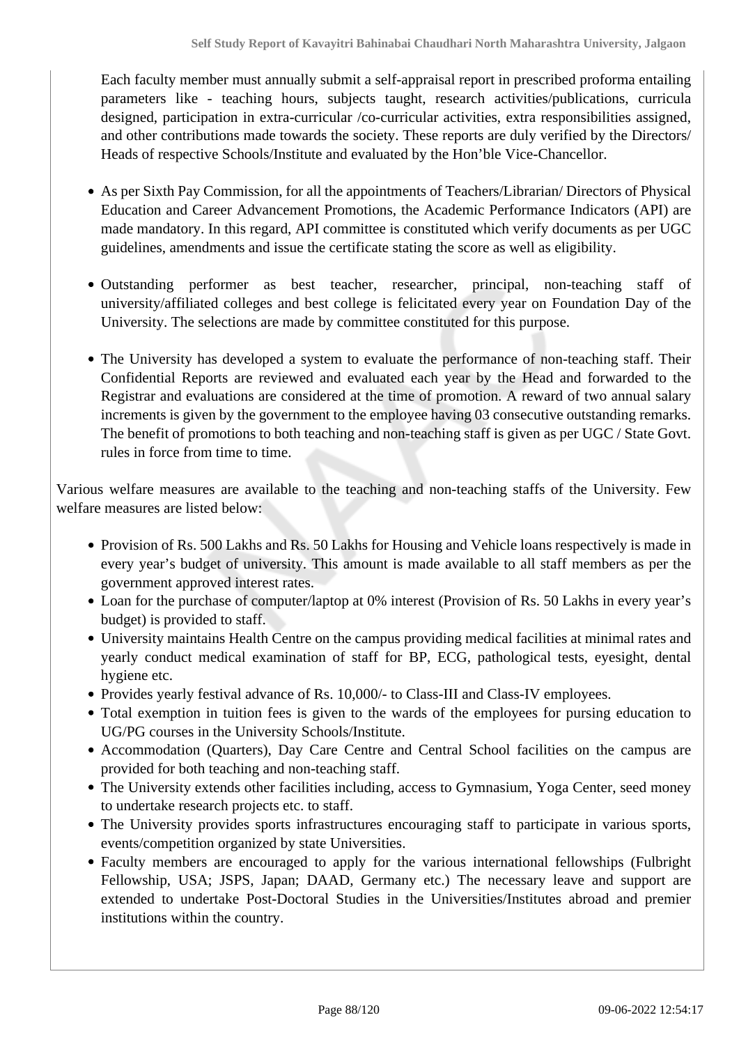Each faculty member must annually submit a self-appraisal report in prescribed proforma entailing parameters like - teaching hours, subjects taught, research activities/publications, curricula designed, participation in extra-curricular /co-curricular activities, extra responsibilities assigned, and other contributions made towards the society. These reports are duly verified by the Directors/ Heads of respective Schools/Institute and evaluated by the Hon'ble Vice-Chancellor.

- As per Sixth Pay Commission, for all the appointments of Teachers/Librarian/ Directors of Physical Education and Career Advancement Promotions, the Academic Performance Indicators (API) are made mandatory. In this regard, API committee is constituted which verify documents as per UGC guidelines, amendments and issue the certificate stating the score as well as eligibility.

- Outstanding performer as best teacher, researcher, principal, non-teaching staff of university/affiliated colleges and best college is felicitated every year on Foundation Day of the University. The selections are made by committee constituted for this purpose.

- The University has developed a system to evaluate the performance of non-teaching staff. Their Confidential Reports are reviewed and evaluated each year by the Head and forwarded to the Registrar and evaluations are considered at the time of promotion. A reward of two annual salary increments is given by the government to the employee having 03 consecutive outstanding remarks. The benefit of promotions to both teaching and non-teaching staff is given as per UGC / State Govt. rules in force from time to time.

Various welfare measures are available to the teaching and non-teaching staffs of the University. Few welfare measures are listed below:

- Provision of Rs. 500 Lakhs and Rs. 50 Lakhs for Housing and Vehicle loans respectively is made in every year's budget of university. This amount is made available to all staff members as per the government approved interest rates.
- Loan for the purchase of computer/laptop at 0% interest (Provision of Rs. 50 Lakhs in every year's budget) is provided to staff.
- University maintains Health Centre on the campus providing medical facilities at minimal rates and yearly conduct medical examination of staff for BP, ECG, pathological tests, eyesight, dental hygiene etc.
- Provides yearly festival advance of Rs. 10,000/- to Class-III and Class-IV employees.
- Total exemption in tuition fees is given to the wards of the employees for pursing education to UG/PG courses in the University Schools/Institute.
- Accommodation (Quarters), Day Care Centre and Central School facilities on the campus are provided for both teaching and non-teaching staff.
- The University extends other facilities including, access to Gymnasium, Yoga Center, seed money to undertake research projects etc. to staff.
- The University provides sports infrastructures encouraging staff to participate in various sports, events/competition organized by state Universities.
- Faculty members are encouraged to apply for the various international fellowships (Fulbright Fellowship, USA; JSPS, Japan; DAAD, Germany etc.) The necessary leave and support are extended to undertake Post-Doctoral Studies in the Universities/Institutes abroad and premier institutions within the country.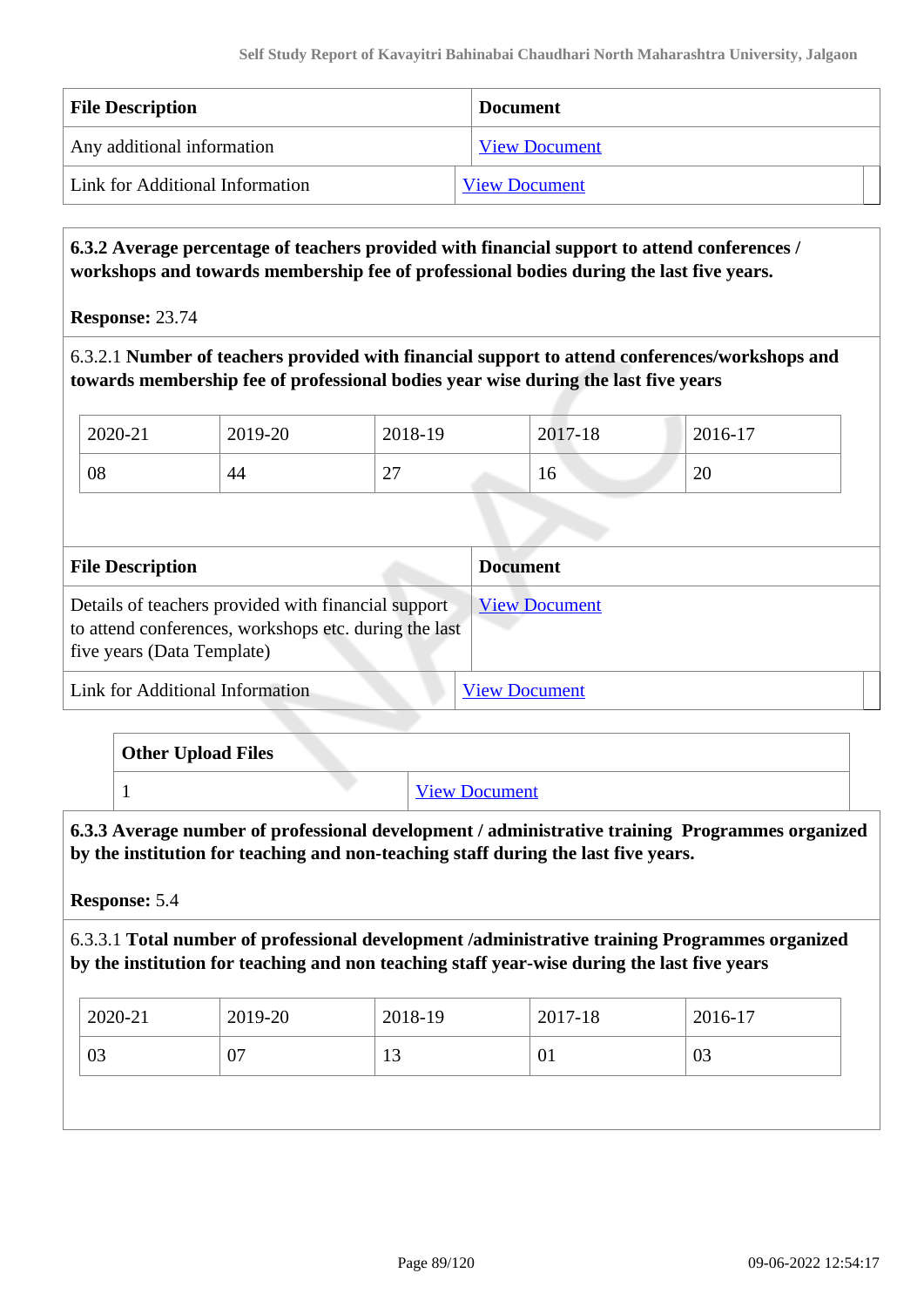| File Description | Document |
|---|---|
| Any additional information | View Document |
| Link for Additional Information | View Document |

**6.3.2 Average percentage of teachers provided with financial support to attend conferences / workshops and towards membership fee of professional bodies during the last five years.**

**Response:** 23.74

6.3.2.1 **Number of teachers provided with financial support to attend conferences/workshops and towards membership fee of professional bodies year wise during the last five years**

| 2020-21 | 2019-20 | 2018-19 | 2017-18 | 2016-17 |
|---|---|---|---|---|
| 08 | 44 | 27 | 16 | 20 |

| File Description | Document |
|---|---|
| Details of teachers provided with financial support to attend conferences, workshops etc. during the last five years (Data Template) | View Document |
| Link for Additional Information | View Document |

| Other Upload Files | |
|---|---|
| 1 | View Document |

**6.3.3 Average number of professional development / administrative training Programmes organized by the institution for teaching and non-teaching staff during the last five years.**

**Response:** 5.4

6.3.3.1 **Total number of professional development /administrative training Programmes organized by the institution for teaching and non teaching staff year-wise during the last five years**

| 2020-21 | 2019-20 | 2018-19 | 2017-18 | 2016-17 |
|---|---|---|---|---|
| 03 | 07 | 13 | 01 | 03 |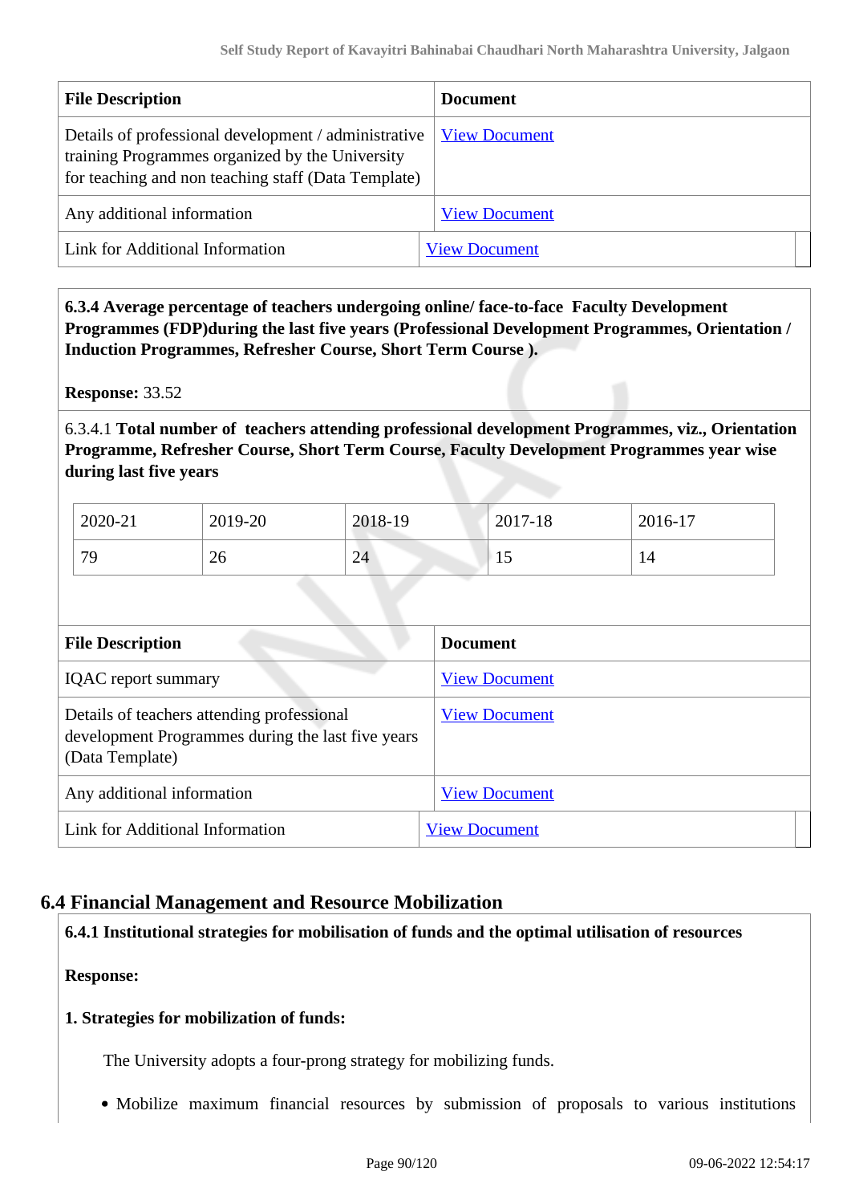| File Description | Document |
|---|---|
| Details of professional development / administrative training Programmes organized by the University for teaching and non teaching staff (Data Template) | View Document |
| Any additional information | View Document |
| Link for Additional Information | View Document |

**6.3.4 Average percentage of teachers undergoing online/ face-to-face Faculty Development Programmes (FDP)during the last five years (Professional Development Programmes, Orientation / Induction Programmes, Refresher Course, Short Term Course ).**

**Response:** 33.52

6.3.4.1 **Total number of teachers attending professional development Programmes, viz., Orientation Programme, Refresher Course, Short Term Course, Faculty Development Programmes year wise during last five years**

| 2020-21 | 2019-20 | 2018-19 | 2017-18 | 2016-17 |
|---|---|---|---|---|
| 79 | 26 | 24 | 15 | 14 |

| File Description | Document |
|---|---|
| IQAC report summary | View Document |
| Details of teachers attending professional development Programmes during the last five years (Data Template) | View Document |
| Any additional information | View Document |
| Link for Additional Information | View Document |

## 6.4 Financial Management and Resource Mobilization

**6.4.1 Institutional strategies for mobilisation of funds and the optimal utilisation of resources**

**Response:**

**1. Strategies for mobilization of funds:**

The University adopts a four-prong strategy for mobilizing funds.

- Mobilize maximum financial resources by submission of proposals to various institutions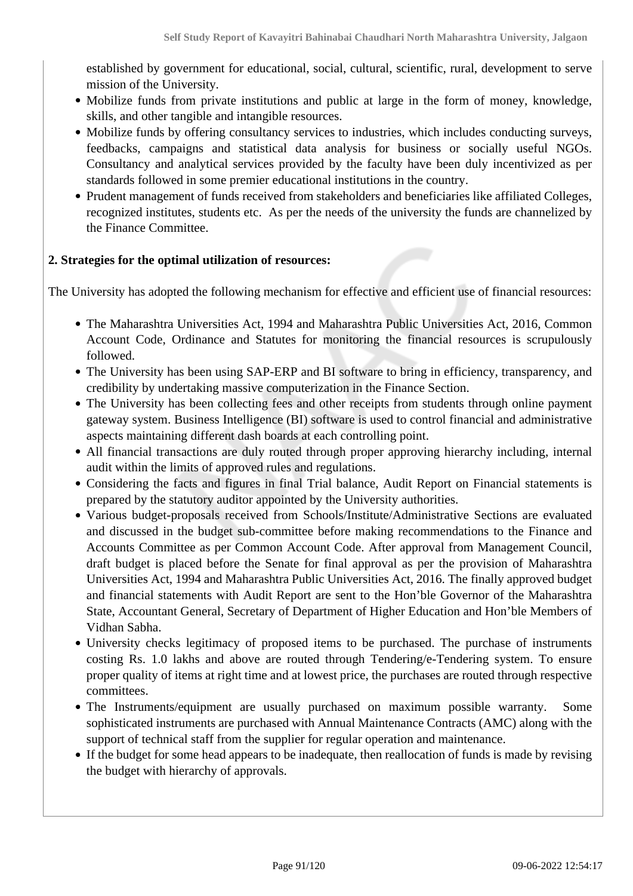established by government for educational, social, cultural, scientific, rural, development to serve mission of the University.

- Mobilize funds from private institutions and public at large in the form of money, knowledge, skills, and other tangible and intangible resources.
- Mobilize funds by offering consultancy services to industries, which includes conducting surveys, feedbacks, campaigns and statistical data analysis for business or socially useful NGOs. Consultancy and analytical services provided by the faculty have been duly incentivized as per standards followed in some premier educational institutions in the country.
- Prudent management of funds received from stakeholders and beneficiaries like affiliated Colleges, recognized institutes, students etc. As per the needs of the university the funds are channelized by the Finance Committee.

**2. Strategies for the optimal utilization of resources:**

The University has adopted the following mechanism for effective and efficient use of financial resources:

- The Maharashtra Universities Act, 1994 and Maharashtra Public Universities Act, 2016, Common Account Code, Ordinance and Statutes for monitoring the financial resources is scrupulously followed.
- The University has been using SAP-ERP and BI software to bring in efficiency, transparency, and credibility by undertaking massive computerization in the Finance Section.
- The University has been collecting fees and other receipts from students through online payment gateway system. Business Intelligence (BI) software is used to control financial and administrative aspects maintaining different dash boards at each controlling point.
- All financial transactions are duly routed through proper approving hierarchy including, internal audit within the limits of approved rules and regulations.
- Considering the facts and figures in final Trial balance, Audit Report on Financial statements is prepared by the statutory auditor appointed by the University authorities.
- Various budget-proposals received from Schools/Institute/Administrative Sections are evaluated and discussed in the budget sub-committee before making recommendations to the Finance and Accounts Committee as per Common Account Code. After approval from Management Council, draft budget is placed before the Senate for final approval as per the provision of Maharashtra Universities Act, 1994 and Maharashtra Public Universities Act, 2016. The finally approved budget and financial statements with Audit Report are sent to the Hon'ble Governor of the Maharashtra State, Accountant General, Secretary of Department of Higher Education and Hon'ble Members of Vidhan Sabha.
- University checks legitimacy of proposed items to be purchased. The purchase of instruments costing Rs. 1.0 lakhs and above are routed through Tendering/e-Tendering system. To ensure proper quality of items at right time and at lowest price, the purchases are routed through respective committees.
- The Instruments/equipment are usually purchased on maximum possible warranty. Some sophisticated instruments are purchased with Annual Maintenance Contracts (AMC) along with the support of technical staff from the supplier for regular operation and maintenance.
- If the budget for some head appears to be inadequate, then reallocation of funds is made by revising the budget with hierarchy of approvals.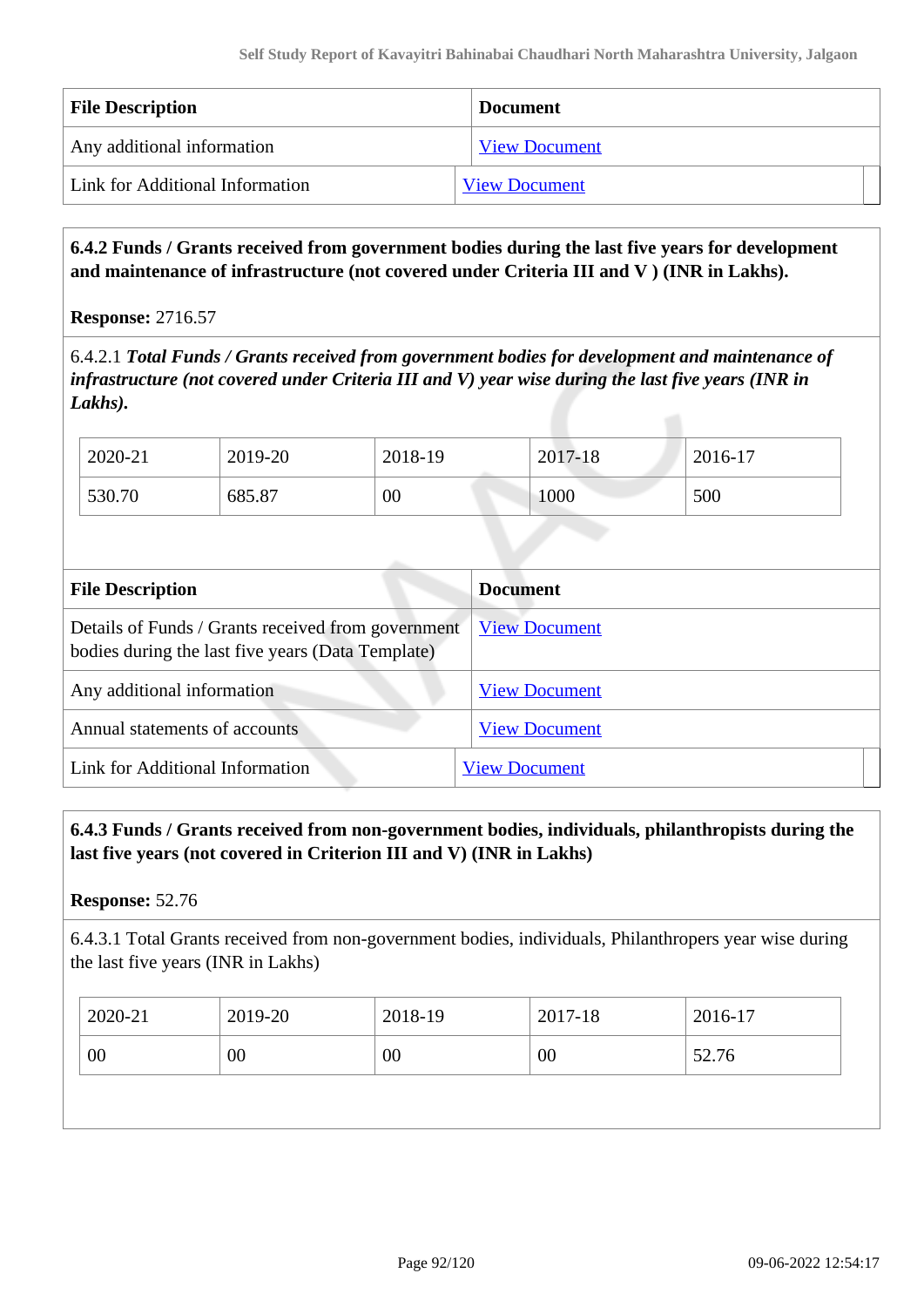| File Description | Document |
|---|---|
| Any additional information | View Document |
| Link for Additional Information | View Document |

**6.4.2 Funds / Grants received from government bodies during the last five years for development and maintenance of infrastructure (not covered under Criteria III and V ) (INR in Lakhs).**

**Response:** 2716.57

6.4.2.1 ***Total Funds / Grants received from government bodies for development and maintenance of infrastructure (not covered under Criteria III and V) year wise during the last five years (INR in Lakhs).***

| 2020-21 | 2019-20 | 2018-19 | 2017-18 | 2016-17 |
|---|---|---|---|---|
| 530.70 | 685.87 | 00 | 1000 | 500 |

| File Description | Document |
|---|---|
| Details of Funds / Grants received from government bodies during the last five years (Data Template) | View Document |
| Any additional information | View Document |
| Annual statements of accounts | View Document |
| Link for Additional Information | View Document |

**6.4.3 Funds / Grants received from non-government bodies, individuals, philanthropists during the last five years (not covered in Criterion III and V) (INR in Lakhs)**

**Response:** 52.76

6.4.3.1 Total Grants received from non-government bodies, individuals, Philanthropers year wise during the last five years (INR in Lakhs)

| 2020-21 | 2019-20 | 2018-19 | 2017-18 | 2016-17 |
|---|---|---|---|---|
| 00 | 00 | 00 | 00 | 52.76 |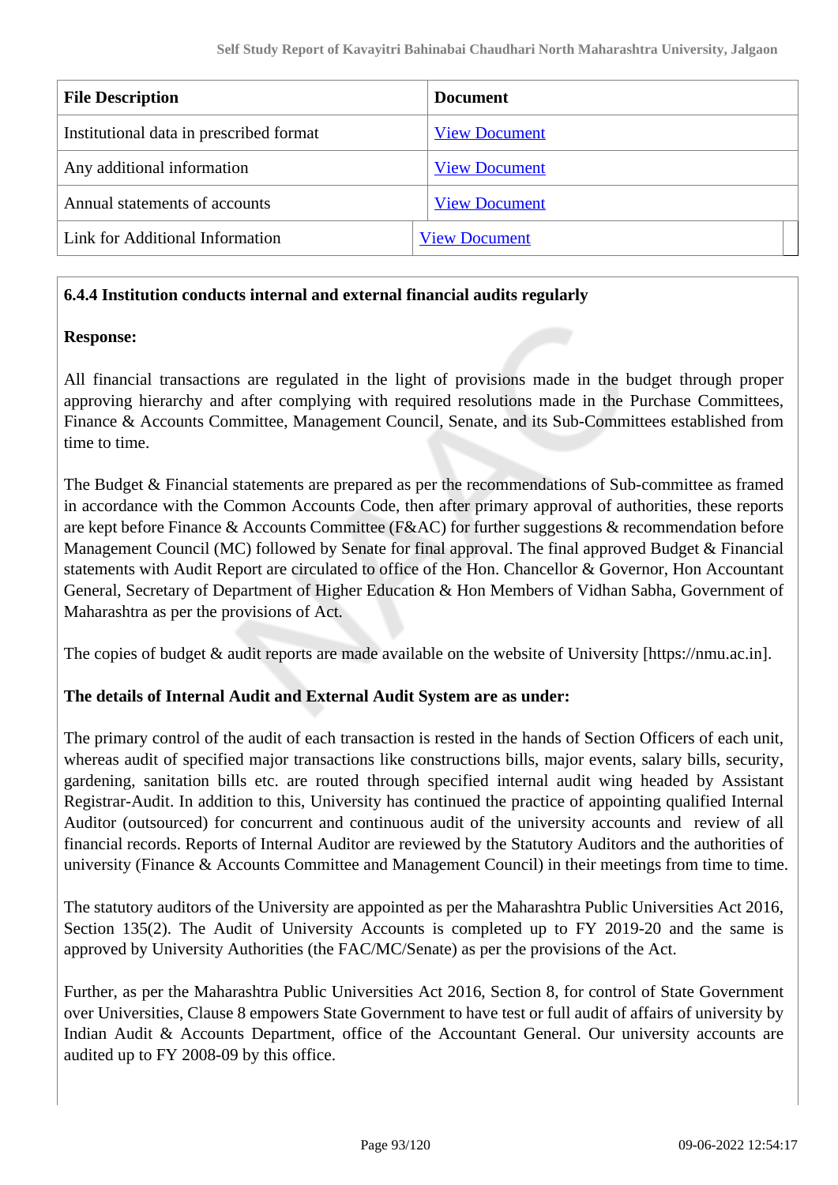| File Description | Document |
|---|---|
| Institutional data in prescribed format | View Document |
| Any additional information | View Document |
| Annual statements of accounts | View Document |
| Link for Additional Information | View Document |

**6.4.4 Institution conducts internal and external financial audits regularly**

**Response:**

All financial transactions are regulated in the light of provisions made in the budget through proper approving hierarchy and after complying with required resolutions made in the Purchase Committees, Finance & Accounts Committee, Management Council, Senate, and its Sub-Committees established from time to time.

The Budget & Financial statements are prepared as per the recommendations of Sub-committee as framed in accordance with the Common Accounts Code, then after primary approval of authorities, these reports are kept before Finance & Accounts Committee (F&AC) for further suggestions & recommendation before Management Council (MC) followed by Senate for final approval. The final approved Budget & Financial statements with Audit Report are circulated to office of the Hon. Chancellor & Governor, Hon Accountant General, Secretary of Department of Higher Education & Hon Members of Vidhan Sabha, Government of Maharashtra as per the provisions of Act.

The copies of budget & audit reports are made available on the website of University [https://nmu.ac.in].

**The details of Internal Audit and External Audit System are as under:**

The primary control of the audit of each transaction is rested in the hands of Section Officers of each unit, whereas audit of specified major transactions like constructions bills, major events, salary bills, security, gardening, sanitation bills etc. are routed through specified internal audit wing headed by Assistant Registrar-Audit. In addition to this, University has continued the practice of appointing qualified Internal Auditor (outsourced) for concurrent and continuous audit of the university accounts and review of all financial records. Reports of Internal Auditor are reviewed by the Statutory Auditors and the authorities of university (Finance & Accounts Committee and Management Council) in their meetings from time to time.

The statutory auditors of the University are appointed as per the Maharashtra Public Universities Act 2016, Section 135(2). The Audit of University Accounts is completed up to FY 2019-20 and the same is approved by University Authorities (the FAC/MC/Senate) as per the provisions of the Act.

Further, as per the Maharashtra Public Universities Act 2016, Section 8, for control of State Government over Universities, Clause 8 empowers State Government to have test or full audit of affairs of university by Indian Audit & Accounts Department, office of the Accountant General. Our university accounts are audited up to FY 2008-09 by this office.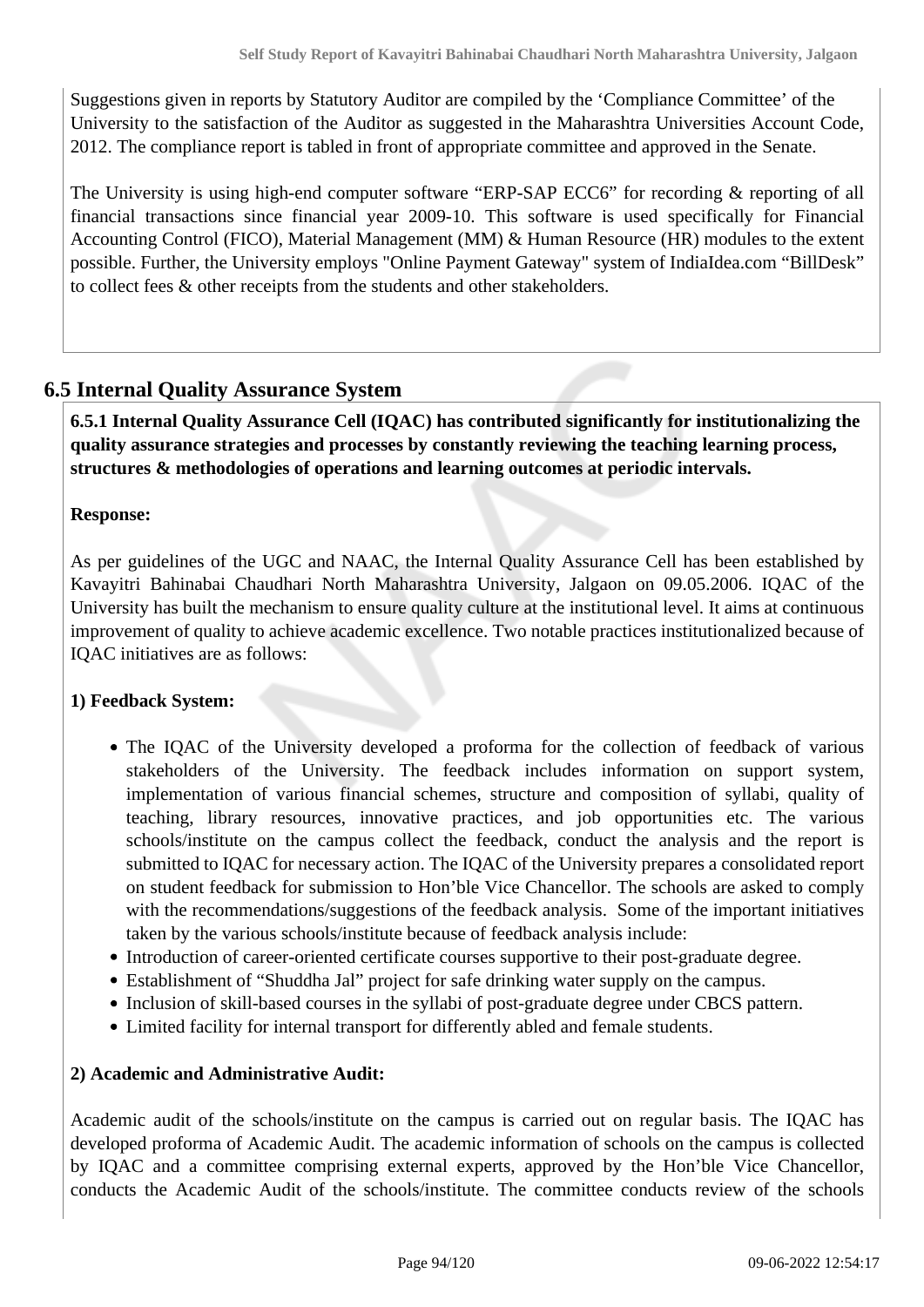Suggestions given in reports by Statutory Auditor are compiled by the 'Compliance Committee' of the University to the satisfaction of the Auditor as suggested in the Maharashtra Universities Account Code, 2012. The compliance report is tabled in front of appropriate committee and approved in the Senate.

The University is using high-end computer software "ERP-SAP ECC6" for recording & reporting of all financial transactions since financial year 2009-10. This software is used specifically for Financial Accounting Control (FICO), Material Management (MM) & Human Resource (HR) modules to the extent possible. Further, the University employs "Online Payment Gateway" system of IndiaIdea.com "BillDesk" to collect fees & other receipts from the students and other stakeholders.

## 6.5 Internal Quality Assurance System

**6.5.1 Internal Quality Assurance Cell (IQAC) has contributed significantly for institutionalizing the quality assurance strategies and processes by constantly reviewing the teaching learning process, structures & methodologies of operations and learning outcomes at periodic intervals.**

**Response:**

As per guidelines of the UGC and NAAC, the Internal Quality Assurance Cell has been established by Kavayitri Bahinabai Chaudhari North Maharashtra University, Jalgaon on 09.05.2006. IQAC of the University has built the mechanism to ensure quality culture at the institutional level. It aims at continuous improvement of quality to achieve academic excellence. Two notable practices institutionalized because of IQAC initiatives are as follows:

**1) Feedback System:**

- The IQAC of the University developed a proforma for the collection of feedback of various stakeholders of the University. The feedback includes information on support system, implementation of various financial schemes, structure and composition of syllabi, quality of teaching, library resources, innovative practices, and job opportunities etc. The various schools/institute on the campus collect the feedback, conduct the analysis and the report is submitted to IQAC for necessary action. The IQAC of the University prepares a consolidated report on student feedback for submission to Hon'ble Vice Chancellor. The schools are asked to comply with the recommendations/suggestions of the feedback analysis. Some of the important initiatives taken by the various schools/institute because of feedback analysis include:
- Introduction of career-oriented certificate courses supportive to their post-graduate degree.
- Establishment of "Shuddha Jal" project for safe drinking water supply on the campus.
- Inclusion of skill-based courses in the syllabi of post-graduate degree under CBCS pattern.
- Limited facility for internal transport for differently abled and female students.

**2) Academic and Administrative Audit:**

Academic audit of the schools/institute on the campus is carried out on regular basis. The IQAC has developed proforma of Academic Audit. The academic information of schools on the campus is collected by IQAC and a committee comprising external experts, approved by the Hon'ble Vice Chancellor, conducts the Academic Audit of the schools/institute. The committee conducts review of the schools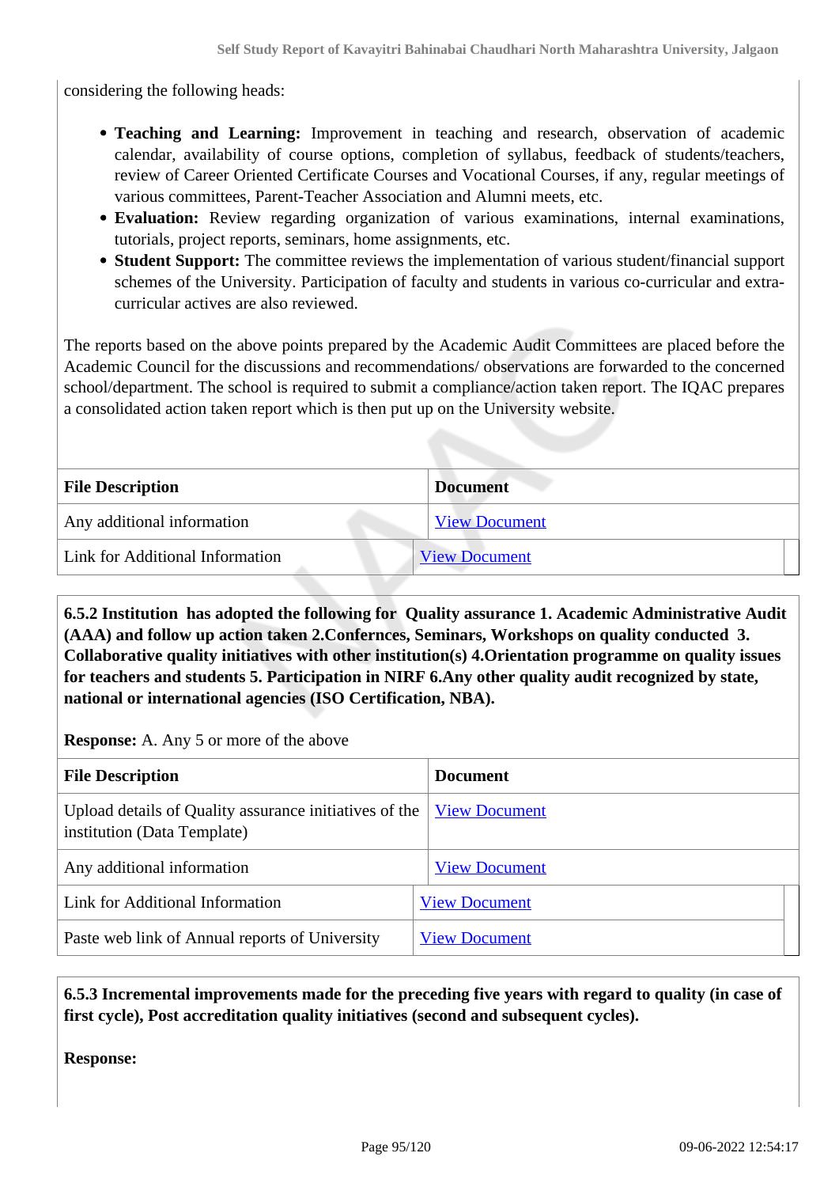considering the following heads:

- **Teaching and Learning:** Improvement in teaching and research, observation of academic calendar, availability of course options, completion of syllabus, feedback of students/teachers, review of Career Oriented Certificate Courses and Vocational Courses, if any, regular meetings of various committees, Parent-Teacher Association and Alumni meets, etc.
- **Evaluation:** Review regarding organization of various examinations, internal examinations, tutorials, project reports, seminars, home assignments, etc.
- **Student Support:** The committee reviews the implementation of various student/financial support schemes of the University. Participation of faculty and students in various co-curricular and extra-curricular actives are also reviewed.

The reports based on the above points prepared by the Academic Audit Committees are placed before the Academic Council for the discussions and recommendations/ observations are forwarded to the concerned school/department. The school is required to submit a compliance/action taken report. The IQAC prepares a consolidated action taken report which is then put up on the University website.

| File Description | Document |
|---|---|
| Any additional information | View Document |
| Link for Additional Information | View Document |

**6.5.2 Institution has adopted the following for Quality assurance 1. Academic Administrative Audit (AAA) and follow up action taken 2.Confernces, Seminars, Workshops on quality conducted 3. Collaborative quality initiatives with other institution(s) 4.Orientation programme on quality issues for teachers and students 5. Participation in NIRF 6.Any other quality audit recognized by state, national or international agencies (ISO Certification, NBA).**

**Response:** A. Any 5 or more of the above

| File Description | Document |
|---|---|
| Upload details of Quality assurance initiatives of the institution (Data Template) | View Document |
| Any additional information | View Document |
| Link for Additional Information | View Document |
| Paste web link of Annual reports of University | View Document |

**6.5.3 Incremental improvements made for the preceding five years with regard to quality (in case of first cycle), Post accreditation quality initiatives (second and subsequent cycles).**

**Response:**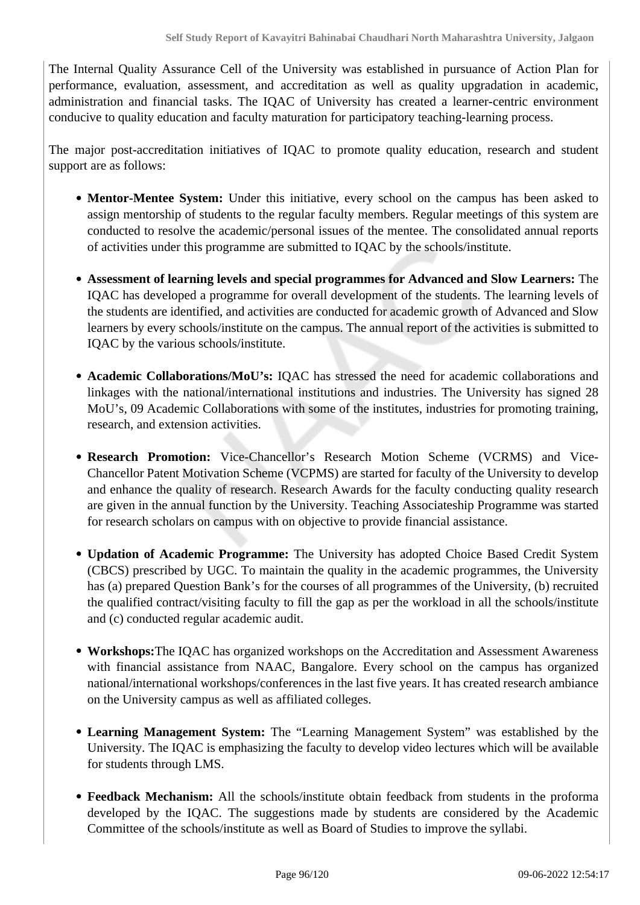The Internal Quality Assurance Cell of the University was established in pursuance of Action Plan for performance, evaluation, assessment, and accreditation as well as quality upgradation in academic, administration and financial tasks. The IQAC of University has created a learner-centric environment conducive to quality education and faculty maturation for participatory teaching-learning process.

The major post-accreditation initiatives of IQAC to promote quality education, research and student support are as follows:

- **Mentor-Mentee System:** Under this initiative, every school on the campus has been asked to assign mentorship of students to the regular faculty members. Regular meetings of this system are conducted to resolve the academic/personal issues of the mentee. The consolidated annual reports of activities under this programme are submitted to IQAC by the schools/institute.
- **Assessment of learning levels and special programmes for Advanced and Slow Learners:** The IQAC has developed a programme for overall development of the students. The learning levels of the students are identified, and activities are conducted for academic growth of Advanced and Slow learners by every schools/institute on the campus. The annual report of the activities is submitted to IQAC by the various schools/institute.
- **Academic Collaborations/MoU's:** IQAC has stressed the need for academic collaborations and linkages with the national/international institutions and industries. The University has signed 28 MoU's, 09 Academic Collaborations with some of the institutes, industries for promoting training, research, and extension activities.
- **Research Promotion:** Vice-Chancellor's Research Motion Scheme (VCRMS) and Vice-Chancellor Patent Motivation Scheme (VCPMS) are started for faculty of the University to develop and enhance the quality of research. Research Awards for the faculty conducting quality research are given in the annual function by the University. Teaching Associateship Programme was started for research scholars on campus with on objective to provide financial assistance.
- **Updation of Academic Programme:** The University has adopted Choice Based Credit System (CBCS) prescribed by UGC. To maintain the quality in the academic programmes, the University has (a) prepared Question Bank's for the courses of all programmes of the University, (b) recruited the qualified contract/visiting faculty to fill the gap as per the workload in all the schools/institute and (c) conducted regular academic audit.
- **Workshops:**The IQAC has organized workshops on the Accreditation and Assessment Awareness with financial assistance from NAAC, Bangalore. Every school on the campus has organized national/international workshops/conferences in the last five years. It has created research ambiance on the University campus as well as affiliated colleges.
- **Learning Management System:** The "Learning Management System" was established by the University. The IQAC is emphasizing the faculty to develop video lectures which will be available for students through LMS.
- **Feedback Mechanism:** All the schools/institute obtain feedback from students in the proforma developed by the IQAC. The suggestions made by students are considered by the Academic Committee of the schools/institute as well as Board of Studies to improve the syllabi.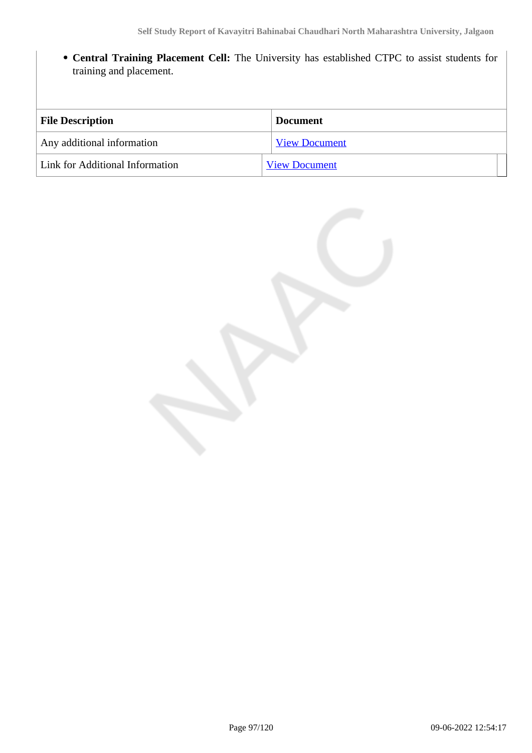- **Central Training Placement Cell:** The University has established CTPC to assist students for training and placement.

| File Description | Document |
| --- | --- |
| Any additional information | View Document |
| Link for Additional Information | View Document |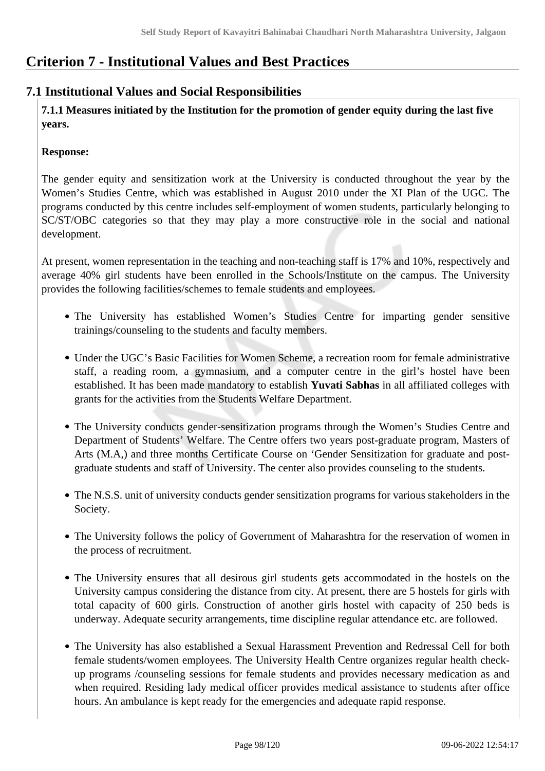# Criterion 7 - Institutional Values and Best Practices

## 7.1 Institutional Values and Social Responsibilities

**7.1.1 Measures initiated by the Institution for the promotion of gender equity during the last five years.**

**Response:**

The gender equity and sensitization work at the University is conducted throughout the year by the Women's Studies Centre, which was established in August 2010 under the XI Plan of the UGC. The programs conducted by this centre includes self-employment of women students, particularly belonging to SC/ST/OBC categories so that they may play a more constructive role in the social and national development.

At present, women representation in the teaching and non-teaching staff is 17% and 10%, respectively and average 40% girl students have been enrolled in the Schools/Institute on the campus. The University provides the following facilities/schemes to female students and employees.

- The University has established Women's Studies Centre for imparting gender sensitive trainings/counseling to the students and faculty members.
- Under the UGC's Basic Facilities for Women Scheme, a recreation room for female administrative staff, a reading room, a gymnasium, and a computer centre in the girl's hostel have been established. It has been made mandatory to establish **Yuvati Sabhas** in all affiliated colleges with grants for the activities from the Students Welfare Department.
- The University conducts gender-sensitization programs through the Women's Studies Centre and Department of Students' Welfare. The Centre offers two years post-graduate program, Masters of Arts (M.A,) and three months Certificate Course on 'Gender Sensitization for graduate and post-graduate students and staff of University. The center also provides counseling to the students.
- The N.S.S. unit of university conducts gender sensitization programs for various stakeholders in the Society.
- The University follows the policy of Government of Maharashtra for the reservation of women in the process of recruitment.
- The University ensures that all desirous girl students gets accommodated in the hostels on the University campus considering the distance from city. At present, there are 5 hostels for girls with total capacity of 600 girls. Construction of another girls hostel with capacity of 250 beds is underway. Adequate security arrangements, time discipline regular attendance etc. are followed.
- The University has also established a Sexual Harassment Prevention and Redressal Cell for both female students/women employees. The University Health Centre organizes regular health check-up programs /counseling sessions for female students and provides necessary medication as and when required. Residing lady medical officer provides medical assistance to students after office hours. An ambulance is kept ready for the emergencies and adequate rapid response.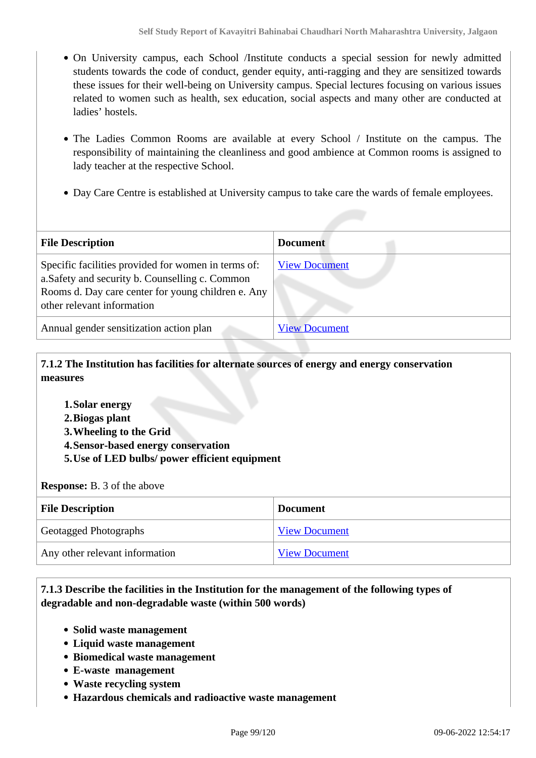- On University campus, each School /Institute conducts a special session for newly admitted students towards the code of conduct, gender equity, anti-ragging and they are sensitized towards these issues for their well-being on University campus. Special lectures focusing on various issues related to women such as health, sex education, social aspects and many other are conducted at ladies' hostels.
- The Ladies Common Rooms are available at every School / Institute on the campus. The responsibility of maintaining the cleanliness and good ambience at Common rooms is assigned to lady teacher at the respective School.
- Day Care Centre is established at University campus to take care the wards of female employees.

| File Description | Document |
|---|---|
| Specific facilities provided for women in terms of: a.Safety and security b. Counselling c. Common Rooms d. Day care center for young children e. Any other relevant information | View Document |
| Annual gender sensitization action plan | View Document |

**7.1.2 The Institution has facilities for alternate sources of energy and energy conservation measures**

1. **Solar energy**
2. **Biogas plant**
3. **Wheeling to the Grid**
4. **Sensor-based energy conservation**
5. **Use of LED bulbs/ power efficient equipment**

**Response:** B. 3 of the above

| File Description | Document |
|---|---|
| Geotagged Photographs | View Document |
| Any other relevant information | View Document |

**7.1.3 Describe the facilities in the Institution for the management of the following types of degradable and non-degradable waste (within 500 words)**

- **Solid waste management**
- **Liquid waste management**
- **Biomedical waste management**
- **E-waste management**
- **Waste recycling system**
- **Hazardous chemicals and radioactive waste management**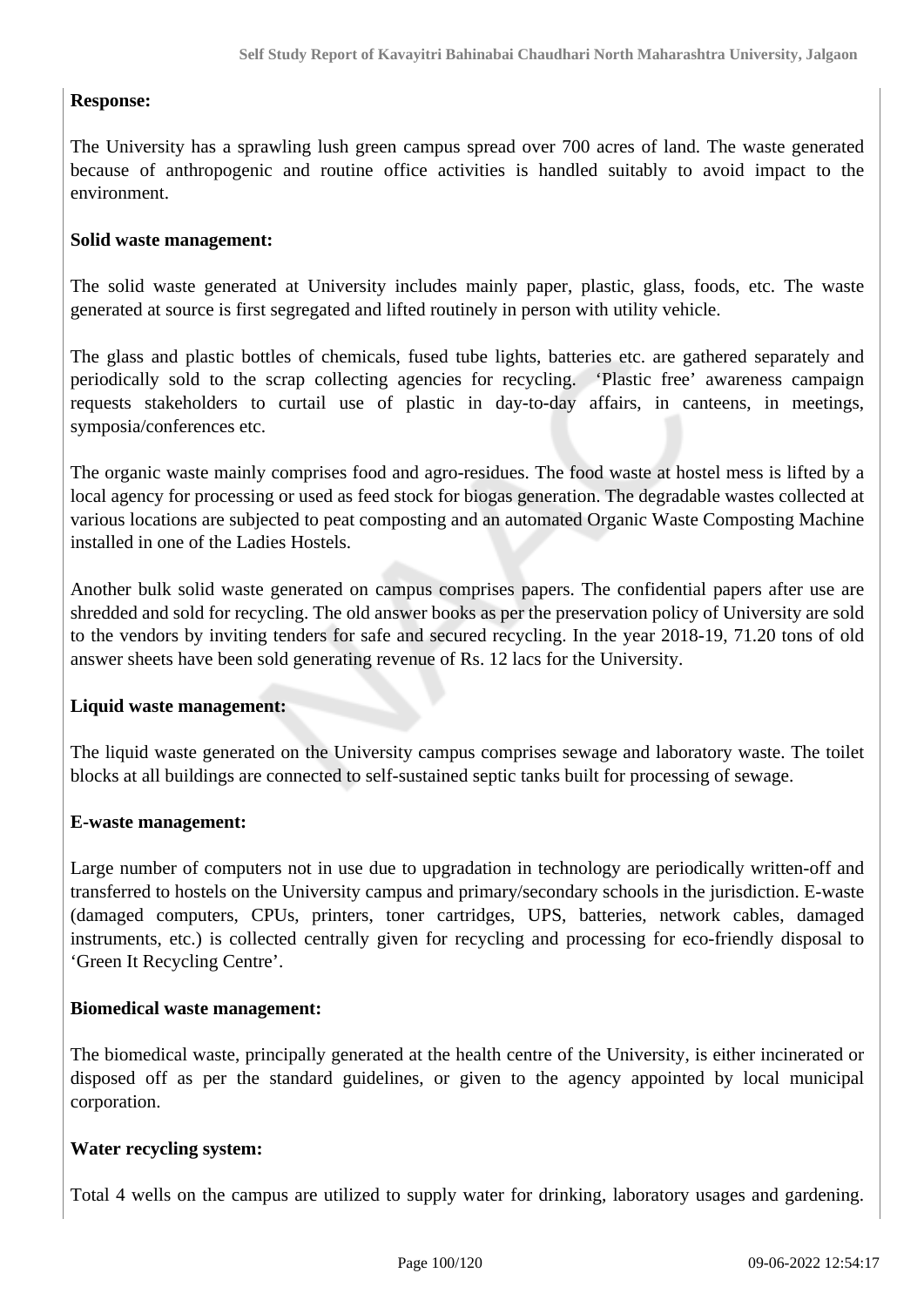**Response:**

The University has a sprawling lush green campus spread over 700 acres of land. The waste generated because of anthropogenic and routine office activities is handled suitably to avoid impact to the environment.

**Solid waste management:**

The solid waste generated at University includes mainly paper, plastic, glass, foods, etc. The waste generated at source is first segregated and lifted routinely in person with utility vehicle.

The glass and plastic bottles of chemicals, fused tube lights, batteries etc. are gathered separately and periodically sold to the scrap collecting agencies for recycling. 'Plastic free' awareness campaign requests stakeholders to curtail use of plastic in day-to-day affairs, in canteens, in meetings, symposia/conferences etc.

The organic waste mainly comprises food and agro-residues. The food waste at hostel mess is lifted by a local agency for processing or used as feed stock for biogas generation. The degradable wastes collected at various locations are subjected to peat composting and an automated Organic Waste Composting Machine installed in one of the Ladies Hostels.

Another bulk solid waste generated on campus comprises papers. The confidential papers after use are shredded and sold for recycling. The old answer books as per the preservation policy of University are sold to the vendors by inviting tenders for safe and secured recycling. In the year 2018-19, 71.20 tons of old answer sheets have been sold generating revenue of Rs. 12 lacs for the University.

**Liquid waste management:**

The liquid waste generated on the University campus comprises sewage and laboratory waste. The toilet blocks at all buildings are connected to self-sustained septic tanks built for processing of sewage.

**E-waste management:**

Large number of computers not in use due to upgradation in technology are periodically written-off and transferred to hostels on the University campus and primary/secondary schools in the jurisdiction. E-waste (damaged computers, CPUs, printers, toner cartridges, UPS, batteries, network cables, damaged instruments, etc.) is collected centrally given for recycling and processing for eco-friendly disposal to 'Green It Recycling Centre'.

**Biomedical waste management:**

The biomedical waste, principally generated at the health centre of the University, is either incinerated or disposed off as per the standard guidelines, or given to the agency appointed by local municipal corporation.

**Water recycling system:**

Total 4 wells on the campus are utilized to supply water for drinking, laboratory usages and gardening.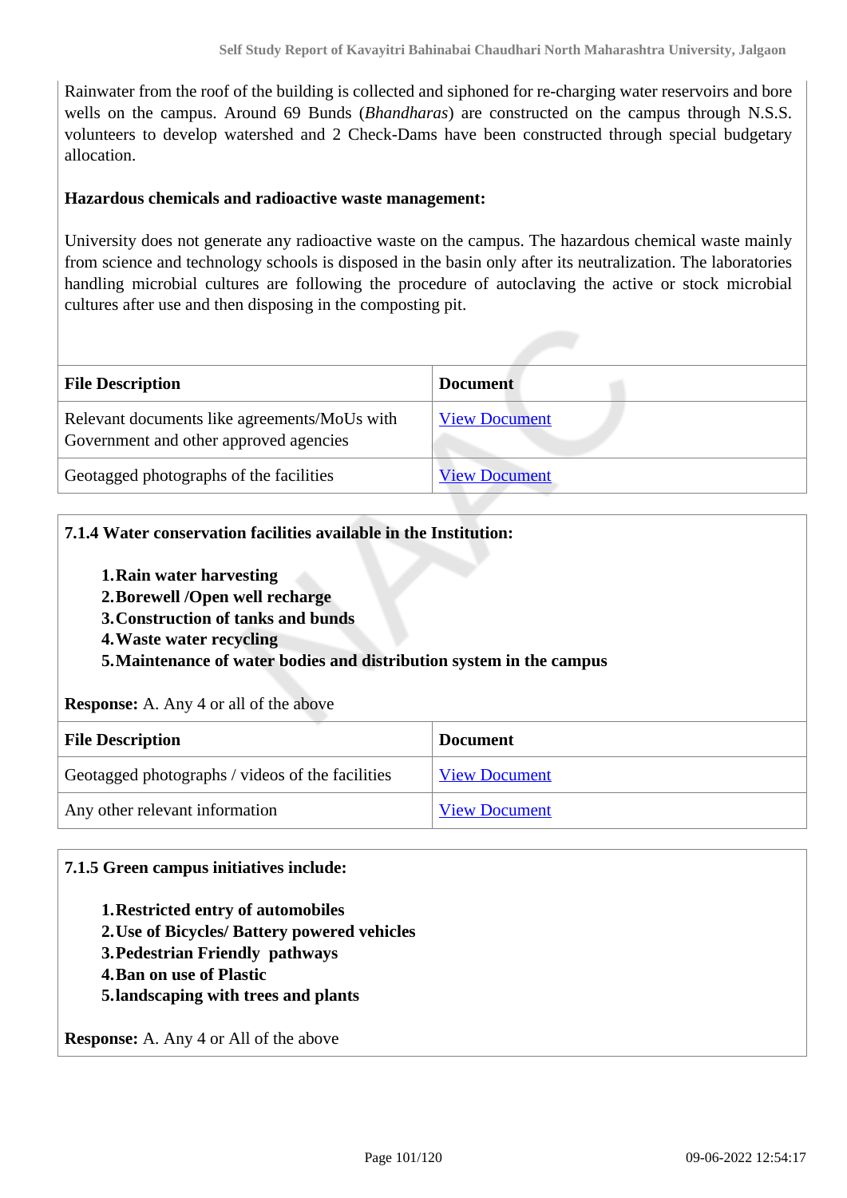Rainwater from the roof of the building is collected and siphoned for re-charging water reservoirs and bore wells on the campus. Around 69 Bunds (*Bhandharas*) are constructed on the campus through N.S.S. volunteers to develop watershed and 2 Check-Dams have been constructed through special budgetary allocation.

**Hazardous chemicals and radioactive waste management:**

University does not generate any radioactive waste on the campus. The hazardous chemical waste mainly from science and technology schools is disposed in the basin only after its neutralization. The laboratories handling microbial cultures are following the procedure of autoclaving the active or stock microbial cultures after use and then disposing in the composting pit.

| File Description | Document |
|---|---|
| Relevant documents like agreements/MoUs with Government and other approved agencies | View Document |
| Geotagged photographs of the facilities | View Document |

**7.1.4 Water conservation facilities available in the Institution:**

1. **Rain water harvesting**
2. **Borewell /Open well recharge**
3. **Construction of tanks and bunds**
4. **Waste water recycling**
5. **Maintenance of water bodies and distribution system in the campus**

**Response:** A. Any 4 or all of the above

| File Description | Document |
|---|---|
| Geotagged photographs / videos of the facilities | View Document |
| Any other relevant information | View Document |

**7.1.5 Green campus initiatives include:**

1. **Restricted entry of automobiles**
2. **Use of Bicycles/ Battery powered vehicles**
3. **Pedestrian Friendly pathways**
4. **Ban on use of Plastic**
5. **landscaping with trees and plants**

**Response:** A. Any 4 or All of the above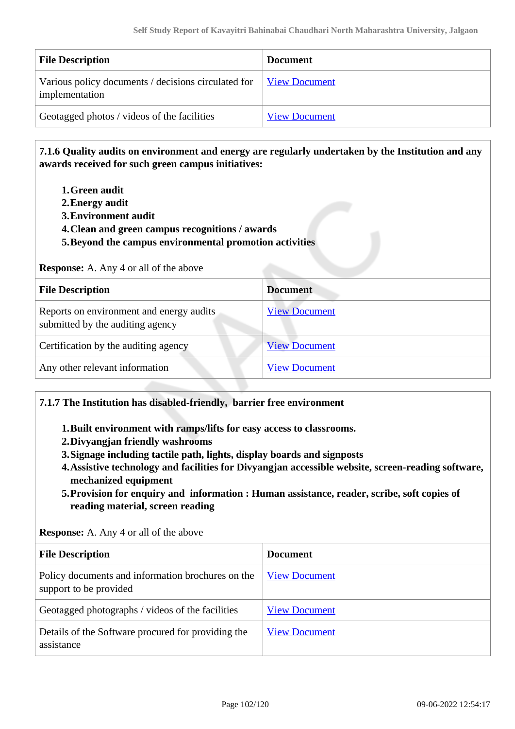| File Description | Document |
|---|---|
| Various policy documents / decisions circulated for implementation | View Document |
| Geotagged photos / videos of the facilities | View Document |

**7.1.6 Quality audits on environment and energy are regularly undertaken by the Institution and any awards received for such green campus initiatives:**

1. **Green audit**
2. **Energy audit**
3. **Environment audit**
4. **Clean and green campus recognitions / awards**
5. **Beyond the campus environmental promotion activities**

**Response:** A. Any 4 or all of the above

| File Description | Document |
|---|---|
| Reports on environment and energy audits submitted by the auditing agency | View Document |
| Certification by the auditing agency | View Document |
| Any other relevant information | View Document |

**7.1.7 The Institution has disabled-friendly, barrier free environment**

1. **Built environment with ramps/lifts for easy access to classrooms.**
2. **Divyangjan friendly washrooms**
3. **Signage including tactile path, lights, display boards and signposts**
4. **Assistive technology and facilities for Divyangjan accessible website, screen-reading software, mechanized equipment**
5. **Provision for enquiry and information : Human assistance, reader, scribe, soft copies of reading material, screen reading**

**Response:** A. Any 4 or all of the above

| File Description | Document |
|---|---|
| Policy documents and information brochures on the support to be provided | View Document |
| Geotagged photographs / videos of the facilities | View Document |
| Details of the Software procured for providing the assistance | View Document |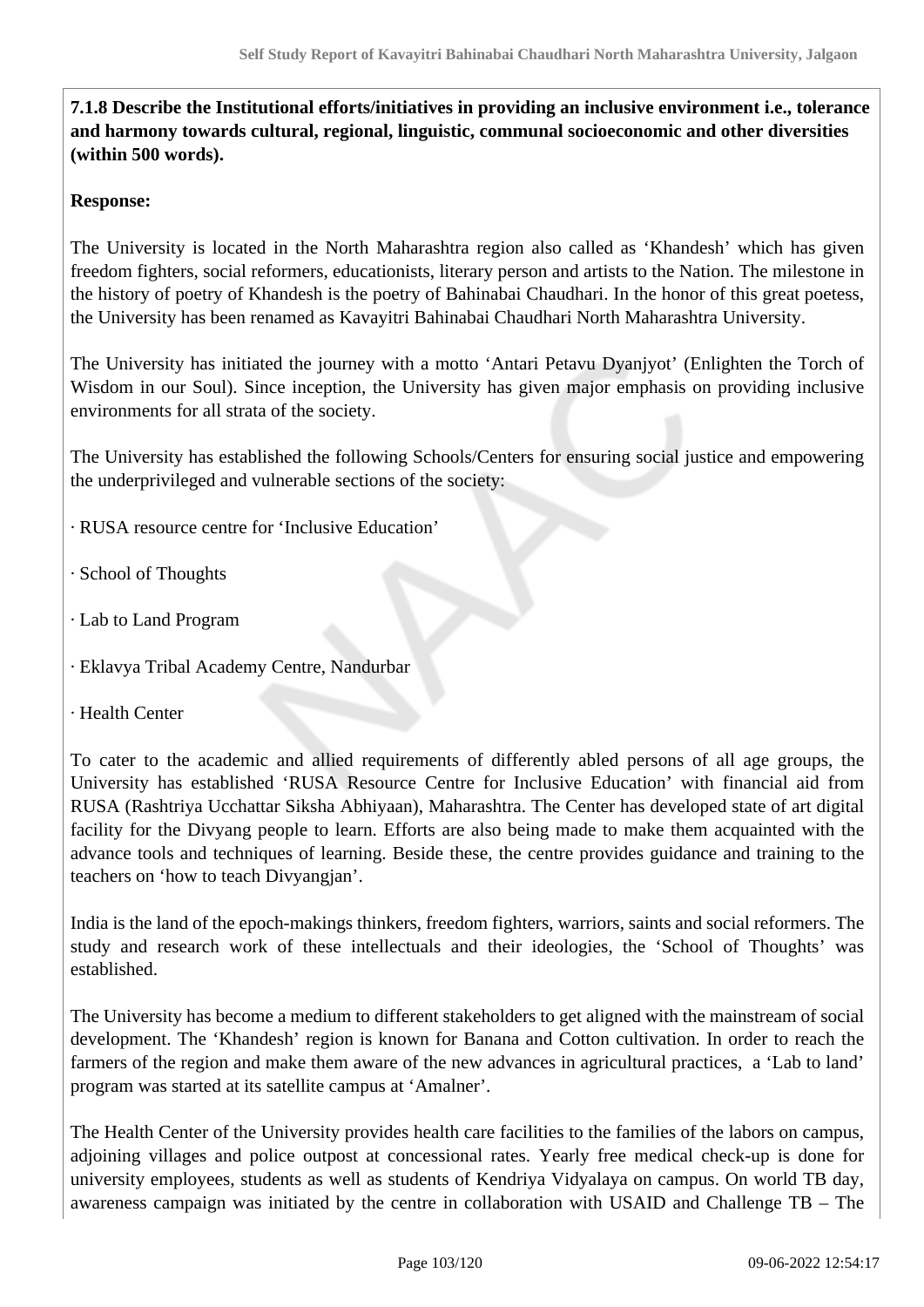**7.1.8 Describe the Institutional efforts/initiatives in providing an inclusive environment i.e., tolerance and harmony towards cultural, regional, linguistic, communal socioeconomic and other diversities (within 500 words).**

**Response:**

The University is located in the North Maharashtra region also called as 'Khandesh' which has given freedom fighters, social reformers, educationists, literary person and artists to the Nation. The milestone in the history of poetry of Khandesh is the poetry of Bahinabai Chaudhari. In the honor of this great poetess, the University has been renamed as Kavayitri Bahinabai Chaudhari North Maharashtra University.

The University has initiated the journey with a motto 'Antari Petavu Dyanjyot' (Enlighten the Torch of Wisdom in our Soul). Since inception, the University has given major emphasis on providing inclusive environments for all strata of the society.

The University has established the following Schools/Centers for ensuring social justice and empowering the underprivileged and vulnerable sections of the society:

· RUSA resource centre for 'Inclusive Education'

· School of Thoughts

· Lab to Land Program

· Eklavya Tribal Academy Centre, Nandurbar

· Health Center

To cater to the academic and allied requirements of differently abled persons of all age groups, the University has established 'RUSA Resource Centre for Inclusive Education' with financial aid from RUSA (Rashtriya Ucchattar Siksha Abhiyaan), Maharashtra. The Center has developed state of art digital facility for the Divyang people to learn. Efforts are also being made to make them acquainted with the advance tools and techniques of learning. Beside these, the centre provides guidance and training to the teachers on 'how to teach Divyangjan'.

India is the land of the epoch-makings thinkers, freedom fighters, warriors, saints and social reformers. The study and research work of these intellectuals and their ideologies, the 'School of Thoughts' was established.

The University has become a medium to different stakeholders to get aligned with the mainstream of social development. The 'Khandesh' region is known for Banana and Cotton cultivation. In order to reach the farmers of the region and make them aware of the new advances in agricultural practices, a 'Lab to land' program was started at its satellite campus at 'Amalner'.

The Health Center of the University provides health care facilities to the families of the labors on campus, adjoining villages and police outpost at concessional rates. Yearly free medical check-up is done for university employees, students as well as students of Kendriya Vidyalaya on campus. On world TB day, awareness campaign was initiated by the centre in collaboration with USAID and Challenge TB – The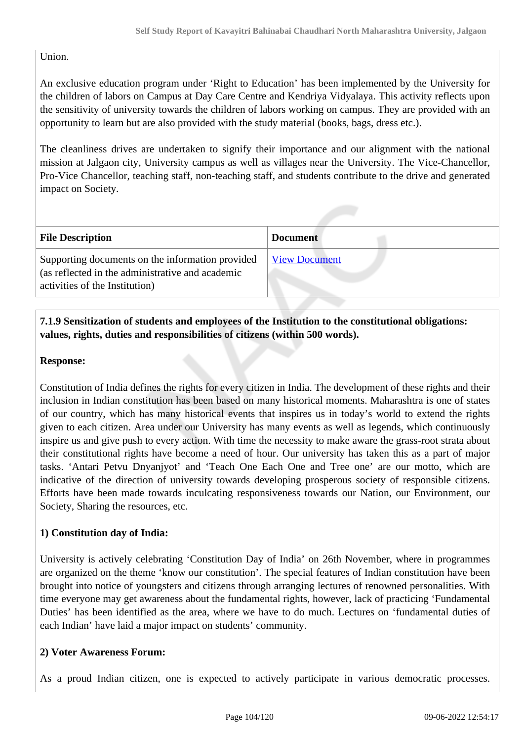Union.

An exclusive education program under 'Right to Education' has been implemented by the University for the children of labors on Campus at Day Care Centre and Kendriya Vidyalaya. This activity reflects upon the sensitivity of university towards the children of labors working on campus. They are provided with an opportunity to learn but are also provided with the study material (books, bags, dress etc.).

The cleanliness drives are undertaken to signify their importance and our alignment with the national mission at Jalgaon city, University campus as well as villages near the University. The Vice-Chancellor, Pro-Vice Chancellor, teaching staff, non-teaching staff, and students contribute to the drive and generated impact on Society.

| File Description | Document |
|---|---|
| Supporting documents on the information provided (as reflected in the administrative and academic activities of the Institution) | View Document |

**7.1.9 Sensitization of students and employees of the Institution to the constitutional obligations: values, rights, duties and responsibilities of citizens (within 500 words).**

**Response:**

Constitution of India defines the rights for every citizen in India. The development of these rights and their inclusion in Indian constitution has been based on many historical moments. Maharashtra is one of states of our country, which has many historical events that inspires us in today's world to extend the rights given to each citizen. Area under our University has many events as well as legends, which continuously inspire us and give push to every action. With time the necessity to make aware the grass-root strata about their constitutional rights have become a need of hour. Our university has taken this as a part of major tasks. 'Antari Petvu Dnyanjyot' and 'Teach One Each One and Tree one' are our motto, which are indicative of the direction of university towards developing prosperous society of responsible citizens. Efforts have been made towards inculcating responsiveness towards our Nation, our Environment, our Society, Sharing the resources, etc.

**1) Constitution day of India:**

University is actively celebrating 'Constitution Day of India' on 26th November, where in programmes are organized on the theme 'know our constitution'. The special features of Indian constitution have been brought into notice of youngsters and citizens through arranging lectures of renowned personalities. With time everyone may get awareness about the fundamental rights, however, lack of practicing 'Fundamental Duties' has been identified as the area, where we have to do much. Lectures on 'fundamental duties of each Indian' have laid a major impact on students' community.

**2) Voter Awareness Forum:**

As a proud Indian citizen, one is expected to actively participate in various democratic processes.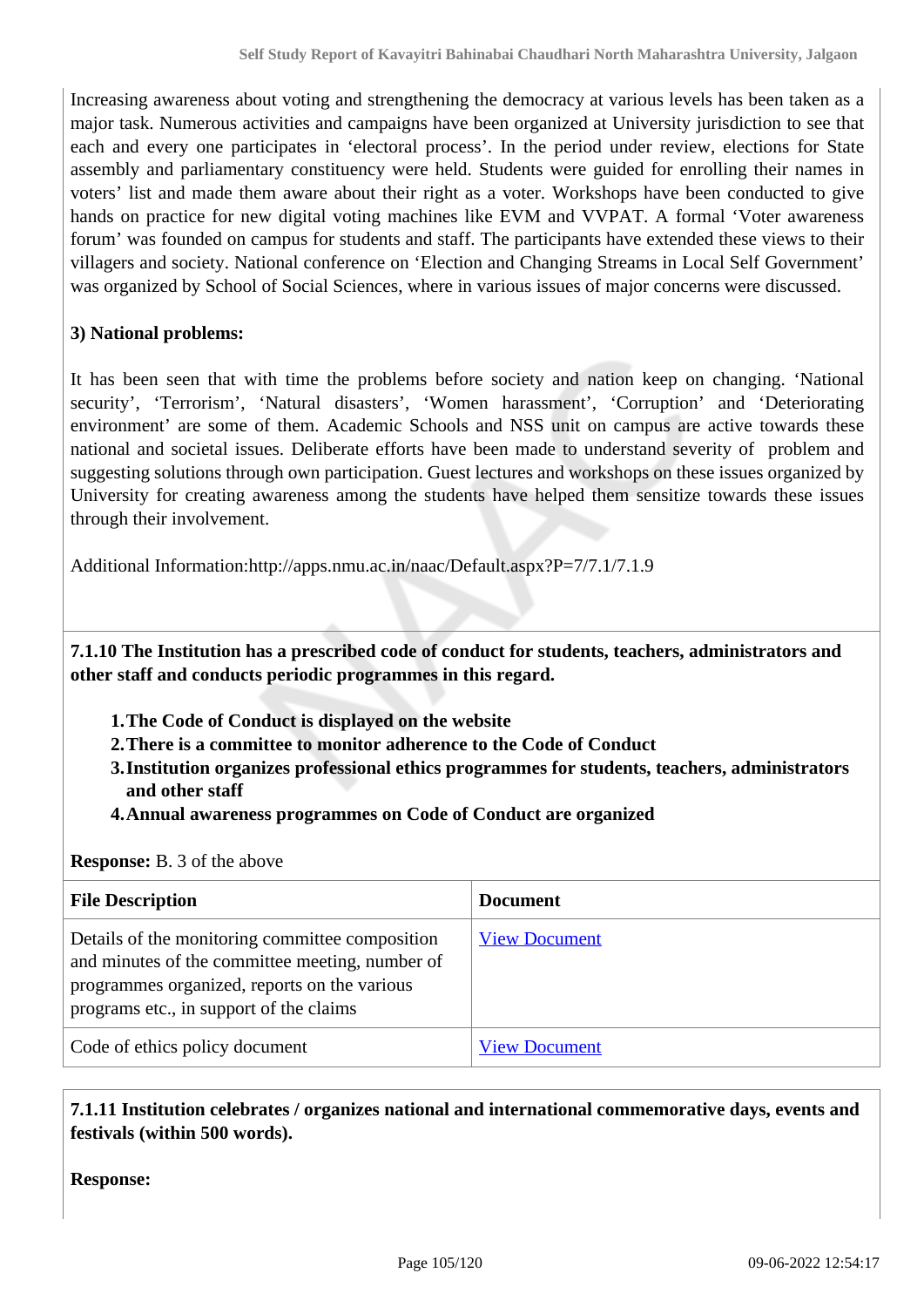Increasing awareness about voting and strengthening the democracy at various levels has been taken as a major task. Numerous activities and campaigns have been organized at University jurisdiction to see that each and every one participates in 'electoral process'. In the period under review, elections for State assembly and parliamentary constituency were held. Students were guided for enrolling their names in voters' list and made them aware about their right as a voter. Workshops have been conducted to give hands on practice for new digital voting machines like EVM and VVPAT. A formal 'Voter awareness forum' was founded on campus for students and staff. The participants have extended these views to their villagers and society. National conference on 'Election and Changing Streams in Local Self Government' was organized by School of Social Sciences, where in various issues of major concerns were discussed.

**3) National problems:**

It has been seen that with time the problems before society and nation keep on changing. 'National security', 'Terrorism', 'Natural disasters', 'Women harassment', 'Corruption' and 'Deteriorating environment' are some of them. Academic Schools and NSS unit on campus are active towards these national and societal issues. Deliberate efforts have been made to understand severity of problem and suggesting solutions through own participation. Guest lectures and workshops on these issues organized by University for creating awareness among the students have helped them sensitize towards these issues through their involvement.

Additional Information:http://apps.nmu.ac.in/naac/Default.aspx?P=7/7.1/7.1.9

**7.1.10 The Institution has a prescribed code of conduct for students, teachers, administrators and other staff and conducts periodic programmes in this regard.**

1. **The Code of Conduct is displayed on the website**
2. **There is a committee to monitor adherence to the Code of Conduct**
3. **Institution organizes professional ethics programmes for students, teachers, administrators and other staff**
4. **Annual awareness programmes on Code of Conduct are organized**

**Response:** B. 3 of the above

| File Description | Document |
|---|---|
| Details of the monitoring committee composition and minutes of the committee meeting, number of programmes organized, reports on the various programs etc., in support of the claims | View Document |
| Code of ethics policy document | View Document |

**7.1.11 Institution celebrates / organizes national and international commemorative days, events and festivals (within 500 words).**

**Response:**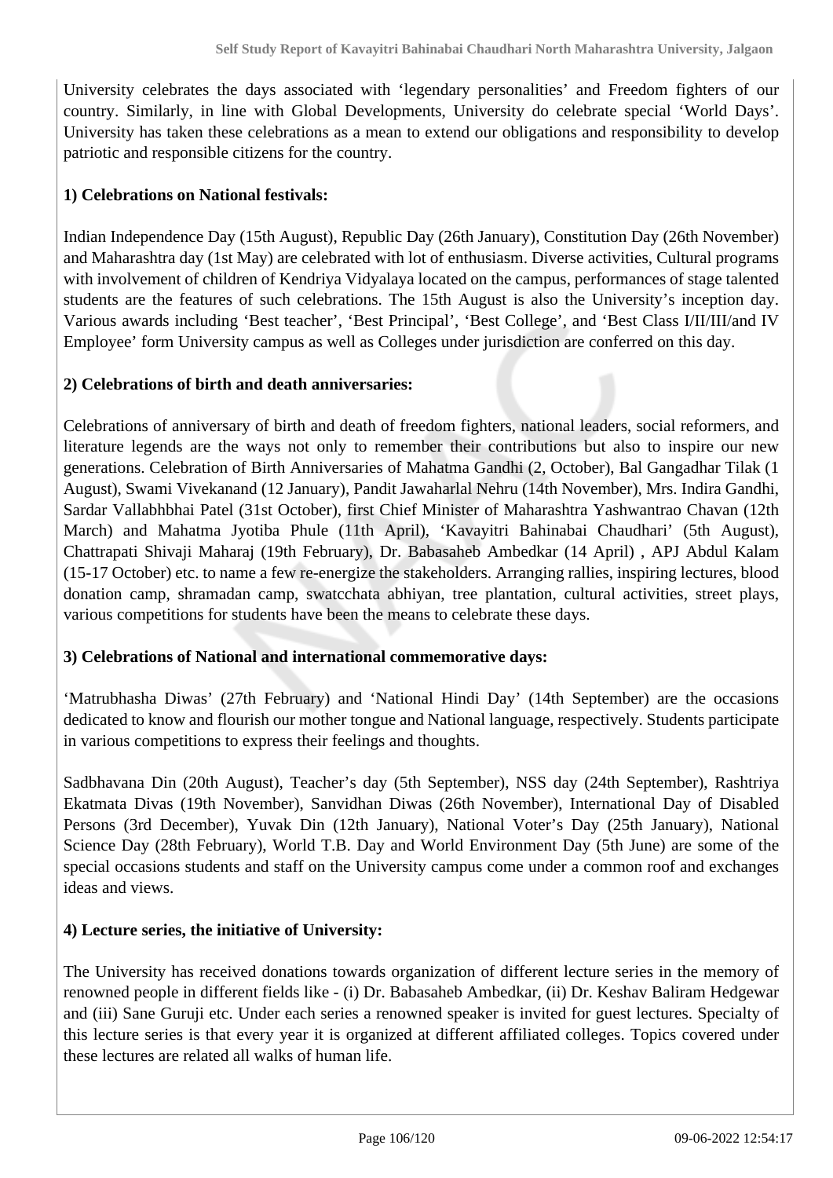University celebrates the days associated with 'legendary personalities' and Freedom fighters of our country. Similarly, in line with Global Developments, University do celebrate special 'World Days'. University has taken these celebrations as a mean to extend our obligations and responsibility to develop patriotic and responsible citizens for the country.

**1) Celebrations on National festivals:**

Indian Independence Day (15th August), Republic Day (26th January), Constitution Day (26th November) and Maharashtra day (1st May) are celebrated with lot of enthusiasm. Diverse activities, Cultural programs with involvement of children of Kendriya Vidyalaya located on the campus, performances of stage talented students are the features of such celebrations. The 15th August is also the University's inception day. Various awards including 'Best teacher', 'Best Principal', 'Best College', and 'Best Class I/II/III/and IV Employee' form University campus as well as Colleges under jurisdiction are conferred on this day.

**2) Celebrations of birth and death anniversaries:**

Celebrations of anniversary of birth and death of freedom fighters, national leaders, social reformers, and literature legends are the ways not only to remember their contributions but also to inspire our new generations. Celebration of Birth Anniversaries of Mahatma Gandhi (2, October), Bal Gangadhar Tilak (1 August), Swami Vivekanand (12 January), Pandit Jawaharlal Nehru (14th November), Mrs. Indira Gandhi, Sardar Vallabhbhai Patel (31st October), first Chief Minister of Maharashtra Yashwantrao Chavan (12th March) and Mahatma Jyotiba Phule (11th April), 'Kavayitri Bahinabai Chaudhari' (5th August), Chattrapati Shivaji Maharaj (19th February), Dr. Babasaheb Ambedkar (14 April) , APJ Abdul Kalam (15-17 October) etc. to name a few re-energize the stakeholders. Arranging rallies, inspiring lectures, blood donation camp, shramadan camp, swatcchata abhiyan, tree plantation, cultural activities, street plays, various competitions for students have been the means to celebrate these days.

**3) Celebrations of National and international commemorative days:**

'Matrubhasha Diwas' (27th February) and 'National Hindi Day' (14th September) are the occasions dedicated to know and flourish our mother tongue and National language, respectively. Students participate in various competitions to express their feelings and thoughts.

Sadbhavana Din (20th August), Teacher's day (5th September), NSS day (24th September), Rashtriya Ekatmata Divas (19th November), Sanvidhan Diwas (26th November), International Day of Disabled Persons (3rd December), Yuvak Din (12th January), National Voter's Day (25th January), National Science Day (28th February), World T.B. Day and World Environment Day (5th June) are some of the special occasions students and staff on the University campus come under a common roof and exchanges ideas and views.

**4) Lecture series, the initiative of University:**

The University has received donations towards organization of different lecture series in the memory of renowned people in different fields like - (i) Dr. Babasaheb Ambedkar, (ii) Dr. Keshav Baliram Hedgewar and (iii) Sane Guruji etc. Under each series a renowned speaker is invited for guest lectures. Specialty of this lecture series is that every year it is organized at different affiliated colleges. Topics covered under these lectures are related all walks of human life.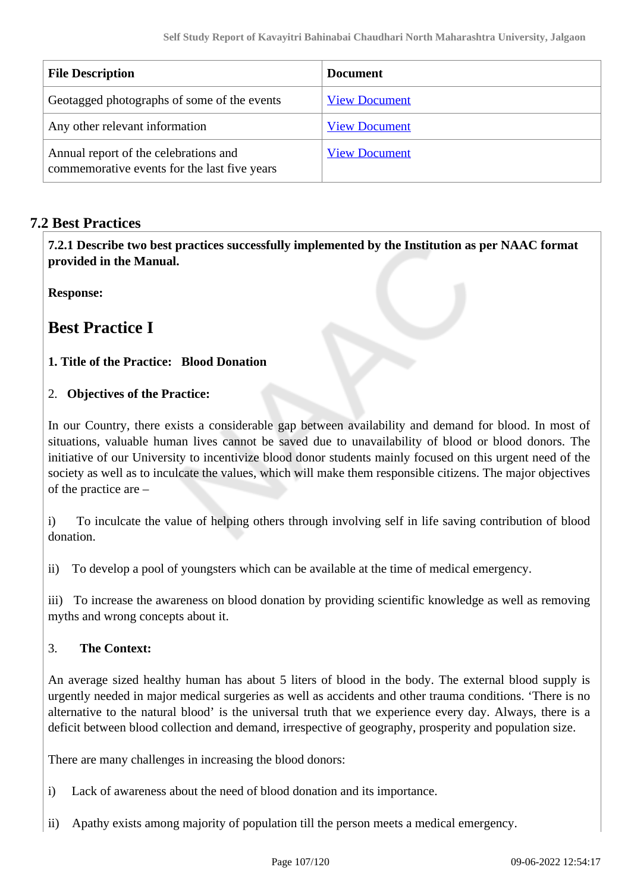| File Description | Document |
| --- | --- |
| Geotagged photographs of some of the events | View Document |
| Any other relevant information | View Document |
| Annual report of the celebrations and commemorative events for the last five years | View Document |

## 7.2 Best Practices

**7.2.1 Describe two best practices successfully implemented by the Institution as per NAAC format provided in the Manual.**

**Response:**

# Best Practice I

**1. Title of the Practice: Blood Donation**

2. **Objectives of the Practice:**

In our Country, there exists a considerable gap between availability and demand for blood. In most of situations, valuable human lives cannot be saved due to unavailability of blood or blood donors. The initiative of our University to incentivize blood donor students mainly focused on this urgent need of the society as well as to inculcate the values, which will make them responsible citizens. The major objectives of the practice are –

i) To inculcate the value of helping others through involving self in life saving contribution of blood donation.

ii) To develop a pool of youngsters which can be available at the time of medical emergency.

iii) To increase the awareness on blood donation by providing scientific knowledge as well as removing myths and wrong concepts about it.

3. **The Context:**

An average sized healthy human has about 5 liters of blood in the body. The external blood supply is urgently needed in major medical surgeries as well as accidents and other trauma conditions. 'There is no alternative to the natural blood' is the universal truth that we experience every day. Always, there is a deficit between blood collection and demand, irrespective of geography, prosperity and population size.

There are many challenges in increasing the blood donors:

i) Lack of awareness about the need of blood donation and its importance.

ii) Apathy exists among majority of population till the person meets a medical emergency.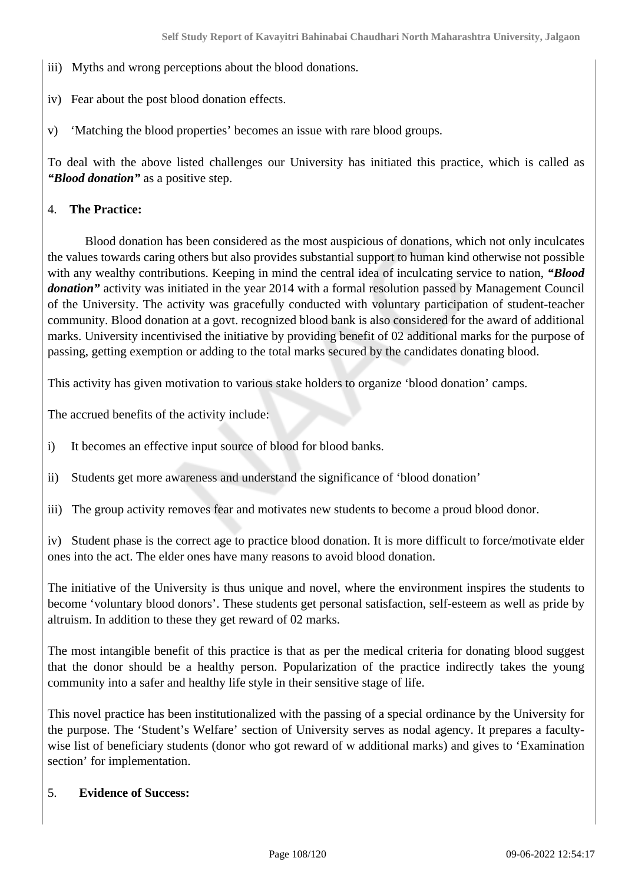iii) Myths and wrong perceptions about the blood donations.

iv) Fear about the post blood donation effects.

v) 'Matching the blood properties' becomes an issue with rare blood groups.

To deal with the above listed challenges our University has initiated this practice, which is called as ***"Blood donation"*** as a positive step.

4. **The Practice:**

Blood donation has been considered as the most auspicious of donations, which not only inculcates the values towards caring others but also provides substantial support to human kind otherwise not possible with any wealthy contributions. Keeping in mind the central idea of inculcating service to nation, ***"Blood donation"*** activity was initiated in the year 2014 with a formal resolution passed by Management Council of the University. The activity was gracefully conducted with voluntary participation of student-teacher community. Blood donation at a govt. recognized blood bank is also considered for the award of additional marks. University incentivised the initiative by providing benefit of 02 additional marks for the purpose of passing, getting exemption or adding to the total marks secured by the candidates donating blood.

This activity has given motivation to various stake holders to organize 'blood donation' camps.

The accrued benefits of the activity include:

i) It becomes an effective input source of blood for blood banks.

ii) Students get more awareness and understand the significance of 'blood donation'

iii) The group activity removes fear and motivates new students to become a proud blood donor.

iv) Student phase is the correct age to practice blood donation. It is more difficult to force/motivate elder ones into the act. The elder ones have many reasons to avoid blood donation.

The initiative of the University is thus unique and novel, where the environment inspires the students to become 'voluntary blood donors'. These students get personal satisfaction, self-esteem as well as pride by altruism. In addition to these they get reward of 02 marks.

The most intangible benefit of this practice is that as per the medical criteria for donating blood suggest that the donor should be a healthy person. Popularization of the practice indirectly takes the young community into a safer and healthy life style in their sensitive stage of life.

This novel practice has been institutionalized with the passing of a special ordinance by the University for the purpose. The 'Student's Welfare' section of University serves as nodal agency. It prepares a faculty-wise list of beneficiary students (donor who got reward of w additional marks) and gives to 'Examination section' for implementation.

5. **Evidence of Success:**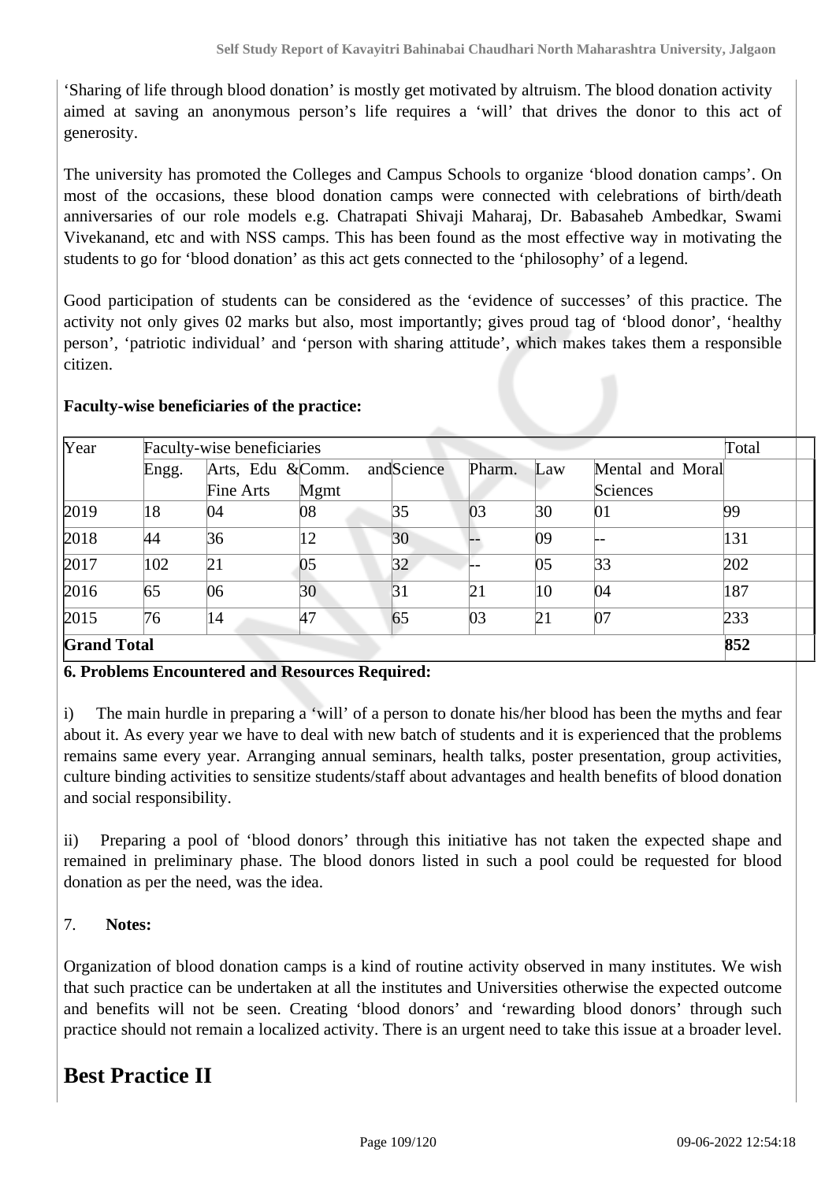'Sharing of life through blood donation' is mostly get motivated by altruism. The blood donation activity aimed at saving an anonymous person's life requires a 'will' that drives the donor to this act of generosity.

The university has promoted the Colleges and Campus Schools to organize 'blood donation camps'. On most of the occasions, these blood donation camps were connected with celebrations of birth/death anniversaries of our role models e.g. Chatrapati Shivaji Maharaj, Dr. Babasaheb Ambedkar, Swami Vivekanand, etc and with NSS camps. This has been found as the most effective way in motivating the students to go for 'blood donation' as this act gets connected to the 'philosophy' of a legend.

Good participation of students can be considered as the 'evidence of successes' of this practice. The activity not only gives 02 marks but also, most importantly; gives proud tag of 'blood donor', 'healthy person', 'patriotic individual' and 'person with sharing attitude', which makes takes them a responsible citizen.

**Faculty-wise beneficiaries of the practice:**

| Year | Faculty-wise beneficiaries | | | | | | | Total |
|---|---|---|---|---|---|---|---|---|
| | Engg. | Arts, Edu & Fine Arts | Comm. and Mgmt | Science | Pharm. | Law | Mental and Moral Sciences | |
| 2019 | 18 | 04 | 08 | 35 | 03 | 30 | 01 | 99 |
| 2018 | 44 | 36 | 12 | 30 | -- | 09 | -- | 131 |
| 2017 | 102 | 21 | 05 | 32 | -- | 05 | 33 | 202 |
| 2016 | 65 | 06 | 30 | 31 | 21 | 10 | 04 | 187 |
| 2015 | 76 | 14 | 47 | 65 | 03 | 21 | 07 | 233 |
| **Grand Total** | | | | | | | | **852** |

**6. Problems Encountered and Resources Required:**

i) The main hurdle in preparing a 'will' of a person to donate his/her blood has been the myths and fear about it. As every year we have to deal with new batch of students and it is experienced that the problems remains same every year. Arranging annual seminars, health talks, poster presentation, group activities, culture binding activities to sensitize students/staff about advantages and health benefits of blood donation and social responsibility.

ii) Preparing a pool of 'blood donors' through this initiative has not taken the expected shape and remained in preliminary phase. The blood donors listed in such a pool could be requested for blood donation as per the need, was the idea.

7. **Notes:**

Organization of blood donation camps is a kind of routine activity observed in many institutes. We wish that such practice can be undertaken at all the institutes and Universities otherwise the expected outcome and benefits will not be seen. Creating 'blood donors' and 'rewarding blood donors' through such practice should not remain a localized activity. There is an urgent need to take this issue at a broader level.

# Best Practice II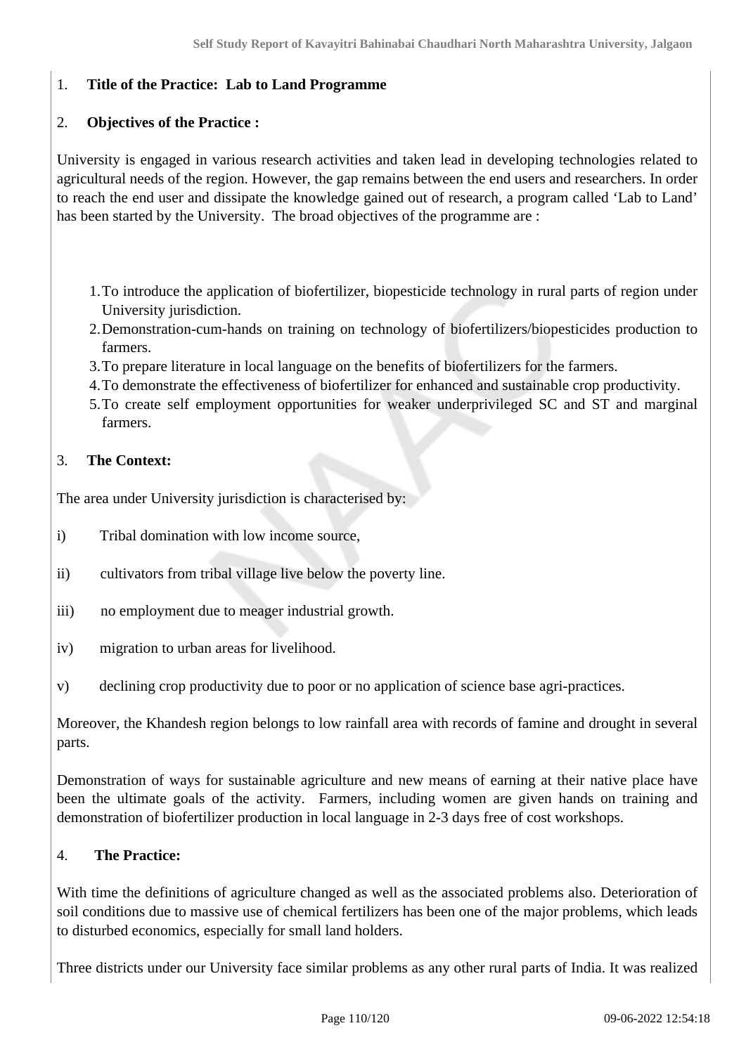1. **Title of the Practice: Lab to Land Programme**

2. **Objectives of the Practice :**

University is engaged in various research activities and taken lead in developing technologies related to agricultural needs of the region. However, the gap remains between the end users and researchers. In order to reach the end user and dissipate the knowledge gained out of research, a program called 'Lab to Land' has been started by the University. The broad objectives of the programme are :

1. To introduce the application of biofertilizer, biopesticide technology in rural parts of region under University jurisdiction.
2. Demonstration-cum-hands on training on technology of biofertilizers/biopesticides production to farmers.
3. To prepare literature in local language on the benefits of biofertilizers for the farmers.
4. To demonstrate the effectiveness of biofertilizer for enhanced and sustainable crop productivity.
5. To create self employment opportunities for weaker underprivileged SC and ST and marginal farmers.

3. **The Context:**

The area under University jurisdiction is characterised by:

i) Tribal domination with low income source,

ii) cultivators from tribal village live below the poverty line.

iii) no employment due to meager industrial growth.

iv) migration to urban areas for livelihood.

v) declining crop productivity due to poor or no application of science base agri-practices.

Moreover, the Khandesh region belongs to low rainfall area with records of famine and drought in several parts.

Demonstration of ways for sustainable agriculture and new means of earning at their native place have been the ultimate goals of the activity. Farmers, including women are given hands on training and demonstration of biofertilizer production in local language in 2-3 days free of cost workshops.

4. **The Practice:**

With time the definitions of agriculture changed as well as the associated problems also. Deterioration of soil conditions due to massive use of chemical fertilizers has been one of the major problems, which leads to disturbed economics, especially for small land holders.

Three districts under our University face similar problems as any other rural parts of India. It was realized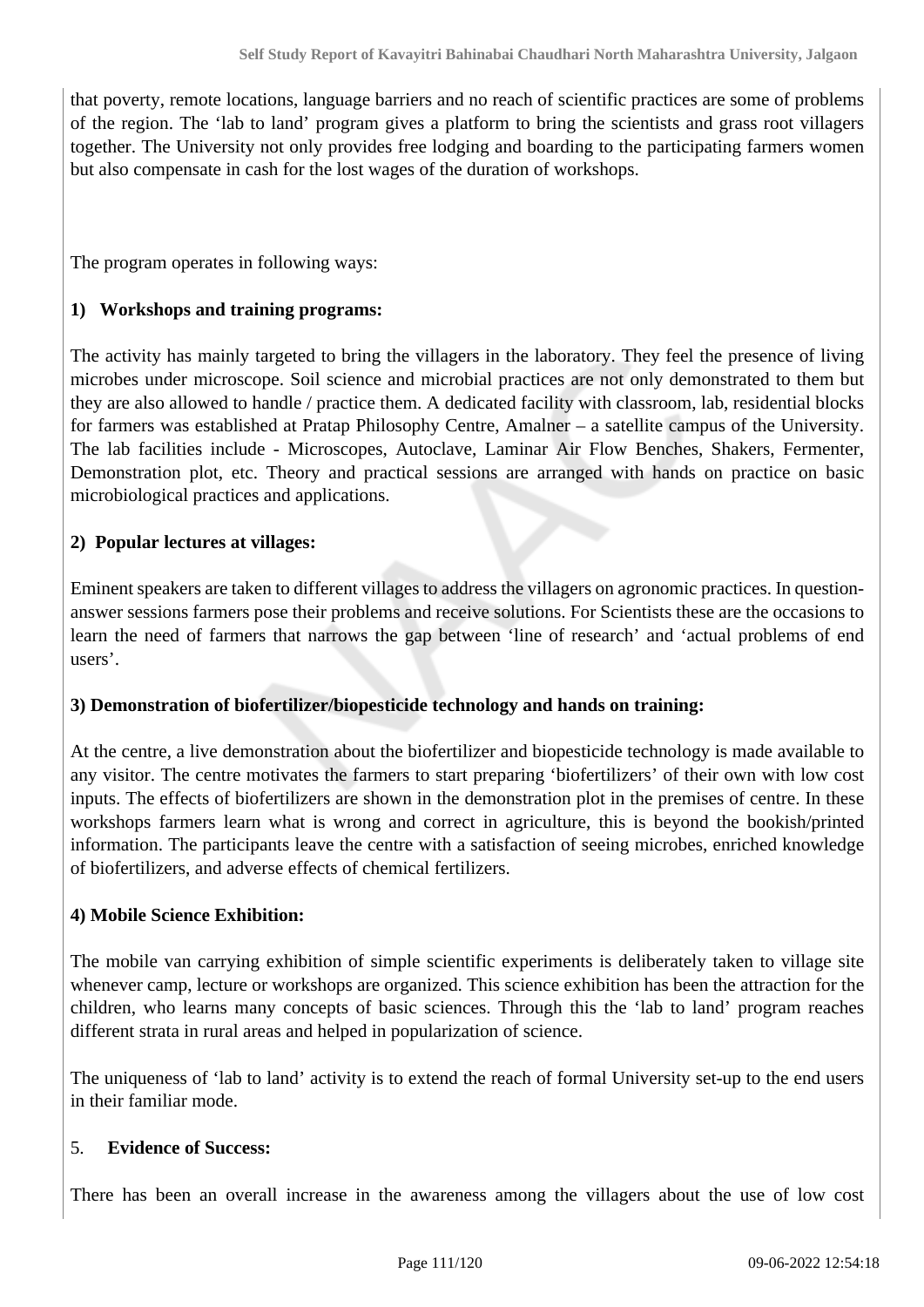that poverty, remote locations, language barriers and no reach of scientific practices are some of problems of the region. The 'lab to land' program gives a platform to bring the scientists and grass root villagers together. The University not only provides free lodging and boarding to the participating farmers women but also compensate in cash for the lost wages of the duration of workshops.

The program operates in following ways:

**1) Workshops and training programs:**

The activity has mainly targeted to bring the villagers in the laboratory. They feel the presence of living microbes under microscope. Soil science and microbial practices are not only demonstrated to them but they are also allowed to handle / practice them. A dedicated facility with classroom, lab, residential blocks for farmers was established at Pratap Philosophy Centre, Amalner – a satellite campus of the University. The lab facilities include - Microscopes, Autoclave, Laminar Air Flow Benches, Shakers, Fermenter, Demonstration plot, etc. Theory and practical sessions are arranged with hands on practice on basic microbiological practices and applications.

**2) Popular lectures at villages:**

Eminent speakers are taken to different villages to address the villagers on agronomic practices. In question-answer sessions farmers pose their problems and receive solutions. For Scientists these are the occasions to learn the need of farmers that narrows the gap between 'line of research' and 'actual problems of end users'.

**3) Demonstration of biofertilizer/biopesticide technology and hands on training:**

At the centre, a live demonstration about the biofertilizer and biopesticide technology is made available to any visitor. The centre motivates the farmers to start preparing 'biofertilizers' of their own with low cost inputs. The effects of biofertilizers are shown in the demonstration plot in the premises of centre. In these workshops farmers learn what is wrong and correct in agriculture, this is beyond the bookish/printed information. The participants leave the centre with a satisfaction of seeing microbes, enriched knowledge of biofertilizers, and adverse effects of chemical fertilizers.

**4) Mobile Science Exhibition:**

The mobile van carrying exhibition of simple scientific experiments is deliberately taken to village site whenever camp, lecture or workshops are organized. This science exhibition has been the attraction for the children, who learns many concepts of basic sciences. Through this the 'lab to land' program reaches different strata in rural areas and helped in popularization of science.

The uniqueness of 'lab to land' activity is to extend the reach of formal University set-up to the end users in their familiar mode.

5. **Evidence of Success:**

There has been an overall increase in the awareness among the villagers about the use of low cost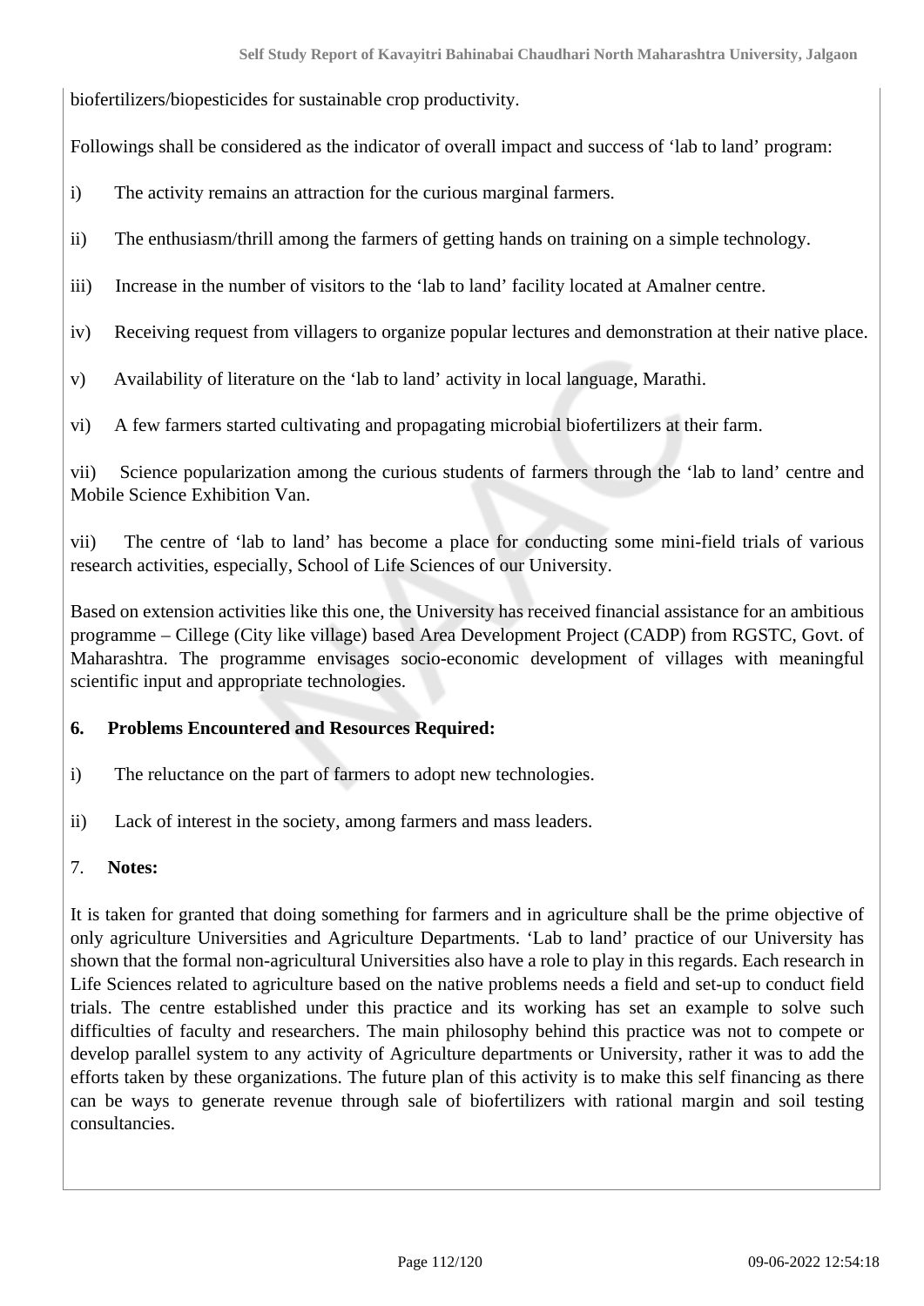biofertilizers/biopesticides for sustainable crop productivity.

Followings shall be considered as the indicator of overall impact and success of 'lab to land' program:

i) The activity remains an attraction for the curious marginal farmers.

ii) The enthusiasm/thrill among the farmers of getting hands on training on a simple technology.

iii) Increase in the number of visitors to the 'lab to land' facility located at Amalner centre.

iv) Receiving request from villagers to organize popular lectures and demonstration at their native place.

v) Availability of literature on the 'lab to land' activity in local language, Marathi.

vi) A few farmers started cultivating and propagating microbial biofertilizers at their farm.

vii) Science popularization among the curious students of farmers through the 'lab to land' centre and Mobile Science Exhibition Van.

vii) The centre of 'lab to land' has become a place for conducting some mini-field trials of various research activities, especially, School of Life Sciences of our University.

Based on extension activities like this one, the University has received financial assistance for an ambitious programme – Cillege (City like village) based Area Development Project (CADP) from RGSTC, Govt. of Maharashtra. The programme envisages socio-economic development of villages with meaningful scientific input and appropriate technologies.

**6. Problems Encountered and Resources Required:**

i) The reluctance on the part of farmers to adopt new technologies.

ii) Lack of interest in the society, among farmers and mass leaders.

7. **Notes:**

It is taken for granted that doing something for farmers and in agriculture shall be the prime objective of only agriculture Universities and Agriculture Departments. 'Lab to land' practice of our University has shown that the formal non-agricultural Universities also have a role to play in this regards. Each research in Life Sciences related to agriculture based on the native problems needs a field and set-up to conduct field trials. The centre established under this practice and its working has set an example to solve such difficulties of faculty and researchers. The main philosophy behind this practice was not to compete or develop parallel system to any activity of Agriculture departments or University, rather it was to add the efforts taken by these organizations. The future plan of this activity is to make this self financing as there can be ways to generate revenue through sale of biofertilizers with rational margin and soil testing consultancies.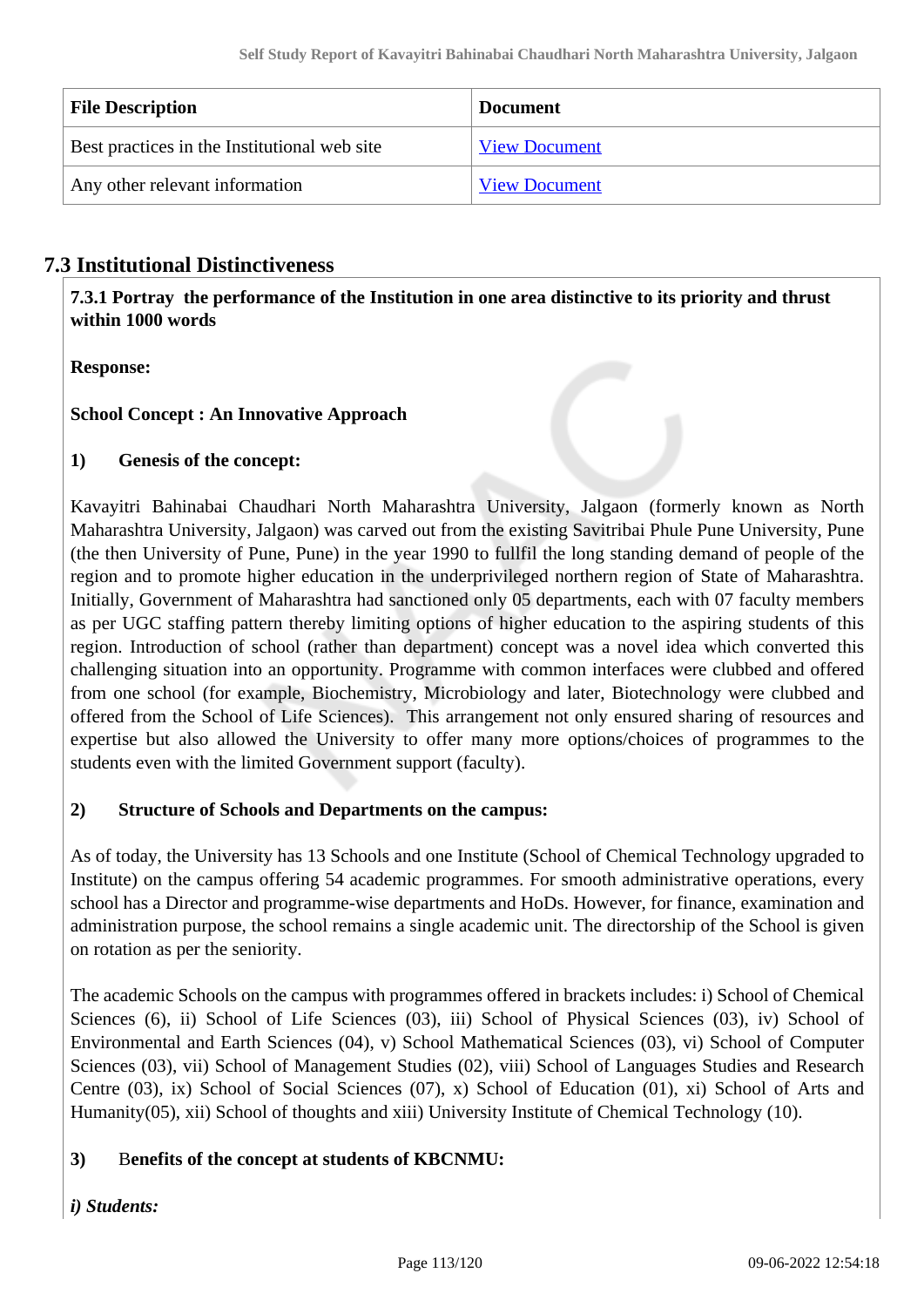| File Description | Document |
|---|---|
| Best practices in the Institutional web site | View Document |
| Any other relevant information | View Document |

## 7.3 Institutional Distinctiveness

**7.3.1 Portray the performance of the Institution in one area distinctive to its priority and thrust within 1000 words**

**Response:**

**School Concept : An Innovative Approach**

**1) Genesis of the concept:**

Kavayitri Bahinabai Chaudhari North Maharashtra University, Jalgaon (formerly known as North Maharashtra University, Jalgaon) was carved out from the existing Savitribai Phule Pune University, Pune (the then University of Pune, Pune) in the year 1990 to fullfil the long standing demand of people of the region and to promote higher education in the underprivileged northern region of State of Maharashtra. Initially, Government of Maharashtra had sanctioned only 05 departments, each with 07 faculty members as per UGC staffing pattern thereby limiting options of higher education to the aspiring students of this region. Introduction of school (rather than department) concept was a novel idea which converted this challenging situation into an opportunity. Programme with common interfaces were clubbed and offered from one school (for example, Biochemistry, Microbiology and later, Biotechnology were clubbed and offered from the School of Life Sciences). This arrangement not only ensured sharing of resources and expertise but also allowed the University to offer many more options/choices of programmes to the students even with the limited Government support (faculty).

**2) Structure of Schools and Departments on the campus:**

As of today, the University has 13 Schools and one Institute (School of Chemical Technology upgraded to Institute) on the campus offering 54 academic programmes. For smooth administrative operations, every school has a Director and programme-wise departments and HoDs. However, for finance, examination and administration purpose, the school remains a single academic unit. The directorship of the School is given on rotation as per the seniority.

The academic Schools on the campus with programmes offered in brackets includes: i) School of Chemical Sciences (6), ii) School of Life Sciences (03), iii) School of Physical Sciences (03), iv) School of Environmental and Earth Sciences (04), v) School Mathematical Sciences (03), vi) School of Computer Sciences (03), vii) School of Management Studies (02), viii) School of Languages Studies and Research Centre (03), ix) School of Social Sciences (07), x) School of Education (01), xi) School of Arts and Humanity(05), xii) School of thoughts and xiii) University Institute of Chemical Technology (10).

**3) Benefits of the concept at students of KBCNMU:**

***i) Students:***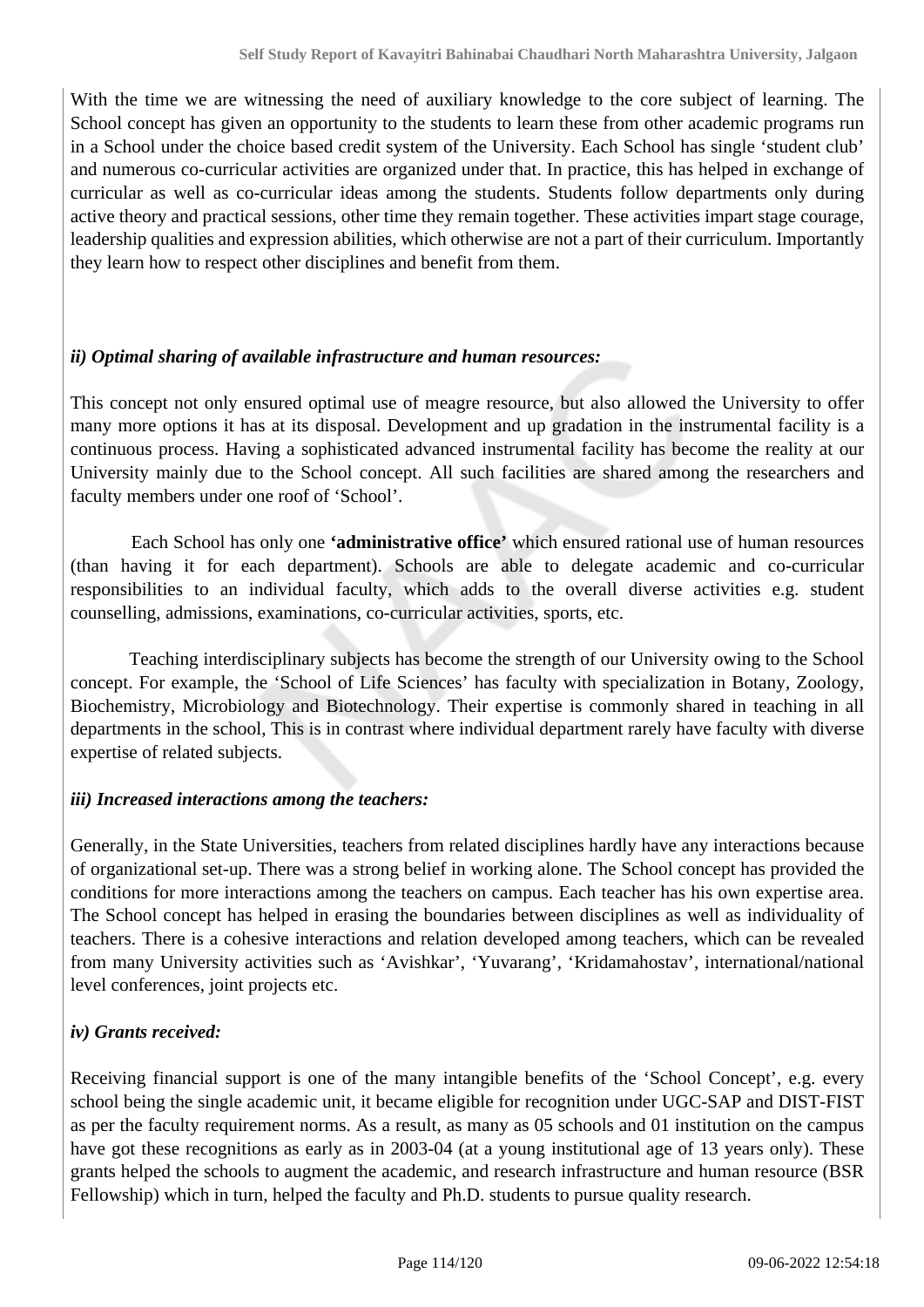With the time we are witnessing the need of auxiliary knowledge to the core subject of learning. The School concept has given an opportunity to the students to learn these from other academic programs run in a School under the choice based credit system of the University. Each School has single 'student club' and numerous co-curricular activities are organized under that. In practice, this has helped in exchange of curricular as well as co-curricular ideas among the students. Students follow departments only during active theory and practical sessions, other time they remain together. These activities impart stage courage, leadership qualities and expression abilities, which otherwise are not a part of their curriculum. Importantly they learn how to respect other disciplines and benefit from them.

***ii) Optimal sharing of available infrastructure and human resources:***

This concept not only ensured optimal use of meagre resource, but also allowed the University to offer many more options it has at its disposal. Development and up gradation in the instrumental facility is a continuous process. Having a sophisticated advanced instrumental facility has become the reality at our University mainly due to the School concept. All such facilities are shared among the researchers and faculty members under one roof of 'School'.

Each School has only one **'administrative office'** which ensured rational use of human resources (than having it for each department). Schools are able to delegate academic and co-curricular responsibilities to an individual faculty, which adds to the overall diverse activities e.g. student counselling, admissions, examinations, co-curricular activities, sports, etc.

Teaching interdisciplinary subjects has become the strength of our University owing to the School concept. For example, the 'School of Life Sciences' has faculty with specialization in Botany, Zoology, Biochemistry, Microbiology and Biotechnology. Their expertise is commonly shared in teaching in all departments in the school, This is in contrast where individual department rarely have faculty with diverse expertise of related subjects.

***iii) Increased interactions among the teachers:***

Generally, in the State Universities, teachers from related disciplines hardly have any interactions because of organizational set-up. There was a strong belief in working alone. The School concept has provided the conditions for more interactions among the teachers on campus. Each teacher has his own expertise area. The School concept has helped in erasing the boundaries between disciplines as well as individuality of teachers. There is a cohesive interactions and relation developed among teachers, which can be revealed from many University activities such as 'Avishkar', 'Yuvarang', 'Kridamahostav', international/national level conferences, joint projects etc.

***iv) Grants received:***

Receiving financial support is one of the many intangible benefits of the 'School Concept', e.g. every school being the single academic unit, it became eligible for recognition under UGC-SAP and DIST-FIST as per the faculty requirement norms. As a result, as many as 05 schools and 01 institution on the campus have got these recognitions as early as in 2003-04 (at a young institutional age of 13 years only). These grants helped the schools to augment the academic, and research infrastructure and human resource (BSR Fellowship) which in turn, helped the faculty and Ph.D. students to pursue quality research.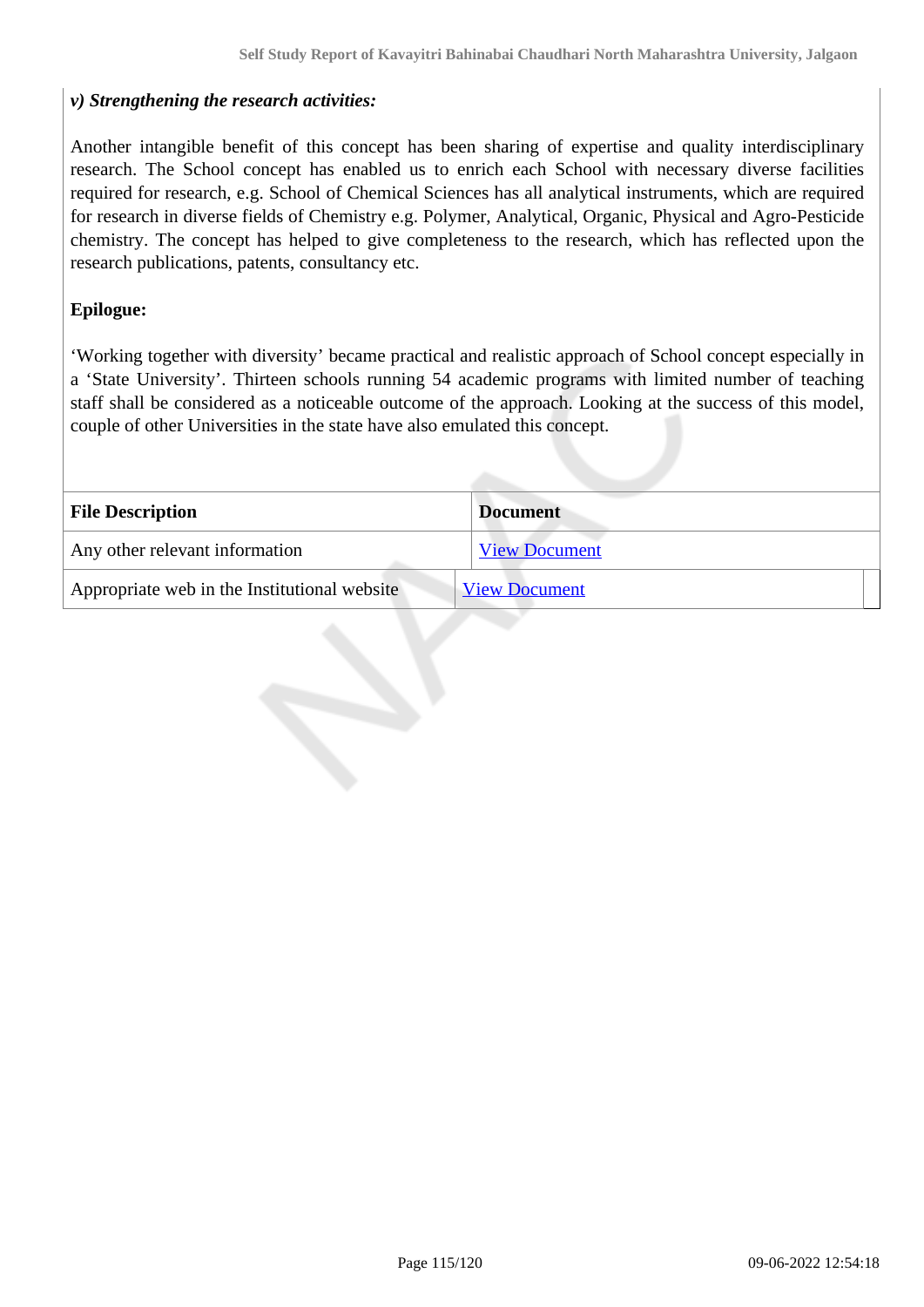***v) Strengthening the research activities:***

Another intangible benefit of this concept has been sharing of expertise and quality interdisciplinary research. The School concept has enabled us to enrich each School with necessary diverse facilities required for research, e.g. School of Chemical Sciences has all analytical instruments, which are required for research in diverse fields of Chemistry e.g. Polymer, Analytical, Organic, Physical and Agro-Pesticide chemistry. The concept has helped to give completeness to the research, which has reflected upon the research publications, patents, consultancy etc.

**Epilogue:**

'Working together with diversity' became practical and realistic approach of School concept especially in a 'State University'. Thirteen schools running 54 academic programs with limited number of teaching staff shall be considered as a noticeable outcome of the approach. Looking at the success of this model, couple of other Universities in the state have also emulated this concept.

| **File Description** | **Document** |
|---|---|
| Any other relevant information | View Document |
| Appropriate web in the Institutional website | View Document |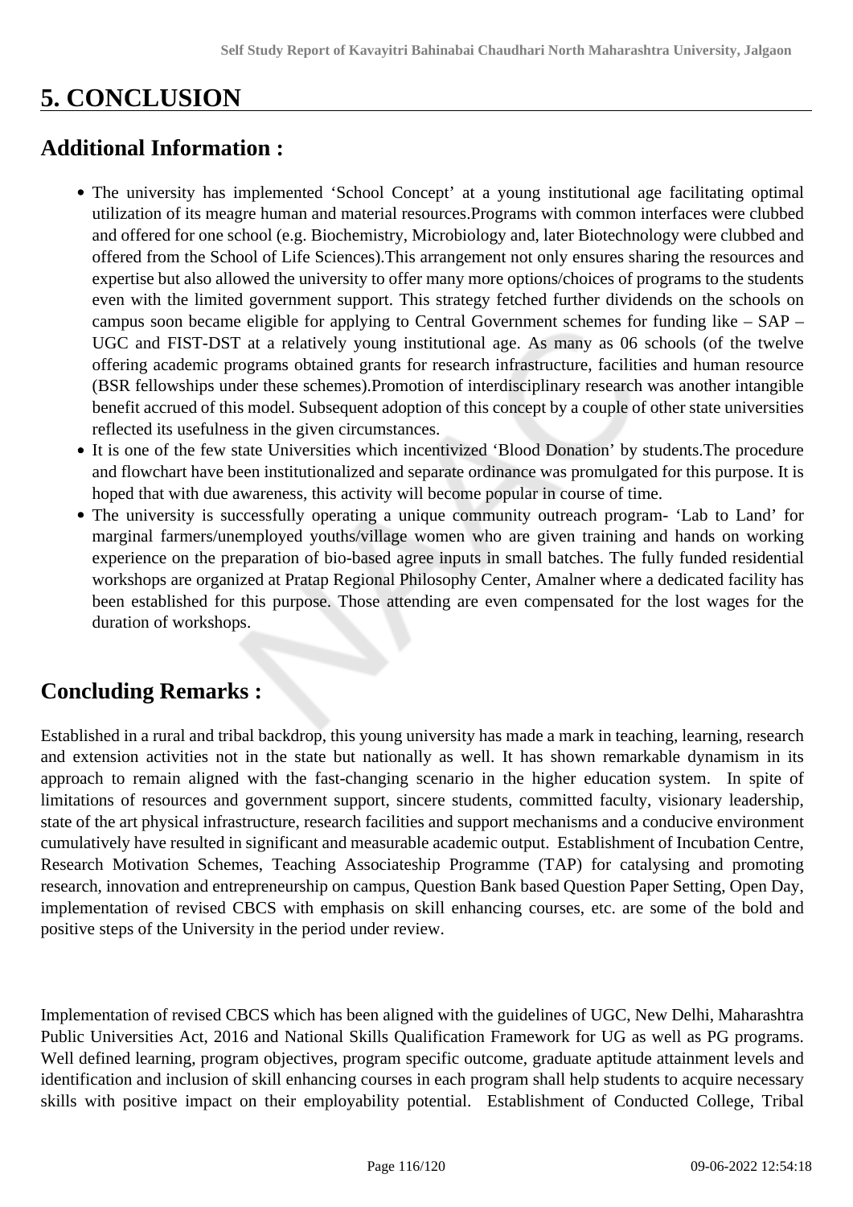# 5. CONCLUSION

## Additional Information :

- The university has implemented 'School Concept' at a young institutional age facilitating optimal utilization of its meagre human and material resources.Programs with common interfaces were clubbed and offered for one school (e.g. Biochemistry, Microbiology and, later Biotechnology were clubbed and offered from the School of Life Sciences).This arrangement not only ensures sharing the resources and expertise but also allowed the university to offer many more options/choices of programs to the students even with the limited government support. This strategy fetched further dividends on the schools on campus soon became eligible for applying to Central Government schemes for funding like – SAP – UGC and FIST-DST at a relatively young institutional age. As many as 06 schools (of the twelve offering academic programs obtained grants for research infrastructure, facilities and human resource (BSR fellowships under these schemes).Promotion of interdisciplinary research was another intangible benefit accrued of this model. Subsequent adoption of this concept by a couple of other state universities reflected its usefulness in the given circumstances.
- It is one of the few state Universities which incentivized 'Blood Donation' by students.The procedure and flowchart have been institutionalized and separate ordinance was promulgated for this purpose. It is hoped that with due awareness, this activity will become popular in course of time.
- The university is successfully operating a unique community outreach program- 'Lab to Land' for marginal farmers/unemployed youths/village women who are given training and hands on working experience on the preparation of bio-based agree inputs in small batches. The fully funded residential workshops are organized at Pratap Regional Philosophy Center, Amalner where a dedicated facility has been established for this purpose. Those attending are even compensated for the lost wages for the duration of workshops.

## Concluding Remarks :

Established in a rural and tribal backdrop, this young university has made a mark in teaching, learning, research and extension activities not in the state but nationally as well. It has shown remarkable dynamism in its approach to remain aligned with the fast-changing scenario in the higher education system. In spite of limitations of resources and government support, sincere students, committed faculty, visionary leadership, state of the art physical infrastructure, research facilities and support mechanisms and a conducive environment cumulatively have resulted in significant and measurable academic output. Establishment of Incubation Centre, Research Motivation Schemes, Teaching Associateship Programme (TAP) for catalysing and promoting research, innovation and entrepreneurship on campus, Question Bank based Question Paper Setting, Open Day, implementation of revised CBCS with emphasis on skill enhancing courses, etc. are some of the bold and positive steps of the University in the period under review.

Implementation of revised CBCS which has been aligned with the guidelines of UGC, New Delhi, Maharashtra Public Universities Act, 2016 and National Skills Qualification Framework for UG as well as PG programs. Well defined learning, program objectives, program specific outcome, graduate aptitude attainment levels and identification and inclusion of skill enhancing courses in each program shall help students to acquire necessary skills with positive impact on their employability potential. Establishment of Conducted College, Tribal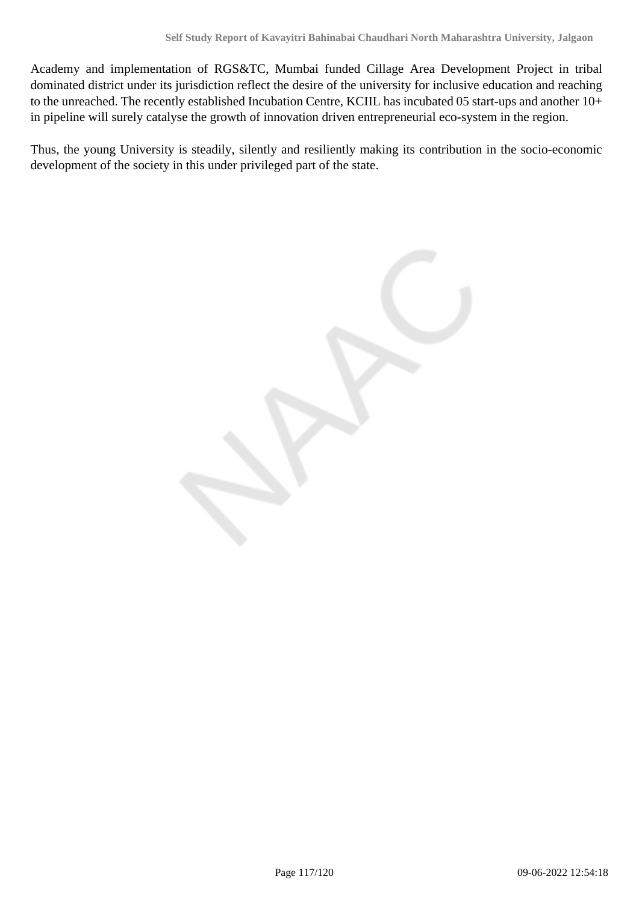Academy and implementation of RGS&TC, Mumbai funded Cillage Area Development Project in tribal dominated district under its jurisdiction reflect the desire of the university for inclusive education and reaching to the unreached. The recently established Incubation Centre, KCIIL has incubated 05 start-ups and another 10+ in pipeline will surely catalyse the growth of innovation driven entrepreneurial eco-system in the region.

Thus, the young University is steadily, silently and resiliently making its contribution in the socio-economic development of the society in this under privileged part of the state.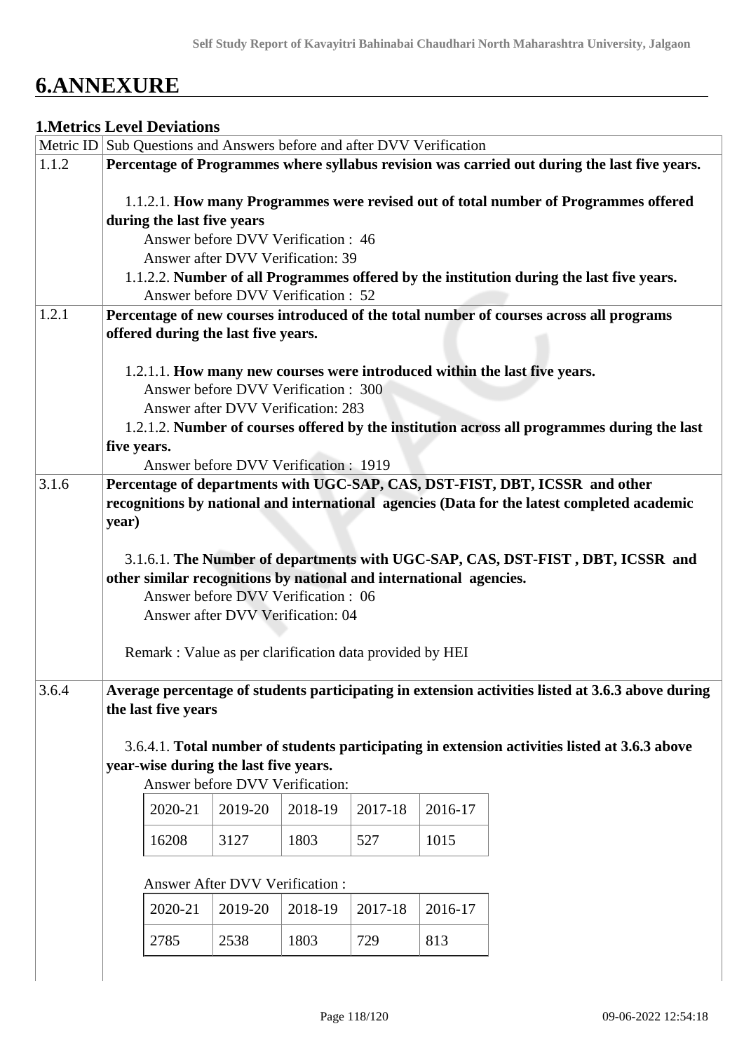# 6.ANNEXURE

## 1.Metrics Level Deviations

| Metric ID | Sub Questions and Answers before and after DVV Verification |
|---|---|
| 1.1.2 | **Percentage of Programmes where syllabus revision was carried out during the last five years.**<br><br>1.1.2.1. **How many Programmes were revised out of total number of Programmes offered during the last five years**<br>Answer before DVV Verification : 46<br>Answer after DVV Verification: 39<br>1.1.2.2. **Number of all Programmes offered by the institution during the last five years.**<br>Answer before DVV Verification : 52 |
| 1.2.1 | **Percentage of new courses introduced of the total number of courses across all programs offered during the last five years.**<br><br>1.2.1.1. **How many new courses were introduced within the last five years.**<br>Answer before DVV Verification : 300<br>Answer after DVV Verification: 283<br>1.2.1.2. **Number of courses offered by the institution across all programmes during the last five years.**<br>Answer before DVV Verification : 1919 |
| 3.1.6 | **Percentage of departments with UGC-SAP, CAS, DST-FIST, DBT, ICSSR and other recognitions by national and international agencies (Data for the latest completed academic year)**<br><br>3.1.6.1. **The Number of departments with UGC-SAP, CAS, DST-FIST , DBT, ICSSR and other similar recognitions by national and international agencies.**<br>Answer before DVV Verification : 06<br>Answer after DVV Verification: 04<br><br>Remark : Value as per clarification data provided by HEI |
| 3.6.4 | **Average percentage of students participating in extension activities listed at 3.6.3 above during the last five years**<br><br>3.6.4.1. **Total number of students participating in extension activities listed at 3.6.3 above year-wise during the last five years.**<br>Answer before DVV Verification:<br>2020-21: 16208, 2019-20: 3127, 2018-19: 1803, 2017-18: 527, 2016-17: 1015<br><br>Answer After DVV Verification :<br>2020-21: 2785, 2019-20: 2538, 2018-19: 1803, 2017-18: 729, 2016-17: 813 |

Answer before DVV Verification:

| 2020-21 | 2019-20 | 2018-19 | 2017-18 | 2016-17 |
|---|---|---|---|---|
| 16208 | 3127 | 1803 | 527 | 1015 |

Answer After DVV Verification :

| 2020-21 | 2019-20 | 2018-19 | 2017-18 | 2016-17 |
|---|---|---|---|---|
| 2785 | 2538 | 1803 | 729 | 813 |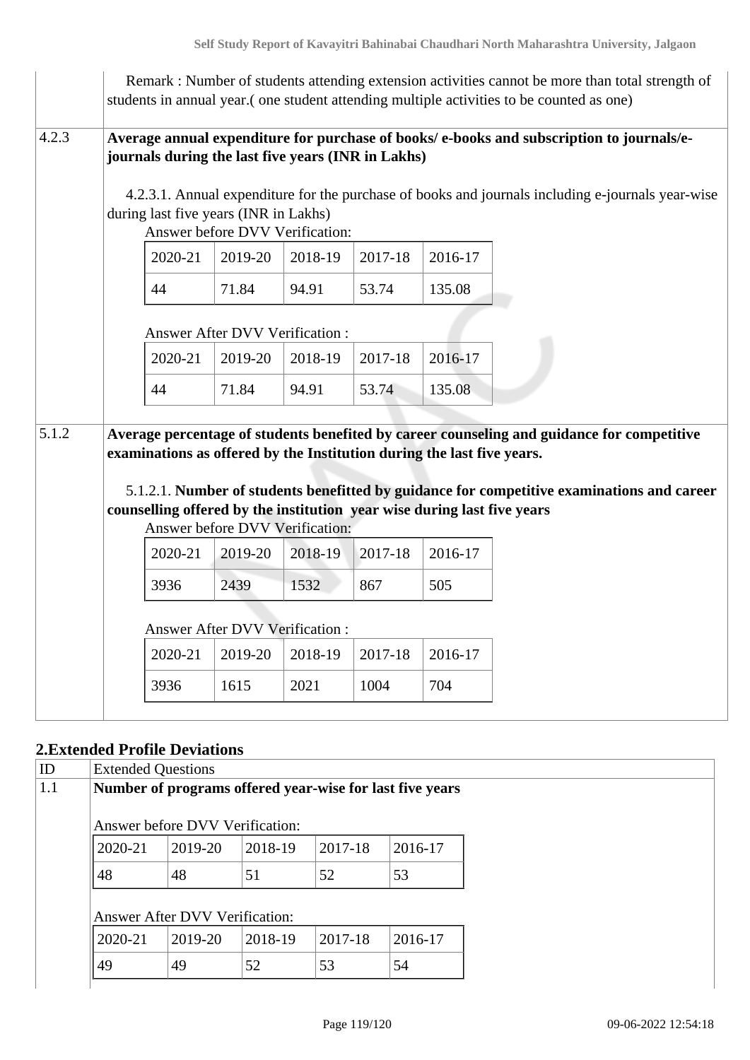| | |
|---|---|
| | Remark : Number of students attending extension activities cannot be more than total strength of students in annual year.( one student attending multiple activities to be counted as one) |
| 4.2.3 | **Average annual expenditure for purchase of books/ e-books and subscription to journals/e-journals during the last five years (INR in Lakhs)** |

4.2.3.1. Annual expenditure for the purchase of books and journals including e-journals year-wise during last five years (INR in Lakhs)

Answer before DVV Verification:

| 2020-21 | 2019-20 | 2018-19 | 2017-18 | 2016-17 |
|---|---|---|---|---|
| 44 | 71.84 | 94.91 | 53.74 | 135.08 |

Answer After DVV Verification :

| 2020-21 | 2019-20 | 2018-19 | 2017-18 | 2016-17 |
|---|---|---|---|---|
| 44 | 71.84 | 94.91 | 53.74 | 135.08 |

**5.1.2 Average percentage of students benefited by career counseling and guidance for competitive examinations as offered by the Institution during the last five years.**

5.1.2.1. **Number of students benefitted by guidance for competitive examinations and career counselling offered by the institution year wise during last five years**

Answer before DVV Verification:

| 2020-21 | 2019-20 | 2018-19 | 2017-18 | 2016-17 |
|---|---|---|---|---|
| 3936 | 2439 | 1532 | 867 | 505 |

Answer After DVV Verification :

| 2020-21 | 2019-20 | 2018-19 | 2017-18 | 2016-17 |
|---|---|---|---|---|
| 3936 | 1615 | 2021 | 1004 | 704 |

## 2.Extended Profile Deviations

| ID | Extended Questions |
|---|---|
| 1.1 | **Number of programs offered year-wise for last five years** |

Answer before DVV Verification:

| 2020-21 | 2019-20 | 2018-19 | 2017-18 | 2016-17 |
|---|---|---|---|---|
| 48 | 48 | 51 | 52 | 53 |

Answer After DVV Verification:

| 2020-21 | 2019-20 | 2018-19 | 2017-18 | 2016-17 |
|---|---|---|---|---|
| 49 | 49 | 52 | 53 | 54 |